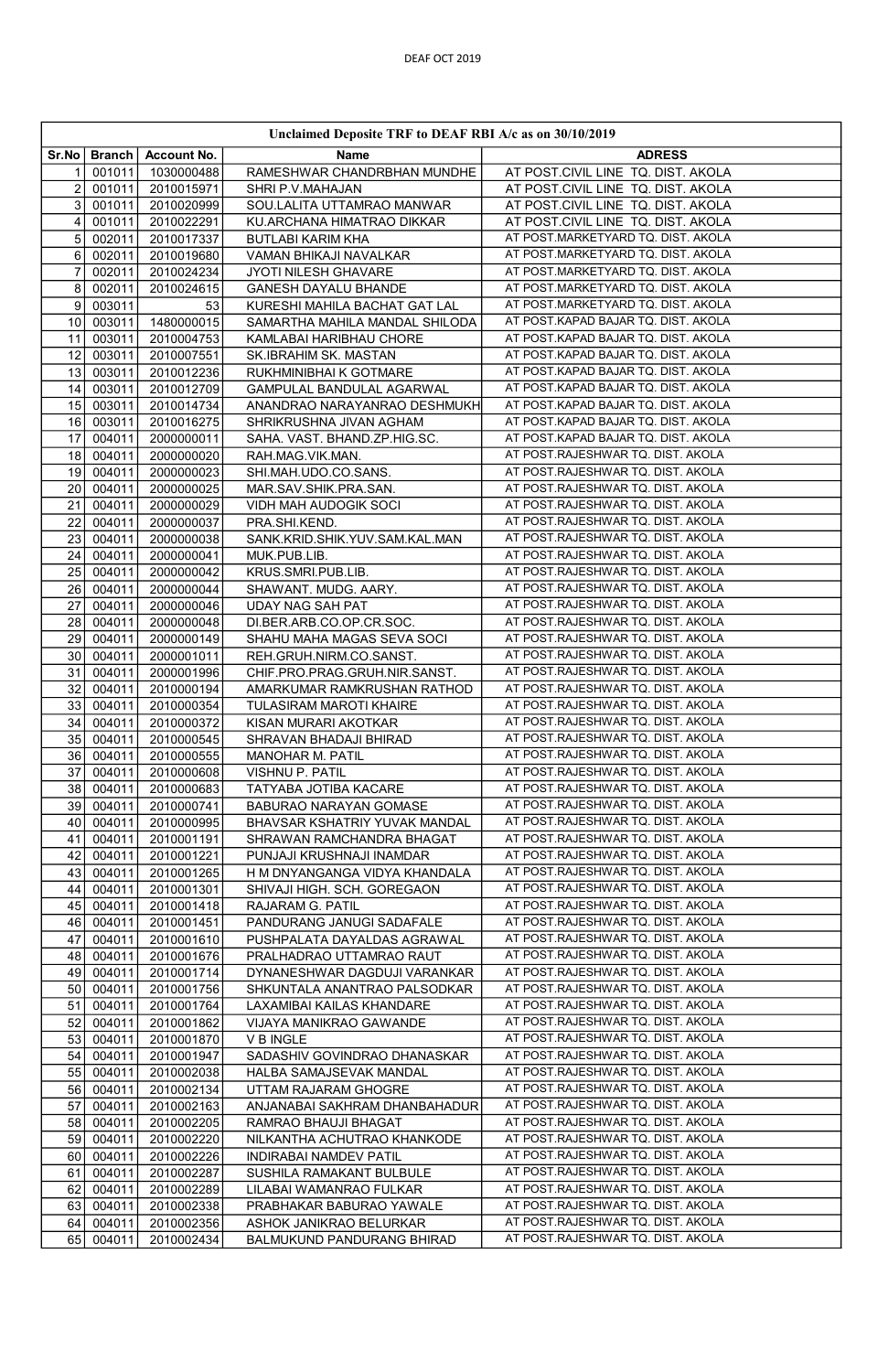DEAF OCT 2019

| Unclaimed Deposite TRF to DEAF RBI A/c as on 30/10/2019 | | | | |
|---|---|---|---|---|
| Sr.No | Branch | Account No. | Name | ADRESS |
| 1 | 001011 | 1030000488 | RAMESHWAR CHANDRBHAN MUNDHE | AT POST.CIVIL LINE TQ. DIST. AKOLA |
| 2 | 001011 | 2010015971 | SHRI P.V.MAHAJAN | AT POST.CIVIL LINE TQ. DIST. AKOLA |
| 3 | 001011 | 2010020999 | SOU.LALITA UTTAMRAO MANWAR | AT POST.CIVIL LINE TQ. DIST. AKOLA |
| 4 | 001011 | 2010022291 | KU.ARCHANA HIMATRAO DIKKAR | AT POST.CIVIL LINE TQ. DIST. AKOLA |
| 5 | 002011 | 2010017337 | BUTLABI KARIM KHA | AT POST.MARKETYARD TQ. DIST. AKOLA |
| 6 | 002011 | 2010019680 | VAMAN BHIKAJI NAVALKAR | AT POST.MARKETYARD TQ. DIST. AKOLA |
| 7 | 002011 | 2010024234 | JYOTI NILESH GHAVARE | AT POST.MARKETYARD TQ. DIST. AKOLA |
| 8 | 002011 | 2010024615 | GANESH DAYALU BHANDE | AT POST.MARKETYARD TQ. DIST. AKOLA |
| 9 | 003011 | 53 | KURESHI MAHILA BACHAT GAT LAL | AT POST.MARKETYARD TQ. DIST. AKOLA |
| 10 | 003011 | 1480000015 | SAMARTHA MAHILA MANDAL SHILODA | AT POST.KAPAD BAJAR TQ. DIST. AKOLA |
| 11 | 003011 | 2010004753 | KAMLABAI HARIBHAU CHORE | AT POST.KAPAD BAJAR TQ. DIST. AKOLA |
| 12 | 003011 | 2010007551 | SK.IBRAHIM SK. MASTAN | AT POST.KAPAD BAJAR TQ. DIST. AKOLA |
| 13 | 003011 | 2010012236 | RUKHMINIBHAI K GOTMARE | AT POST.KAPAD BAJAR TQ. DIST. AKOLA |
| 14 | 003011 | 2010012709 | GAMPULAL BANDULAL AGARWAL | AT POST.KAPAD BAJAR TQ. DIST. AKOLA |
| 15 | 003011 | 2010014734 | ANANDRAO NARAYANRAO DESHMUKH | AT POST.KAPAD BAJAR TQ. DIST. AKOLA |
| 16 | 003011 | 2010016275 | SHRIKRUSHNA JIVAN AGHAM | AT POST.KAPAD BAJAR TQ. DIST. AKOLA |
| 17 | 004011 | 2000000011 | SAHA. VAST. BHAND.ZP.HIG.SC. | AT POST.KAPAD BAJAR TQ. DIST. AKOLA |
| 18 | 004011 | 2000000020 | RAH.MAG.VIK.MAN. | AT POST.RAJESHWAR TQ. DIST. AKOLA |
| 19 | 004011 | 2000000023 | SHI.MAH.UDO.CO.SANS. | AT POST.RAJESHWAR TQ. DIST. AKOLA |
| 20 | 004011 | 2000000025 | MAR.SAV.SHIK.PRA.SAN. | AT POST.RAJESHWAR TQ. DIST. AKOLA |
| 21 | 004011 | 2000000029 | VIDH MAH AUDOGIK SOCI | AT POST.RAJESHWAR TQ. DIST. AKOLA |
| 22 | 004011 | 2000000037 | PRA.SHI.KEND. | AT POST.RAJESHWAR TQ. DIST. AKOLA |
| 23 | 004011 | 2000000038 | SANK.KRID.SHIK.YUV.SAM.KAL.MAN | AT POST.RAJESHWAR TQ. DIST. AKOLA |
| 24 | 004011 | 2000000041 | MUK.PUB.LIB. | AT POST.RAJESHWAR TQ. DIST. AKOLA |
| 25 | 004011 | 2000000042 | KRUS.SMRI.PUB.LIB. | AT POST.RAJESHWAR TQ. DIST. AKOLA |
| 26 | 004011 | 2000000044 | SHAWANT. MUDG. AARY. | AT POST.RAJESHWAR TQ. DIST. AKOLA |
| 27 | 004011 | 2000000046 | UDAY NAG SAH PAT | AT POST.RAJESHWAR TQ. DIST. AKOLA |
| 28 | 004011 | 2000000048 | DI.BER.ARB.CO.OP.CR.SOC. | AT POST.RAJESHWAR TQ. DIST. AKOLA |
| 29 | 004011 | 2000000149 | SHAHU MAHA MAGAS SEVA SOCI | AT POST.RAJESHWAR TQ. DIST. AKOLA |
| 30 | 004011 | 2000001011 | REH.GRUH.NIRM.CO.SANST. | AT POST.RAJESHWAR TQ. DIST. AKOLA |
| 31 | 004011 | 2000001996 | CHIF.PRO.PRAG.GRUH.NIR.SANST. | AT POST.RAJESHWAR TQ. DIST. AKOLA |
| 32 | 004011 | 2010000194 | AMARKUMAR RAMKRUSHAN RATHOD | AT POST.RAJESHWAR TQ. DIST. AKOLA |
| 33 | 004011 | 2010000354 | TULASIRAM MAROTI KHAIRE | AT POST.RAJESHWAR TQ. DIST. AKOLA |
| 34 | 004011 | 2010000372 | KISAN MURARI AKOTKAR | AT POST.RAJESHWAR TQ. DIST. AKOLA |
| 35 | 004011 | 2010000545 | SHRAVAN BHADAJI BHIRAD | AT POST.RAJESHWAR TQ. DIST. AKOLA |
| 36 | 004011 | 2010000555 | MANOHAR M. PATIL | AT POST.RAJESHWAR TQ. DIST. AKOLA |
| 37 | 004011 | 2010000608 | VISHNU P. PATIL | AT POST.RAJESHWAR TQ. DIST. AKOLA |
| 38 | 004011 | 2010000683 | TATYABA JOTIBA KACARE | AT POST.RAJESHWAR TQ. DIST. AKOLA |
| 39 | 004011 | 2010000741 | BABURAO NARAYAN GOMASE | AT POST.RAJESHWAR TQ. DIST. AKOLA |
| 40 | 004011 | 2010000995 | BHAVSAR KSHATRIY YUVAK MANDAL | AT POST.RAJESHWAR TQ. DIST. AKOLA |
| 41 | 004011 | 2010001191 | SHRAWAN RAMCHANDRA BHAGAT | AT POST.RAJESHWAR TQ. DIST. AKOLA |
| 42 | 004011 | 2010001221 | PUNJAJI KRUSHNAJI INAMDAR | AT POST.RAJESHWAR TQ. DIST. AKOLA |
| 43 | 004011 | 2010001265 | H M DNYANGANGA VIDYA KHANDALA | AT POST.RAJESHWAR TQ. DIST. AKOLA |
| 44 | 004011 | 2010001301 | SHIVAJI HIGH. SCH. GOREGAON | AT POST.RAJESHWAR TQ. DIST. AKOLA |
| 45 | 004011 | 2010001418 | RAJARAM G. PATIL | AT POST.RAJESHWAR TQ. DIST. AKOLA |
| 46 | 004011 | 2010001451 | PANDURANG JANUGI SADAFALE | AT POST.RAJESHWAR TQ. DIST. AKOLA |
| 47 | 004011 | 2010001610 | PUSHPALATA DAYALDAS AGRAWAL | AT POST.RAJESHWAR TQ. DIST. AKOLA |
| 48 | 004011 | 2010001676 | PRALHADRAO UTTAMRAO RAUT | AT POST.RAJESHWAR TQ. DIST. AKOLA |
| 49 | 004011 | 2010001714 | DYNANESHWAR DAGDUJI VARANKAR | AT POST.RAJESHWAR TQ. DIST. AKOLA |
| 50 | 004011 | 2010001756 | SHKUNTALA ANANTRAO PALSODKAR | AT POST.RAJESHWAR TQ. DIST. AKOLA |
| 51 | 004011 | 2010001764 | LAXAMIBAI KAILAS KHANDARE | AT POST.RAJESHWAR TQ. DIST. AKOLA |
| 52 | 004011 | 2010001862 | VIJAYA MANIKRAO GAWANDE | AT POST.RAJESHWAR TQ. DIST. AKOLA |
| 53 | 004011 | 2010001870 | V B INGLE | AT POST.RAJESHWAR TQ. DIST. AKOLA |
| 54 | 004011 | 2010001947 | SADASHIV GOVINDRAO DHANASKAR | AT POST.RAJESHWAR TQ. DIST. AKOLA |
| 55 | 004011 | 2010002038 | HALBA SAMAJSEVAK MANDAL | AT POST.RAJESHWAR TQ. DIST. AKOLA |
| 56 | 004011 | 2010002134 | UTTAM RAJARAM GHOGRE | AT POST.RAJESHWAR TQ. DIST. AKOLA |
| 57 | 004011 | 2010002163 | ANJANABAI SAKHRAM DHANBAHADUR | AT POST.RAJESHWAR TQ. DIST. AKOLA |
| 58 | 004011 | 2010002205 | RAMRAO BHAUJI BHAGAT | AT POST.RAJESHWAR TQ. DIST. AKOLA |
| 59 | 004011 | 2010002220 | NILKANTHA ACHUTRAO KHANKODE | AT POST.RAJESHWAR TQ. DIST. AKOLA |
| 60 | 004011 | 2010002226 | INDIRABAI NAMDEV PATIL | AT POST.RAJESHWAR TQ. DIST. AKOLA |
| 61 | 004011 | 2010002287 | SUSHILA RAMAKANT BULBULE | AT POST.RAJESHWAR TQ. DIST. AKOLA |
| 62 | 004011 | 2010002289 | LILABAI WAMANRAO FULKAR | AT POST.RAJESHWAR TQ. DIST. AKOLA |
| 63 | 004011 | 2010002338 | PRABHAKAR BABURAO YAWALE | AT POST.RAJESHWAR TQ. DIST. AKOLA |
| 64 | 004011 | 2010002356 | ASHOK JANIKRAO BELURKAR | AT POST.RAJESHWAR TQ. DIST. AKOLA |
| 65 | 004011 | 2010002434 | BALMUKUND PANDURANG BHIRAD | AT POST.RAJESHWAR TQ. DIST. AKOLA |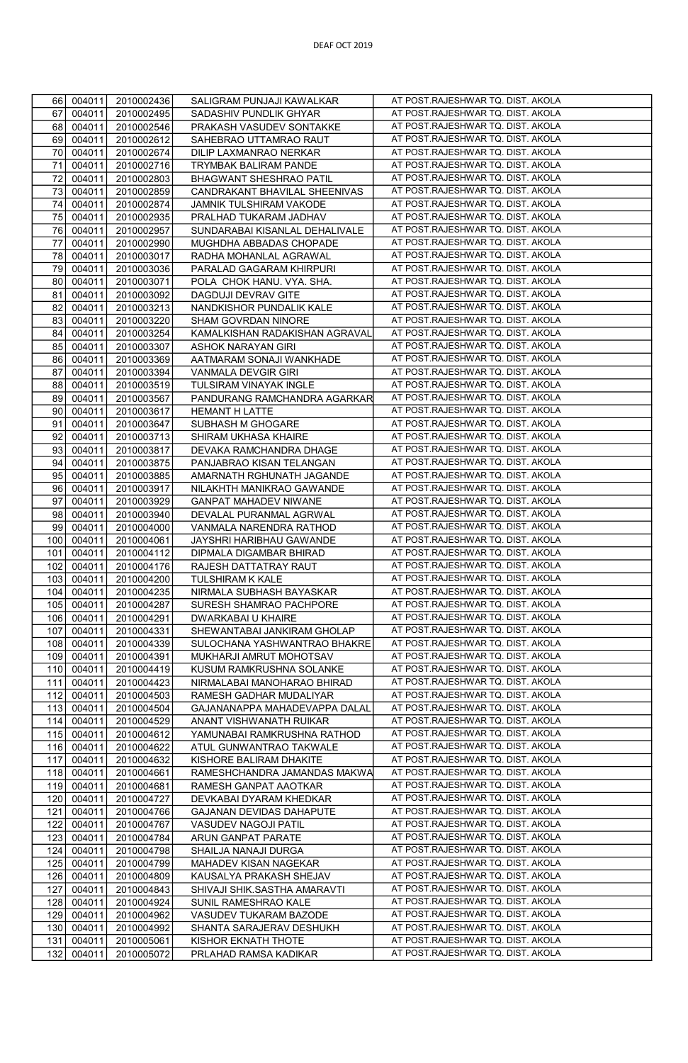| | | | | |
|---|---|---|---|---|
| 66 | 004011 | 2010002436 | SALIGRAM PUNJAJI KAWALKAR | AT POST.RAJESHWAR TQ. DIST. AKOLA |
| 67 | 004011 | 2010002495 | SADASHIV PUNDLIK GHYAR | AT POST.RAJESHWAR TQ. DIST. AKOLA |
| 68 | 004011 | 2010002546 | PRAKASH VASUDEV SONTAKKE | AT POST.RAJESHWAR TQ. DIST. AKOLA |
| 69 | 004011 | 2010002612 | SAHEBRAO UTTAMRAO RAUT | AT POST.RAJESHWAR TQ. DIST. AKOLA |
| 70 | 004011 | 2010002674 | DILIP LAXMANRAO NERKAR | AT POST.RAJESHWAR TQ. DIST. AKOLA |
| 71 | 004011 | 2010002716 | TRYMBAK BALIRAM PANDE | AT POST.RAJESHWAR TQ. DIST. AKOLA |
| 72 | 004011 | 2010002803 | BHAGWANT SHESHRAO PATIL | AT POST.RAJESHWAR TQ. DIST. AKOLA |
| 73 | 004011 | 2010002859 | CANDRAKANT BHAVILAL SHEENIVAS | AT POST.RAJESHWAR TQ. DIST. AKOLA |
| 74 | 004011 | 2010002874 | JAMNIK TULSHIRAM VAKODE | AT POST.RAJESHWAR TQ. DIST. AKOLA |
| 75 | 004011 | 2010002935 | PRALHAD TUKARAM JADHAV | AT POST.RAJESHWAR TQ. DIST. AKOLA |
| 76 | 004011 | 2010002957 | SUNDARABAI KISANLAL DEHALIVALE | AT POST.RAJESHWAR TQ. DIST. AKOLA |
| 77 | 004011 | 2010002990 | MUGHDHA ABBADAS CHOPADE | AT POST.RAJESHWAR TQ. DIST. AKOLA |
| 78 | 004011 | 2010003017 | RADHA MOHANLAL AGRAWAL | AT POST.RAJESHWAR TQ. DIST. AKOLA |
| 79 | 004011 | 2010003036 | PARALAD GAGARAM KHIRPURI | AT POST.RAJESHWAR TQ. DIST. AKOLA |
| 80 | 004011 | 2010003071 | POLA CHOK HANU. VYA. SHA. | AT POST.RAJESHWAR TQ. DIST. AKOLA |
| 81 | 004011 | 2010003092 | DAGDUJI DEVRAV GITE | AT POST.RAJESHWAR TQ. DIST. AKOLA |
| 82 | 004011 | 2010003213 | NANDKISHOR PUNDALIK KALE | AT POST.RAJESHWAR TQ. DIST. AKOLA |
| 83 | 004011 | 2010003220 | SHAM GOVRDAN NINORE | AT POST.RAJESHWAR TQ. DIST. AKOLA |
| 84 | 004011 | 2010003254 | KAMALKISHAN RADAKISHAN AGRAVAL | AT POST.RAJESHWAR TQ. DIST. AKOLA |
| 85 | 004011 | 2010003307 | ASHOK NARAYAN GIRI | AT POST.RAJESHWAR TQ. DIST. AKOLA |
| 86 | 004011 | 2010003369 | AATMARAM SONAJI WANKHADE | AT POST.RAJESHWAR TQ. DIST. AKOLA |
| 87 | 004011 | 2010003394 | VANMALA DEVGIR GIRI | AT POST.RAJESHWAR TQ. DIST. AKOLA |
| 88 | 004011 | 2010003519 | TULSIRAM VINAYAK INGLE | AT POST.RAJESHWAR TQ. DIST. AKOLA |
| 89 | 004011 | 2010003567 | PANDURANG RAMCHANDRA AGARKAR | AT POST.RAJESHWAR TQ. DIST. AKOLA |
| 90 | 004011 | 2010003617 | HEMANT H LATTE | AT POST.RAJESHWAR TQ. DIST. AKOLA |
| 91 | 004011 | 2010003647 | SUBHASH M GHOGARE | AT POST.RAJESHWAR TQ. DIST. AKOLA |
| 92 | 004011 | 2010003713 | SHIRAM UKHASA KHAIRE | AT POST.RAJESHWAR TQ. DIST. AKOLA |
| 93 | 004011 | 2010003817 | DEVAKA RAMCHANDRA DHAGE | AT POST.RAJESHWAR TQ. DIST. AKOLA |
| 94 | 004011 | 2010003875 | PANJABRAO KISAN TELANGAN | AT POST.RAJESHWAR TQ. DIST. AKOLA |
| 95 | 004011 | 2010003885 | AMARNATH RGHUNATH JAGANDE | AT POST.RAJESHWAR TQ. DIST. AKOLA |
| 96 | 004011 | 2010003917 | NILAKHTH MANIKRAO GAWANDE | AT POST.RAJESHWAR TQ. DIST. AKOLA |
| 97 | 004011 | 2010003929 | GANPAT MAHADEV NIWANE | AT POST.RAJESHWAR TQ. DIST. AKOLA |
| 98 | 004011 | 2010003940 | DEVALAL PURANMAL AGRWAL | AT POST.RAJESHWAR TQ. DIST. AKOLA |
| 99 | 004011 | 2010004000 | VANMALA NARENDRA RATHOD | AT POST.RAJESHWAR TQ. DIST. AKOLA |
| 100 | 004011 | 2010004061 | JAYSHRI HARIBHAU GAWANDE | AT POST.RAJESHWAR TQ. DIST. AKOLA |
| 101 | 004011 | 2010004112 | DIPMALA DIGAMBAR BHIRAD | AT POST.RAJESHWAR TQ. DIST. AKOLA |
| 102 | 004011 | 2010004176 | RAJESH DATTATRAY RAUT | AT POST.RAJESHWAR TQ. DIST. AKOLA |
| 103 | 004011 | 2010004200 | TULSHIRAM K KALE | AT POST.RAJESHWAR TQ. DIST. AKOLA |
| 104 | 004011 | 2010004235 | NIRMALA SUBHASH BAYASKAR | AT POST.RAJESHWAR TQ. DIST. AKOLA |
| 105 | 004011 | 2010004287 | SURESH SHAMRAO PACHPORE | AT POST.RAJESHWAR TQ. DIST. AKOLA |
| 106 | 004011 | 2010004291 | DWARKABAI U KHAIRE | AT POST.RAJESHWAR TQ. DIST. AKOLA |
| 107 | 004011 | 2010004331 | SHEWANTABAI JANKIRAM GHOLAP | AT POST.RAJESHWAR TQ. DIST. AKOLA |
| 108 | 004011 | 2010004339 | SULOCHANA YASHWANTRAO BHAKRE | AT POST.RAJESHWAR TQ. DIST. AKOLA |
| 109 | 004011 | 2010004391 | MUKHARJI AMRUT MOHOTSAV | AT POST.RAJESHWAR TQ. DIST. AKOLA |
| 110 | 004011 | 2010004419 | KUSUM RAMKRUSHNA SOLANKE | AT POST.RAJESHWAR TQ. DIST. AKOLA |
| 111 | 004011 | 2010004423 | NIRMALABAI MANOHARAO BHIRAD | AT POST.RAJESHWAR TQ. DIST. AKOLA |
| 112 | 004011 | 2010004503 | RAMESH GADHAR MUDALIYAR | AT POST.RAJESHWAR TQ. DIST. AKOLA |
| 113 | 004011 | 2010004504 | GAJANANAPPA MAHADEVAPPA DALAL | AT POST.RAJESHWAR TQ. DIST. AKOLA |
| 114 | 004011 | 2010004529 | ANANT VISHWANATH RUIKAR | AT POST.RAJESHWAR TQ. DIST. AKOLA |
| 115 | 004011 | 2010004612 | YAMUNABAI RAMKRUSHNA RATHOD | AT POST.RAJESHWAR TQ. DIST. AKOLA |
| 116 | 004011 | 2010004622 | ATUL GUNWANTRAO TAKWALE | AT POST.RAJESHWAR TQ. DIST. AKOLA |
| 117 | 004011 | 2010004632 | KISHORE BALIRAM DHAKITE | AT POST.RAJESHWAR TQ. DIST. AKOLA |
| 118 | 004011 | 2010004661 | RAMESHCHANDRA JAMANDAS MAKWA | AT POST.RAJESHWAR TQ. DIST. AKOLA |
| 119 | 004011 | 2010004681 | RAMESH GANPAT AAOTKAR | AT POST.RAJESHWAR TQ. DIST. AKOLA |
| 120 | 004011 | 2010004727 | DEVKABAI DYARAM KHEDKAR | AT POST.RAJESHWAR TQ. DIST. AKOLA |
| 121 | 004011 | 2010004766 | GAJANAN DEVIDAS DAHAPUTE | AT POST.RAJESHWAR TQ. DIST. AKOLA |
| 122 | 004011 | 2010004767 | VASUDEV NAGOJI PATIL | AT POST.RAJESHWAR TQ. DIST. AKOLA |
| 123 | 004011 | 2010004784 | ARUN GANPAT PARATE | AT POST.RAJESHWAR TQ. DIST. AKOLA |
| 124 | 004011 | 2010004798 | SHAILJA NANAJI DURGA | AT POST.RAJESHWAR TQ. DIST. AKOLA |
| 125 | 004011 | 2010004799 | MAHADEV KISAN NAGEKAR | AT POST.RAJESHWAR TQ. DIST. AKOLA |
| 126 | 004011 | 2010004809 | KAUSALYA PRAKASH SHEJAV | AT POST.RAJESHWAR TQ. DIST. AKOLA |
| 127 | 004011 | 2010004843 | SHIVAJI SHIK.SASTHA AMARAVTI | AT POST.RAJESHWAR TQ. DIST. AKOLA |
| 128 | 004011 | 2010004924 | SUNIL RAMESHRAO KALE | AT POST.RAJESHWAR TQ. DIST. AKOLA |
| 129 | 004011 | 2010004962 | VASUDEV TUKARAM BAZODE | AT POST.RAJESHWAR TQ. DIST. AKOLA |
| 130 | 004011 | 2010004992 | SHANTA SARAJERAV DESHUKH | AT POST.RAJESHWAR TQ. DIST. AKOLA |
| 131 | 004011 | 2010005061 | KISHOR EKNATH THOTE | AT POST.RAJESHWAR TQ. DIST. AKOLA |
| 132 | 004011 | 2010005072 | PRLAHAD RAMSA KADIKAR | AT POST.RAJESHWAR TQ. DIST. AKOLA |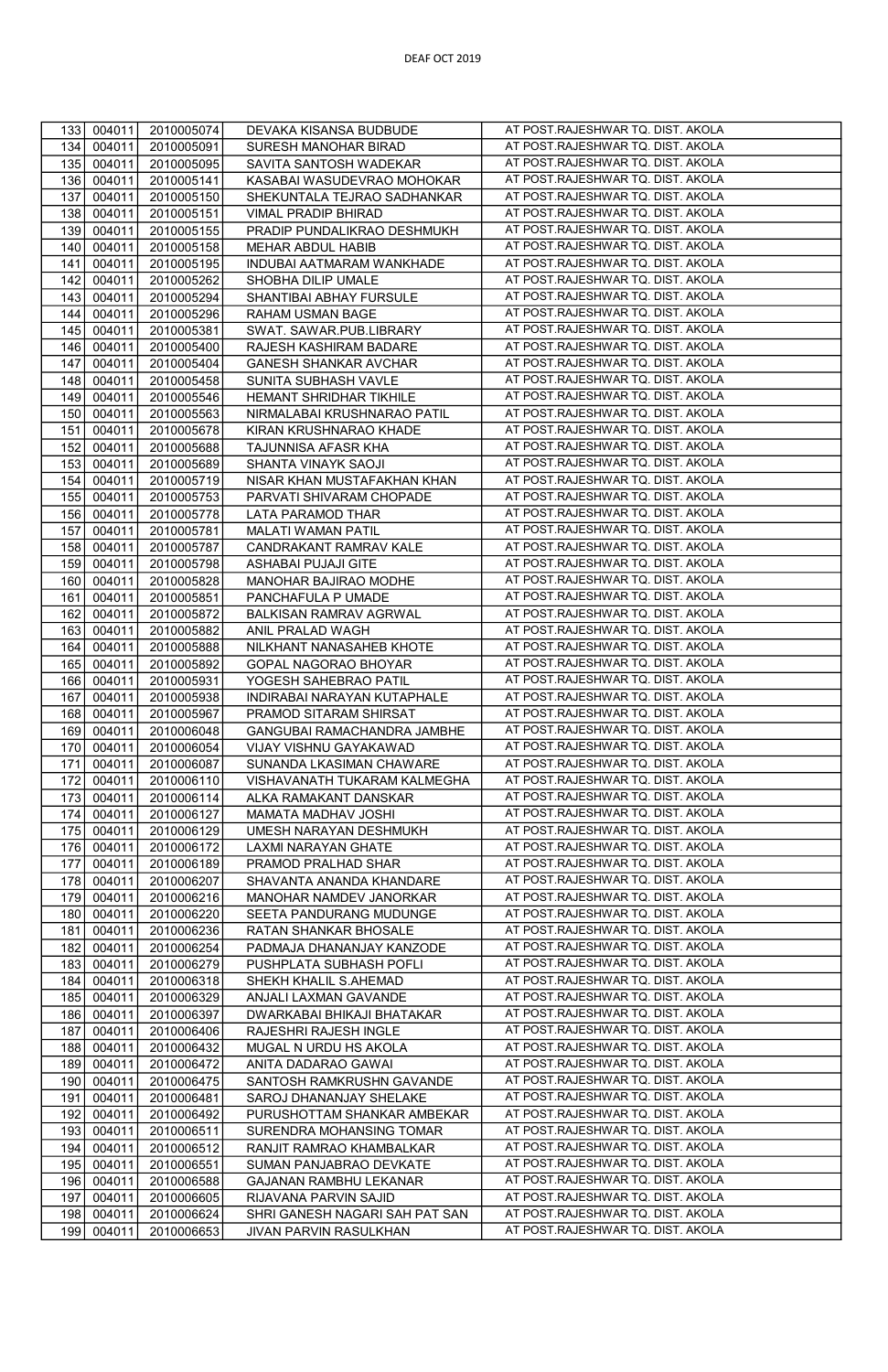| | | | | |
|---|---|---|---|---|
| 133 | 004011 | 2010005074 | DEVAKA KISANSA BUDBUDE | AT POST.RAJESHWAR TQ. DIST. AKOLA |
| 134 | 004011 | 2010005091 | SURESH MANOHAR BIRAD | AT POST.RAJESHWAR TQ. DIST. AKOLA |
| 135 | 004011 | 2010005095 | SAVITA SANTOSH WADEKAR | AT POST.RAJESHWAR TQ. DIST. AKOLA |
| 136 | 004011 | 2010005141 | KASABAI WASUDEVRAO MOHOKAR | AT POST.RAJESHWAR TQ. DIST. AKOLA |
| 137 | 004011 | 2010005150 | SHEKUNTALA TEJRAO SADHANKAR | AT POST.RAJESHWAR TQ. DIST. AKOLA |
| 138 | 004011 | 2010005151 | VIMAL PRADIP BHIRAD | AT POST.RAJESHWAR TQ. DIST. AKOLA |
| 139 | 004011 | 2010005155 | PRADIP PUNDALIKRAO DESHMUKH | AT POST.RAJESHWAR TQ. DIST. AKOLA |
| 140 | 004011 | 2010005158 | MEHAR ABDUL HABIB | AT POST.RAJESHWAR TQ. DIST. AKOLA |
| 141 | 004011 | 2010005195 | INDUBAI AATMARAM WANKHADE | AT POST.RAJESHWAR TQ. DIST. AKOLA |
| 142 | 004011 | 2010005262 | SHOBHA DILIP UMALE | AT POST.RAJESHWAR TQ. DIST. AKOLA |
| 143 | 004011 | 2010005294 | SHANTIBAI ABHAY FURSULE | AT POST.RAJESHWAR TQ. DIST. AKOLA |
| 144 | 004011 | 2010005296 | RAHAM USMAN BAGE | AT POST.RAJESHWAR TQ. DIST. AKOLA |
| 145 | 004011 | 2010005381 | SWAT. SAWAR.PUB.LIBRARY | AT POST.RAJESHWAR TQ. DIST. AKOLA |
| 146 | 004011 | 2010005400 | RAJESH KASHIRAM BADARE | AT POST.RAJESHWAR TQ. DIST. AKOLA |
| 147 | 004011 | 2010005404 | GANESH SHANKAR AVCHAR | AT POST.RAJESHWAR TQ. DIST. AKOLA |
| 148 | 004011 | 2010005458 | SUNITA SUBHASH VAVLE | AT POST.RAJESHWAR TQ. DIST. AKOLA |
| 149 | 004011 | 2010005546 | HEMANT SHRIDHAR TIKHILE | AT POST.RAJESHWAR TQ. DIST. AKOLA |
| 150 | 004011 | 2010005563 | NIRMALABAI KRUSHNARAO PATIL | AT POST.RAJESHWAR TQ. DIST. AKOLA |
| 151 | 004011 | 2010005678 | KIRAN KRUSHNARAO KHADE | AT POST.RAJESHWAR TQ. DIST. AKOLA |
| 152 | 004011 | 2010005688 | TAJUNNISA AFASR KHA | AT POST.RAJESHWAR TQ. DIST. AKOLA |
| 153 | 004011 | 2010005689 | SHANTA VINAYK SAOJI | AT POST.RAJESHWAR TQ. DIST. AKOLA |
| 154 | 004011 | 2010005719 | NISAR KHAN MUSTAFAKHAN KHAN | AT POST.RAJESHWAR TQ. DIST. AKOLA |
| 155 | 004011 | 2010005753 | PARVATI SHIVARAM CHOPADE | AT POST.RAJESHWAR TQ. DIST. AKOLA |
| 156 | 004011 | 2010005778 | LATA PARAMOD THAR | AT POST.RAJESHWAR TQ. DIST. AKOLA |
| 157 | 004011 | 2010005781 | MALATI WAMAN PATIL | AT POST.RAJESHWAR TQ. DIST. AKOLA |
| 158 | 004011 | 2010005787 | CANDRAKANT RAMRAV KALE | AT POST.RAJESHWAR TQ. DIST. AKOLA |
| 159 | 004011 | 2010005798 | ASHABAI PUJAJI GITE | AT POST.RAJESHWAR TQ. DIST. AKOLA |
| 160 | 004011 | 2010005828 | MANOHAR BAJIRAO MODHE | AT POST.RAJESHWAR TQ. DIST. AKOLA |
| 161 | 004011 | 2010005851 | PANCHAFULA P UMADE | AT POST.RAJESHWAR TQ. DIST. AKOLA |
| 162 | 004011 | 2010005872 | BALKISAN RAMRAV AGRWAL | AT POST.RAJESHWAR TQ. DIST. AKOLA |
| 163 | 004011 | 2010005882 | ANIL PRALAD WAGH | AT POST.RAJESHWAR TQ. DIST. AKOLA |
| 164 | 004011 | 2010005888 | NILKHANT NANASAHEB KHOTE | AT POST.RAJESHWAR TQ. DIST. AKOLA |
| 165 | 004011 | 2010005892 | GOPAL NAGORAO BHOYAR | AT POST.RAJESHWAR TQ. DIST. AKOLA |
| 166 | 004011 | 2010005931 | YOGESH SAHEBRAO PATIL | AT POST.RAJESHWAR TQ. DIST. AKOLA |
| 167 | 004011 | 2010005938 | INDIRABAI NARAYAN KUTAPHALE | AT POST.RAJESHWAR TQ. DIST. AKOLA |
| 168 | 004011 | 2010005967 | PRAMOD SITARAM SHIRSAT | AT POST.RAJESHWAR TQ. DIST. AKOLA |
| 169 | 004011 | 2010006048 | GANGUBAI RAMACHANDRA JAMBHE | AT POST.RAJESHWAR TQ. DIST. AKOLA |
| 170 | 004011 | 2010006054 | VIJAY VISHNU GAYAKAWAD | AT POST.RAJESHWAR TQ. DIST. AKOLA |
| 171 | 004011 | 2010006087 | SUNANDA LKASIMAN CHAWARE | AT POST.RAJESHWAR TQ. DIST. AKOLA |
| 172 | 004011 | 2010006110 | VISHAVANATH TUKARAM KALMEGHA | AT POST.RAJESHWAR TQ. DIST. AKOLA |
| 173 | 004011 | 2010006114 | ALKA RAMAKANT DANSKAR | AT POST.RAJESHWAR TQ. DIST. AKOLA |
| 174 | 004011 | 2010006127 | MAMATA MADHAV JOSHI | AT POST.RAJESHWAR TQ. DIST. AKOLA |
| 175 | 004011 | 2010006129 | UMESH NARAYAN DESHMUKH | AT POST.RAJESHWAR TQ. DIST. AKOLA |
| 176 | 004011 | 2010006172 | LAXMI NARAYAN GHATE | AT POST.RAJESHWAR TQ. DIST. AKOLA |
| 177 | 004011 | 2010006189 | PRAMOD PRALHAD SHAR | AT POST.RAJESHWAR TQ. DIST. AKOLA |
| 178 | 004011 | 2010006207 | SHAVANTA ANANDA KHANDARE | AT POST.RAJESHWAR TQ. DIST. AKOLA |
| 179 | 004011 | 2010006216 | MANOHAR NAMDEV JANORKAR | AT POST.RAJESHWAR TQ. DIST. AKOLA |
| 180 | 004011 | 2010006220 | SEETA PANDURANG MUDUNGE | AT POST.RAJESHWAR TQ. DIST. AKOLA |
| 181 | 004011 | 2010006236 | RATAN SHANKAR BHOSALE | AT POST.RAJESHWAR TQ. DIST. AKOLA |
| 182 | 004011 | 2010006254 | PADMAJA DHANANJAY KANZODE | AT POST.RAJESHWAR TQ. DIST. AKOLA |
| 183 | 004011 | 2010006279 | PUSHPLATA SUBHASH POFLI | AT POST.RAJESHWAR TQ. DIST. AKOLA |
| 184 | 004011 | 2010006318 | SHEKH KHALIL S.AHEMAD | AT POST.RAJESHWAR TQ. DIST. AKOLA |
| 185 | 004011 | 2010006329 | ANJALI LAXMAN GAVANDE | AT POST.RAJESHWAR TQ. DIST. AKOLA |
| 186 | 004011 | 2010006397 | DWARKABAI BHIKAJI BHATAKAR | AT POST.RAJESHWAR TQ. DIST. AKOLA |
| 187 | 004011 | 2010006406 | RAJESHRI RAJESH INGLE | AT POST.RAJESHWAR TQ. DIST. AKOLA |
| 188 | 004011 | 2010006432 | MUGAL N URDU HS AKOLA | AT POST.RAJESHWAR TQ. DIST. AKOLA |
| 189 | 004011 | 2010006472 | ANITA DADARAO GAWAI | AT POST.RAJESHWAR TQ. DIST. AKOLA |
| 190 | 004011 | 2010006475 | SANTOSH RAMKRUSHN GAVANDE | AT POST.RAJESHWAR TQ. DIST. AKOLA |
| 191 | 004011 | 2010006481 | SAROJ DHANANJAY SHELAKE | AT POST.RAJESHWAR TQ. DIST. AKOLA |
| 192 | 004011 | 2010006492 | PURUSHOTTAM SHANKAR AMBEKAR | AT POST.RAJESHWAR TQ. DIST. AKOLA |
| 193 | 004011 | 2010006511 | SURENDRA MOHANSING TOMAR | AT POST.RAJESHWAR TQ. DIST. AKOLA |
| 194 | 004011 | 2010006512 | RANJIT RAMRAO KHAMBALKAR | AT POST.RAJESHWAR TQ. DIST. AKOLA |
| 195 | 004011 | 2010006551 | SUMAN PANJABRAO DEVKATE | AT POST.RAJESHWAR TQ. DIST. AKOLA |
| 196 | 004011 | 2010006588 | GAJANAN RAMBHU LEKANAR | AT POST.RAJESHWAR TQ. DIST. AKOLA |
| 197 | 004011 | 2010006605 | RIJAVANA PARVIN SAJID | AT POST.RAJESHWAR TQ. DIST. AKOLA |
| 198 | 004011 | 2010006624 | SHRI GANESH NAGARI SAH PAT SAN | AT POST.RAJESHWAR TQ. DIST. AKOLA |
| 199 | 004011 | 2010006653 | JIVAN PARVIN RASULKHAN | AT POST.RAJESHWAR TQ. DIST. AKOLA |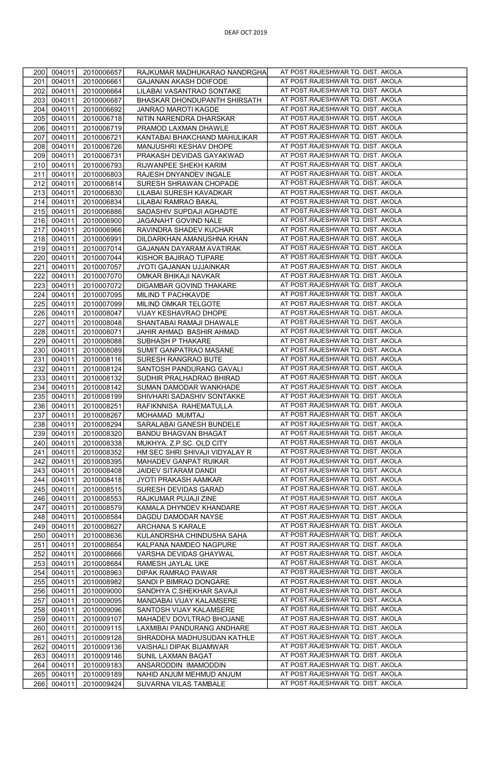| 200 | 004011 | 2010006657 | RAJKUMAR MADHUKARAO NANDRGHA | AT POST.RAJESHWAR TQ. DIST. AKOLA |
|---|---|---|---|---|
| 201 | 004011 | 2010006661 | GAJANAN AKASH DOIFODE | AT POST.RAJESHWAR TQ. DIST. AKOLA |
| 202 | 004011 | 2010006664 | LILABAI VASANTRAO SONTAKE | AT POST.RAJESHWAR TQ. DIST. AKOLA |
| 203 | 004011 | 2010006687 | BHASKAR DHONDUPANTH SHIRSATH | AT POST.RAJESHWAR TQ. DIST. AKOLA |
| 204 | 004011 | 2010006692 | JANRAO MAROTI KAGDE | AT POST.RAJESHWAR TQ. DIST. AKOLA |
| 205 | 004011 | 2010006718 | NITIN NARENDRA DHARSKAR | AT POST.RAJESHWAR TQ. DIST. AKOLA |
| 206 | 004011 | 2010006719 | PRAMOD LAXMAN DHAWLE | AT POST.RAJESHWAR TQ. DIST. AKOLA |
| 207 | 004011 | 2010006721 | KANTABAI BHAKCHAND MAHULIKAR | AT POST.RAJESHWAR TQ. DIST. AKOLA |
| 208 | 004011 | 2010006726 | MANJUSHRI KESHAV DHOPE | AT POST.RAJESHWAR TQ. DIST. AKOLA |
| 209 | 004011 | 2010006731 | PRAKASH DEVIDAS GAYAKWAD | AT POST.RAJESHWAR TQ. DIST. AKOLA |
| 210 | 004011 | 2010006793 | RIJWANPEE SHEKH KARIM | AT POST.RAJESHWAR TQ. DIST. AKOLA |
| 211 | 004011 | 2010006803 | RAJESH DNYANDEV INGALE | AT POST.RAJESHWAR TQ. DIST. AKOLA |
| 212 | 004011 | 2010006814 | SURESH SHRAWAN CHOPADE | AT POST.RAJESHWAR TQ. DIST. AKOLA |
| 213 | 004011 | 2010006830 | LILABAI SURESH KAVADKAR | AT POST.RAJESHWAR TQ. DIST. AKOLA |
| 214 | 004011 | 2010006834 | LILABAI RAMRAO BAKAL | AT POST.RAJESHWAR TQ. DIST. AKOLA |
| 215 | 004011 | 2010006886 | SADASHIV SUPDAJI AGHADTE | AT POST.RAJESHWAR TQ. DIST. AKOLA |
| 216 | 004011 | 2010006900 | JAGANAHT GOVIND NALE | AT POST.RAJESHWAR TQ. DIST. AKOLA |
| 217 | 004011 | 2010006966 | RAVINDRA SHADEV KUCHAR | AT POST.RAJESHWAR TQ. DIST. AKOLA |
| 218 | 004011 | 2010006991 | DILDARKHAN AMANUSHNA KHAN | AT POST.RAJESHWAR TQ. DIST. AKOLA |
| 219 | 004011 | 2010007014 | GAJANAN DAYARAM AVATIRAK | AT POST.RAJESHWAR TQ. DIST. AKOLA |
| 220 | 004011 | 2010007044 | KISHOR BAJIRAO TUPARE | AT POST.RAJESHWAR TQ. DIST. AKOLA |
| 221 | 004011 | 2010007057 | JYOTI GAJANAN UJJAINKAR | AT POST.RAJESHWAR TQ. DIST. AKOLA |
| 222 | 004011 | 2010007070 | OMKAR BHIKAJI NAVKAR | AT POST.RAJESHWAR TQ. DIST. AKOLA |
| 223 | 004011 | 2010007072 | DIGAMBAR GOVIND THAKARE | AT POST.RAJESHWAR TQ. DIST. AKOLA |
| 224 | 004011 | 2010007095 | MILIND T PACHKAVDE | AT POST.RAJESHWAR TQ. DIST. AKOLA |
| 225 | 004011 | 2010007099 | MILIND OMKAR TELGOTE | AT POST.RAJESHWAR TQ. DIST. AKOLA |
| 226 | 004011 | 2010008047 | VIJAY KESHAVRAO DHOPE | AT POST.RAJESHWAR TQ. DIST. AKOLA |
| 227 | 004011 | 2010008048 | SHANTABAI RAMAJI DHAWALE | AT POST.RAJESHWAR TQ. DIST. AKOLA |
| 228 | 004011 | 2010008071 | JAHIR AHMAD BASHIR AHMAD | AT POST.RAJESHWAR TQ. DIST. AKOLA |
| 229 | 004011 | 2010008088 | SUBHASH P THAKARE | AT POST.RAJESHWAR TQ. DIST. AKOLA |
| 230 | 004011 | 2010008089 | SUMIT GANPATRAO MASANE | AT POST.RAJESHWAR TQ. DIST. AKOLA |
| 231 | 004011 | 2010008116 | SURESH RANGRAO BUTE | AT POST.RAJESHWAR TQ. DIST. AKOLA |
| 232 | 004011 | 2010008124 | SANTOSH PANDURANG GAVALI | AT POST.RAJESHWAR TQ. DIST. AKOLA |
| 233 | 004011 | 2010008132 | SUDHIR PRALHADRAO BHIRAD | AT POST.RAJESHWAR TQ. DIST. AKOLA |
| 234 | 004011 | 2010008142 | SUMAN DAMODAR WANKHADE | AT POST.RAJESHWAR TQ. DIST. AKOLA |
| 235 | 004011 | 2010008199 | SHIVHARI SADASHIV SONTAKKE | AT POST.RAJESHWAR TQ. DIST. AKOLA |
| 236 | 004011 | 2010008251 | RAFIKNNISA RAHEMATULLA | AT POST.RAJESHWAR TQ. DIST. AKOLA |
| 237 | 004011 | 2010008267 | MOHAMAD MUMTAJ | AT POST.RAJESHWAR TQ. DIST. AKOLA |
| 238 | 004011 | 2010008294 | SARALABAI GANESH BUNDELE | AT POST.RAJESHWAR TQ. DIST. AKOLA |
| 239 | 004011 | 2010008320 | BANDU BHAGVAN BHAGAT | AT POST.RAJESHWAR TQ. DIST. AKOLA |
| 240 | 004011 | 2010008338 | MUKHYA. Z.P.SC. OLD CITY | AT POST.RAJESHWAR TQ. DIST. AKOLA |
| 241 | 004011 | 2010008352 | HM SEC SHRI SHIVAJI VIDYALAY R | AT POST.RAJESHWAR TQ. DIST. AKOLA |
| 242 | 004011 | 2010008395 | MAHADEV GANPAT RUIKAR | AT POST.RAJESHWAR TQ. DIST. AKOLA |
| 243 | 004011 | 2010008408 | JAIDEV SITARAM DANDI | AT POST.RAJESHWAR TQ. DIST. AKOLA |
| 244 | 004011 | 2010008418 | JYOTI PRAKASH AAMKAR | AT POST.RAJESHWAR TQ. DIST. AKOLA |
| 245 | 004011 | 2010008515 | SURESH DEVIDAS GARAD | AT POST.RAJESHWAR TQ. DIST. AKOLA |
| 246 | 004011 | 2010008553 | RAJKUMAR PUJAJI ZINE | AT POST.RAJESHWAR TQ. DIST. AKOLA |
| 247 | 004011 | 2010008579 | KAMALA DHYNDEV KHANDARE | AT POST.RAJESHWAR TQ. DIST. AKOLA |
| 248 | 004011 | 2010008584 | DAGDU DAMODAR NAYSE | AT POST.RAJESHWAR TQ. DIST. AKOLA |
| 249 | 004011 | 2010008627 | ARCHANA S KARALE | AT POST.RAJESHWAR TQ. DIST. AKOLA |
| 250 | 004011 | 2010008636 | KULANDRSHA CHINDUSHA SAHA | AT POST.RAJESHWAR TQ. DIST. AKOLA |
| 251 | 004011 | 2010008654 | KALPANA NAMDEO NAGPURE | AT POST.RAJESHWAR TQ. DIST. AKOLA |
| 252 | 004011 | 2010008666 | VARSHA DEVIDAS GHAYWAL | AT POST.RAJESHWAR TQ. DIST. AKOLA |
| 253 | 004011 | 2010008684 | RAMESH JAYLAL UKE | AT POST.RAJESHWAR TQ. DIST. AKOLA |
| 254 | 004011 | 2010008963 | DIPAK RAMRAO PAWAR | AT POST.RAJESHWAR TQ. DIST. AKOLA |
| 255 | 004011 | 2010008982 | SANDI P BIMRAO DONGARE | AT POST.RAJESHWAR TQ. DIST. AKOLA |
| 256 | 004011 | 2010009000 | SANDHYA C.SHEKHAR SAVAJI | AT POST.RAJESHWAR TQ. DIST. AKOLA |
| 257 | 004011 | 2010009095 | MANDABAI VIJAY KALAMSERE | AT POST.RAJESHWAR TQ. DIST. AKOLA |
| 258 | 004011 | 2010009096 | SANTOSH VIJAY KALAMSERE | AT POST.RAJESHWAR TQ. DIST. AKOLA |
| 259 | 004011 | 2010009107 | MAHADEV DOVLTRAO BHOJANE | AT POST.RAJESHWAR TQ. DIST. AKOLA |
| 260 | 004011 | 2010009115 | LAXMIBAI PANDURANG ANDHARE | AT POST.RAJESHWAR TQ. DIST. AKOLA |
| 261 | 004011 | 2010009128 | SHRADDHA MADHUSUDAN KATHLE | AT POST.RAJESHWAR TQ. DIST. AKOLA |
| 262 | 004011 | 2010009136 | VAISHALI DIPAK BIJAMWAR | AT POST.RAJESHWAR TQ. DIST. AKOLA |
| 263 | 004011 | 2010009146 | SUNIL LAXMAN BAGAT | AT POST.RAJESHWAR TQ. DIST. AKOLA |
| 264 | 004011 | 2010009183 | ANSARODDIN IMAMODDIN | AT POST.RAJESHWAR TQ. DIST. AKOLA |
| 265 | 004011 | 2010009189 | NAHID ANJUM MEHMUD ANJUM | AT POST.RAJESHWAR TQ. DIST. AKOLA |
| 266 | 004011 | 2010009424 | SUVARNA VILAS TAMBALE | AT POST.RAJESHWAR TQ. DIST. AKOLA |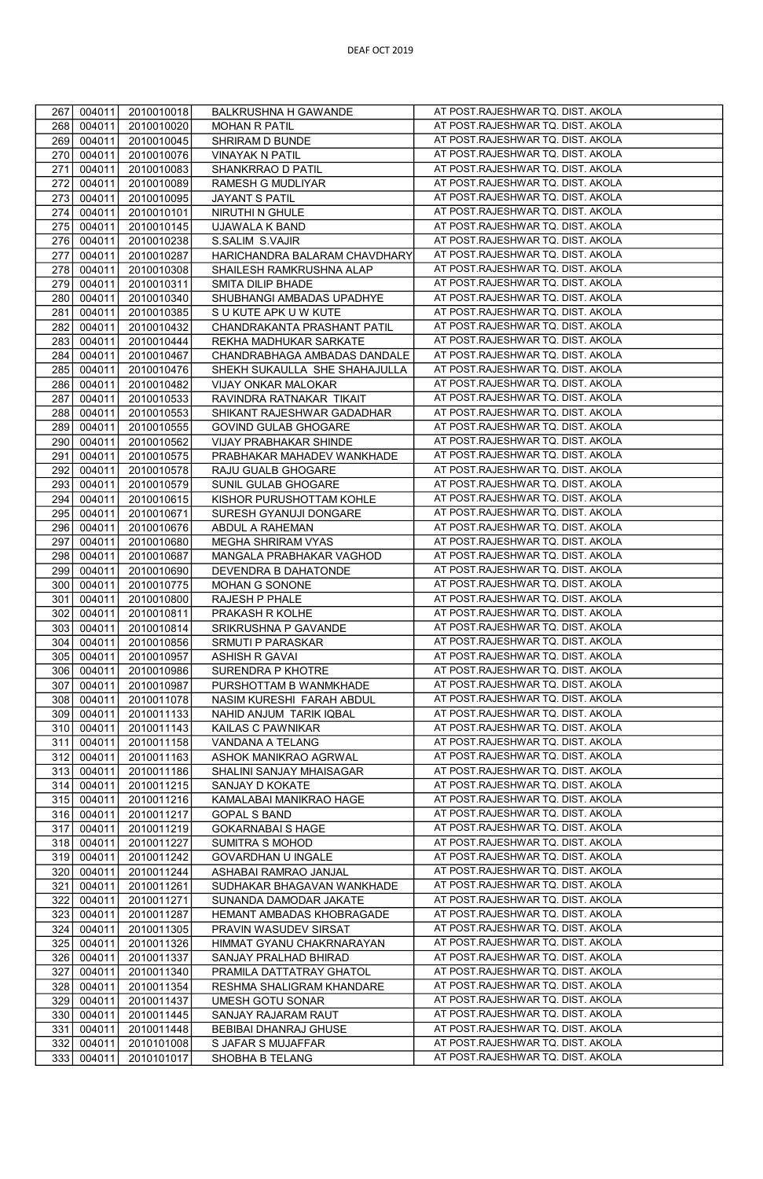| 267 | 004011 | 2010010018 | BALKRUSHNA H GAWANDE | AT POST.RAJESHWAR TQ. DIST. AKOLA |
|---|---|---|---|---|
| 268 | 004011 | 2010010020 | MOHAN R PATIL | AT POST.RAJESHWAR TQ. DIST. AKOLA |
| 269 | 004011 | 2010010045 | SHRIRAM D BUNDE | AT POST.RAJESHWAR TQ. DIST. AKOLA |
| 270 | 004011 | 2010010076 | VINAYAK N PATIL | AT POST.RAJESHWAR TQ. DIST. AKOLA |
| 271 | 004011 | 2010010083 | SHANKRRAO D PATIL | AT POST.RAJESHWAR TQ. DIST. AKOLA |
| 272 | 004011 | 2010010089 | RAMESH G MUDLIYAR | AT POST.RAJESHWAR TQ. DIST. AKOLA |
| 273 | 004011 | 2010010095 | JAYANT S PATIL | AT POST.RAJESHWAR TQ. DIST. AKOLA |
| 274 | 004011 | 2010010101 | NIRUTHI N GHULE | AT POST.RAJESHWAR TQ. DIST. AKOLA |
| 275 | 004011 | 2010010145 | UJAWALA K BAND | AT POST.RAJESHWAR TQ. DIST. AKOLA |
| 276 | 004011 | 2010010238 | S.SALIM S.VAJIR | AT POST.RAJESHWAR TQ. DIST. AKOLA |
| 277 | 004011 | 2010010287 | HARICHANDRA BALARAM CHAVDHARY | AT POST.RAJESHWAR TQ. DIST. AKOLA |
| 278 | 004011 | 2010010308 | SHAILESH RAMKRUSHNA ALAP | AT POST.RAJESHWAR TQ. DIST. AKOLA |
| 279 | 004011 | 2010010311 | SMITA DILIP BHADE | AT POST.RAJESHWAR TQ. DIST. AKOLA |
| 280 | 004011 | 2010010340 | SHUBHANGI AMBADAS UPADHYE | AT POST.RAJESHWAR TQ. DIST. AKOLA |
| 281 | 004011 | 2010010385 | S U KUTE APK U W KUTE | AT POST.RAJESHWAR TQ. DIST. AKOLA |
| 282 | 004011 | 2010010432 | CHANDRAKANTA PRASHANT PATIL | AT POST.RAJESHWAR TQ. DIST. AKOLA |
| 283 | 004011 | 2010010444 | REKHA MADHUKAR SARKATE | AT POST.RAJESHWAR TQ. DIST. AKOLA |
| 284 | 004011 | 2010010467 | CHANDRABHAGA AMBADAS DANDALE | AT POST.RAJESHWAR TQ. DIST. AKOLA |
| 285 | 004011 | 2010010476 | SHEKH SUKAULLA SHE SHAHAJULLA | AT POST.RAJESHWAR TQ. DIST. AKOLA |
| 286 | 004011 | 2010010482 | VIJAY ONKAR MALOKAR | AT POST.RAJESHWAR TQ. DIST. AKOLA |
| 287 | 004011 | 2010010533 | RAVINDRA RATNAKAR TIKAIT | AT POST.RAJESHWAR TQ. DIST. AKOLA |
| 288 | 004011 | 2010010553 | SHIKANT RAJESHWAR GADADHAR | AT POST.RAJESHWAR TQ. DIST. AKOLA |
| 289 | 004011 | 2010010555 | GOVIND GULAB GHOGARE | AT POST.RAJESHWAR TQ. DIST. AKOLA |
| 290 | 004011 | 2010010562 | VIJAY PRABHAKAR SHINDE | AT POST.RAJESHWAR TQ. DIST. AKOLA |
| 291 | 004011 | 2010010575 | PRABHAKAR MAHADEV WANKHADE | AT POST.RAJESHWAR TQ. DIST. AKOLA |
| 292 | 004011 | 2010010578 | RAJU GUALB GHOGARE | AT POST.RAJESHWAR TQ. DIST. AKOLA |
| 293 | 004011 | 2010010579 | SUNIL GULAB GHOGARE | AT POST.RAJESHWAR TQ. DIST. AKOLA |
| 294 | 004011 | 2010010615 | KISHOR PURUSHOTTAM KOHLE | AT POST.RAJESHWAR TQ. DIST. AKOLA |
| 295 | 004011 | 2010010671 | SURESH GYANUJI DONGARE | AT POST.RAJESHWAR TQ. DIST. AKOLA |
| 296 | 004011 | 2010010676 | ABDUL A RAHEMAN | AT POST.RAJESHWAR TQ. DIST. AKOLA |
| 297 | 004011 | 2010010680 | MEGHA SHRIRAM VYAS | AT POST.RAJESHWAR TQ. DIST. AKOLA |
| 298 | 004011 | 2010010687 | MANGALA PRABHAKAR VAGHOD | AT POST.RAJESHWAR TQ. DIST. AKOLA |
| 299 | 004011 | 2010010690 | DEVENDRA B DAHATONDE | AT POST.RAJESHWAR TQ. DIST. AKOLA |
| 300 | 004011 | 2010010775 | MOHAN G SONONE | AT POST.RAJESHWAR TQ. DIST. AKOLA |
| 301 | 004011 | 2010010800 | RAJESH P PHALE | AT POST.RAJESHWAR TQ. DIST. AKOLA |
| 302 | 004011 | 2010010811 | PRAKASH R KOLHE | AT POST.RAJESHWAR TQ. DIST. AKOLA |
| 303 | 004011 | 2010010814 | SRIKRUSHNA P GAVANDE | AT POST.RAJESHWAR TQ. DIST. AKOLA |
| 304 | 004011 | 2010010856 | SRMUTI P PARASKAR | AT POST.RAJESHWAR TQ. DIST. AKOLA |
| 305 | 004011 | 2010010957 | ASHISH R GAVAI | AT POST.RAJESHWAR TQ. DIST. AKOLA |
| 306 | 004011 | 2010010986 | SURENDRA P KHOTRE | AT POST.RAJESHWAR TQ. DIST. AKOLA |
| 307 | 004011 | 2010010987 | PURSHOTTAM B WANMKHADE | AT POST.RAJESHWAR TQ. DIST. AKOLA |
| 308 | 004011 | 2010011078 | NASIM KURESHI FARAH ABDUL | AT POST.RAJESHWAR TQ. DIST. AKOLA |
| 309 | 004011 | 2010011133 | NAHID ANJUM TARIK IQBAL | AT POST.RAJESHWAR TQ. DIST. AKOLA |
| 310 | 004011 | 2010011143 | KAILAS C PAWNIKAR | AT POST.RAJESHWAR TQ. DIST. AKOLA |
| 311 | 004011 | 2010011158 | VANDANA A TELANG | AT POST.RAJESHWAR TQ. DIST. AKOLA |
| 312 | 004011 | 2010011163 | ASHOK MANIKRAO AGRWAL | AT POST.RAJESHWAR TQ. DIST. AKOLA |
| 313 | 004011 | 2010011186 | SHALINI SANJAY MHAISAGAR | AT POST.RAJESHWAR TQ. DIST. AKOLA |
| 314 | 004011 | 2010011215 | SANJAY D KOKATE | AT POST.RAJESHWAR TQ. DIST. AKOLA |
| 315 | 004011 | 2010011216 | KAMALABAI MANIKRAO HAGE | AT POST.RAJESHWAR TQ. DIST. AKOLA |
| 316 | 004011 | 2010011217 | GOPAL S BAND | AT POST.RAJESHWAR TQ. DIST. AKOLA |
| 317 | 004011 | 2010011219 | GOKARNABAI S HAGE | AT POST.RAJESHWAR TQ. DIST. AKOLA |
| 318 | 004011 | 2010011227 | SUMITRA S MOHOD | AT POST.RAJESHWAR TQ. DIST. AKOLA |
| 319 | 004011 | 2010011242 | GOVARDHAN U INGALE | AT POST.RAJESHWAR TQ. DIST. AKOLA |
| 320 | 004011 | 2010011244 | ASHABAI RAMRAO JANJAL | AT POST.RAJESHWAR TQ. DIST. AKOLA |
| 321 | 004011 | 2010011261 | SUDHAKAR BHAGAVAN WANKHADE | AT POST.RAJESHWAR TQ. DIST. AKOLA |
| 322 | 004011 | 2010011271 | SUNANDA DAMODAR JAKATE | AT POST.RAJESHWAR TQ. DIST. AKOLA |
| 323 | 004011 | 2010011287 | HEMANT AMBADAS KHOBRAGADE | AT POST.RAJESHWAR TQ. DIST. AKOLA |
| 324 | 004011 | 2010011305 | PRAVIN WASUDEV SIRSAT | AT POST.RAJESHWAR TQ. DIST. AKOLA |
| 325 | 004011 | 2010011326 | HIMMAT GYANU CHAKRNARAYAN | AT POST.RAJESHWAR TQ. DIST. AKOLA |
| 326 | 004011 | 2010011337 | SANJAY PRALHAD BHIRAD | AT POST.RAJESHWAR TQ. DIST. AKOLA |
| 327 | 004011 | 2010011340 | PRAMILA DATTATRAY GHATOL | AT POST.RAJESHWAR TQ. DIST. AKOLA |
| 328 | 004011 | 2010011354 | RESHMA SHALIGRAM KHANDARE | AT POST.RAJESHWAR TQ. DIST. AKOLA |
| 329 | 004011 | 2010011437 | UMESH GOTU SONAR | AT POST.RAJESHWAR TQ. DIST. AKOLA |
| 330 | 004011 | 2010011445 | SANJAY RAJARAM RAUT | AT POST.RAJESHWAR TQ. DIST. AKOLA |
| 331 | 004011 | 2010011448 | BEBIBAI DHANRAJ GHUSE | AT POST.RAJESHWAR TQ. DIST. AKOLA |
| 332 | 004011 | 2010101008 | S JAFAR S MUJAFFAR | AT POST.RAJESHWAR TQ. DIST. AKOLA |
| 333 | 004011 | 2010101017 | SHOBHA B TELANG | AT POST.RAJESHWAR TQ. DIST. AKOLA |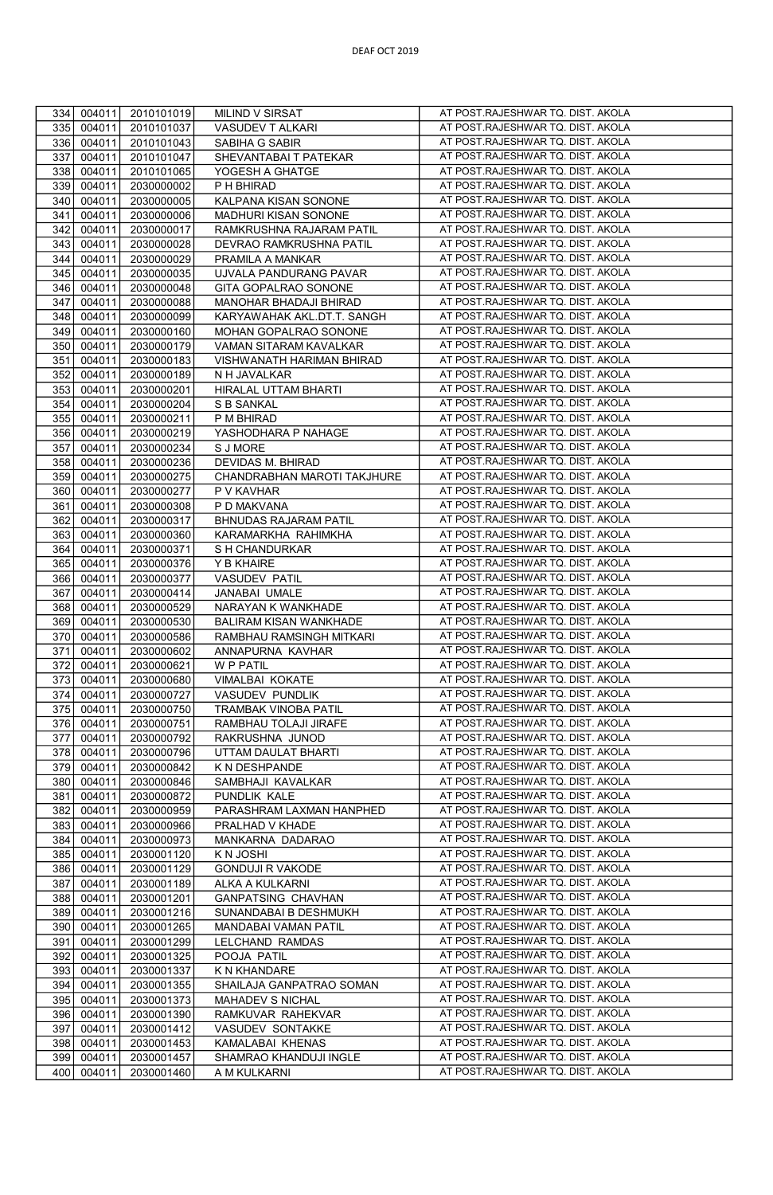| 334 | 004011 | 2010101019 | MILIND V SIRSAT | AT POST.RAJESHWAR TQ. DIST. AKOLA |
|---|---|---|---|---|
| 335 | 004011 | 2010101037 | VASUDEV T ALKARI | AT POST.RAJESHWAR TQ. DIST. AKOLA |
| 336 | 004011 | 2010101043 | SABIHA G SABIR | AT POST.RAJESHWAR TQ. DIST. AKOLA |
| 337 | 004011 | 2010101047 | SHEVANTABAI T PATEKAR | AT POST.RAJESHWAR TQ. DIST. AKOLA |
| 338 | 004011 | 2010101065 | YOGESH A GHATGE | AT POST.RAJESHWAR TQ. DIST. AKOLA |
| 339 | 004011 | 2030000002 | P H BHIRAD | AT POST.RAJESHWAR TQ. DIST. AKOLA |
| 340 | 004011 | 2030000005 | KALPANA KISAN SONONE | AT POST.RAJESHWAR TQ. DIST. AKOLA |
| 341 | 004011 | 2030000006 | MADHURI KISAN SONONE | AT POST.RAJESHWAR TQ. DIST. AKOLA |
| 342 | 004011 | 2030000017 | RAMKRUSHNA RAJARAM PATIL | AT POST.RAJESHWAR TQ. DIST. AKOLA |
| 343 | 004011 | 2030000028 | DEVRAO RAMKRUSHNA PATIL | AT POST.RAJESHWAR TQ. DIST. AKOLA |
| 344 | 004011 | 2030000029 | PRAMILA A MANKAR | AT POST.RAJESHWAR TQ. DIST. AKOLA |
| 345 | 004011 | 2030000035 | UJVALA PANDURANG PAVAR | AT POST.RAJESHWAR TQ. DIST. AKOLA |
| 346 | 004011 | 2030000048 | GITA GOPALRAO SONONE | AT POST.RAJESHWAR TQ. DIST. AKOLA |
| 347 | 004011 | 2030000088 | MANOHAR BHADAJI BHIRAD | AT POST.RAJESHWAR TQ. DIST. AKOLA |
| 348 | 004011 | 2030000099 | KARYAWAHAK AKL.DT.T. SANGH | AT POST.RAJESHWAR TQ. DIST. AKOLA |
| 349 | 004011 | 2030000160 | MOHAN GOPALRAO SONONE | AT POST.RAJESHWAR TQ. DIST. AKOLA |
| 350 | 004011 | 2030000179 | VAMAN SITARAM KAVALKAR | AT POST.RAJESHWAR TQ. DIST. AKOLA |
| 351 | 004011 | 2030000183 | VISHWANATH HARIMAN BHIRAD | AT POST.RAJESHWAR TQ. DIST. AKOLA |
| 352 | 004011 | 2030000189 | N H JAVALKAR | AT POST.RAJESHWAR TQ. DIST. AKOLA |
| 353 | 004011 | 2030000201 | HIRALAL UTTAM BHARTI | AT POST.RAJESHWAR TQ. DIST. AKOLA |
| 354 | 004011 | 2030000204 | S B SANKAL | AT POST.RAJESHWAR TQ. DIST. AKOLA |
| 355 | 004011 | 2030000211 | P M BHIRAD | AT POST.RAJESHWAR TQ. DIST. AKOLA |
| 356 | 004011 | 2030000219 | YASHODHARA P NAHAGE | AT POST.RAJESHWAR TQ. DIST. AKOLA |
| 357 | 004011 | 2030000234 | S J MORE | AT POST.RAJESHWAR TQ. DIST. AKOLA |
| 358 | 004011 | 2030000236 | DEVIDAS M. BHIRAD | AT POST.RAJESHWAR TQ. DIST. AKOLA |
| 359 | 004011 | 2030000275 | CHANDRABHAN MAROTI TAKJHURE | AT POST.RAJESHWAR TQ. DIST. AKOLA |
| 360 | 004011 | 2030000277 | P V KAVHAR | AT POST.RAJESHWAR TQ. DIST. AKOLA |
| 361 | 004011 | 2030000308 | P D MAKVANA | AT POST.RAJESHWAR TQ. DIST. AKOLA |
| 362 | 004011 | 2030000317 | BHNUDAS RAJARAM PATIL | AT POST.RAJESHWAR TQ. DIST. AKOLA |
| 363 | 004011 | 2030000360 | KARAMARKHA RAHIMKHA | AT POST.RAJESHWAR TQ. DIST. AKOLA |
| 364 | 004011 | 2030000371 | S H CHANDURKAR | AT POST.RAJESHWAR TQ. DIST. AKOLA |
| 365 | 004011 | 2030000376 | Y B KHAIRE | AT POST.RAJESHWAR TQ. DIST. AKOLA |
| 366 | 004011 | 2030000377 | VASUDEV PATIL | AT POST.RAJESHWAR TQ. DIST. AKOLA |
| 367 | 004011 | 2030000414 | JANABAI UMALE | AT POST.RAJESHWAR TQ. DIST. AKOLA |
| 368 | 004011 | 2030000529 | NARAYAN K WANKHADE | AT POST.RAJESHWAR TQ. DIST. AKOLA |
| 369 | 004011 | 2030000530 | BALIRAM KISAN WANKHADE | AT POST.RAJESHWAR TQ. DIST. AKOLA |
| 370 | 004011 | 2030000586 | RAMBHAU RAMSINGH MITKARI | AT POST.RAJESHWAR TQ. DIST. AKOLA |
| 371 | 004011 | 2030000602 | ANNAPURNA KAVHAR | AT POST.RAJESHWAR TQ. DIST. AKOLA |
| 372 | 004011 | 2030000621 | W P PATIL | AT POST.RAJESHWAR TQ. DIST. AKOLA |
| 373 | 004011 | 2030000680 | VIMALBAI KOKATE | AT POST.RAJESHWAR TQ. DIST. AKOLA |
| 374 | 004011 | 2030000727 | VASUDEV PUNDLIK | AT POST.RAJESHWAR TQ. DIST. AKOLA |
| 375 | 004011 | 2030000750 | TRAMBAK VINOBA PATIL | AT POST.RAJESHWAR TQ. DIST. AKOLA |
| 376 | 004011 | 2030000751 | RAMBHAU TOLAJI JIRAFE | AT POST.RAJESHWAR TQ. DIST. AKOLA |
| 377 | 004011 | 2030000792 | RAKRUSHNA JUNOD | AT POST.RAJESHWAR TQ. DIST. AKOLA |
| 378 | 004011 | 2030000796 | UTTAM DAULAT BHARTI | AT POST.RAJESHWAR TQ. DIST. AKOLA |
| 379 | 004011 | 2030000842 | K N DESHPANDE | AT POST.RAJESHWAR TQ. DIST. AKOLA |
| 380 | 004011 | 2030000846 | SAMBHAJI KAVALKAR | AT POST.RAJESHWAR TQ. DIST. AKOLA |
| 381 | 004011 | 2030000872 | PUNDLIK KALE | AT POST.RAJESHWAR TQ. DIST. AKOLA |
| 382 | 004011 | 2030000959 | PARASHRAM LAXMAN HANPHED | AT POST.RAJESHWAR TQ. DIST. AKOLA |
| 383 | 004011 | 2030000966 | PRALHAD V KHADE | AT POST.RAJESHWAR TQ. DIST. AKOLA |
| 384 | 004011 | 2030000973 | MANKARNA DADARAO | AT POST.RAJESHWAR TQ. DIST. AKOLA |
| 385 | 004011 | 2030001120 | K N JOSHI | AT POST.RAJESHWAR TQ. DIST. AKOLA |
| 386 | 004011 | 2030001129 | GONDUJI R VAKODE | AT POST.RAJESHWAR TQ. DIST. AKOLA |
| 387 | 004011 | 2030001189 | ALKA A KULKARNI | AT POST.RAJESHWAR TQ. DIST. AKOLA |
| 388 | 004011 | 2030001201 | GANPATSING CHAVHAN | AT POST.RAJESHWAR TQ. DIST. AKOLA |
| 389 | 004011 | 2030001216 | SUNANDABAI B DESHMUKH | AT POST.RAJESHWAR TQ. DIST. AKOLA |
| 390 | 004011 | 2030001265 | MANDABAI VAMAN PATIL | AT POST.RAJESHWAR TQ. DIST. AKOLA |
| 391 | 004011 | 2030001299 | LELCHAND RAMDAS | AT POST.RAJESHWAR TQ. DIST. AKOLA |
| 392 | 004011 | 2030001325 | POOJA PATIL | AT POST.RAJESHWAR TQ. DIST. AKOLA |
| 393 | 004011 | 2030001337 | K N KHANDARE | AT POST.RAJESHWAR TQ. DIST. AKOLA |
| 394 | 004011 | 2030001355 | SHAILAJA GANPATRAO SOMAN | AT POST.RAJESHWAR TQ. DIST. AKOLA |
| 395 | 004011 | 2030001373 | MAHADEV S NICHAL | AT POST.RAJESHWAR TQ. DIST. AKOLA |
| 396 | 004011 | 2030001390 | RAMKUVAR RAHEKVAR | AT POST.RAJESHWAR TQ. DIST. AKOLA |
| 397 | 004011 | 2030001412 | VASUDEV SONTAKKE | AT POST.RAJESHWAR TQ. DIST. AKOLA |
| 398 | 004011 | 2030001453 | KAMALABAI KHENAS | AT POST.RAJESHWAR TQ. DIST. AKOLA |
| 399 | 004011 | 2030001457 | SHAMRAO KHANDUJI INGLE | AT POST.RAJESHWAR TQ. DIST. AKOLA |
| 400 | 004011 | 2030001460 | A M KULKARNI | AT POST.RAJESHWAR TQ. DIST. AKOLA |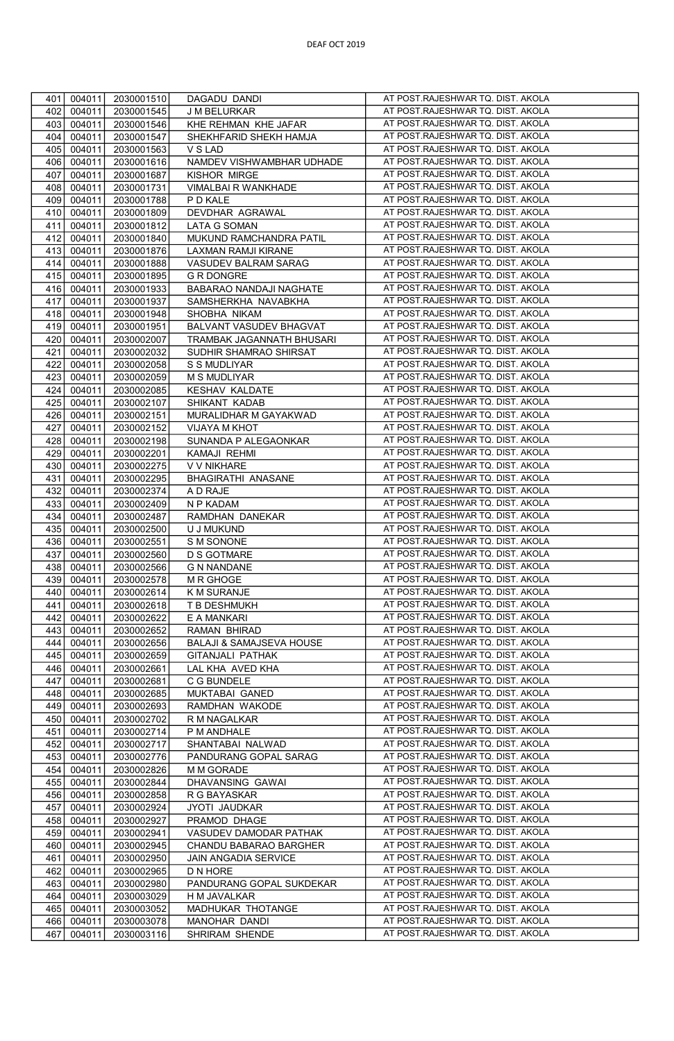| 401 | 004011 | 2030001510 | DAGADU DANDI | AT POST.RAJESHWAR TQ. DIST. AKOLA |
|---|---|---|---|---|
| 402 | 004011 | 2030001545 | J M BELURKAR | AT POST.RAJESHWAR TQ. DIST. AKOLA |
| 403 | 004011 | 2030001546 | KHE REHMAN KHE JAFAR | AT POST.RAJESHWAR TQ. DIST. AKOLA |
| 404 | 004011 | 2030001547 | SHEKHFARID SHEKH HAMJA | AT POST.RAJESHWAR TQ. DIST. AKOLA |
| 405 | 004011 | 2030001563 | V S LAD | AT POST.RAJESHWAR TQ. DIST. AKOLA |
| 406 | 004011 | 2030001616 | NAMDEV VISHWAMBHAR UDHADE | AT POST.RAJESHWAR TQ. DIST. AKOLA |
| 407 | 004011 | 2030001687 | KISHOR MIRGE | AT POST.RAJESHWAR TQ. DIST. AKOLA |
| 408 | 004011 | 2030001731 | VIMALBAI R WANKHADE | AT POST.RAJESHWAR TQ. DIST. AKOLA |
| 409 | 004011 | 2030001788 | P D KALE | AT POST.RAJESHWAR TQ. DIST. AKOLA |
| 410 | 004011 | 2030001809 | DEVDHAR AGRAWAL | AT POST.RAJESHWAR TQ. DIST. AKOLA |
| 411 | 004011 | 2030001812 | LATA G SOMAN | AT POST.RAJESHWAR TQ. DIST. AKOLA |
| 412 | 004011 | 2030001840 | MUKUND RAMCHANDRA PATIL | AT POST.RAJESHWAR TQ. DIST. AKOLA |
| 413 | 004011 | 2030001876 | LAXMAN RAMJI KIRANE | AT POST.RAJESHWAR TQ. DIST. AKOLA |
| 414 | 004011 | 2030001888 | VASUDEV BALRAM SARAG | AT POST.RAJESHWAR TQ. DIST. AKOLA |
| 415 | 004011 | 2030001895 | G R DONGRE | AT POST.RAJESHWAR TQ. DIST. AKOLA |
| 416 | 004011 | 2030001933 | BABARAO NANDAJI NAGHATE | AT POST.RAJESHWAR TQ. DIST. AKOLA |
| 417 | 004011 | 2030001937 | SAMSHERKHA NAVABKHA | AT POST.RAJESHWAR TQ. DIST. AKOLA |
| 418 | 004011 | 2030001948 | SHOBHA NIKAM | AT POST.RAJESHWAR TQ. DIST. AKOLA |
| 419 | 004011 | 2030001951 | BALVANT VASUDEV BHAGVAT | AT POST.RAJESHWAR TQ. DIST. AKOLA |
| 420 | 004011 | 2030002007 | TRAMBAK JAGANNATH BHUSARI | AT POST.RAJESHWAR TQ. DIST. AKOLA |
| 421 | 004011 | 2030002032 | SUDHIR SHAMRAO SHIRSAT | AT POST.RAJESHWAR TQ. DIST. AKOLA |
| 422 | 004011 | 2030002058 | S S MUDLIYAR | AT POST.RAJESHWAR TQ. DIST. AKOLA |
| 423 | 004011 | 2030002059 | M S MUDLIYAR | AT POST.RAJESHWAR TQ. DIST. AKOLA |
| 424 | 004011 | 2030002085 | KESHAV KALDATE | AT POST.RAJESHWAR TQ. DIST. AKOLA |
| 425 | 004011 | 2030002107 | SHIKANT KADAB | AT POST.RAJESHWAR TQ. DIST. AKOLA |
| 426 | 004011 | 2030002151 | MURALIDHAR M GAYAKWAD | AT POST.RAJESHWAR TQ. DIST. AKOLA |
| 427 | 004011 | 2030002152 | VIJAYA M KHOT | AT POST.RAJESHWAR TQ. DIST. AKOLA |
| 428 | 004011 | 2030002198 | SUNANDA P ALEGAONKAR | AT POST.RAJESHWAR TQ. DIST. AKOLA |
| 429 | 004011 | 2030002201 | KAMAJI REHMI | AT POST.RAJESHWAR TQ. DIST. AKOLA |
| 430 | 004011 | 2030002275 | V V NIKHARE | AT POST.RAJESHWAR TQ. DIST. AKOLA |
| 431 | 004011 | 2030002295 | BHAGIRATHI ANASANE | AT POST.RAJESHWAR TQ. DIST. AKOLA |
| 432 | 004011 | 2030002374 | A D RAJE | AT POST.RAJESHWAR TQ. DIST. AKOLA |
| 433 | 004011 | 2030002409 | N P KADAM | AT POST.RAJESHWAR TQ. DIST. AKOLA |
| 434 | 004011 | 2030002487 | RAMDHAN DANEKAR | AT POST.RAJESHWAR TQ. DIST. AKOLA |
| 435 | 004011 | 2030002500 | U J MUKUND | AT POST.RAJESHWAR TQ. DIST. AKOLA |
| 436 | 004011 | 2030002551 | S M SONONE | AT POST.RAJESHWAR TQ. DIST. AKOLA |
| 437 | 004011 | 2030002560 | D S GOTMARE | AT POST.RAJESHWAR TQ. DIST. AKOLA |
| 438 | 004011 | 2030002566 | G N NANDANE | AT POST.RAJESHWAR TQ. DIST. AKOLA |
| 439 | 004011 | 2030002578 | M R GHOGE | AT POST.RAJESHWAR TQ. DIST. AKOLA |
| 440 | 004011 | 2030002614 | K M SURANJE | AT POST.RAJESHWAR TQ. DIST. AKOLA |
| 441 | 004011 | 2030002618 | T B DESHMUKH | AT POST.RAJESHWAR TQ. DIST. AKOLA |
| 442 | 004011 | 2030002622 | E A MANKARI | AT POST.RAJESHWAR TQ. DIST. AKOLA |
| 443 | 004011 | 2030002652 | RAMAN BHIRAD | AT POST.RAJESHWAR TQ. DIST. AKOLA |
| 444 | 004011 | 2030002656 | BALAJI & SAMAJSEVA HOUSE | AT POST.RAJESHWAR TQ. DIST. AKOLA |
| 445 | 004011 | 2030002659 | GITANJALI PATHAK | AT POST.RAJESHWAR TQ. DIST. AKOLA |
| 446 | 004011 | 2030002661 | LAL KHA AVED KHA | AT POST.RAJESHWAR TQ. DIST. AKOLA |
| 447 | 004011 | 2030002681 | C G BUNDELE | AT POST.RAJESHWAR TQ. DIST. AKOLA |
| 448 | 004011 | 2030002685 | MUKTABAI GANED | AT POST.RAJESHWAR TQ. DIST. AKOLA |
| 449 | 004011 | 2030002693 | RAMDHAN WAKODE | AT POST.RAJESHWAR TQ. DIST. AKOLA |
| 450 | 004011 | 2030002702 | R M NAGALKAR | AT POST.RAJESHWAR TQ. DIST. AKOLA |
| 451 | 004011 | 2030002714 | P M ANDHALE | AT POST.RAJESHWAR TQ. DIST. AKOLA |
| 452 | 004011 | 2030002717 | SHANTABAI NALWAD | AT POST.RAJESHWAR TQ. DIST. AKOLA |
| 453 | 004011 | 2030002776 | PANDURANG GOPAL SARAG | AT POST.RAJESHWAR TQ. DIST. AKOLA |
| 454 | 004011 | 2030002826 | M M GORADE | AT POST.RAJESHWAR TQ. DIST. AKOLA |
| 455 | 004011 | 2030002844 | DHAVANSING GAWAI | AT POST.RAJESHWAR TQ. DIST. AKOLA |
| 456 | 004011 | 2030002858 | R G BAYASKAR | AT POST.RAJESHWAR TQ. DIST. AKOLA |
| 457 | 004011 | 2030002924 | JYOTI JAUDKAR | AT POST.RAJESHWAR TQ. DIST. AKOLA |
| 458 | 004011 | 2030002927 | PRAMOD DHAGE | AT POST.RAJESHWAR TQ. DIST. AKOLA |
| 459 | 004011 | 2030002941 | VASUDEV DAMODAR PATHAK | AT POST.RAJESHWAR TQ. DIST. AKOLA |
| 460 | 004011 | 2030002945 | CHANDU BABARAO BARGHER | AT POST.RAJESHWAR TQ. DIST. AKOLA |
| 461 | 004011 | 2030002950 | JAIN ANGADIA SERVICE | AT POST.RAJESHWAR TQ. DIST. AKOLA |
| 462 | 004011 | 2030002965 | D N HORE | AT POST.RAJESHWAR TQ. DIST. AKOLA |
| 463 | 004011 | 2030002980 | PANDURANG GOPAL SUKDEKAR | AT POST.RAJESHWAR TQ. DIST. AKOLA |
| 464 | 004011 | 2030003029 | H M JAVALKAR | AT POST.RAJESHWAR TQ. DIST. AKOLA |
| 465 | 004011 | 2030003052 | MADHUKAR THOTANGE | AT POST.RAJESHWAR TQ. DIST. AKOLA |
| 466 | 004011 | 2030003078 | MANOHAR DANDI | AT POST.RAJESHWAR TQ. DIST. AKOLA |
| 467 | 004011 | 2030003116 | SHRIRAM SHENDE | AT POST.RAJESHWAR TQ. DIST. AKOLA |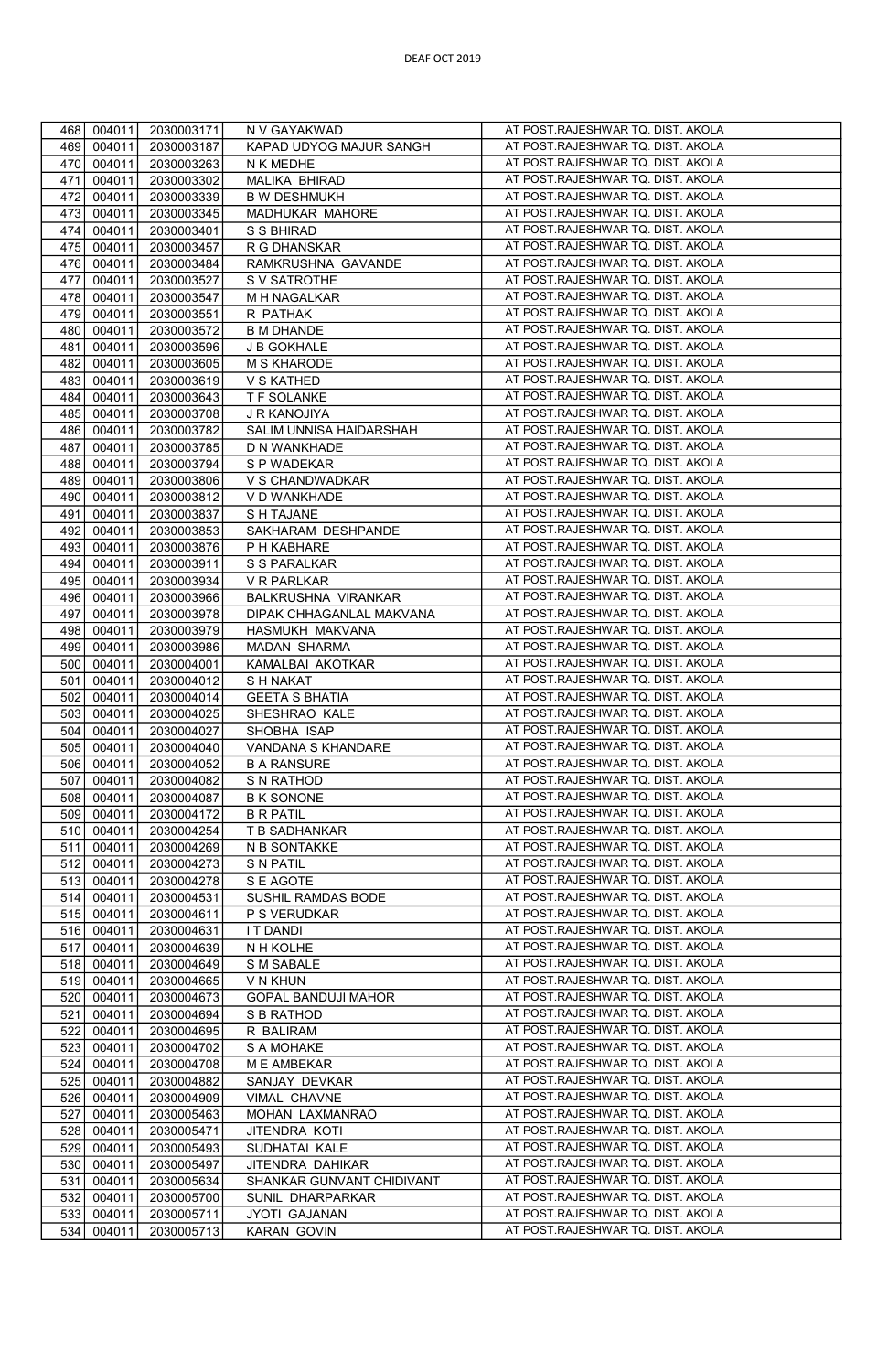| 468 | 004011 | 2030003171 | N V GAYAKWAD | AT POST.RAJESHWAR TQ. DIST. AKOLA |
|---|---|---|---|---|
| 469 | 004011 | 2030003187 | KAPAD UDYOG MAJUR SANGH | AT POST.RAJESHWAR TQ. DIST. AKOLA |
| 470 | 004011 | 2030003263 | N K MEDHE | AT POST.RAJESHWAR TQ. DIST. AKOLA |
| 471 | 004011 | 2030003302 | MALIKA BHIRAD | AT POST.RAJESHWAR TQ. DIST. AKOLA |
| 472 | 004011 | 2030003339 | B W DESHMUKH | AT POST.RAJESHWAR TQ. DIST. AKOLA |
| 473 | 004011 | 2030003345 | MADHUKAR MAHORE | AT POST.RAJESHWAR TQ. DIST. AKOLA |
| 474 | 004011 | 2030003401 | S S BHIRAD | AT POST.RAJESHWAR TQ. DIST. AKOLA |
| 475 | 004011 | 2030003457 | R G DHANSKAR | AT POST.RAJESHWAR TQ. DIST. AKOLA |
| 476 | 004011 | 2030003484 | RAMKRUSHNA GAVANDE | AT POST.RAJESHWAR TQ. DIST. AKOLA |
| 477 | 004011 | 2030003527 | S V SATROTHE | AT POST.RAJESHWAR TQ. DIST. AKOLA |
| 478 | 004011 | 2030003547 | M H NAGALKAR | AT POST.RAJESHWAR TQ. DIST. AKOLA |
| 479 | 004011 | 2030003551 | R PATHAK | AT POST.RAJESHWAR TQ. DIST. AKOLA |
| 480 | 004011 | 2030003572 | B M DHANDE | AT POST.RAJESHWAR TQ. DIST. AKOLA |
| 481 | 004011 | 2030003596 | J B GOKHALE | AT POST.RAJESHWAR TQ. DIST. AKOLA |
| 482 | 004011 | 2030003605 | M S KHARODE | AT POST.RAJESHWAR TQ. DIST. AKOLA |
| 483 | 004011 | 2030003619 | V S KATHED | AT POST.RAJESHWAR TQ. DIST. AKOLA |
| 484 | 004011 | 2030003643 | T F SOLANKE | AT POST.RAJESHWAR TQ. DIST. AKOLA |
| 485 | 004011 | 2030003708 | J R KANOJIYA | AT POST.RAJESHWAR TQ. DIST. AKOLA |
| 486 | 004011 | 2030003782 | SALIM UNNISA HAIDARSHAH | AT POST.RAJESHWAR TQ. DIST. AKOLA |
| 487 | 004011 | 2030003785 | D N WANKHADE | AT POST.RAJESHWAR TQ. DIST. AKOLA |
| 488 | 004011 | 2030003794 | S P WADEKAR | AT POST.RAJESHWAR TQ. DIST. AKOLA |
| 489 | 004011 | 2030003806 | V S CHANDWADKAR | AT POST.RAJESHWAR TQ. DIST. AKOLA |
| 490 | 004011 | 2030003812 | V D WANKHADE | AT POST.RAJESHWAR TQ. DIST. AKOLA |
| 491 | 004011 | 2030003837 | S H TAJANE | AT POST.RAJESHWAR TQ. DIST. AKOLA |
| 492 | 004011 | 2030003853 | SAKHARAM DESHPANDE | AT POST.RAJESHWAR TQ. DIST. AKOLA |
| 493 | 004011 | 2030003876 | P H KABHARE | AT POST.RAJESHWAR TQ. DIST. AKOLA |
| 494 | 004011 | 2030003911 | S S PARALKAR | AT POST.RAJESHWAR TQ. DIST. AKOLA |
| 495 | 004011 | 2030003934 | V R PARLKAR | AT POST.RAJESHWAR TQ. DIST. AKOLA |
| 496 | 004011 | 2030003966 | BALKRUSHNA VIRANKAR | AT POST.RAJESHWAR TQ. DIST. AKOLA |
| 497 | 004011 | 2030003978 | DIPAK CHHAGANLAL MAKVANA | AT POST.RAJESHWAR TQ. DIST. AKOLA |
| 498 | 004011 | 2030003979 | HASMUKH MAKVANA | AT POST.RAJESHWAR TQ. DIST. AKOLA |
| 499 | 004011 | 2030003986 | MADAN SHARMA | AT POST.RAJESHWAR TQ. DIST. AKOLA |
| 500 | 004011 | 2030004001 | KAMALBAI AKOTKAR | AT POST.RAJESHWAR TQ. DIST. AKOLA |
| 501 | 004011 | 2030004012 | S H NAKAT | AT POST.RAJESHWAR TQ. DIST. AKOLA |
| 502 | 004011 | 2030004014 | GEETA S BHATIA | AT POST.RAJESHWAR TQ. DIST. AKOLA |
| 503 | 004011 | 2030004025 | SHESHRAO KALE | AT POST.RAJESHWAR TQ. DIST. AKOLA |
| 504 | 004011 | 2030004027 | SHOBHA ISAP | AT POST.RAJESHWAR TQ. DIST. AKOLA |
| 505 | 004011 | 2030004040 | VANDANA S KHANDARE | AT POST.RAJESHWAR TQ. DIST. AKOLA |
| 506 | 004011 | 2030004052 | B A RANSURE | AT POST.RAJESHWAR TQ. DIST. AKOLA |
| 507 | 004011 | 2030004082 | S N RATHOD | AT POST.RAJESHWAR TQ. DIST. AKOLA |
| 508 | 004011 | 2030004087 | B K SONONE | AT POST.RAJESHWAR TQ. DIST. AKOLA |
| 509 | 004011 | 2030004172 | B R PATIL | AT POST.RAJESHWAR TQ. DIST. AKOLA |
| 510 | 004011 | 2030004254 | T B SADHANKAR | AT POST.RAJESHWAR TQ. DIST. AKOLA |
| 511 | 004011 | 2030004269 | N B SONTAKKE | AT POST.RAJESHWAR TQ. DIST. AKOLA |
| 512 | 004011 | 2030004273 | S N PATIL | AT POST.RAJESHWAR TQ. DIST. AKOLA |
| 513 | 004011 | 2030004278 | S E AGOTE | AT POST.RAJESHWAR TQ. DIST. AKOLA |
| 514 | 004011 | 2030004531 | SUSHIL RAMDAS BODE | AT POST.RAJESHWAR TQ. DIST. AKOLA |
| 515 | 004011 | 2030004611 | P S VERUDKAR | AT POST.RAJESHWAR TQ. DIST. AKOLA |
| 516 | 004011 | 2030004631 | I T DANDI | AT POST.RAJESHWAR TQ. DIST. AKOLA |
| 517 | 004011 | 2030004639 | N H KOLHE | AT POST.RAJESHWAR TQ. DIST. AKOLA |
| 518 | 004011 | 2030004649 | S M SABALE | AT POST.RAJESHWAR TQ. DIST. AKOLA |
| 519 | 004011 | 2030004665 | V N KHUN | AT POST.RAJESHWAR TQ. DIST. AKOLA |
| 520 | 004011 | 2030004673 | GOPAL BANDUJI MAHOR | AT POST.RAJESHWAR TQ. DIST. AKOLA |
| 521 | 004011 | 2030004694 | S B RATHOD | AT POST.RAJESHWAR TQ. DIST. AKOLA |
| 522 | 004011 | 2030004695 | R BALIRAM | AT POST.RAJESHWAR TQ. DIST. AKOLA |
| 523 | 004011 | 2030004702 | S A MOHAKE | AT POST.RAJESHWAR TQ. DIST. AKOLA |
| 524 | 004011 | 2030004708 | M E AMBEKAR | AT POST.RAJESHWAR TQ. DIST. AKOLA |
| 525 | 004011 | 2030004882 | SANJAY DEVKAR | AT POST.RAJESHWAR TQ. DIST. AKOLA |
| 526 | 004011 | 2030004909 | VIMAL CHAVNE | AT POST.RAJESHWAR TQ. DIST. AKOLA |
| 527 | 004011 | 2030005463 | MOHAN LAXMANRAO | AT POST.RAJESHWAR TQ. DIST. AKOLA |
| 528 | 004011 | 2030005471 | JITENDRA KOTI | AT POST.RAJESHWAR TQ. DIST. AKOLA |
| 529 | 004011 | 2030005493 | SUDHATAI KALE | AT POST.RAJESHWAR TQ. DIST. AKOLA |
| 530 | 004011 | 2030005497 | JITENDRA DAHIKAR | AT POST.RAJESHWAR TQ. DIST. AKOLA |
| 531 | 004011 | 2030005634 | SHANKAR GUNVANT CHIDIVANT | AT POST.RAJESHWAR TQ. DIST. AKOLA |
| 532 | 004011 | 2030005700 | SUNIL DHARPARKAR | AT POST.RAJESHWAR TQ. DIST. AKOLA |
| 533 | 004011 | 2030005711 | JYOTI GAJANAN | AT POST.RAJESHWAR TQ. DIST. AKOLA |
| 534 | 004011 | 2030005713 | KARAN GOVIN | AT POST.RAJESHWAR TQ. DIST. AKOLA |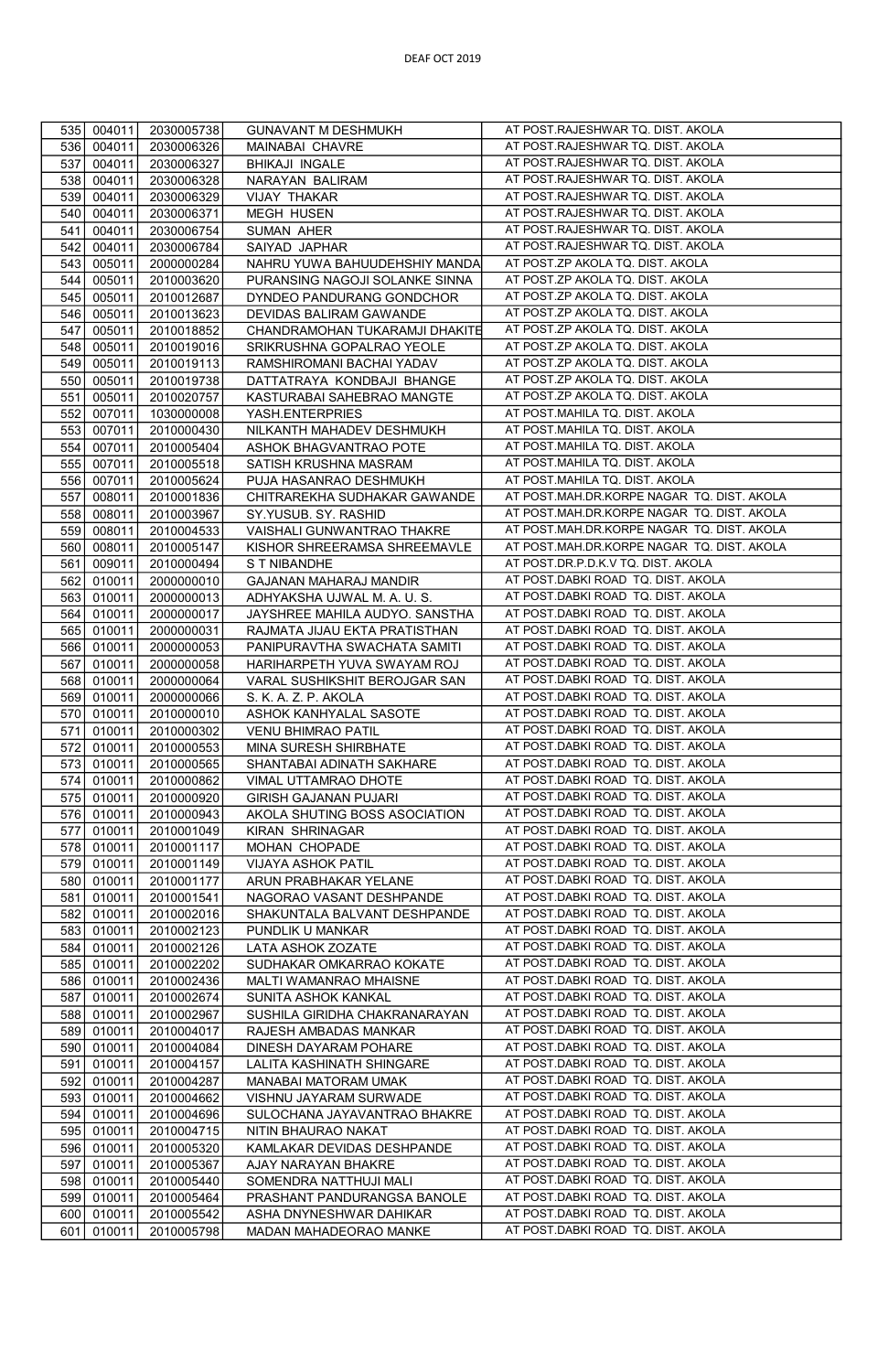| 535 | 004011 | 2030005738 | GUNAVANT M DESHMUKH | AT POST.RAJESHWAR TQ. DIST. AKOLA |
|---|---|---|---|---|
| 536 | 004011 | 2030006326 | MAINABAI CHAVRE | AT POST.RAJESHWAR TQ. DIST. AKOLA |
| 537 | 004011 | 2030006327 | BHIKAJI INGALE | AT POST.RAJESHWAR TQ. DIST. AKOLA |
| 538 | 004011 | 2030006328 | NARAYAN BALIRAM | AT POST.RAJESHWAR TQ. DIST. AKOLA |
| 539 | 004011 | 2030006329 | VIJAY THAKAR | AT POST.RAJESHWAR TQ. DIST. AKOLA |
| 540 | 004011 | 2030006371 | MEGH HUSEN | AT POST.RAJESHWAR TQ. DIST. AKOLA |
| 541 | 004011 | 2030006754 | SUMAN AHER | AT POST.RAJESHWAR TQ. DIST. AKOLA |
| 542 | 004011 | 2030006784 | SAIYAD JAPHAR | AT POST.RAJESHWAR TQ. DIST. AKOLA |
| 543 | 005011 | 2000000284 | NAHRU YUWA BAHUUDEHSHIY MANDA | AT POST.ZP AKOLA TQ. DIST. AKOLA |
| 544 | 005011 | 2010003620 | PURANSING NAGOJI SOLANKE SINNA | AT POST.ZP AKOLA TQ. DIST. AKOLA |
| 545 | 005011 | 2010012687 | DYNDEO PANDURANG GONDCHOR | AT POST.ZP AKOLA TQ. DIST. AKOLA |
| 546 | 005011 | 2010013623 | DEVIDAS BALIRAM GAWANDE | AT POST.ZP AKOLA TQ. DIST. AKOLA |
| 547 | 005011 | 2010018852 | CHANDRAMOHAN TUKARAMJI DHAKITE | AT POST.ZP AKOLA TQ. DIST. AKOLA |
| 548 | 005011 | 2010019016 | SRIKRUSHNA GOPALRAO YEOLE | AT POST.ZP AKOLA TQ. DIST. AKOLA |
| 549 | 005011 | 2010019113 | RAMSHIROMANI BACHAI YADAV | AT POST.ZP AKOLA TQ. DIST. AKOLA |
| 550 | 005011 | 2010019738 | DATTATRAYA KONDBAJI BHANGE | AT POST.ZP AKOLA TQ. DIST. AKOLA |
| 551 | 005011 | 2010020757 | KASTURABAI SAHEBRAO MANGTE | AT POST.ZP AKOLA TQ. DIST. AKOLA |
| 552 | 007011 | 1030000008 | YASH.ENTERPRIES | AT POST.MAHILA TQ. DIST. AKOLA |
| 553 | 007011 | 2010000430 | NILKANTH MAHADEV DESHMUKH | AT POST.MAHILA TQ. DIST. AKOLA |
| 554 | 007011 | 2010005404 | ASHOK BHAGVANTRAO POTE | AT POST.MAHILA TQ. DIST. AKOLA |
| 555 | 007011 | 2010005518 | SATISH KRUSHNA MASRAM | AT POST.MAHILA TQ. DIST. AKOLA |
| 556 | 007011 | 2010005624 | PUJA HASANRAO DESHMUKH | AT POST.MAHILA TQ. DIST. AKOLA |
| 557 | 008011 | 2010001836 | CHITRAREKHA SUDHAKAR GAWANDE | AT POST.MAH.DR.KORPE NAGAR TQ. DIST. AKOLA |
| 558 | 008011 | 2010003967 | SY.YUSUB. SY. RASHID | AT POST.MAH.DR.KORPE NAGAR TQ. DIST. AKOLA |
| 559 | 008011 | 2010004533 | VAISHALI GUNWANTRAO THAKRE | AT POST.MAH.DR.KORPE NAGAR TQ. DIST. AKOLA |
| 560 | 008011 | 2010005147 | KISHOR SHREERAMSA SHREEMAVLE | AT POST.MAH.DR.KORPE NAGAR TQ. DIST. AKOLA |
| 561 | 009011 | 2010000494 | S T NIBANDHE | AT POST.DR.P.D.K.V TQ. DIST. AKOLA |
| 562 | 010011 | 2000000010 | GAJANAN MAHARAJ MANDIR | AT POST.DABKI ROAD TQ. DIST. AKOLA |
| 563 | 010011 | 2000000013 | ADHYAKSHA UJWAL M. A. U. S. | AT POST.DABKI ROAD TQ. DIST. AKOLA |
| 564 | 010011 | 2000000017 | JAYSHREE MAHILA AUDYO. SANSTHA | AT POST.DABKI ROAD TQ. DIST. AKOLA |
| 565 | 010011 | 2000000031 | RAJMATA JIJAU EKTA PRATISTHAN | AT POST.DABKI ROAD TQ. DIST. AKOLA |
| 566 | 010011 | 2000000053 | PANIPURAVTHA SWACHATA SAMITI | AT POST.DABKI ROAD TQ. DIST. AKOLA |
| 567 | 010011 | 2000000058 | HARIHARPETH YUVA SWAYAM ROJ | AT POST.DABKI ROAD TQ. DIST. AKOLA |
| 568 | 010011 | 2000000064 | VARAL SUSHIKSHIT BEROJGAR SAN | AT POST.DABKI ROAD TQ. DIST. AKOLA |
| 569 | 010011 | 2000000066 | S. K. A. Z. P. AKOLA | AT POST.DABKI ROAD TQ. DIST. AKOLA |
| 570 | 010011 | 2010000010 | ASHOK KANHYALAL SASOTE | AT POST.DABKI ROAD TQ. DIST. AKOLA |
| 571 | 010011 | 2010000302 | VENU BHIMRAO PATIL | AT POST.DABKI ROAD TQ. DIST. AKOLA |
| 572 | 010011 | 2010000553 | MINA SURESH SHIRBHATE | AT POST.DABKI ROAD TQ. DIST. AKOLA |
| 573 | 010011 | 2010000565 | SHANTABAI ADINATH SAKHARE | AT POST.DABKI ROAD TQ. DIST. AKOLA |
| 574 | 010011 | 2010000862 | VIMAL UTTAMRAO DHOTE | AT POST.DABKI ROAD TQ. DIST. AKOLA |
| 575 | 010011 | 2010000920 | GIRISH GAJANAN PUJARI | AT POST.DABKI ROAD TQ. DIST. AKOLA |
| 576 | 010011 | 2010000943 | AKOLA SHUTING BOSS ASOCIATION | AT POST.DABKI ROAD TQ. DIST. AKOLA |
| 577 | 010011 | 2010001049 | KIRAN SHRINAGAR | AT POST.DABKI ROAD TQ. DIST. AKOLA |
| 578 | 010011 | 2010001117 | MOHAN CHOPADE | AT POST.DABKI ROAD TQ. DIST. AKOLA |
| 579 | 010011 | 2010001149 | VIJAYA ASHOK PATIL | AT POST.DABKI ROAD TQ. DIST. AKOLA |
| 580 | 010011 | 2010001177 | ARUN PRABHAKAR YELANE | AT POST.DABKI ROAD TQ. DIST. AKOLA |
| 581 | 010011 | 2010001541 | NAGORAO VASANT DESHPANDE | AT POST.DABKI ROAD TQ. DIST. AKOLA |
| 582 | 010011 | 2010002016 | SHAKUNTALA BALVANT DESHPANDE | AT POST.DABKI ROAD TQ. DIST. AKOLA |
| 583 | 010011 | 2010002123 | PUNDLIK U MANKAR | AT POST.DABKI ROAD TQ. DIST. AKOLA |
| 584 | 010011 | 2010002126 | LATA ASHOK ZOZATE | AT POST.DABKI ROAD TQ. DIST. AKOLA |
| 585 | 010011 | 2010002202 | SUDHAKAR OMKARRAO KOKATE | AT POST.DABKI ROAD TQ. DIST. AKOLA |
| 586 | 010011 | 2010002436 | MALTI WAMANRAO MHAISNE | AT POST.DABKI ROAD TQ. DIST. AKOLA |
| 587 | 010011 | 2010002674 | SUNITA ASHOK KANKAL | AT POST.DABKI ROAD TQ. DIST. AKOLA |
| 588 | 010011 | 2010002967 | SUSHILA GIRIDHA CHAKRANARAYAN | AT POST.DABKI ROAD TQ. DIST. AKOLA |
| 589 | 010011 | 2010004017 | RAJESH AMBADAS MANKAR | AT POST.DABKI ROAD TQ. DIST. AKOLA |
| 590 | 010011 | 2010004084 | DINESH DAYARAM POHARE | AT POST.DABKI ROAD TQ. DIST. AKOLA |
| 591 | 010011 | 2010004157 | LALITA KASHINATH SHINGARE | AT POST.DABKI ROAD TQ. DIST. AKOLA |
| 592 | 010011 | 2010004287 | MANABAI MATORAM UMAK | AT POST.DABKI ROAD TQ. DIST. AKOLA |
| 593 | 010011 | 2010004662 | VISHNU JAYARAM SURWADE | AT POST.DABKI ROAD TQ. DIST. AKOLA |
| 594 | 010011 | 2010004696 | SULOCHANA JAYAVANTRAO BHAKRE | AT POST.DABKI ROAD TQ. DIST. AKOLA |
| 595 | 010011 | 2010004715 | NITIN BHAURAO NAKAT | AT POST.DABKI ROAD TQ. DIST. AKOLA |
| 596 | 010011 | 2010005320 | KAMLAKAR DEVIDAS DESHPANDE | AT POST.DABKI ROAD TQ. DIST. AKOLA |
| 597 | 010011 | 2010005367 | AJAY NARAYAN BHAKRE | AT POST.DABKI ROAD TQ. DIST. AKOLA |
| 598 | 010011 | 2010005440 | SOMENDRA NATTHUJI MALI | AT POST.DABKI ROAD TQ. DIST. AKOLA |
| 599 | 010011 | 2010005464 | PRASHANT PANDURANGSA BANOLE | AT POST.DABKI ROAD TQ. DIST. AKOLA |
| 600 | 010011 | 2010005542 | ASHA DNYNESHWAR DAHIKAR | AT POST.DABKI ROAD TQ. DIST. AKOLA |
| 601 | 010011 | 2010005798 | MADAN MAHADEORAO MANKE | AT POST.DABKI ROAD TQ. DIST. AKOLA |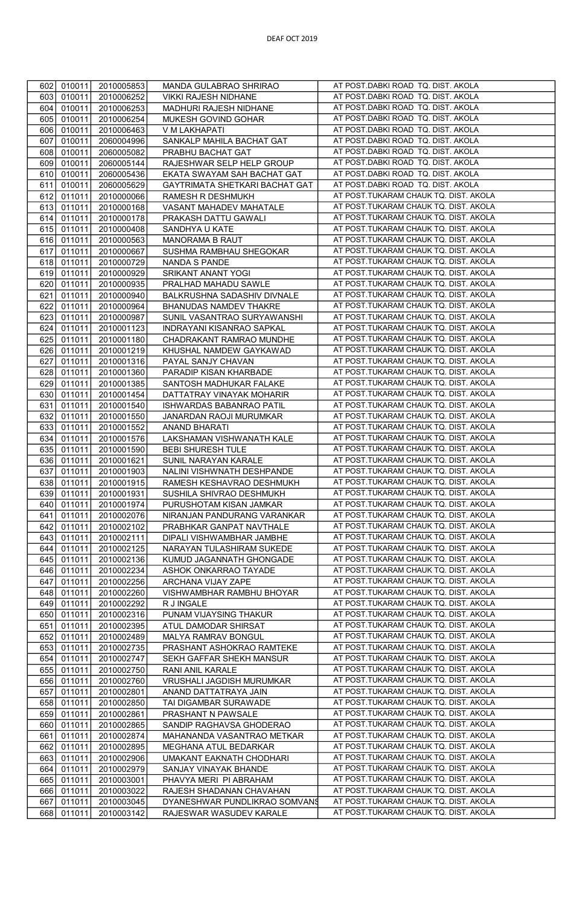DEAF OCT 2019

| | | | | |
|---|---|---|---|---|
| 602 | 010011 | 2010005853 | MANDA GULABRAO SHRIRAO | AT POST.DABKI ROAD TQ. DIST. AKOLA |
| 603 | 010011 | 2010006252 | VIKKI RAJESH NIDHANE | AT POST.DABKI ROAD TQ. DIST. AKOLA |
| 604 | 010011 | 2010006253 | MADHURI RAJESH NIDHANE | AT POST.DABKI ROAD TQ. DIST. AKOLA |
| 605 | 010011 | 2010006254 | MUKESH GOVIND GOHAR | AT POST.DABKI ROAD TQ. DIST. AKOLA |
| 606 | 010011 | 2010006463 | V M LAKHAPATI | AT POST.DABKI ROAD TQ. DIST. AKOLA |
| 607 | 010011 | 2060004996 | SANKALP MAHILA BACHAT GAT | AT POST.DABKI ROAD TQ. DIST. AKOLA |
| 608 | 010011 | 2060005082 | PRABHU BACHAT GAT | AT POST.DABKI ROAD TQ. DIST. AKOLA |
| 609 | 010011 | 2060005144 | RAJESHWAR SELP HELP GROUP | AT POST.DABKI ROAD TQ. DIST. AKOLA |
| 610 | 010011 | 2060005436 | EKATA SWAYAM SAH BACHAT GAT | AT POST.DABKI ROAD TQ. DIST. AKOLA |
| 611 | 010011 | 2060005629 | GAYTRIMATA SHETKARI BACHAT GAT | AT POST.DABKI ROAD TQ. DIST. AKOLA |
| 612 | 011011 | 2010000066 | RAMESH R DESHMUKH | AT POST.TUKARAM CHAUK TQ. DIST. AKOLA |
| 613 | 011011 | 2010000168 | VASANT MAHADEV MAHATALE | AT POST.TUKARAM CHAUK TQ. DIST. AKOLA |
| 614 | 011011 | 2010000178 | PRAKASH DATTU GAWALI | AT POST.TUKARAM CHAUK TQ. DIST. AKOLA |
| 615 | 011011 | 2010000408 | SANDHYA U KATE | AT POST.TUKARAM CHAUK TQ. DIST. AKOLA |
| 616 | 011011 | 2010000563 | MANORAMA B RAUT | AT POST.TUKARAM CHAUK TQ. DIST. AKOLA |
| 617 | 011011 | 2010000667 | SUSHMA RAMBHAU SHEGOKAR | AT POST.TUKARAM CHAUK TQ. DIST. AKOLA |
| 618 | 011011 | 2010000729 | NANDA S PANDE | AT POST.TUKARAM CHAUK TQ. DIST. AKOLA |
| 619 | 011011 | 2010000929 | SRIKANT ANANT YOGI | AT POST.TUKARAM CHAUK TQ. DIST. AKOLA |
| 620 | 011011 | 2010000935 | PRALHAD MAHADU SAWLE | AT POST.TUKARAM CHAUK TQ. DIST. AKOLA |
| 621 | 011011 | 2010000940 | BALKRUSHNA SADASHIV DIVNALE | AT POST.TUKARAM CHAUK TQ. DIST. AKOLA |
| 622 | 011011 | 2010000964 | BHANUDAS NAMDEV THAKRE | AT POST.TUKARAM CHAUK TQ. DIST. AKOLA |
| 623 | 011011 | 2010000987 | SUNIL VASANTRAO SURYAWANSHI | AT POST.TUKARAM CHAUK TQ. DIST. AKOLA |
| 624 | 011011 | 2010001123 | INDRAYANI KISANRAO SAPKAL | AT POST.TUKARAM CHAUK TQ. DIST. AKOLA |
| 625 | 011011 | 2010001180 | CHADRAKANT RAMRAO MUNDHE | AT POST.TUKARAM CHAUK TQ. DIST. AKOLA |
| 626 | 011011 | 2010001219 | KHUSHAL NAMDEW GAYKAWAD | AT POST.TUKARAM CHAUK TQ. DIST. AKOLA |
| 627 | 011011 | 2010001316 | PAYAL SANJY CHAVAN | AT POST.TUKARAM CHAUK TQ. DIST. AKOLA |
| 628 | 011011 | 2010001360 | PARADIP KISAN KHARBADE | AT POST.TUKARAM CHAUK TQ. DIST. AKOLA |
| 629 | 011011 | 2010001385 | SANTOSH MADHUKAR FALAKE | AT POST.TUKARAM CHAUK TQ. DIST. AKOLA |
| 630 | 011011 | 2010001454 | DATTATRAY VINAYAK MOHARIR | AT POST.TUKARAM CHAUK TQ. DIST. AKOLA |
| 631 | 011011 | 2010001540 | ISHWARDAS BABANRAO PATIL | AT POST.TUKARAM CHAUK TQ. DIST. AKOLA |
| 632 | 011011 | 2010001550 | JANARDAN RAOJI MURUMKAR | AT POST.TUKARAM CHAUK TQ. DIST. AKOLA |
| 633 | 011011 | 2010001552 | ANAND BHARATI | AT POST.TUKARAM CHAUK TQ. DIST. AKOLA |
| 634 | 011011 | 2010001576 | LAKSHAMAN VISHWANATH KALE | AT POST.TUKARAM CHAUK TQ. DIST. AKOLA |
| 635 | 011011 | 2010001590 | BEBI SHURESH TULE | AT POST.TUKARAM CHAUK TQ. DIST. AKOLA |
| 636 | 011011 | 2010001621 | SUNIL NARAYAN KARALE | AT POST.TUKARAM CHAUK TQ. DIST. AKOLA |
| 637 | 011011 | 2010001903 | NALINI VISHWNATH DESHPANDE | AT POST.TUKARAM CHAUK TQ. DIST. AKOLA |
| 638 | 011011 | 2010001915 | RAMESH KESHAVRAO DESHMUKH | AT POST.TUKARAM CHAUK TQ. DIST. AKOLA |
| 639 | 011011 | 2010001931 | SUSHILA SHIVRAO DESHMUKH | AT POST.TUKARAM CHAUK TQ. DIST. AKOLA |
| 640 | 011011 | 2010001974 | PURUSHOTAM KISAN JAMKAR | AT POST.TUKARAM CHAUK TQ. DIST. AKOLA |
| 641 | 011011 | 2010002076 | NIRANJAN PANDURANG VARANKAR | AT POST.TUKARAM CHAUK TQ. DIST. AKOLA |
| 642 | 011011 | 2010002102 | PRABHKAR GANPAT NAVTHALE | AT POST.TUKARAM CHAUK TQ. DIST. AKOLA |
| 643 | 011011 | 2010002111 | DIPALI VISHWAMBHAR JAMBHE | AT POST.TUKARAM CHAUK TQ. DIST. AKOLA |
| 644 | 011011 | 2010002125 | NARAYAN TULASHIRAM SUKEDE | AT POST.TUKARAM CHAUK TQ. DIST. AKOLA |
| 645 | 011011 | 2010002136 | KUMUD JAGANNATH GHONGADE | AT POST.TUKARAM CHAUK TQ. DIST. AKOLA |
| 646 | 011011 | 2010002234 | ASHOK ONKARRAO TAYADE | AT POST.TUKARAM CHAUK TQ. DIST. AKOLA |
| 647 | 011011 | 2010002256 | ARCHANA VIJAY ZAPE | AT POST.TUKARAM CHAUK TQ. DIST. AKOLA |
| 648 | 011011 | 2010002260 | VISHWAMBHAR RAMBHU BHOYAR | AT POST.TUKARAM CHAUK TQ. DIST. AKOLA |
| 649 | 011011 | 2010002292 | R J INGALE | AT POST.TUKARAM CHAUK TQ. DIST. AKOLA |
| 650 | 011011 | 2010002316 | PUNAM VIJAYSING THAKUR | AT POST.TUKARAM CHAUK TQ. DIST. AKOLA |
| 651 | 011011 | 2010002395 | ATUL DAMODAR SHIRSAT | AT POST.TUKARAM CHAUK TQ. DIST. AKOLA |
| 652 | 011011 | 2010002489 | MALYA RAMRAV BONGUL | AT POST.TUKARAM CHAUK TQ. DIST. AKOLA |
| 653 | 011011 | 2010002735 | PRASHANT ASHOKRAO RAMTEKE | AT POST.TUKARAM CHAUK TQ. DIST. AKOLA |
| 654 | 011011 | 2010002747 | SEKH GAFFAR SHEKH MANSUR | AT POST.TUKARAM CHAUK TQ. DIST. AKOLA |
| 655 | 011011 | 2010002750 | RANI ANIL KARALE | AT POST.TUKARAM CHAUK TQ. DIST. AKOLA |
| 656 | 011011 | 2010002760 | VRUSHALI JAGDISH MURUMKAR | AT POST.TUKARAM CHAUK TQ. DIST. AKOLA |
| 657 | 011011 | 2010002801 | ANAND DATTATRAYA JAIN | AT POST.TUKARAM CHAUK TQ. DIST. AKOLA |
| 658 | 011011 | 2010002850 | TAI DIGAMBAR SURAWADE | AT POST.TUKARAM CHAUK TQ. DIST. AKOLA |
| 659 | 011011 | 2010002861 | PRASHANT N PAWSALE | AT POST.TUKARAM CHAUK TQ. DIST. AKOLA |
| 660 | 011011 | 2010002865 | SANDIP RAGHAVSA GHODERAO | AT POST.TUKARAM CHAUK TQ. DIST. AKOLA |
| 661 | 011011 | 2010002874 | MAHANANDA VASANTRAO METKAR | AT POST.TUKARAM CHAUK TQ. DIST. AKOLA |
| 662 | 011011 | 2010002895 | MEGHANA ATUL BEDARKAR | AT POST.TUKARAM CHAUK TQ. DIST. AKOLA |
| 663 | 011011 | 2010002906 | UMAKANT EAKNATH CHODHARI | AT POST.TUKARAM CHAUK TQ. DIST. AKOLA |
| 664 | 011011 | 2010002979 | SANJAY VINAYAK BHANDE | AT POST.TUKARAM CHAUK TQ. DIST. AKOLA |
| 665 | 011011 | 2010003001 | PHAVYA MERI PI ABRAHAM | AT POST.TUKARAM CHAUK TQ. DIST. AKOLA |
| 666 | 011011 | 2010003022 | RAJESH SHADANAN CHAVAHAN | AT POST.TUKARAM CHAUK TQ. DIST. AKOLA |
| 667 | 011011 | 2010003045 | DYANESHWAR PUNDLIKRAO SOMVANS | AT POST.TUKARAM CHAUK TQ. DIST. AKOLA |
| 668 | 011011 | 2010003142 | RAJESWAR WASUDEV KARALE | AT POST.TUKARAM CHAUK TQ. DIST. AKOLA |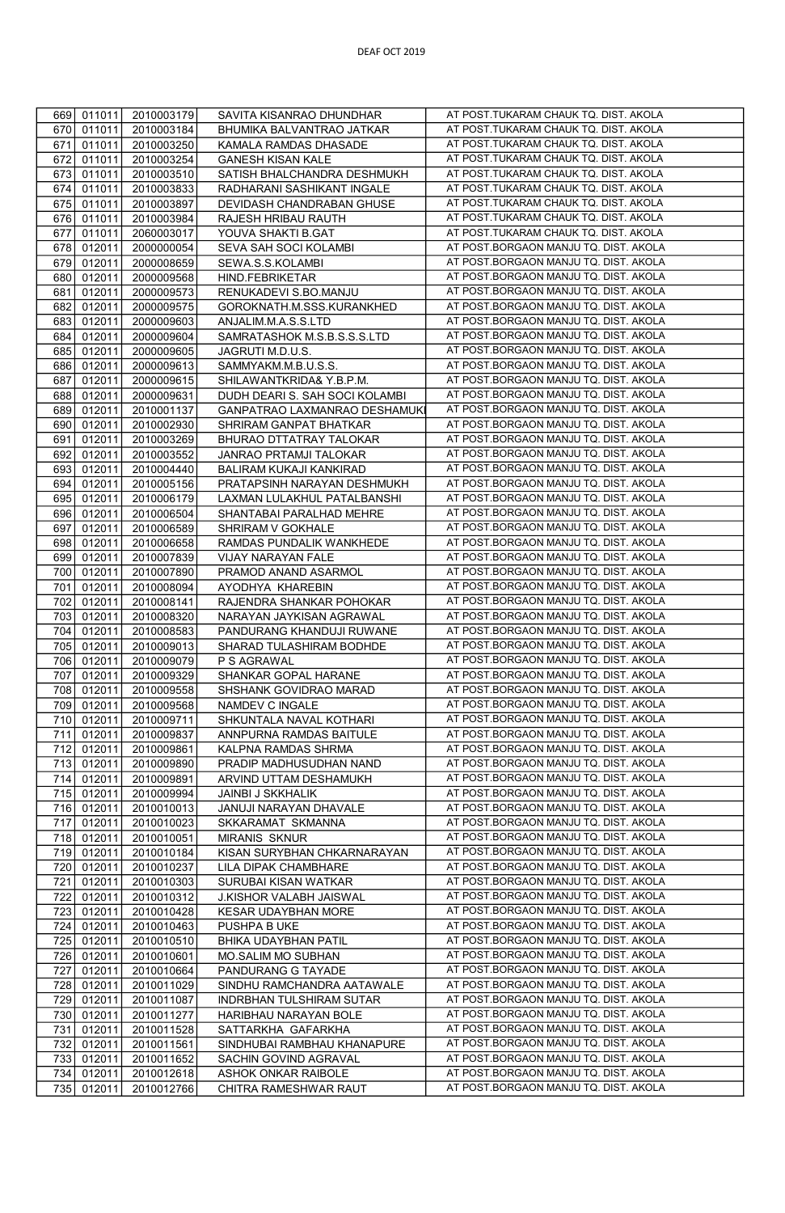DEAF OCT 2019

| | | | | |
|---|---|---|---|---|
| 669 | 011011 | 2010003179 | SAVITA KISANRAO DHUNDHAR | AT POST.TUKARAM CHAUK TQ. DIST. AKOLA |
| 670 | 011011 | 2010003184 | BHUMIKA BALVANTRAO JATKAR | AT POST.TUKARAM CHAUK TQ. DIST. AKOLA |
| 671 | 011011 | 2010003250 | KAMALA RAMDAS DHASADE | AT POST.TUKARAM CHAUK TQ. DIST. AKOLA |
| 672 | 011011 | 2010003254 | GANESH KISAN KALE | AT POST.TUKARAM CHAUK TQ. DIST. AKOLA |
| 673 | 011011 | 2010003510 | SATISH BHALCHANDRA DESHMUKH | AT POST.TUKARAM CHAUK TQ. DIST. AKOLA |
| 674 | 011011 | 2010003833 | RADHARANI SASHIKANT INGALE | AT POST.TUKARAM CHAUK TQ. DIST. AKOLA |
| 675 | 011011 | 2010003897 | DEVIDASH CHANDRABAN GHUSE | AT POST.TUKARAM CHAUK TQ. DIST. AKOLA |
| 676 | 011011 | 2010003984 | RAJESH HRIBAU RAUTH | AT POST.TUKARAM CHAUK TQ. DIST. AKOLA |
| 677 | 011011 | 2060003017 | YOUVA SHAKTI B.GAT | AT POST.TUKARAM CHAUK TQ. DIST. AKOLA |
| 678 | 012011 | 2000000054 | SEVA SAH SOCI KOLAMBI | AT POST.BORGAON MANJU TQ. DIST. AKOLA |
| 679 | 012011 | 2000008659 | SEWA.S.S.KOLAMBI | AT POST.BORGAON MANJU TQ. DIST. AKOLA |
| 680 | 012011 | 2000009568 | HIND.FEBRIKETAR | AT POST.BORGAON MANJU TQ. DIST. AKOLA |
| 681 | 012011 | 2000009573 | RENUKADEVI S.BO.MANJU | AT POST.BORGAON MANJU TQ. DIST. AKOLA |
| 682 | 012011 | 2000009575 | GOROKNATH.M.SSS.KURANKHED | AT POST.BORGAON MANJU TQ. DIST. AKOLA |
| 683 | 012011 | 2000009603 | ANJALIM.M.A.S.S.LTD | AT POST.BORGAON MANJU TQ. DIST. AKOLA |
| 684 | 012011 | 2000009604 | SAMRATASHOK M.S.B.S.S.S.LTD | AT POST.BORGAON MANJU TQ. DIST. AKOLA |
| 685 | 012011 | 2000009605 | JAGRUTI M.D.U.S. | AT POST.BORGAON MANJU TQ. DIST. AKOLA |
| 686 | 012011 | 2000009613 | SAMMYAKM.M.B.U.S.S. | AT POST.BORGAON MANJU TQ. DIST. AKOLA |
| 687 | 012011 | 2000009615 | SHILAWANTKRIDA& Y.B.P.M. | AT POST.BORGAON MANJU TQ. DIST. AKOLA |
| 688 | 012011 | 2000009631 | DUDH DEARI S. SAH SOCI KOLAMBI | AT POST.BORGAON MANJU TQ. DIST. AKOLA |
| 689 | 012011 | 2010001137 | GANPATRAO LAXMANRAO DESHAMUKI | AT POST.BORGAON MANJU TQ. DIST. AKOLA |
| 690 | 012011 | 2010002930 | SHRIRAM GANPAT BHATKAR | AT POST.BORGAON MANJU TQ. DIST. AKOLA |
| 691 | 012011 | 2010003269 | BHURAO DTTATRAY TALOKAR | AT POST.BORGAON MANJU TQ. DIST. AKOLA |
| 692 | 012011 | 2010003552 | JANRAO PRTAMJI TALOKAR | AT POST.BORGAON MANJU TQ. DIST. AKOLA |
| 693 | 012011 | 2010004440 | BALIRAM KUKAJI KANKIRAD | AT POST.BORGAON MANJU TQ. DIST. AKOLA |
| 694 | 012011 | 2010005156 | PRATAPSINH NARAYAN DESHMUKH | AT POST.BORGAON MANJU TQ. DIST. AKOLA |
| 695 | 012011 | 2010006179 | LAXMAN LULAKHUL PATALBANSHI | AT POST.BORGAON MANJU TQ. DIST. AKOLA |
| 696 | 012011 | 2010006504 | SHANTABAI PARALHAD MEHRE | AT POST.BORGAON MANJU TQ. DIST. AKOLA |
| 697 | 012011 | 2010006589 | SHRIRAM V GOKHALE | AT POST.BORGAON MANJU TQ. DIST. AKOLA |
| 698 | 012011 | 2010006658 | RAMDAS PUNDALIK WANKHEDE | AT POST.BORGAON MANJU TQ. DIST. AKOLA |
| 699 | 012011 | 2010007839 | VIJAY NARAYAN FALE | AT POST.BORGAON MANJU TQ. DIST. AKOLA |
| 700 | 012011 | 2010007890 | PRAMOD ANAND ASARMOL | AT POST.BORGAON MANJU TQ. DIST. AKOLA |
| 701 | 012011 | 2010008094 | AYODHYA KHAREBIN | AT POST.BORGAON MANJU TQ. DIST. AKOLA |
| 702 | 012011 | 2010008141 | RAJENDRA SHANKAR POHOKAR | AT POST.BORGAON MANJU TQ. DIST. AKOLA |
| 703 | 012011 | 2010008320 | NARAYAN JAYKISAN AGRAWAL | AT POST.BORGAON MANJU TQ. DIST. AKOLA |
| 704 | 012011 | 2010008583 | PANDURANG KHANDUJI RUWANE | AT POST.BORGAON MANJU TQ. DIST. AKOLA |
| 705 | 012011 | 2010009013 | SHARAD TULASHIRAM BODHDE | AT POST.BORGAON MANJU TQ. DIST. AKOLA |
| 706 | 012011 | 2010009079 | P S AGRAWAL | AT POST.BORGAON MANJU TQ. DIST. AKOLA |
| 707 | 012011 | 2010009329 | SHANKAR GOPAL HARANE | AT POST.BORGAON MANJU TQ. DIST. AKOLA |
| 708 | 012011 | 2010009558 | SHSHANK GOVIDRAO MARAD | AT POST.BORGAON MANJU TQ. DIST. AKOLA |
| 709 | 012011 | 2010009568 | NAMDEV C INGALE | AT POST.BORGAON MANJU TQ. DIST. AKOLA |
| 710 | 012011 | 2010009711 | SHKUNTALA NAVAL KOTHARI | AT POST.BORGAON MANJU TQ. DIST. AKOLA |
| 711 | 012011 | 2010009837 | ANNPURNA RAMDAS BAITULE | AT POST.BORGAON MANJU TQ. DIST. AKOLA |
| 712 | 012011 | 2010009861 | KALPNA RAMDAS SHRMA | AT POST.BORGAON MANJU TQ. DIST. AKOLA |
| 713 | 012011 | 2010009890 | PRADIP MADHUSUDHAN NAND | AT POST.BORGAON MANJU TQ. DIST. AKOLA |
| 714 | 012011 | 2010009891 | ARVIND UTTAM DESHAMUKH | AT POST.BORGAON MANJU TQ. DIST. AKOLA |
| 715 | 012011 | 2010009994 | JAINBI J SKKHALIK | AT POST.BORGAON MANJU TQ. DIST. AKOLA |
| 716 | 012011 | 2010010013 | JANUJI NARAYAN DHAVALE | AT POST.BORGAON MANJU TQ. DIST. AKOLA |
| 717 | 012011 | 2010010023 | SKKARAMAT SKMANNA | AT POST.BORGAON MANJU TQ. DIST. AKOLA |
| 718 | 012011 | 2010010051 | MIRANIS SKNUR | AT POST.BORGAON MANJU TQ. DIST. AKOLA |
| 719 | 012011 | 2010010184 | KISAN SURYBHAN CHKARNARAYAN | AT POST.BORGAON MANJU TQ. DIST. AKOLA |
| 720 | 012011 | 2010010237 | LILA DIPAK CHAMBHARE | AT POST.BORGAON MANJU TQ. DIST. AKOLA |
| 721 | 012011 | 2010010303 | SURUBAI KISAN WATKAR | AT POST.BORGAON MANJU TQ. DIST. AKOLA |
| 722 | 012011 | 2010010312 | J.KISHOR VALABH JAISWAL | AT POST.BORGAON MANJU TQ. DIST. AKOLA |
| 723 | 012011 | 2010010428 | KESAR UDAYBHAN MORE | AT POST.BORGAON MANJU TQ. DIST. AKOLA |
| 724 | 012011 | 2010010463 | PUSHPA B UKE | AT POST.BORGAON MANJU TQ. DIST. AKOLA |
| 725 | 012011 | 2010010510 | BHIKA UDAYBHAN PATIL | AT POST.BORGAON MANJU TQ. DIST. AKOLA |
| 726 | 012011 | 2010010601 | MO.SALIM MO SUBHAN | AT POST.BORGAON MANJU TQ. DIST. AKOLA |
| 727 | 012011 | 2010010664 | PANDURANG G TAYADE | AT POST.BORGAON MANJU TQ. DIST. AKOLA |
| 728 | 012011 | 2010011029 | SINDHU RAMCHANDRA AATAWALE | AT POST.BORGAON MANJU TQ. DIST. AKOLA |
| 729 | 012011 | 2010011087 | INDRBHAN TULSHIRAM SUTAR | AT POST.BORGAON MANJU TQ. DIST. AKOLA |
| 730 | 012011 | 2010011277 | HARIBHAU NARAYAN BOLE | AT POST.BORGAON MANJU TQ. DIST. AKOLA |
| 731 | 012011 | 2010011528 | SATTARKHA GAFARKHA | AT POST.BORGAON MANJU TQ. DIST. AKOLA |
| 732 | 012011 | 2010011561 | SINDHUBAI RAMBHAU KHANAPURE | AT POST.BORGAON MANJU TQ. DIST. AKOLA |
| 733 | 012011 | 2010011652 | SACHIN GOVIND AGRAVAL | AT POST.BORGAON MANJU TQ. DIST. AKOLA |
| 734 | 012011 | 2010012618 | ASHOK ONKAR RAIBOLE | AT POST.BORGAON MANJU TQ. DIST. AKOLA |
| 735 | 012011 | 2010012766 | CHITRA RAMESHWAR RAUT | AT POST.BORGAON MANJU TQ. DIST. AKOLA |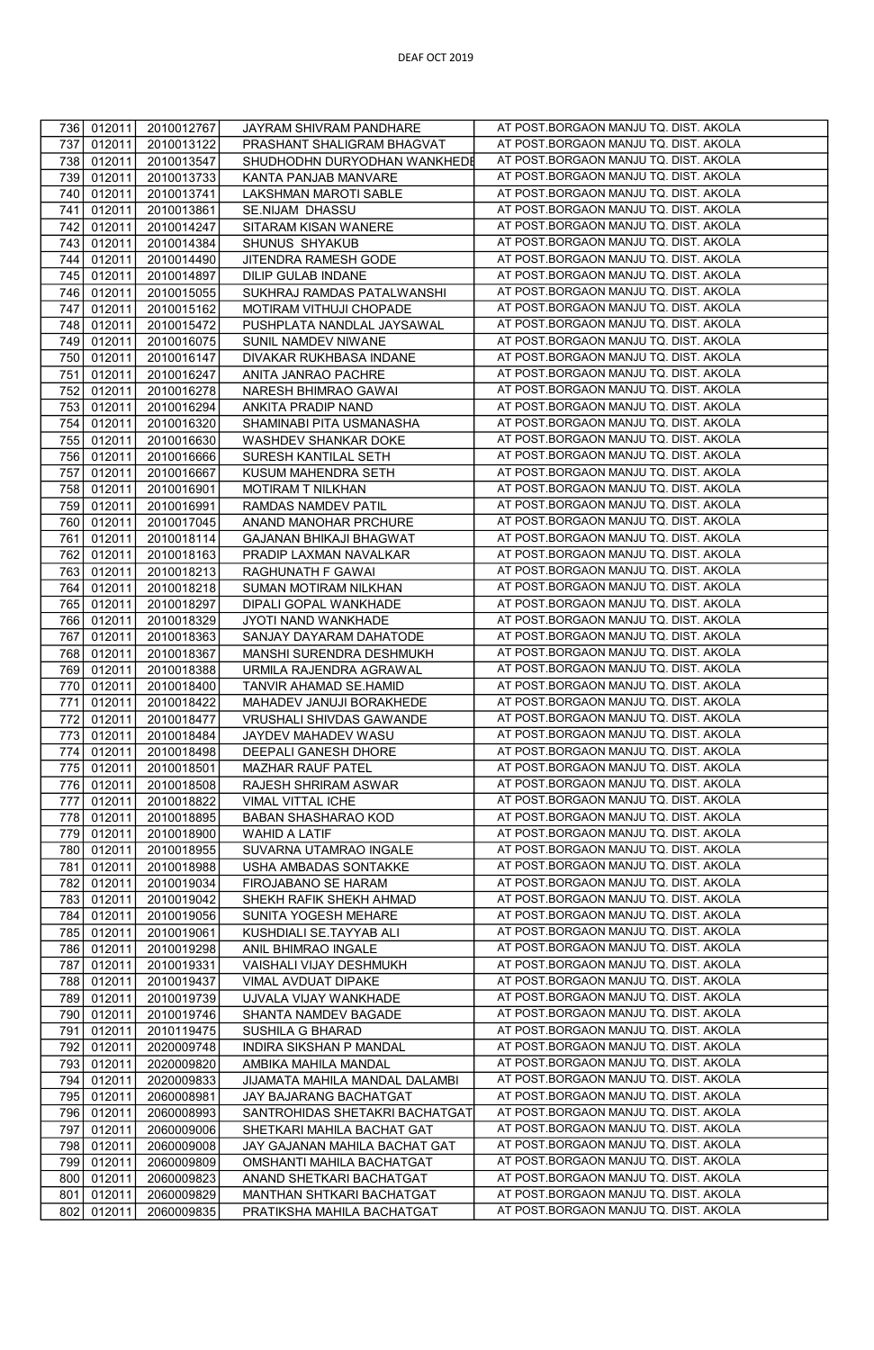DEAF OCT 2019

| | | | | |
|---|---|---|---|---|
| 736 | 012011 | 2010012767 | JAYRAM SHIVRAM PANDHARE | AT POST.BORGAON MANJU TQ. DIST. AKOLA |
| 737 | 012011 | 2010013122 | PRASHANT SHALIGRAM BHAGVAT | AT POST.BORGAON MANJU TQ. DIST. AKOLA |
| 738 | 012011 | 2010013547 | SHUDHODHN DURYODHAN WANKHEDE | AT POST.BORGAON MANJU TQ. DIST. AKOLA |
| 739 | 012011 | 2010013733 | KANTA PANJAB MANVARE | AT POST.BORGAON MANJU TQ. DIST. AKOLA |
| 740 | 012011 | 2010013741 | LAKSHMAN MAROTI SABLE | AT POST.BORGAON MANJU TQ. DIST. AKOLA |
| 741 | 012011 | 2010013861 | SE.NIJAM DHASSU | AT POST.BORGAON MANJU TQ. DIST. AKOLA |
| 742 | 012011 | 2010014247 | SITARAM KISAN WANERE | AT POST.BORGAON MANJU TQ. DIST. AKOLA |
| 743 | 012011 | 2010014384 | SHUNUS SHYAKUB | AT POST.BORGAON MANJU TQ. DIST. AKOLA |
| 744 | 012011 | 2010014490 | JITENDRA RAMESH GODE | AT POST.BORGAON MANJU TQ. DIST. AKOLA |
| 745 | 012011 | 2010014897 | DILIP GULAB INDANE | AT POST.BORGAON MANJU TQ. DIST. AKOLA |
| 746 | 012011 | 2010015055 | SUKHRAJ RAMDAS PATALWANSHI | AT POST.BORGAON MANJU TQ. DIST. AKOLA |
| 747 | 012011 | 2010015162 | MOTIRAM VITHUJI CHOPADE | AT POST.BORGAON MANJU TQ. DIST. AKOLA |
| 748 | 012011 | 2010015472 | PUSHPLATA NANDLAL JAYSAWAL | AT POST.BORGAON MANJU TQ. DIST. AKOLA |
| 749 | 012011 | 2010016075 | SUNIL NAMDEV NIWANE | AT POST.BORGAON MANJU TQ. DIST. AKOLA |
| 750 | 012011 | 2010016147 | DIVAKAR RUKHBASA INDANE | AT POST.BORGAON MANJU TQ. DIST. AKOLA |
| 751 | 012011 | 2010016247 | ANITA JANRAO PACHRE | AT POST.BORGAON MANJU TQ. DIST. AKOLA |
| 752 | 012011 | 2010016278 | NARESH BHIMRAO GAWAI | AT POST.BORGAON MANJU TQ. DIST. AKOLA |
| 753 | 012011 | 2010016294 | ANKITA PRADIP NAND | AT POST.BORGAON MANJU TQ. DIST. AKOLA |
| 754 | 012011 | 2010016320 | SHAMINABI PITA USMANASHA | AT POST.BORGAON MANJU TQ. DIST. AKOLA |
| 755 | 012011 | 2010016630 | WASHDEV SHANKAR DOKE | AT POST.BORGAON MANJU TQ. DIST. AKOLA |
| 756 | 012011 | 2010016666 | SURESH KANTILAL SETH | AT POST.BORGAON MANJU TQ. DIST. AKOLA |
| 757 | 012011 | 2010016667 | KUSUM MAHENDRA SETH | AT POST.BORGAON MANJU TQ. DIST. AKOLA |
| 758 | 012011 | 2010016901 | MOTIRAM T NILKHAN | AT POST.BORGAON MANJU TQ. DIST. AKOLA |
| 759 | 012011 | 2010016991 | RAMDAS NAMDEV PATIL | AT POST.BORGAON MANJU TQ. DIST. AKOLA |
| 760 | 012011 | 2010017045 | ANAND MANOHAR PRCHURE | AT POST.BORGAON MANJU TQ. DIST. AKOLA |
| 761 | 012011 | 2010018114 | GAJANAN BHIKAJI BHAGWAT | AT POST.BORGAON MANJU TQ. DIST. AKOLA |
| 762 | 012011 | 2010018163 | PRADIP LAXMAN NAVALKAR | AT POST.BORGAON MANJU TQ. DIST. AKOLA |
| 763 | 012011 | 2010018213 | RAGHUNATH F GAWAI | AT POST.BORGAON MANJU TQ. DIST. AKOLA |
| 764 | 012011 | 2010018218 | SUMAN MOTIRAM NILKHAN | AT POST.BORGAON MANJU TQ. DIST. AKOLA |
| 765 | 012011 | 2010018297 | DIPALI GOPAL WANKHADE | AT POST.BORGAON MANJU TQ. DIST. AKOLA |
| 766 | 012011 | 2010018329 | JYOTI NAND WANKHADE | AT POST.BORGAON MANJU TQ. DIST. AKOLA |
| 767 | 012011 | 2010018363 | SANJAY DAYARAM DAHATODE | AT POST.BORGAON MANJU TQ. DIST. AKOLA |
| 768 | 012011 | 2010018367 | MANSHI SURENDRA DESHMUKH | AT POST.BORGAON MANJU TQ. DIST. AKOLA |
| 769 | 012011 | 2010018388 | URMILA RAJENDRA AGRAWAL | AT POST.BORGAON MANJU TQ. DIST. AKOLA |
| 770 | 012011 | 2010018400 | TANVIR AHAMAD SE.HAMID | AT POST.BORGAON MANJU TQ. DIST. AKOLA |
| 771 | 012011 | 2010018422 | MAHADEV JANUJI BORAKHEDE | AT POST.BORGAON MANJU TQ. DIST. AKOLA |
| 772 | 012011 | 2010018477 | VRUSHALI SHIVDAS GAWANDE | AT POST.BORGAON MANJU TQ. DIST. AKOLA |
| 773 | 012011 | 2010018484 | JAYDEV MAHADEV WASU | AT POST.BORGAON MANJU TQ. DIST. AKOLA |
| 774 | 012011 | 2010018498 | DEEPALI GANESH DHORE | AT POST.BORGAON MANJU TQ. DIST. AKOLA |
| 775 | 012011 | 2010018501 | MAZHAR RAUF PATEL | AT POST.BORGAON MANJU TQ. DIST. AKOLA |
| 776 | 012011 | 2010018508 | RAJESH SHRIRAM ASWAR | AT POST.BORGAON MANJU TQ. DIST. AKOLA |
| 777 | 012011 | 2010018822 | VIMAL VITTAL ICHE | AT POST.BORGAON MANJU TQ. DIST. AKOLA |
| 778 | 012011 | 2010018895 | BABAN SHASHARAO KOD | AT POST.BORGAON MANJU TQ. DIST. AKOLA |
| 779 | 012011 | 2010018900 | WAHID A LATIF | AT POST.BORGAON MANJU TQ. DIST. AKOLA |
| 780 | 012011 | 2010018955 | SUVARNA UTAMRAO INGALE | AT POST.BORGAON MANJU TQ. DIST. AKOLA |
| 781 | 012011 | 2010018988 | USHA AMBADAS SONTAKKE | AT POST.BORGAON MANJU TQ. DIST. AKOLA |
| 782 | 012011 | 2010019034 | FIROJABANO SE HARAM | AT POST.BORGAON MANJU TQ. DIST. AKOLA |
| 783 | 012011 | 2010019042 | SHEKH RAFIK SHEKH AHMAD | AT POST.BORGAON MANJU TQ. DIST. AKOLA |
| 784 | 012011 | 2010019056 | SUNITA YOGESH MEHARE | AT POST.BORGAON MANJU TQ. DIST. AKOLA |
| 785 | 012011 | 2010019061 | KUSHDIALI SE.TAYYAB ALI | AT POST.BORGAON MANJU TQ. DIST. AKOLA |
| 786 | 012011 | 2010019298 | ANIL BHIMRAO INGALE | AT POST.BORGAON MANJU TQ. DIST. AKOLA |
| 787 | 012011 | 2010019331 | VAISHALI VIJAY DESHMUKH | AT POST.BORGAON MANJU TQ. DIST. AKOLA |
| 788 | 012011 | 2010019437 | VIMAL AVDUAT DIPAKE | AT POST.BORGAON MANJU TQ. DIST. AKOLA |
| 789 | 012011 | 2010019739 | UJVALA VIJAY WANKHADE | AT POST.BORGAON MANJU TQ. DIST. AKOLA |
| 790 | 012011 | 2010019746 | SHANTA NAMDEV BAGADE | AT POST.BORGAON MANJU TQ. DIST. AKOLA |
| 791 | 012011 | 2010119475 | SUSHILA G BHARAD | AT POST.BORGAON MANJU TQ. DIST. AKOLA |
| 792 | 012011 | 2020009748 | INDIRA SIKSHAN P MANDAL | AT POST.BORGAON MANJU TQ. DIST. AKOLA |
| 793 | 012011 | 2020009820 | AMBIKA MAHILA MANDAL | AT POST.BORGAON MANJU TQ. DIST. AKOLA |
| 794 | 012011 | 2020009833 | JIJAMATA MAHILA MANDAL DALAMBI | AT POST.BORGAON MANJU TQ. DIST. AKOLA |
| 795 | 012011 | 2060008981 | JAY BAJARANG BACHATGAT | AT POST.BORGAON MANJU TQ. DIST. AKOLA |
| 796 | 012011 | 2060008993 | SANTROHIDAS SHETAKRI BACHATGAT | AT POST.BORGAON MANJU TQ. DIST. AKOLA |
| 797 | 012011 | 2060009006 | SHETKARI MAHILA BACHAT GAT | AT POST.BORGAON MANJU TQ. DIST. AKOLA |
| 798 | 012011 | 2060009008 | JAY GAJANAN MAHILA BACHAT GAT | AT POST.BORGAON MANJU TQ. DIST. AKOLA |
| 799 | 012011 | 2060009809 | OMSHANTI MAHILA BACHATGAT | AT POST.BORGAON MANJU TQ. DIST. AKOLA |
| 800 | 012011 | 2060009823 | ANAND SHETKARI BACHATGAT | AT POST.BORGAON MANJU TQ. DIST. AKOLA |
| 801 | 012011 | 2060009829 | MANTHAN SHTKARI BACHATGAT | AT POST.BORGAON MANJU TQ. DIST. AKOLA |
| 802 | 012011 | 2060009835 | PRATIKSHA MAHILA BACHATGAT | AT POST.BORGAON MANJU TQ. DIST. AKOLA |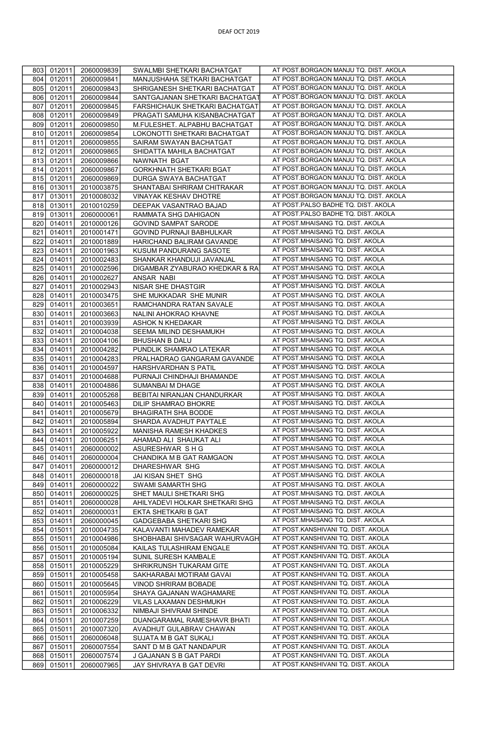DEAF OCT 2019

| | | | | |
|---|---|---|---|---|
| 803 | 012011 | 2060009839 | SWALMBI SHETKARI BACHATGAT | AT POST.BORGAON MANJU TQ. DIST. AKOLA |
| 804 | 012011 | 2060009841 | MANJUSHAHA SETKARI BACHATGAT | AT POST.BORGAON MANJU TQ. DIST. AKOLA |
| 805 | 012011 | 2060009843 | SHRIGANESH SHETKARI BACHATGAT | AT POST.BORGAON MANJU TQ. DIST. AKOLA |
| 806 | 012011 | 2060009844 | SANTGAJANAN SHETKARI BACHATGAT | AT POST.BORGAON MANJU TQ. DIST. AKOLA |
| 807 | 012011 | 2060009845 | FARSHICHAUK SHETKARI BACHATGAT | AT POST.BORGAON MANJU TQ. DIST. AKOLA |
| 808 | 012011 | 2060009849 | PRAGATI SAMUHA KISANBACHATGAT | AT POST.BORGAON MANJU TQ. DIST. AKOLA |
| 809 | 012011 | 2060009850 | M.FULESHET. ALPABHU BACHATGAT | AT POST.BORGAON MANJU TQ. DIST. AKOLA |
| 810 | 012011 | 2060009854 | LOKONOTTI SHETKARI BACHATGAT | AT POST.BORGAON MANJU TQ. DIST. AKOLA |
| 811 | 012011 | 2060009855 | SAIRAM SWAYAN BACHATGAT | AT POST.BORGAON MANJU TQ. DIST. AKOLA |
| 812 | 012011 | 2060009865 | SHIDATTA MAHILA BACHATGAT | AT POST.BORGAON MANJU TQ. DIST. AKOLA |
| 813 | 012011 | 2060009866 | NAWNATH BGAT | AT POST.BORGAON MANJU TQ. DIST. AKOLA |
| 814 | 012011 | 2060009867 | GORKHNATH SHETKARI BGAT | AT POST.BORGAON MANJU TQ. DIST. AKOLA |
| 815 | 012011 | 2060009869 | DURGA SWAYA BACHATGAT | AT POST.BORGAON MANJU TQ. DIST. AKOLA |
| 816 | 013011 | 2010003875 | SHANTABAI SHRIRAM CHITRAKAR | AT POST.BORGAON MANJU TQ. DIST. AKOLA |
| 817 | 013011 | 2010008032 | VINAYAK KESHAV DHOTRE | AT POST.BORGAON MANJU TQ. DIST. AKOLA |
| 818 | 013011 | 2010010259 | DEEPAK VASANTRAO BAJAD | AT POST.PALSO BADHE TQ. DIST. AKOLA |
| 819 | 013011 | 2060000061 | RAMMATA SHG DAHIGAON | AT POST.PALSO BADHE TQ. DIST. AKOLA |
| 820 | 014011 | 2010000126 | GOVIND SAMPAT SARODE | AT POST.MHAISANG TQ. DIST. AKOLA |
| 821 | 014011 | 2010001471 | GOVIND PURNAJI BABHULKAR | AT POST.MHAISANG TQ. DIST. AKOLA |
| 822 | 014011 | 2010001889 | HARICHAND BALIRAM GAVANDE | AT POST.MHAISANG TQ. DIST. AKOLA |
| 823 | 014011 | 2010001963 | KUSUM PANDURANG SASOTE | AT POST.MHAISANG TQ. DIST. AKOLA |
| 824 | 014011 | 2010002483 | SHANKAR KHANDUJI JAVANJAL | AT POST.MHAISANG TQ. DIST. AKOLA |
| 825 | 014011 | 2010002596 | DIGAMBAR ZYABURAO KHEDKAR & RA | AT POST.MHAISANG TQ. DIST. AKOLA |
| 826 | 014011 | 2010002627 | ANSAR NABI | AT POST.MHAISANG TQ. DIST. AKOLA |
| 827 | 014011 | 2010002943 | NISAR SHE DHASTGIR | AT POST.MHAISANG TQ. DIST. AKOLA |
| 828 | 014011 | 2010003475 | SHE MUKKADAR SHE MUNIR | AT POST.MHAISANG TQ. DIST. AKOLA |
| 829 | 014011 | 2010003651 | RAMCHANDRA RATAN SAVALE | AT POST.MHAISANG TQ. DIST. AKOLA |
| 830 | 014011 | 2010003663 | NALINI AHOKRAO KHAVNE | AT POST.MHAISANG TQ. DIST. AKOLA |
| 831 | 014011 | 2010003939 | ASHOK N KHEDAKAR | AT POST.MHAISANG TQ. DIST. AKOLA |
| 832 | 014011 | 2010004038 | SEEMA MILIND DESHAMUKH | AT POST.MHAISANG TQ. DIST. AKOLA |
| 833 | 014011 | 2010004106 | BHUSHAN B DALU | AT POST.MHAISANG TQ. DIST. AKOLA |
| 834 | 014011 | 2010004282 | PUNDLIK SHAMRAO LATEKAR | AT POST.MHAISANG TQ. DIST. AKOLA |
| 835 | 014011 | 2010004283 | PRALHADRAO GANGARAM GAVANDE | AT POST.MHAISANG TQ. DIST. AKOLA |
| 836 | 014011 | 2010004597 | HARSHVARDHAN S PATIL | AT POST.MHAISANG TQ. DIST. AKOLA |
| 837 | 014011 | 2010004688 | PURNAJI CHINDHAJI BHAMANDE | AT POST.MHAISANG TQ. DIST. AKOLA |
| 838 | 014011 | 2010004886 | SUMANBAI M DHAGE | AT POST.MHAISANG TQ. DIST. AKOLA |
| 839 | 014011 | 2010005268 | BEBITAI NIRANJAN CHANDURKAR | AT POST.MHAISANG TQ. DIST. AKOLA |
| 840 | 014011 | 2010005463 | DILIP SHAMRAO BHOKRE | AT POST.MHAISANG TQ. DIST. AKOLA |
| 841 | 014011 | 2010005679 | BHAGIRATH SHA BODDE | AT POST.MHAISANG TQ. DIST. AKOLA |
| 842 | 014011 | 2010005894 | SHARDA AVADHUT PAYTALE | AT POST.MHAISANG TQ. DIST. AKOLA |
| 843 | 014011 | 2010005922 | MANISHA RAMESH KHADKES | AT POST.MHAISANG TQ. DIST. AKOLA |
| 844 | 014011 | 2010006251 | AHAMAD ALI SHAUKAT ALI | AT POST.MHAISANG TQ. DIST. AKOLA |
| 845 | 014011 | 2060000002 | ASURESHWAR S H G | AT POST.MHAISANG TQ. DIST. AKOLA |
| 846 | 014011 | 2060000004 | CHANDIKA M B GAT RAMGAON | AT POST.MHAISANG TQ. DIST. AKOLA |
| 847 | 014011 | 2060000012 | DHARESHWAR SHG | AT POST.MHAISANG TQ. DIST. AKOLA |
| 848 | 014011 | 2060000018 | JAI KISAN SHET SHG | AT POST.MHAISANG TQ. DIST. AKOLA |
| 849 | 014011 | 2060000022 | SWAMI SAMARTH SHG | AT POST.MHAISANG TQ. DIST. AKOLA |
| 850 | 014011 | 2060000025 | SHET MAULI SHETKARI SHG | AT POST.MHAISANG TQ. DIST. AKOLA |
| 851 | 014011 | 2060000028 | AHILYADEVI HOLKAR SHETKARI SHG | AT POST.MHAISANG TQ. DIST. AKOLA |
| 852 | 014011 | 2060000031 | EKTA SHETKARI B GAT | AT POST.MHAISANG TQ. DIST. AKOLA |
| 853 | 014011 | 2060000045 | GADGEBABA SHETKARI SHG | AT POST.MHAISANG TQ. DIST. AKOLA |
| 854 | 015011 | 2010004735 | KALAVANTI MAHADEV RAMEKAR | AT POST.KANSHIVANI TQ. DIST. AKOLA |
| 855 | 015011 | 2010004986 | SHOBHABAI SHIVSAGAR WAHURVAGH | AT POST.KANSHIVANI TQ. DIST. AKOLA |
| 856 | 015011 | 2010005084 | KAILAS TULASHIRAM ENGALE | AT POST.KANSHIVANI TQ. DIST. AKOLA |
| 857 | 015011 | 2010005194 | SUNIL SURESH KAMBALE | AT POST.KANSHIVANI TQ. DIST. AKOLA |
| 858 | 015011 | 2010005229 | SHRIKRUNSH TUKARAM GITE | AT POST.KANSHIVANI TQ. DIST. AKOLA |
| 859 | 015011 | 2010005458 | SAKHARABAI MOTIRAM GAVAI | AT POST.KANSHIVANI TQ. DIST. AKOLA |
| 860 | 015011 | 2010005645 | VINOD SHRIRAM BOBADE | AT POST.KANSHIVANI TQ. DIST. AKOLA |
| 861 | 015011 | 2010005954 | SHAYA GAJANAN WAGHAMARE | AT POST.KANSHIVANI TQ. DIST. AKOLA |
| 862 | 015011 | 2010006229 | VILAS LAXAMAN DESHMUKH | AT POST.KANSHIVANI TQ. DIST. AKOLA |
| 863 | 015011 | 2010006332 | NIMBAJI SHIVRAM SHINDE | AT POST.KANSHIVANI TQ. DIST. AKOLA |
| 864 | 015011 | 2010007259 | DUANGARAMAL RAMESHAVR BHATI | AT POST.KANSHIVANI TQ. DIST. AKOLA |
| 865 | 015011 | 2010007320 | AVADHUT GULABRAV CHAWAN | AT POST.KANSHIVANI TQ. DIST. AKOLA |
| 866 | 015011 | 2060006048 | SUJATA M B GAT SUKALI | AT POST.KANSHIVANI TQ. DIST. AKOLA |
| 867 | 015011 | 2060007554 | SANT D M B GAT NANDAPUR | AT POST.KANSHIVANI TQ. DIST. AKOLA |
| 868 | 015011 | 2060007574 | J GAJANAN S B GAT PARDI | AT POST.KANSHIVANI TQ. DIST. AKOLA |
| 869 | 015011 | 2060007965 | JAY SHIVRAYA B GAT DEVRI | AT POST.KANSHIVANI TQ. DIST. AKOLA |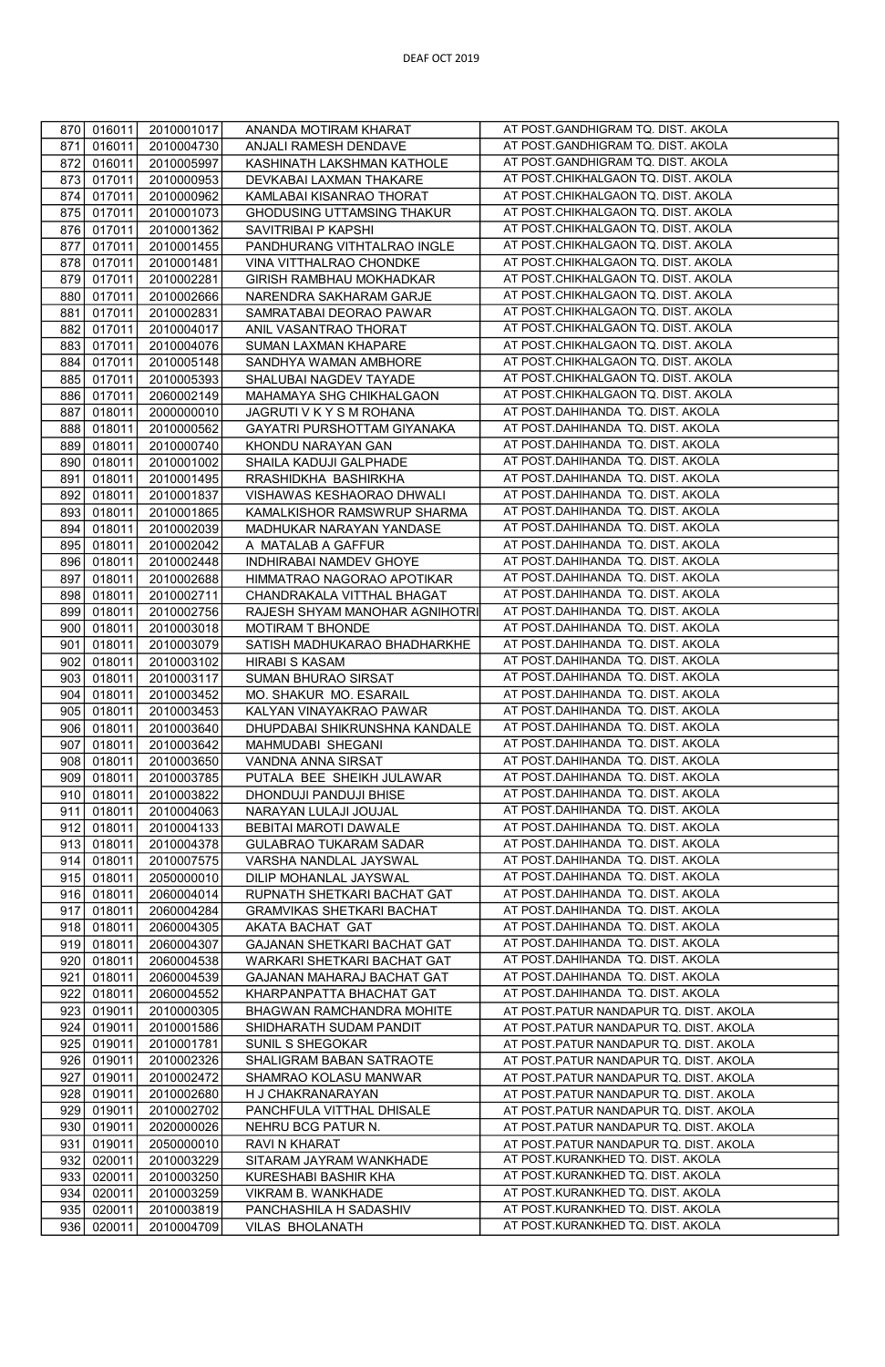DEAF OCT 2019

| | | | | |
|---|---|---|---|---|
| 870 | 016011 | 2010001017 | ANANDA MOTIRAM KHARAT | AT POST.GANDHIGRAM TQ. DIST. AKOLA |
| 871 | 016011 | 2010004730 | ANJALI RAMESH DENDAVE | AT POST.GANDHIGRAM TQ. DIST. AKOLA |
| 872 | 016011 | 2010005997 | KASHINATH LAKSHMAN KATHOLE | AT POST.GANDHIGRAM TQ. DIST. AKOLA |
| 873 | 017011 | 2010000953 | DEVKABAI LAXMAN THAKARE | AT POST.CHIKHALGAON TQ. DIST. AKOLA |
| 874 | 017011 | 2010000962 | KAMLABAI KISANRAO THORAT | AT POST.CHIKHALGAON TQ. DIST. AKOLA |
| 875 | 017011 | 2010001073 | GHODUSING UTTAMSING THAKUR | AT POST.CHIKHALGAON TQ. DIST. AKOLA |
| 876 | 017011 | 2010001362 | SAVITRIBAI P KAPSHI | AT POST.CHIKHALGAON TQ. DIST. AKOLA |
| 877 | 017011 | 2010001455 | PANDHURANG VITHTALRAO INGLE | AT POST.CHIKHALGAON TQ. DIST. AKOLA |
| 878 | 017011 | 2010001481 | VINA VITTHALRAO CHONDKE | AT POST.CHIKHALGAON TQ. DIST. AKOLA |
| 879 | 017011 | 2010002281 | GIRISH RAMBHAU MOKHADKAR | AT POST.CHIKHALGAON TQ. DIST. AKOLA |
| 880 | 017011 | 2010002666 | NARENDRA SAKHARAM GARJE | AT POST.CHIKHALGAON TQ. DIST. AKOLA |
| 881 | 017011 | 2010002831 | SAMRATABAI DEORAO PAWAR | AT POST.CHIKHALGAON TQ. DIST. AKOLA |
| 882 | 017011 | 2010004017 | ANIL VASANTRAO THORAT | AT POST.CHIKHALGAON TQ. DIST. AKOLA |
| 883 | 017011 | 2010004076 | SUMAN LAXMAN KHAPARE | AT POST.CHIKHALGAON TQ. DIST. AKOLA |
| 884 | 017011 | 2010005148 | SANDHYA WAMAN AMBHORE | AT POST.CHIKHALGAON TQ. DIST. AKOLA |
| 885 | 017011 | 2010005393 | SHALUBAI NAGDEV TAYADE | AT POST.CHIKHALGAON TQ. DIST. AKOLA |
| 886 | 017011 | 2060002149 | MAHAMAYA SHG CHIKHALGAON | AT POST.CHIKHALGAON TQ. DIST. AKOLA |
| 887 | 018011 | 2000000010 | JAGRUTI V K Y S M ROHANA | AT POST.DAHIHANDA TQ. DIST. AKOLA |
| 888 | 018011 | 2010000562 | GAYATRI PURSHOTTAM GIYANAKA | AT POST.DAHIHANDA TQ. DIST. AKOLA |
| 889 | 018011 | 2010000740 | KHONDU NARAYAN GAN | AT POST.DAHIHANDA TQ. DIST. AKOLA |
| 890 | 018011 | 2010001002 | SHAILA KADUJI GALPHADE | AT POST.DAHIHANDA TQ. DIST. AKOLA |
| 891 | 018011 | 2010001495 | RRASHIDKHA BASHIRKHA | AT POST.DAHIHANDA TQ. DIST. AKOLA |
| 892 | 018011 | 2010001837 | VISHAWAS KESHAORAO DHWALI | AT POST.DAHIHANDA TQ. DIST. AKOLA |
| 893 | 018011 | 2010001865 | KAMALKISHOR RAMSWRUP SHARMA | AT POST.DAHIHANDA TQ. DIST. AKOLA |
| 894 | 018011 | 2010002039 | MADHUKAR NARAYAN YANDASE | AT POST.DAHIHANDA TQ. DIST. AKOLA |
| 895 | 018011 | 2010002042 | A MATALAB A GAFFUR | AT POST.DAHIHANDA TQ. DIST. AKOLA |
| 896 | 018011 | 2010002448 | INDHIRABAI NAMDEV GHOYE | AT POST.DAHIHANDA TQ. DIST. AKOLA |
| 897 | 018011 | 2010002688 | HIMMATRAO NAGORAO APOTIKAR | AT POST.DAHIHANDA TQ. DIST. AKOLA |
| 898 | 018011 | 2010002711 | CHANDRAKALA VITTHAL BHAGAT | AT POST.DAHIHANDA TQ. DIST. AKOLA |
| 899 | 018011 | 2010002756 | RAJESH SHYAM MANOHAR AGNIHOTRI | AT POST.DAHIHANDA TQ. DIST. AKOLA |
| 900 | 018011 | 2010003018 | MOTIRAM T BHONDE | AT POST.DAHIHANDA TQ. DIST. AKOLA |
| 901 | 018011 | 2010003079 | SATISH MADHUKARAO BHADHARKHE | AT POST.DAHIHANDA TQ. DIST. AKOLA |
| 902 | 018011 | 2010003102 | HIRABI S KASAM | AT POST.DAHIHANDA TQ. DIST. AKOLA |
| 903 | 018011 | 2010003117 | SUMAN BHURAO SIRSAT | AT POST.DAHIHANDA TQ. DIST. AKOLA |
| 904 | 018011 | 2010003452 | MO. SHAKUR MO. ESARAIL | AT POST.DAHIHANDA TQ. DIST. AKOLA |
| 905 | 018011 | 2010003453 | KALYAN VINAYAKRAO PAWAR | AT POST.DAHIHANDA TQ. DIST. AKOLA |
| 906 | 018011 | 2010003640 | DHUPDABAI SHIKRUNSHNA KANDALE | AT POST.DAHIHANDA TQ. DIST. AKOLA |
| 907 | 018011 | 2010003642 | MAHMUDABI SHEGANI | AT POST.DAHIHANDA TQ. DIST. AKOLA |
| 908 | 018011 | 2010003650 | VANDNA ANNA SIRSAT | AT POST.DAHIHANDA TQ. DIST. AKOLA |
| 909 | 018011 | 2010003785 | PUTALA BEE SHEIKH JULAWAR | AT POST.DAHIHANDA TQ. DIST. AKOLA |
| 910 | 018011 | 2010003822 | DHONDUJI PANDUJI BHISE | AT POST.DAHIHANDA TQ. DIST. AKOLA |
| 911 | 018011 | 2010004063 | NARAYAN LULAJI JOUJAL | AT POST.DAHIHANDA TQ. DIST. AKOLA |
| 912 | 018011 | 2010004133 | BEBITAI MAROTI DAWALE | AT POST.DAHIHANDA TQ. DIST. AKOLA |
| 913 | 018011 | 2010004378 | GULABRAO TUKARAM SADAR | AT POST.DAHIHANDA TQ. DIST. AKOLA |
| 914 | 018011 | 2010007575 | VARSHA NANDLAL JAYSWAL | AT POST.DAHIHANDA TQ. DIST. AKOLA |
| 915 | 018011 | 2050000010 | DILIP MOHANLAL JAYSWAL | AT POST.DAHIHANDA TQ. DIST. AKOLA |
| 916 | 018011 | 2060004014 | RUPNATH SHETKARI BACHAT GAT | AT POST.DAHIHANDA TQ. DIST. AKOLA |
| 917 | 018011 | 2060004284 | GRAMVIKAS SHETKARI BACHAT | AT POST.DAHIHANDA TQ. DIST. AKOLA |
| 918 | 018011 | 2060004305 | AKATA BACHAT GAT | AT POST.DAHIHANDA TQ. DIST. AKOLA |
| 919 | 018011 | 2060004307 | GAJANAN SHETKARI BACHAT GAT | AT POST.DAHIHANDA TQ. DIST. AKOLA |
| 920 | 018011 | 2060004538 | WARKARI SHETKARI BACHAT GAT | AT POST.DAHIHANDA TQ. DIST. AKOLA |
| 921 | 018011 | 2060004539 | GAJANAN MAHARAJ BACHAT GAT | AT POST.DAHIHANDA TQ. DIST. AKOLA |
| 922 | 018011 | 2060004552 | KHARPANPATTA BHACHAT GAT | AT POST.DAHIHANDA TQ. DIST. AKOLA |
| 923 | 019011 | 2010000305 | BHAGWAN RAMCHANDRA MOHITE | AT POST.PATUR NANDAPUR TQ. DIST. AKOLA |
| 924 | 019011 | 2010001586 | SHIDHARATH SUDAM PANDIT | AT POST.PATUR NANDAPUR TQ. DIST. AKOLA |
| 925 | 019011 | 2010001781 | SUNIL S SHEGOKAR | AT POST.PATUR NANDAPUR TQ. DIST. AKOLA |
| 926 | 019011 | 2010002326 | SHALIGRAM BABAN SATRAOTE | AT POST.PATUR NANDAPUR TQ. DIST. AKOLA |
| 927 | 019011 | 2010002472 | SHAMRAO KOLASU MANWAR | AT POST.PATUR NANDAPUR TQ. DIST. AKOLA |
| 928 | 019011 | 2010002680 | H J CHAKRANARAYAN | AT POST.PATUR NANDAPUR TQ. DIST. AKOLA |
| 929 | 019011 | 2010002702 | PANCHFULA VITTHAL DHISALE | AT POST.PATUR NANDAPUR TQ. DIST. AKOLA |
| 930 | 019011 | 2020000026 | NEHRU BCG PATUR N. | AT POST.PATUR NANDAPUR TQ. DIST. AKOLA |
| 931 | 019011 | 2050000010 | RAVI N KHARAT | AT POST.PATUR NANDAPUR TQ. DIST. AKOLA |
| 932 | 020011 | 2010003229 | SITARAM JAYRAM WANKHADE | AT POST.KURANKHED TQ. DIST. AKOLA |
| 933 | 020011 | 2010003250 | KURESHABI BASHIR KHA | AT POST.KURANKHED TQ. DIST. AKOLA |
| 934 | 020011 | 2010003259 | VIKRAM B. WANKHADE | AT POST.KURANKHED TQ. DIST. AKOLA |
| 935 | 020011 | 2010003819 | PANCHASHILA H SADASHIV | AT POST.KURANKHED TQ. DIST. AKOLA |
| 936 | 020011 | 2010004709 | VILAS BHOLANATH | AT POST.KURANKHED TQ. DIST. AKOLA |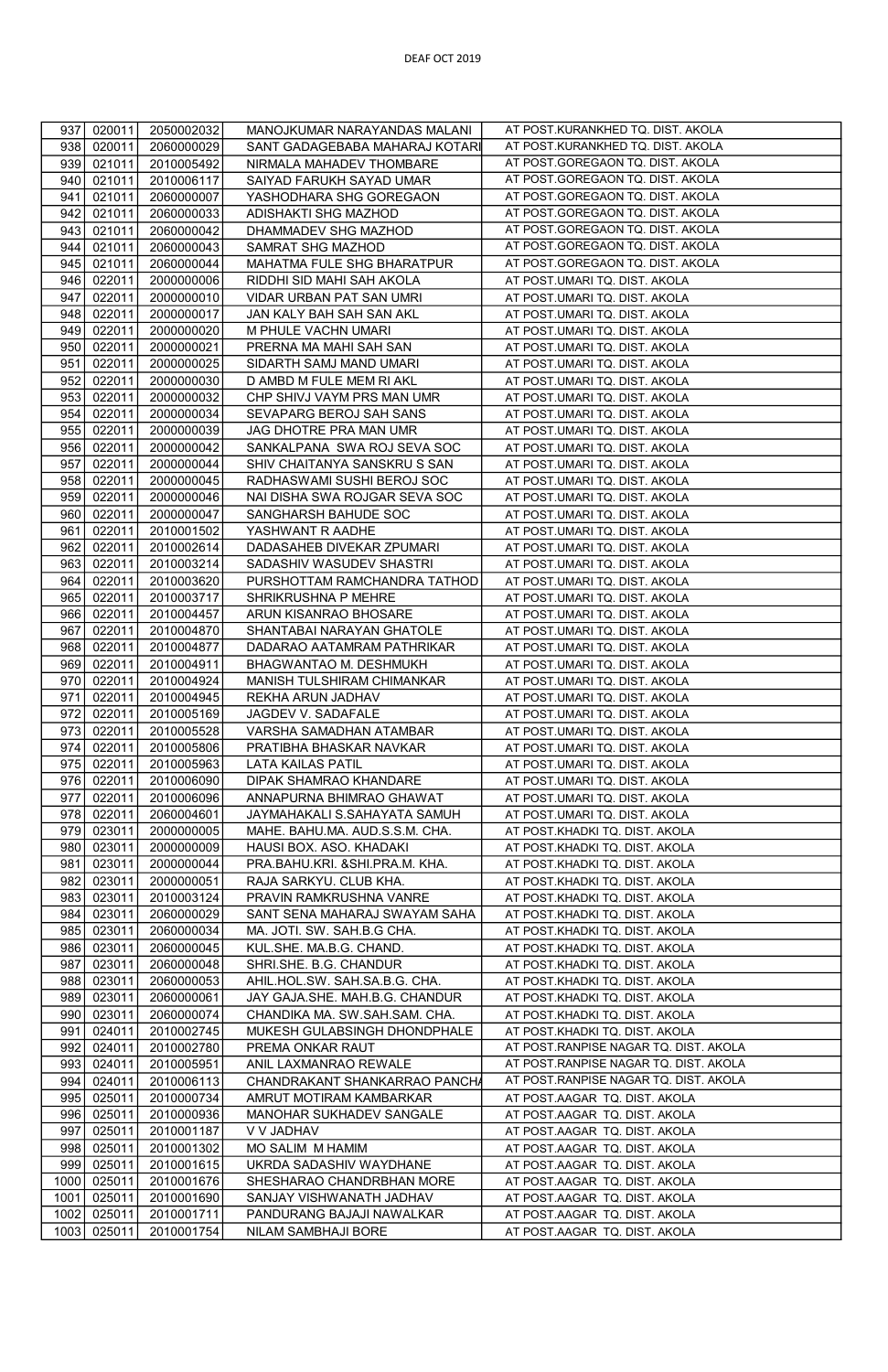DEAF OCT 2019

| | | | | |
|---|---|---|---|---|
| 937 | 020011 | 2050002032 | MANOJKUMAR NARAYANDAS MALANI | AT POST.KURANKHED TQ. DIST. AKOLA |
| 938 | 020011 | 2060000029 | SANT GADAGEBABA MAHARAJ KOTARI | AT POST.KURANKHED TQ. DIST. AKOLA |
| 939 | 021011 | 2010005492 | NIRMALA MAHADEV THOMBARE | AT POST.GOREGAON TQ. DIST. AKOLA |
| 940 | 021011 | 2010006117 | SAIYAD FARUKH SAYAD UMAR | AT POST.GOREGAON TQ. DIST. AKOLA |
| 941 | 021011 | 2060000007 | YASHODHARA SHG GOREGAON | AT POST.GOREGAON TQ. DIST. AKOLA |
| 942 | 021011 | 2060000033 | ADISHAKTI SHG MAZHOD | AT POST.GOREGAON TQ. DIST. AKOLA |
| 943 | 021011 | 2060000042 | DHAMMADEV SHG MAZHOD | AT POST.GOREGAON TQ. DIST. AKOLA |
| 944 | 021011 | 2060000043 | SAMRAT SHG MAZHOD | AT POST.GOREGAON TQ. DIST. AKOLA |
| 945 | 021011 | 2060000044 | MAHATMA FULE SHG BHARATPUR | AT POST.GOREGAON TQ. DIST. AKOLA |
| 946 | 022011 | 2000000006 | RIDDHI SID MAHI SAH AKOLA | AT POST.UMARI TQ. DIST. AKOLA |
| 947 | 022011 | 2000000010 | VIDAR URBAN PAT SAN UMRI | AT POST.UMARI TQ. DIST. AKOLA |
| 948 | 022011 | 2000000017 | JAN KALY BAH SAH SAN AKL | AT POST.UMARI TQ. DIST. AKOLA |
| 949 | 022011 | 2000000020 | M PHULE VACHN UMARI | AT POST.UMARI TQ. DIST. AKOLA |
| 950 | 022011 | 2000000021 | PRERNA MA MAHI SAH SAN | AT POST.UMARI TQ. DIST. AKOLA |
| 951 | 022011 | 2000000025 | SIDARTH SAMJ MAND UMARI | AT POST.UMARI TQ. DIST. AKOLA |
| 952 | 022011 | 2000000030 | D AMBD M FULE MEM RI AKL | AT POST.UMARI TQ. DIST. AKOLA |
| 953 | 022011 | 2000000032 | CHP SHIVJ VAYM PRS MAN UMR | AT POST.UMARI TQ. DIST. AKOLA |
| 954 | 022011 | 2000000034 | SEVAPARG BEROJ SAH SANS | AT POST.UMARI TQ. DIST. AKOLA |
| 955 | 022011 | 2000000039 | JAG DHOTRE PRA MAN UMR | AT POST.UMARI TQ. DIST. AKOLA |
| 956 | 022011 | 2000000042 | SANKALPANA SWA ROJ SEVA SOC | AT POST.UMARI TQ. DIST. AKOLA |
| 957 | 022011 | 2000000044 | SHIV CHAITANYA SANSKRU S SAN | AT POST.UMARI TQ. DIST. AKOLA |
| 958 | 022011 | 2000000045 | RADHASWAMI SUSHI BEROJ SOC | AT POST.UMARI TQ. DIST. AKOLA |
| 959 | 022011 | 2000000046 | NAI DISHA SWA ROJGAR SEVA SOC | AT POST.UMARI TQ. DIST. AKOLA |
| 960 | 022011 | 2000000047 | SANGHARSH BAHUDE SOC | AT POST.UMARI TQ. DIST. AKOLA |
| 961 | 022011 | 2010001502 | YASHWANT R AADHE | AT POST.UMARI TQ. DIST. AKOLA |
| 962 | 022011 | 2010002614 | DADASAHEB DIVEKAR ZPUMARI | AT POST.UMARI TQ. DIST. AKOLA |
| 963 | 022011 | 2010003214 | SADASHIV WASUDEV SHASTRI | AT POST.UMARI TQ. DIST. AKOLA |
| 964 | 022011 | 2010003620 | PURSHOTTAM RAMCHANDRA TATHOD | AT POST.UMARI TQ. DIST. AKOLA |
| 965 | 022011 | 2010003717 | SHRIKRUSHNA P MEHRE | AT POST.UMARI TQ. DIST. AKOLA |
| 966 | 022011 | 2010004457 | ARUN KISANRAO BHOSARE | AT POST.UMARI TQ. DIST. AKOLA |
| 967 | 022011 | 2010004870 | SHANTABAI NARAYAN GHATOLE | AT POST.UMARI TQ. DIST. AKOLA |
| 968 | 022011 | 2010004877 | DADARAO AATAMRAM PATHRIKAR | AT POST.UMARI TQ. DIST. AKOLA |
| 969 | 022011 | 2010004911 | BHAGWANTAO M. DESHMUKH | AT POST.UMARI TQ. DIST. AKOLA |
| 970 | 022011 | 2010004924 | MANISH TULSHIRAM CHIMANKAR | AT POST.UMARI TQ. DIST. AKOLA |
| 971 | 022011 | 2010004945 | REKHA ARUN JADHAV | AT POST.UMARI TQ. DIST. AKOLA |
| 972 | 022011 | 2010005169 | JAGDEV V. SADAFALE | AT POST.UMARI TQ. DIST. AKOLA |
| 973 | 022011 | 2010005528 | VARSHA SAMADHAN ATAMBAR | AT POST.UMARI TQ. DIST. AKOLA |
| 974 | 022011 | 2010005806 | PRATIBHA BHASKAR NAVKAR | AT POST.UMARI TQ. DIST. AKOLA |
| 975 | 022011 | 2010005963 | LATA KAILAS PATIL | AT POST.UMARI TQ. DIST. AKOLA |
| 976 | 022011 | 2010006090 | DIPAK SHAMRAO KHANDARE | AT POST.UMARI TQ. DIST. AKOLA |
| 977 | 022011 | 2010006096 | ANNAPURNA BHIMRAO GHAWAT | AT POST.UMARI TQ. DIST. AKOLA |
| 978 | 022011 | 2060004601 | JAYMAHAKALI S.SAHAYATA SAMUH | AT POST.UMARI TQ. DIST. AKOLA |
| 979 | 023011 | 2000000005 | MAHE. BAHU.MA. AUD.S.S.M. CHA. | AT POST.KHADKI TQ. DIST. AKOLA |
| 980 | 023011 | 2000000009 | HAUSI BOX. ASO. KHADAKI | AT POST.KHADKI TQ. DIST. AKOLA |
| 981 | 023011 | 2000000044 | PRA.BAHU.KRI. &SHI.PRA.M. KHA. | AT POST.KHADKI TQ. DIST. AKOLA |
| 982 | 023011 | 2000000051 | RAJA SARKYU. CLUB KHA. | AT POST.KHADKI TQ. DIST. AKOLA |
| 983 | 023011 | 2010003124 | PRAVIN RAMKRUSHNA VANRE | AT POST.KHADKI TQ. DIST. AKOLA |
| 984 | 023011 | 2060000029 | SANT SENA MAHARAJ SWAYAM SAHA | AT POST.KHADKI TQ. DIST. AKOLA |
| 985 | 023011 | 2060000034 | MA. JOTI. SW. SAH.B.G CHA. | AT POST.KHADKI TQ. DIST. AKOLA |
| 986 | 023011 | 2060000045 | KUL.SHE. MA.B.G. CHAND. | AT POST.KHADKI TQ. DIST. AKOLA |
| 987 | 023011 | 2060000048 | SHRI.SHE. B.G. CHANDUR | AT POST.KHADKI TQ. DIST. AKOLA |
| 988 | 023011 | 2060000053 | AHIL.HOL.SW. SAH.SA.B.G. CHA. | AT POST.KHADKI TQ. DIST. AKOLA |
| 989 | 023011 | 2060000061 | JAY GAJA.SHE. MAH.B.G. CHANDUR | AT POST.KHADKI TQ. DIST. AKOLA |
| 990 | 023011 | 2060000074 | CHANDIKA MA. SW.SAH.SAM. CHA. | AT POST.KHADKI TQ. DIST. AKOLA |
| 991 | 024011 | 2010002745 | MUKESH GULABSINGH DHONDPHALE | AT POST.KHADKI TQ. DIST. AKOLA |
| 992 | 024011 | 2010002780 | PREMA ONKAR RAUT | AT POST.RANPISE NAGAR TQ. DIST. AKOLA |
| 993 | 024011 | 2010005951 | ANIL LAXMANRAO REWALE | AT POST.RANPISE NAGAR TQ. DIST. AKOLA |
| 994 | 024011 | 2010006113 | CHANDRAKANT SHANKARRAO PANCHA | AT POST.RANPISE NAGAR TQ. DIST. AKOLA |
| 995 | 025011 | 2010000734 | AMRUT MOTIRAM KAMBARKAR | AT POST.AAGAR TQ. DIST. AKOLA |
| 996 | 025011 | 2010000936 | MANOHAR SUKHADEV SANGALE | AT POST.AAGAR TQ. DIST. AKOLA |
| 997 | 025011 | 2010001187 | V V JADHAV | AT POST.AAGAR TQ. DIST. AKOLA |
| 998 | 025011 | 2010001302 | MO SALIM M HAMIM | AT POST.AAGAR TQ. DIST. AKOLA |
| 999 | 025011 | 2010001615 | UKRDA SADASHIV WAYDHANE | AT POST.AAGAR TQ. DIST. AKOLA |
| 1000 | 025011 | 2010001676 | SHESHARAO CHANDRBHAN MORE | AT POST.AAGAR TQ. DIST. AKOLA |
| 1001 | 025011 | 2010001690 | SANJAY VISHWANATH JADHAV | AT POST.AAGAR TQ. DIST. AKOLA |
| 1002 | 025011 | 2010001711 | PANDURANG BAJAJI NAWALKAR | AT POST.AAGAR TQ. DIST. AKOLA |
| 1003 | 025011 | 2010001754 | NILAM SAMBHAJI BORE | AT POST.AAGAR TQ. DIST. AKOLA |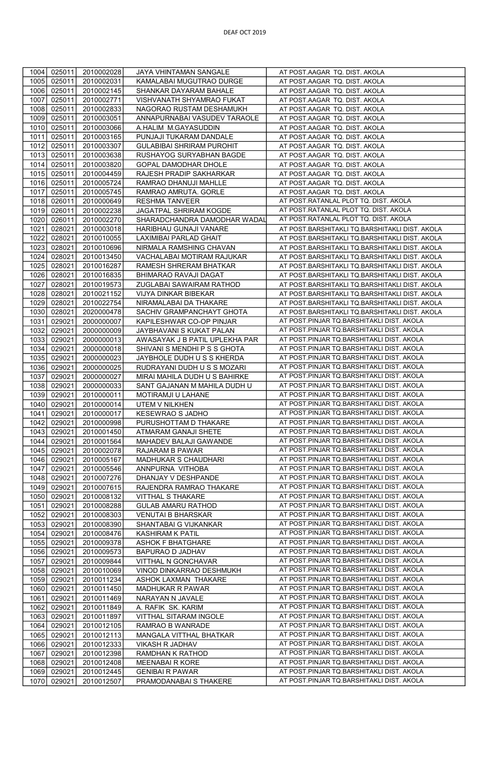| 1004 | 025011 | 2010002028 | JAYA VHINTAMAN SANGALE | AT POST.AAGAR TQ. DIST. AKOLA |
|---|---|---|---|---|
| 1005 | 025011 | 2010002031 | KAMALABAI MUGUTRAO DURGE | AT POST.AAGAR TQ. DIST. AKOLA |
| 1006 | 025011 | 2010002145 | SHANKAR DAYARAM BAHALE | AT POST.AAGAR TQ. DIST. AKOLA |
| 1007 | 025011 | 2010002771 | VISHVANATH SHYAMRAO FUKAT | AT POST.AAGAR TQ. DIST. AKOLA |
| 1008 | 025011 | 2010002833 | NAGORAO RUSTAM DESHAMUKH | AT POST.AAGAR TQ. DIST. AKOLA |
| 1009 | 025011 | 2010003051 | ANNAPURNABAI VASUDEV TARAOLE | AT POST.AAGAR TQ. DIST. AKOLA |
| 1010 | 025011 | 2010003066 | A.HALIM M.GAYASUDDIN | AT POST.AAGAR TQ. DIST. AKOLA |
| 1011 | 025011 | 2010003165 | PUNJAJI TUKARAM DANDALE | AT POST.AAGAR TQ. DIST. AKOLA |
| 1012 | 025011 | 2010003307 | GULABIBAI SHRIRAM PUROHIT | AT POST.AAGAR TQ. DIST. AKOLA |
| 1013 | 025011 | 2010003638 | RUSHAYOG SURYABHAN BAGDE | AT POST.AAGAR TQ. DIST. AKOLA |
| 1014 | 025011 | 2010003820 | GOPAL DAMODHAR DHOLE | AT POST.AAGAR TQ. DIST. AKOLA |
| 1015 | 025011 | 2010004459 | RAJESH PRADIP SAKHARKAR | AT POST.AAGAR TQ. DIST. AKOLA |
| 1016 | 025011 | 2010005724 | RAMRAO DHANUJI MAHLLE | AT POST.AAGAR TQ. DIST. AKOLA |
| 1017 | 025011 | 2010005745 | RAMRAO AMRUTA. GORLE | AT POST.AAGAR TQ. DIST. AKOLA |
| 1018 | 026011 | 2010000649 | RESHMA TANVEER | AT POST.RATANLAL PLOT TQ. DIST. AKOLA |
| 1019 | 026011 | 2010002238 | JAGATPAL SHRIRAM KOGDE | AT POST.RATANLAL PLOT TQ. DIST. AKOLA |
| 1020 | 026011 | 2010002270 | SHARADCHANDRA DAMODHAR WADAL | AT POST.RATANLAL PLOT TQ. DIST. AKOLA |
| 1021 | 028021 | 2010003018 | HARIBHAU GUNAJI VANARE | AT POST.BARSHITAKLI TQ.BARSHITAKLI DIST. AKOLA |
| 1022 | 028021 | 2010010055 | LAXIMIBAI PARLAD GHAIT | AT POST.BARSHITAKLI TQ.BARSHITAKLI DIST. AKOLA |
| 1023 | 028021 | 2010010696 | NIRMALA RAMSHING CHAVAN | AT POST.BARSHITAKLI TQ.BARSHITAKLI DIST. AKOLA |
| 1024 | 028021 | 2010013450 | VACHALABAI MOTIRAM RAJUKAR | AT POST.BARSHITAKLI TQ.BARSHITAKLI DIST. AKOLA |
| 1025 | 028021 | 2010016287 | RAMESH SHRERAM BHATKAR | AT POST.BARSHITAKLI TQ.BARSHITAKLI DIST. AKOLA |
| 1026 | 028021 | 2010016835 | BHIMARAO RAVAJI DAGAT | AT POST.BARSHITAKLI TQ.BARSHITAKLI DIST. AKOLA |
| 1027 | 028021 | 2010019573 | ZUGLABAI SAWAIRAM RATHOD | AT POST.BARSHITAKLI TQ.BARSHITAKLI DIST. AKOLA |
| 1028 | 028021 | 2010021152 | VIJYA DINKAR BIBEKAR | AT POST.BARSHITAKLI TQ.BARSHITAKLI DIST. AKOLA |
| 1029 | 028021 | 2010022754 | NIRAMALABAI DA THAKARE | AT POST.BARSHITAKLI TQ.BARSHITAKLI DIST. AKOLA |
| 1030 | 028021 | 2020000478 | SACHIV GRAMPANCHAYT GHOTA | AT POST.BARSHITAKLI TQ.BARSHITAKLI DIST. AKOLA |
| 1031 | 029021 | 2000000007 | KAPILESHWAR CO-OP PINJAR | AT POST.PINJAR TQ.BARSHITAKLI DIST. AKOLA |
| 1032 | 029021 | 2000000009 | JAYBHAVANI S KUKAT PALAN | AT POST.PINJAR TQ.BARSHITAKLI DIST. AKOLA |
| 1033 | 029021 | 2000000013 | AWASAYAK J B PATIL UPLEKHA PAR | AT POST.PINJAR TQ.BARSHITAKLI DIST. AKOLA |
| 1034 | 029021 | 2000000018 | SHIVANI S MENDHI P S S GHOTA | AT POST.PINJAR TQ.BARSHITAKLI DIST. AKOLA |
| 1035 | 029021 | 2000000023 | JAYBHOLE DUDH U S S KHERDA | AT POST.PINJAR TQ.BARSHITAKLI DIST. AKOLA |
| 1036 | 029021 | 2000000025 | RUDRAYANI DUDH U S S MOZARI | AT POST.PINJAR TQ.BARSHITAKLI DIST. AKOLA |
| 1037 | 029021 | 2000000027 | MIRAI MAHILA DUDH U S BAHIRKE | AT POST.PINJAR TQ.BARSHITAKLI DIST. AKOLA |
| 1038 | 029021 | 2000000033 | SANT GAJANAN M MAHILA DUDH U | AT POST.PINJAR TQ.BARSHITAKLI DIST. AKOLA |
| 1039 | 029021 | 2010000011 | MOTIRAMJI U LAHANE | AT POST.PINJAR TQ.BARSHITAKLI DIST. AKOLA |
| 1040 | 029021 | 2010000014 | UTEM V NILKHEN | AT POST.PINJAR TQ.BARSHITAKLI DIST. AKOLA |
| 1041 | 029021 | 2010000017 | KESEWRAO S JADHO | AT POST.PINJAR TQ.BARSHITAKLI DIST. AKOLA |
| 1042 | 029021 | 2010000998 | PURUSHOTTAM D THAKARE | AT POST.PINJAR TQ.BARSHITAKLI DIST. AKOLA |
| 1043 | 029021 | 2010001450 | ATMARAM GANAJI SHETE | AT POST.PINJAR TQ.BARSHITAKLI DIST. AKOLA |
| 1044 | 029021 | 2010001564 | MAHADEV BALAJI GAWANDE | AT POST.PINJAR TQ.BARSHITAKLI DIST. AKOLA |
| 1045 | 029021 | 2010002078 | RAJARAM B PAWAR | AT POST.PINJAR TQ.BARSHITAKLI DIST. AKOLA |
| 1046 | 029021 | 2010005167 | MADHUKAR S CHAUDHARI | AT POST.PINJAR TQ.BARSHITAKLI DIST. AKOLA |
| 1047 | 029021 | 2010005546 | ANNPURNA VITHOBA | AT POST.PINJAR TQ.BARSHITAKLI DIST. AKOLA |
| 1048 | 029021 | 2010007276 | DHANJAY V DESHPANDE | AT POST.PINJAR TQ.BARSHITAKLI DIST. AKOLA |
| 1049 | 029021 | 2010007615 | RAJENDRA RAMRAO THAKARE | AT POST.PINJAR TQ.BARSHITAKLI DIST. AKOLA |
| 1050 | 029021 | 2010008132 | VITTHAL S THAKARE | AT POST.PINJAR TQ.BARSHITAKLI DIST. AKOLA |
| 1051 | 029021 | 2010008288 | GULAB AMARU RATHOD | AT POST.PINJAR TQ.BARSHITAKLI DIST. AKOLA |
| 1052 | 029021 | 2010008303 | VENUTAI B BHARSKAR | AT POST.PINJAR TQ.BARSHITAKLI DIST. AKOLA |
| 1053 | 029021 | 2010008390 | SHANTABAI G VIJKANKAR | AT POST.PINJAR TQ.BARSHITAKLI DIST. AKOLA |
| 1054 | 029021 | 2010008476 | KASHIRAM K PATIL | AT POST.PINJAR TQ.BARSHITAKLI DIST. AKOLA |
| 1055 | 029021 | 2010009378 | ASHOK F BHATGHARE | AT POST.PINJAR TQ.BARSHITAKLI DIST. AKOLA |
| 1056 | 029021 | 2010009573 | BAPURAO D JADHAV | AT POST.PINJAR TQ.BARSHITAKLI DIST. AKOLA |
| 1057 | 029021 | 2010009844 | VITTHAL N GONCHAVAR | AT POST.PINJAR TQ.BARSHITAKLI DIST. AKOLA |
| 1058 | 029021 | 2010010069 | VINOD DINKARRAO DESHMUKH | AT POST.PINJAR TQ.BARSHITAKLI DIST. AKOLA |
| 1059 | 029021 | 2010011234 | ASHOK LAXMAN THAKARE | AT POST.PINJAR TQ.BARSHITAKLI DIST. AKOLA |
| 1060 | 029021 | 2010011450 | MADHUKAR R PAWAR | AT POST.PINJAR TQ.BARSHITAKLI DIST. AKOLA |
| 1061 | 029021 | 2010011469 | NARAYAN N JAVALE | AT POST.PINJAR TQ.BARSHITAKLI DIST. AKOLA |
| 1062 | 029021 | 2010011849 | A. RAFIK SK. KARIM | AT POST.PINJAR TQ.BARSHITAKLI DIST. AKOLA |
| 1063 | 029021 | 2010011897 | VITTHAL SITARAM INGOLE | AT POST.PINJAR TQ.BARSHITAKLI DIST. AKOLA |
| 1064 | 029021 | 2010012105 | RAMRAO B WANRADE | AT POST.PINJAR TQ.BARSHITAKLI DIST. AKOLA |
| 1065 | 029021 | 2010012113 | MANGALA VITTHAL BHATKAR | AT POST.PINJAR TQ.BARSHITAKLI DIST. AKOLA |
| 1066 | 029021 | 2010012333 | VIKASH R JADHAV | AT POST.PINJAR TQ.BARSHITAKLI DIST. AKOLA |
| 1067 | 029021 | 2010012398 | RAMDHAN K RATHOD | AT POST.PINJAR TQ.BARSHITAKLI DIST. AKOLA |
| 1068 | 029021 | 2010012408 | MEENABAI R KORE | AT POST.PINJAR TQ.BARSHITAKLI DIST. AKOLA |
| 1069 | 029021 | 2010012445 | GENIBAI R PAWAR | AT POST.PINJAR TQ.BARSHITAKLI DIST. AKOLA |
| 1070 | 029021 | 2010012507 | PRAMODANABAI S THAKERE | AT POST.PINJAR TQ.BARSHITAKLI DIST. AKOLA |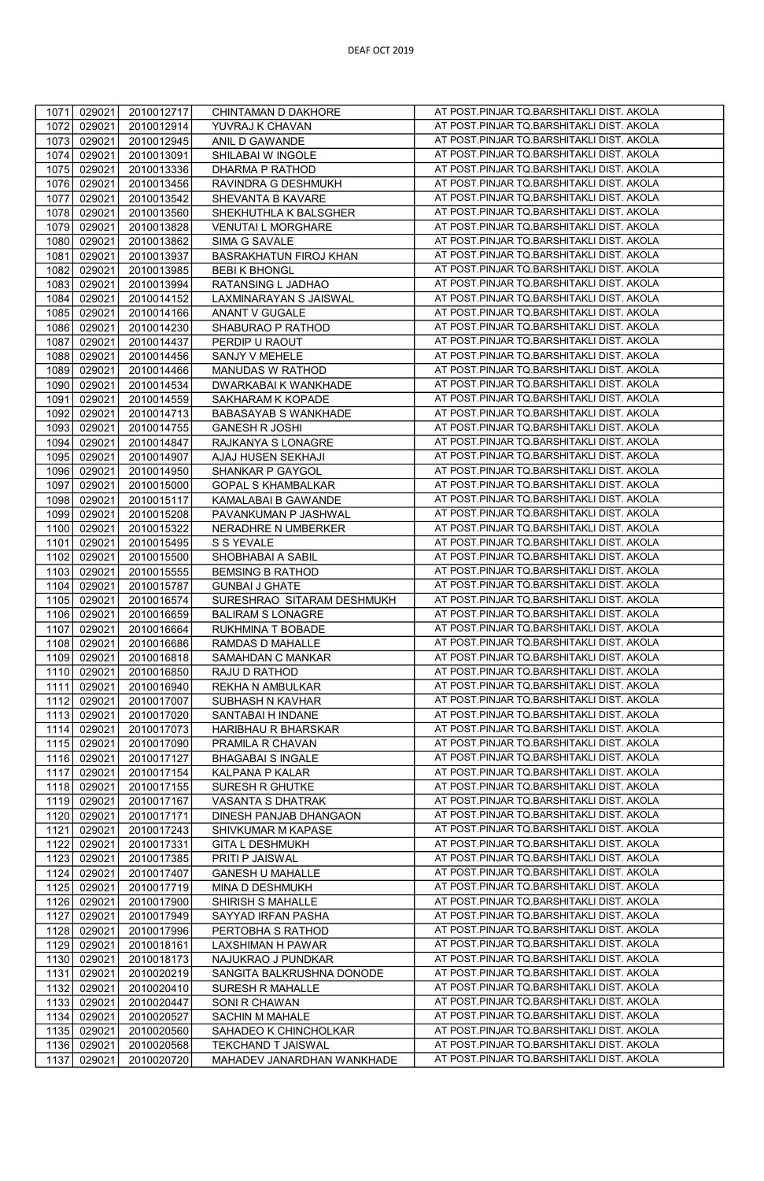| | | | | |
|---|---|---|---|---|
| 1071 | 029021 | 2010012717 | CHINTAMAN D DAKHORE | AT POST.PINJAR TQ.BARSHITAKLI DIST. AKOLA |
| 1072 | 029021 | 2010012914 | YUVRAJ K CHAVAN | AT POST.PINJAR TQ.BARSHITAKLI DIST. AKOLA |
| 1073 | 029021 | 2010012945 | ANIL D GAWANDE | AT POST.PINJAR TQ.BARSHITAKLI DIST. AKOLA |
| 1074 | 029021 | 2010013091 | SHILABAI W INGOLE | AT POST.PINJAR TQ.BARSHITAKLI DIST. AKOLA |
| 1075 | 029021 | 2010013336 | DHARMA P RATHOD | AT POST.PINJAR TQ.BARSHITAKLI DIST. AKOLA |
| 1076 | 029021 | 2010013456 | RAVINDRA G DESHMUKH | AT POST.PINJAR TQ.BARSHITAKLI DIST. AKOLA |
| 1077 | 029021 | 2010013542 | SHEVANTA B KAVARE | AT POST.PINJAR TQ.BARSHITAKLI DIST. AKOLA |
| 1078 | 029021 | 2010013560 | SHEKHUTHLA K BALSGHER | AT POST.PINJAR TQ.BARSHITAKLI DIST. AKOLA |
| 1079 | 029021 | 2010013828 | VENUTAI L MORGHARE | AT POST.PINJAR TQ.BARSHITAKLI DIST. AKOLA |
| 1080 | 029021 | 2010013862 | SIMA G SAVALE | AT POST.PINJAR TQ.BARSHITAKLI DIST. AKOLA |
| 1081 | 029021 | 2010013937 | BASRAKHATUN FIROJ KHAN | AT POST.PINJAR TQ.BARSHITAKLI DIST. AKOLA |
| 1082 | 029021 | 2010013985 | BEBI K BHONGL | AT POST.PINJAR TQ.BARSHITAKLI DIST. AKOLA |
| 1083 | 029021 | 2010013994 | RATANSING L JADHAO | AT POST.PINJAR TQ.BARSHITAKLI DIST. AKOLA |
| 1084 | 029021 | 2010014152 | LAXMINARAYAN S JAISWAL | AT POST.PINJAR TQ.BARSHITAKLI DIST. AKOLA |
| 1085 | 029021 | 2010014166 | ANANT V GUGALE | AT POST.PINJAR TQ.BARSHITAKLI DIST. AKOLA |
| 1086 | 029021 | 2010014230 | SHABURAO P RATHOD | AT POST.PINJAR TQ.BARSHITAKLI DIST. AKOLA |
| 1087 | 029021 | 2010014437 | PERDIP U RAOUT | AT POST.PINJAR TQ.BARSHITAKLI DIST. AKOLA |
| 1088 | 029021 | 2010014456 | SANJY V MEHELE | AT POST.PINJAR TQ.BARSHITAKLI DIST. AKOLA |
| 1089 | 029021 | 2010014466 | MANUDAS W RATHOD | AT POST.PINJAR TQ.BARSHITAKLI DIST. AKOLA |
| 1090 | 029021 | 2010014534 | DWARKABAI K WANKHADE | AT POST.PINJAR TQ.BARSHITAKLI DIST. AKOLA |
| 1091 | 029021 | 2010014559 | SAKHARAM K KOPADE | AT POST.PINJAR TQ.BARSHITAKLI DIST. AKOLA |
| 1092 | 029021 | 2010014713 | BABASAYAB S WANKHADE | AT POST.PINJAR TQ.BARSHITAKLI DIST. AKOLA |
| 1093 | 029021 | 2010014755 | GANESH R JOSHI | AT POST.PINJAR TQ.BARSHITAKLI DIST. AKOLA |
| 1094 | 029021 | 2010014847 | RAJKANYA S LONAGRE | AT POST.PINJAR TQ.BARSHITAKLI DIST. AKOLA |
| 1095 | 029021 | 2010014907 | AJAJ HUSEN SEKHAJI | AT POST.PINJAR TQ.BARSHITAKLI DIST. AKOLA |
| 1096 | 029021 | 2010014950 | SHANKAR P GAYGOL | AT POST.PINJAR TQ.BARSHITAKLI DIST. AKOLA |
| 1097 | 029021 | 2010015000 | GOPAL S KHAMBALKAR | AT POST.PINJAR TQ.BARSHITAKLI DIST. AKOLA |
| 1098 | 029021 | 2010015117 | KAMALABAI B GAWANDE | AT POST.PINJAR TQ.BARSHITAKLI DIST. AKOLA |
| 1099 | 029021 | 2010015208 | PAVANKUMAN P JASHWAL | AT POST.PINJAR TQ.BARSHITAKLI DIST. AKOLA |
| 1100 | 029021 | 2010015322 | NERADHRE N UMBERKER | AT POST.PINJAR TQ.BARSHITAKLI DIST. AKOLA |
| 1101 | 029021 | 2010015495 | S S YEVALE | AT POST.PINJAR TQ.BARSHITAKLI DIST. AKOLA |
| 1102 | 029021 | 2010015500 | SHOBHABAI A SABIL | AT POST.PINJAR TQ.BARSHITAKLI DIST. AKOLA |
| 1103 | 029021 | 2010015555 | BEMSING B RATHOD | AT POST.PINJAR TQ.BARSHITAKLI DIST. AKOLA |
| 1104 | 029021 | 2010015787 | GUNBAI J GHATE | AT POST.PINJAR TQ.BARSHITAKLI DIST. AKOLA |
| 1105 | 029021 | 2010016574 | SURESHRAO SITARAM DESHMUKH | AT POST.PINJAR TQ.BARSHITAKLI DIST. AKOLA |
| 1106 | 029021 | 2010016659 | BALIRAM S LONAGRE | AT POST.PINJAR TQ.BARSHITAKLI DIST. AKOLA |
| 1107 | 029021 | 2010016664 | RUKHMINA T BOBADE | AT POST.PINJAR TQ.BARSHITAKLI DIST. AKOLA |
| 1108 | 029021 | 2010016686 | RAMDAS D MAHALLE | AT POST.PINJAR TQ.BARSHITAKLI DIST. AKOLA |
| 1109 | 029021 | 2010016818 | SAMAHDAN C MANKAR | AT POST.PINJAR TQ.BARSHITAKLI DIST. AKOLA |
| 1110 | 029021 | 2010016850 | RAJU D RATHOD | AT POST.PINJAR TQ.BARSHITAKLI DIST. AKOLA |
| 1111 | 029021 | 2010016940 | REKHA N AMBULKAR | AT POST.PINJAR TQ.BARSHITAKLI DIST. AKOLA |
| 1112 | 029021 | 2010017007 | SUBHASH N KAVHAR | AT POST.PINJAR TQ.BARSHITAKLI DIST. AKOLA |
| 1113 | 029021 | 2010017020 | SANTABAI H INDANE | AT POST.PINJAR TQ.BARSHITAKLI DIST. AKOLA |
| 1114 | 029021 | 2010017073 | HARIBHAU R BHARSKAR | AT POST.PINJAR TQ.BARSHITAKLI DIST. AKOLA |
| 1115 | 029021 | 2010017090 | PRAMILA R CHAVAN | AT POST.PINJAR TQ.BARSHITAKLI DIST. AKOLA |
| 1116 | 029021 | 2010017127 | BHAGABAI S INGALE | AT POST.PINJAR TQ.BARSHITAKLI DIST. AKOLA |
| 1117 | 029021 | 2010017154 | KALPANA P KALAR | AT POST.PINJAR TQ.BARSHITAKLI DIST. AKOLA |
| 1118 | 029021 | 2010017155 | SURESH R GHUTKE | AT POST.PINJAR TQ.BARSHITAKLI DIST. AKOLA |
| 1119 | 029021 | 2010017167 | VASANTA S DHATRAK | AT POST.PINJAR TQ.BARSHITAKLI DIST. AKOLA |
| 1120 | 029021 | 2010017171 | DINESH PANJAB DHANGAON | AT POST.PINJAR TQ.BARSHITAKLI DIST. AKOLA |
| 1121 | 029021 | 2010017243 | SHIVKUMAR M KAPASE | AT POST.PINJAR TQ.BARSHITAKLI DIST. AKOLA |
| 1122 | 029021 | 2010017331 | GITA L DESHMUKH | AT POST.PINJAR TQ.BARSHITAKLI DIST. AKOLA |
| 1123 | 029021 | 2010017385 | PRITI P JAISWAL | AT POST.PINJAR TQ.BARSHITAKLI DIST. AKOLA |
| 1124 | 029021 | 2010017407 | GANESH U MAHALLE | AT POST.PINJAR TQ.BARSHITAKLI DIST. AKOLA |
| 1125 | 029021 | 2010017719 | MINA D DESHMUKH | AT POST.PINJAR TQ.BARSHITAKLI DIST. AKOLA |
| 1126 | 029021 | 2010017900 | SHIRISH S MAHALLE | AT POST.PINJAR TQ.BARSHITAKLI DIST. AKOLA |
| 1127 | 029021 | 2010017949 | SAYYAD IRFAN PASHA | AT POST.PINJAR TQ.BARSHITAKLI DIST. AKOLA |
| 1128 | 029021 | 2010017996 | PERTOBHA S RATHOD | AT POST.PINJAR TQ.BARSHITAKLI DIST. AKOLA |
| 1129 | 029021 | 2010018161 | LAXSHIMAN H PAWAR | AT POST.PINJAR TQ.BARSHITAKLI DIST. AKOLA |
| 1130 | 029021 | 2010018173 | NAJUKRAO J PUNDKAR | AT POST.PINJAR TQ.BARSHITAKLI DIST. AKOLA |
| 1131 | 029021 | 2010020219 | SANGITA BALKRUSHNA DONODE | AT POST.PINJAR TQ.BARSHITAKLI DIST. AKOLA |
| 1132 | 029021 | 2010020410 | SURESH R MAHALLE | AT POST.PINJAR TQ.BARSHITAKLI DIST. AKOLA |
| 1133 | 029021 | 2010020447 | SONI R CHAWAN | AT POST.PINJAR TQ.BARSHITAKLI DIST. AKOLA |
| 1134 | 029021 | 2010020527 | SACHIN M MAHALE | AT POST.PINJAR TQ.BARSHITAKLI DIST. AKOLA |
| 1135 | 029021 | 2010020560 | SAHADEO K CHINCHOLKAR | AT POST.PINJAR TQ.BARSHITAKLI DIST. AKOLA |
| 1136 | 029021 | 2010020568 | TEKCHAND T JAISWAL | AT POST.PINJAR TQ.BARSHITAKLI DIST. AKOLA |
| 1137 | 029021 | 2010020720 | MAHADEV JANARDHAN WANKHADE | AT POST.PINJAR TQ.BARSHITAKLI DIST. AKOLA |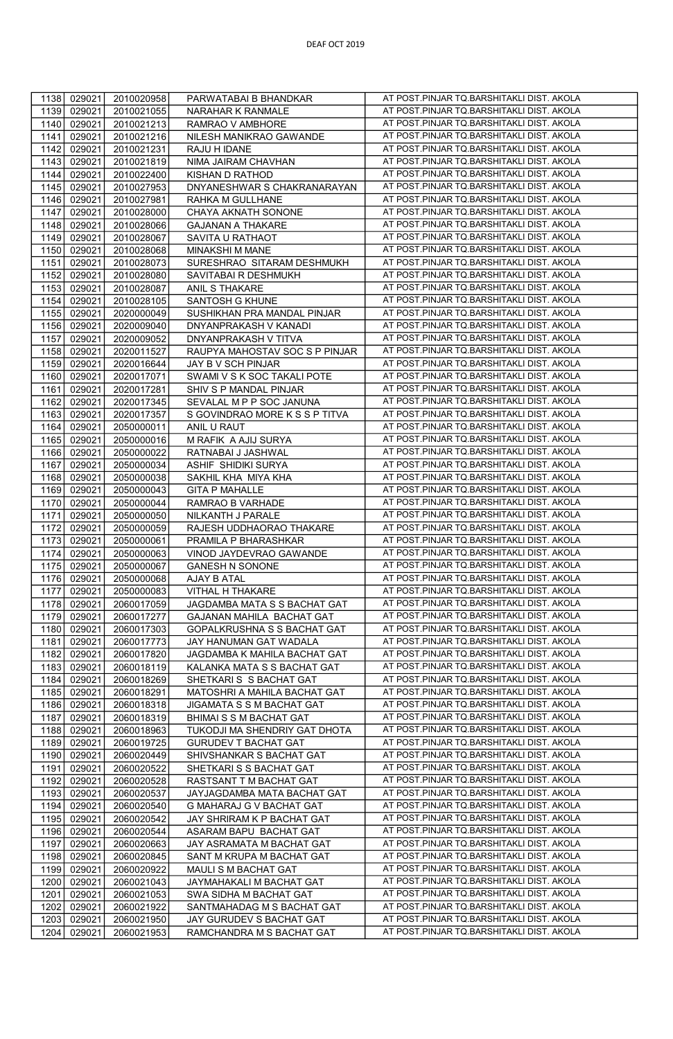DEAF OCT 2019

| | | | | |
|---|---|---|---|---|
| 1138 | 029021 | 2010020958 | PARWATABAI B BHANDKAR | AT POST.PINJAR TQ.BARSHITAKLI DIST. AKOLA |
| 1139 | 029021 | 2010021055 | NARAHAR K RANMALE | AT POST.PINJAR TQ.BARSHITAKLI DIST. AKOLA |
| 1140 | 029021 | 2010021213 | RAMRAO V AMBHORE | AT POST.PINJAR TQ.BARSHITAKLI DIST. AKOLA |
| 1141 | 029021 | 2010021216 | NILESH MANIKRAO GAWANDE | AT POST.PINJAR TQ.BARSHITAKLI DIST. AKOLA |
| 1142 | 029021 | 2010021231 | RAJU H IDANE | AT POST.PINJAR TQ.BARSHITAKLI DIST. AKOLA |
| 1143 | 029021 | 2010021819 | NIMA JAIRAM CHAVHAN | AT POST.PINJAR TQ.BARSHITAKLI DIST. AKOLA |
| 1144 | 029021 | 2010022400 | KISHAN D RATHOD | AT POST.PINJAR TQ.BARSHITAKLI DIST. AKOLA |
| 1145 | 029021 | 2010027953 | DNYANESHWAR S CHAKRANARAYAN | AT POST.PINJAR TQ.BARSHITAKLI DIST. AKOLA |
| 1146 | 029021 | 2010027981 | RAHKA M GULLHANE | AT POST.PINJAR TQ.BARSHITAKLI DIST. AKOLA |
| 1147 | 029021 | 2010028000 | CHAYA AKNATH SONONE | AT POST.PINJAR TQ.BARSHITAKLI DIST. AKOLA |
| 1148 | 029021 | 2010028066 | GAJANAN A THAKARE | AT POST.PINJAR TQ.BARSHITAKLI DIST. AKOLA |
| 1149 | 029021 | 2010028067 | SAVITA U RATHAOT | AT POST.PINJAR TQ.BARSHITAKLI DIST. AKOLA |
| 1150 | 029021 | 2010028068 | MINAKSHI M MANE | AT POST.PINJAR TQ.BARSHITAKLI DIST. AKOLA |
| 1151 | 029021 | 2010028073 | SURESHRAO SITARAM DESHMUKH | AT POST.PINJAR TQ.BARSHITAKLI DIST. AKOLA |
| 1152 | 029021 | 2010028080 | SAVITABAI R DESHMUKH | AT POST.PINJAR TQ.BARSHITAKLI DIST. AKOLA |
| 1153 | 029021 | 2010028087 | ANIL S THAKARE | AT POST.PINJAR TQ.BARSHITAKLI DIST. AKOLA |
| 1154 | 029021 | 2010028105 | SANTOSH G KHUNE | AT POST.PINJAR TQ.BARSHITAKLI DIST. AKOLA |
| 1155 | 029021 | 2020000049 | SUSHIKHAN PRA MANDAL PINJAR | AT POST.PINJAR TQ.BARSHITAKLI DIST. AKOLA |
| 1156 | 029021 | 2020009040 | DNYANPRAKASH V KANADI | AT POST.PINJAR TQ.BARSHITAKLI DIST. AKOLA |
| 1157 | 029021 | 2020009052 | DNYANPRAKASH V TITVA | AT POST.PINJAR TQ.BARSHITAKLI DIST. AKOLA |
| 1158 | 029021 | 2020011527 | RAUPYA MAHOSTAV SOC S P PINJAR | AT POST.PINJAR TQ.BARSHITAKLI DIST. AKOLA |
| 1159 | 029021 | 2020016644 | JAY B V SCH PINJAR | AT POST.PINJAR TQ.BARSHITAKLI DIST. AKOLA |
| 1160 | 029021 | 2020017071 | SWAMI V S K SOC TAKALI POTE | AT POST.PINJAR TQ.BARSHITAKLI DIST. AKOLA |
| 1161 | 029021 | 2020017281 | SHIV S P MANDAL PINJAR | AT POST.PINJAR TQ.BARSHITAKLI DIST. AKOLA |
| 1162 | 029021 | 2020017345 | SEVALAL M P P SOC JANUNA | AT POST.PINJAR TQ.BARSHITAKLI DIST. AKOLA |
| 1163 | 029021 | 2020017357 | S GOVINDRAO MORE K S S P TITVA | AT POST.PINJAR TQ.BARSHITAKLI DIST. AKOLA |
| 1164 | 029021 | 2050000011 | ANIL U RAUT | AT POST.PINJAR TQ.BARSHITAKLI DIST. AKOLA |
| 1165 | 029021 | 2050000016 | M RAFIK A AJIJ SURYA | AT POST.PINJAR TQ.BARSHITAKLI DIST. AKOLA |
| 1166 | 029021 | 2050000022 | RATNABAI J JASHWAL | AT POST.PINJAR TQ.BARSHITAKLI DIST. AKOLA |
| 1167 | 029021 | 2050000034 | ASHIF SHIDIKI SURYA | AT POST.PINJAR TQ.BARSHITAKLI DIST. AKOLA |
| 1168 | 029021 | 2050000038 | SAKHIL KHA MIYA KHA | AT POST.PINJAR TQ.BARSHITAKLI DIST. AKOLA |
| 1169 | 029021 | 2050000043 | GITA P MAHALLE | AT POST.PINJAR TQ.BARSHITAKLI DIST. AKOLA |
| 1170 | 029021 | 2050000044 | RAMRAO B VARHADE | AT POST.PINJAR TQ.BARSHITAKLI DIST. AKOLA |
| 1171 | 029021 | 2050000050 | NILKANTH J PARALE | AT POST.PINJAR TQ.BARSHITAKLI DIST. AKOLA |
| 1172 | 029021 | 2050000059 | RAJESH UDDHAORAO THAKARE | AT POST.PINJAR TQ.BARSHITAKLI DIST. AKOLA |
| 1173 | 029021 | 2050000061 | PRAMILA P BHARASHKAR | AT POST.PINJAR TQ.BARSHITAKLI DIST. AKOLA |
| 1174 | 029021 | 2050000063 | VINOD JAYDEVRAO GAWANDE | AT POST.PINJAR TQ.BARSHITAKLI DIST. AKOLA |
| 1175 | 029021 | 2050000067 | GANESH N SONONE | AT POST.PINJAR TQ.BARSHITAKLI DIST. AKOLA |
| 1176 | 029021 | 2050000068 | AJAY B ATAL | AT POST.PINJAR TQ.BARSHITAKLI DIST. AKOLA |
| 1177 | 029021 | 2050000083 | VITHAL H THAKARE | AT POST.PINJAR TQ.BARSHITAKLI DIST. AKOLA |
| 1178 | 029021 | 2060017059 | JAGDAMBA MATA S S BACHAT GAT | AT POST.PINJAR TQ.BARSHITAKLI DIST. AKOLA |
| 1179 | 029021 | 2060017277 | GAJANAN MAHILA BACHAT GAT | AT POST.PINJAR TQ.BARSHITAKLI DIST. AKOLA |
| 1180 | 029021 | 2060017303 | GOPALKRUSHNA S S BACHAT GAT | AT POST.PINJAR TQ.BARSHITAKLI DIST. AKOLA |
| 1181 | 029021 | 2060017773 | JAY HANUMAN GAT WADALA | AT POST.PINJAR TQ.BARSHITAKLI DIST. AKOLA |
| 1182 | 029021 | 2060017820 | JAGDAMBA K MAHILA BACHAT GAT | AT POST.PINJAR TQ.BARSHITAKLI DIST. AKOLA |
| 1183 | 029021 | 2060018119 | KALANKA MATA S S BACHAT GAT | AT POST.PINJAR TQ.BARSHITAKLI DIST. AKOLA |
| 1184 | 029021 | 2060018269 | SHETKARI S S BACHAT GAT | AT POST.PINJAR TQ.BARSHITAKLI DIST. AKOLA |
| 1185 | 029021 | 2060018291 | MATOSHRI A MAHILA BACHAT GAT | AT POST.PINJAR TQ.BARSHITAKLI DIST. AKOLA |
| 1186 | 029021 | 2060018318 | JIGAMATA S S M BACHAT GAT | AT POST.PINJAR TQ.BARSHITAKLI DIST. AKOLA |
| 1187 | 029021 | 2060018319 | BHIMAI S S M BACHAT GAT | AT POST.PINJAR TQ.BARSHITAKLI DIST. AKOLA |
| 1188 | 029021 | 2060018963 | TUKODJI MA SHENDRIY GAT DHOTA | AT POST.PINJAR TQ.BARSHITAKLI DIST. AKOLA |
| 1189 | 029021 | 2060019725 | GURUDEV T BACHAT GAT | AT POST.PINJAR TQ.BARSHITAKLI DIST. AKOLA |
| 1190 | 029021 | 2060020449 | SHIVSHANKAR S BACHAT GAT | AT POST.PINJAR TQ.BARSHITAKLI DIST. AKOLA |
| 1191 | 029021 | 2060020522 | SHETKARI S S BACHAT GAT | AT POST.PINJAR TQ.BARSHITAKLI DIST. AKOLA |
| 1192 | 029021 | 2060020528 | RASTSANT T M BACHAT GAT | AT POST.PINJAR TQ.BARSHITAKLI DIST. AKOLA |
| 1193 | 029021 | 2060020537 | JAYJAGDAMBA MATA BACHAT GAT | AT POST.PINJAR TQ.BARSHITAKLI DIST. AKOLA |
| 1194 | 029021 | 2060020540 | G MAHARAJ G V BACHAT GAT | AT POST.PINJAR TQ.BARSHITAKLI DIST. AKOLA |
| 1195 | 029021 | 2060020542 | JAY SHRIRAM K P BACHAT GAT | AT POST.PINJAR TQ.BARSHITAKLI DIST. AKOLA |
| 1196 | 029021 | 2060020544 | ASARAM BAPU BACHAT GAT | AT POST.PINJAR TQ.BARSHITAKLI DIST. AKOLA |
| 1197 | 029021 | 2060020663 | JAY ASRAMATA M BACHAT GAT | AT POST.PINJAR TQ.BARSHITAKLI DIST. AKOLA |
| 1198 | 029021 | 2060020845 | SANT M KRUPA M BACHAT GAT | AT POST.PINJAR TQ.BARSHITAKLI DIST. AKOLA |
| 1199 | 029021 | 2060020922 | MAULI S M BACHAT GAT | AT POST.PINJAR TQ.BARSHITAKLI DIST. AKOLA |
| 1200 | 029021 | 2060021043 | JAYMAHAKALI M BACHAT GAT | AT POST.PINJAR TQ.BARSHITAKLI DIST. AKOLA |
| 1201 | 029021 | 2060021053 | SWA SIDHA M BACHAT GAT | AT POST.PINJAR TQ.BARSHITAKLI DIST. AKOLA |
| 1202 | 029021 | 2060021922 | SANTMAHADAG M S BACHAT GAT | AT POST.PINJAR TQ.BARSHITAKLI DIST. AKOLA |
| 1203 | 029021 | 2060021950 | JAY GURUDEV S BACHAT GAT | AT POST.PINJAR TQ.BARSHITAKLI DIST. AKOLA |
| 1204 | 029021 | 2060021953 | RAMCHANDRA M S BACHAT GAT | AT POST.PINJAR TQ.BARSHITAKLI DIST. AKOLA |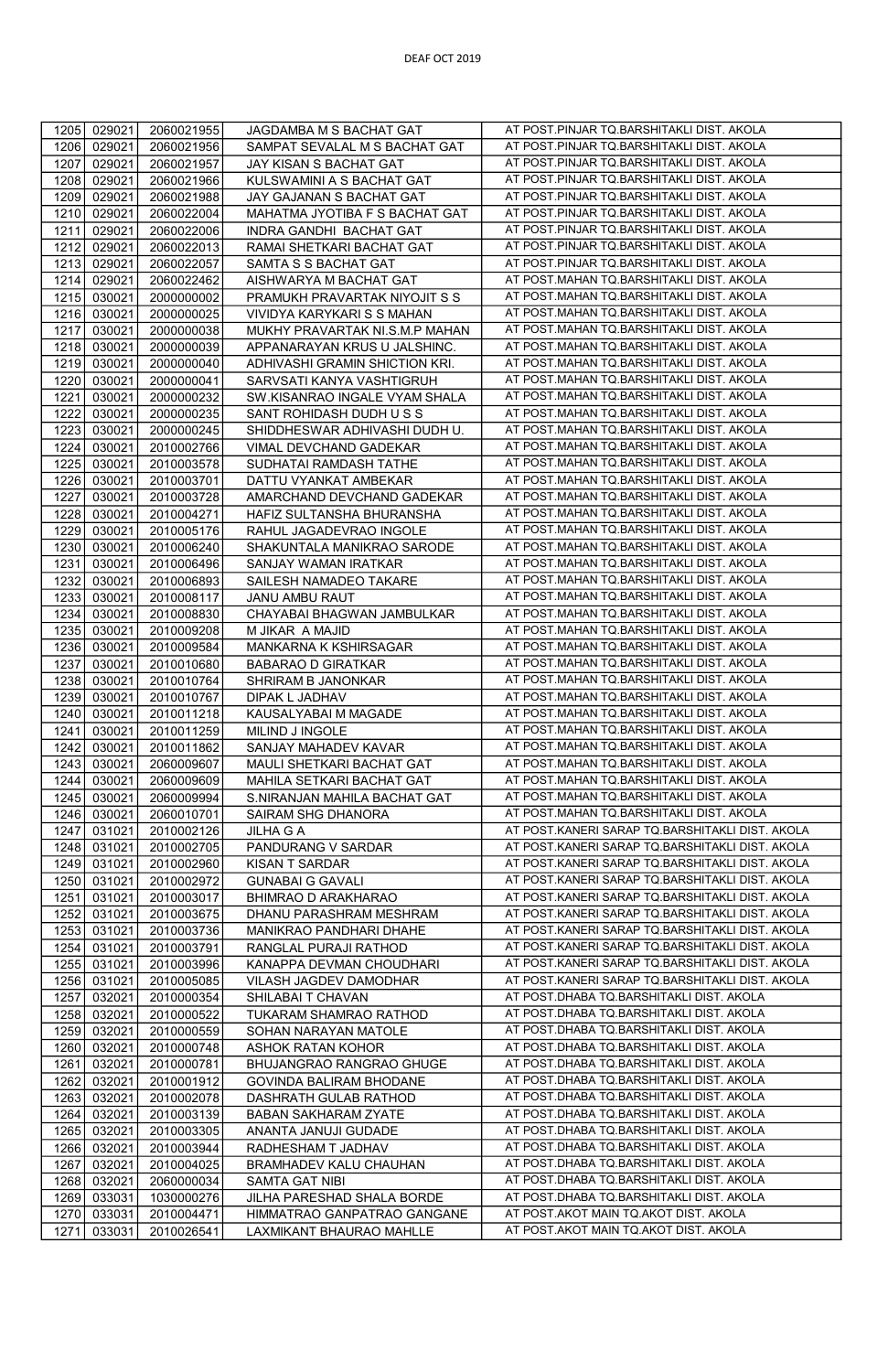| 1205 | 029021 | 2060021955 | JAGDAMBA M S BACHAT GAT | AT POST.PINJAR TQ.BARSHITAKLI DIST. AKOLA |
|---|---|---|---|---|
| 1206 | 029021 | 2060021956 | SAMPAT SEVALAL M S BACHAT GAT | AT POST.PINJAR TQ.BARSHITAKLI DIST. AKOLA |
| 1207 | 029021 | 2060021957 | JAY KISAN S BACHAT GAT | AT POST.PINJAR TQ.BARSHITAKLI DIST. AKOLA |
| 1208 | 029021 | 2060021966 | KULSWAMINI A S BACHAT GAT | AT POST.PINJAR TQ.BARSHITAKLI DIST. AKOLA |
| 1209 | 029021 | 2060021988 | JAY GAJANAN S BACHAT GAT | AT POST.PINJAR TQ.BARSHITAKLI DIST. AKOLA |
| 1210 | 029021 | 2060022004 | MAHATMA JYOTIBA F S BACHAT GAT | AT POST.PINJAR TQ.BARSHITAKLI DIST. AKOLA |
| 1211 | 029021 | 2060022006 | INDRA GANDHI BACHAT GAT | AT POST.PINJAR TQ.BARSHITAKLI DIST. AKOLA |
| 1212 | 029021 | 2060022013 | RAMAI SHETKARI BACHAT GAT | AT POST.PINJAR TQ.BARSHITAKLI DIST. AKOLA |
| 1213 | 029021 | 2060022057 | SAMTA S S BACHAT GAT | AT POST.PINJAR TQ.BARSHITAKLI DIST. AKOLA |
| 1214 | 029021 | 2060022462 | AISHWARYA M BACHAT GAT | AT POST.MAHAN TQ.BARSHITAKLI DIST. AKOLA |
| 1215 | 030021 | 2000000002 | PRAMUKH PRAVARTAK NIYOJIT S S | AT POST.MAHAN TQ.BARSHITAKLI DIST. AKOLA |
| 1216 | 030021 | 2000000025 | VIVIDYA KARYKARI S S MAHAN | AT POST.MAHAN TQ.BARSHITAKLI DIST. AKOLA |
| 1217 | 030021 | 2000000038 | MUKHY PRAVARTAK NI.S.M.P MAHAN | AT POST.MAHAN TQ.BARSHITAKLI DIST. AKOLA |
| 1218 | 030021 | 2000000039 | APPANARAYAN KRUS U JALSHINC. | AT POST.MAHAN TQ.BARSHITAKLI DIST. AKOLA |
| 1219 | 030021 | 2000000040 | ADHIVASHI GRAMIN SHICTION KRI. | AT POST.MAHAN TQ.BARSHITAKLI DIST. AKOLA |
| 1220 | 030021 | 2000000041 | SARVSATI KANYA VASHTIGRUH | AT POST.MAHAN TQ.BARSHITAKLI DIST. AKOLA |
| 1221 | 030021 | 2000000232 | SW.KISANRAO INGALE VYAM SHALA | AT POST.MAHAN TQ.BARSHITAKLI DIST. AKOLA |
| 1222 | 030021 | 2000000235 | SANT ROHIDASH DUDH U S S | AT POST.MAHAN TQ.BARSHITAKLI DIST. AKOLA |
| 1223 | 030021 | 2000000245 | SHIDDHESWAR ADHIVASHI DUDH U. | AT POST.MAHAN TQ.BARSHITAKLI DIST. AKOLA |
| 1224 | 030021 | 2010002766 | VIMAL DEVCHAND GADEKAR | AT POST.MAHAN TQ.BARSHITAKLI DIST. AKOLA |
| 1225 | 030021 | 2010003578 | SUDHATAI RAMDASH TATHE | AT POST.MAHAN TQ.BARSHITAKLI DIST. AKOLA |
| 1226 | 030021 | 2010003701 | DATTU VYANKAT AMBEKAR | AT POST.MAHAN TQ.BARSHITAKLI DIST. AKOLA |
| 1227 | 030021 | 2010003728 | AMARCHAND DEVCHAND GADEKAR | AT POST.MAHAN TQ.BARSHITAKLI DIST. AKOLA |
| 1228 | 030021 | 2010004271 | HAFIZ SULTANSHA BHURANSHA | AT POST.MAHAN TQ.BARSHITAKLI DIST. AKOLA |
| 1229 | 030021 | 2010005176 | RAHUL JAGADEVRAO INGOLE | AT POST.MAHAN TQ.BARSHITAKLI DIST. AKOLA |
| 1230 | 030021 | 2010006240 | SHAKUNTALA MANIKRAO SARODE | AT POST.MAHAN TQ.BARSHITAKLI DIST. AKOLA |
| 1231 | 030021 | 2010006496 | SANJAY WAMAN IRATKAR | AT POST.MAHAN TQ.BARSHITAKLI DIST. AKOLA |
| 1232 | 030021 | 2010006893 | SAILESH NAMADEO TAKARE | AT POST.MAHAN TQ.BARSHITAKLI DIST. AKOLA |
| 1233 | 030021 | 2010008117 | JANU AMBU RAUT | AT POST.MAHAN TQ.BARSHITAKLI DIST. AKOLA |
| 1234 | 030021 | 2010008830 | CHAYABAI BHAGWAN JAMBULKAR | AT POST.MAHAN TQ.BARSHITAKLI DIST. AKOLA |
| 1235 | 030021 | 2010009208 | M JIKAR A MAJID | AT POST.MAHAN TQ.BARSHITAKLI DIST. AKOLA |
| 1236 | 030021 | 2010009584 | MANKARNA K KSHIRSAGAR | AT POST.MAHAN TQ.BARSHITAKLI DIST. AKOLA |
| 1237 | 030021 | 2010010680 | BABARAO D GIRATKAR | AT POST.MAHAN TQ.BARSHITAKLI DIST. AKOLA |
| 1238 | 030021 | 2010010764 | SHRIRAM B JANONKAR | AT POST.MAHAN TQ.BARSHITAKLI DIST. AKOLA |
| 1239 | 030021 | 2010010767 | DIPAK L JADHAV | AT POST.MAHAN TQ.BARSHITAKLI DIST. AKOLA |
| 1240 | 030021 | 2010011218 | KAUSALYABAI M MAGADE | AT POST.MAHAN TQ.BARSHITAKLI DIST. AKOLA |
| 1241 | 030021 | 2010011259 | MILIND J INGOLE | AT POST.MAHAN TQ.BARSHITAKLI DIST. AKOLA |
| 1242 | 030021 | 2010011862 | SANJAY MAHADEV KAVAR | AT POST.MAHAN TQ.BARSHITAKLI DIST. AKOLA |
| 1243 | 030021 | 2060009607 | MAULI SHETKARI BACHAT GAT | AT POST.MAHAN TQ.BARSHITAKLI DIST. AKOLA |
| 1244 | 030021 | 2060009609 | MAHILA SETKARI BACHAT GAT | AT POST.MAHAN TQ.BARSHITAKLI DIST. AKOLA |
| 1245 | 030021 | 2060009994 | S.NIRANJAN MAHILA BACHAT GAT | AT POST.MAHAN TQ.BARSHITAKLI DIST. AKOLA |
| 1246 | 030021 | 2060010701 | SAIRAM SHG DHANORA | AT POST.MAHAN TQ.BARSHITAKLI DIST. AKOLA |
| 1247 | 031021 | 2010002126 | JILHA G A | AT POST.KANERI SARAP TQ.BARSHITAKLI DIST. AKOLA |
| 1248 | 031021 | 2010002705 | PANDURANG V SARDAR | AT POST.KANERI SARAP TQ.BARSHITAKLI DIST. AKOLA |
| 1249 | 031021 | 2010002960 | KISAN T SARDAR | AT POST.KANERI SARAP TQ.BARSHITAKLI DIST. AKOLA |
| 1250 | 031021 | 2010002972 | GUNABAI G GAVALI | AT POST.KANERI SARAP TQ.BARSHITAKLI DIST. AKOLA |
| 1251 | 031021 | 2010003017 | BHIMRAO D ARAKHARAO | AT POST.KANERI SARAP TQ.BARSHITAKLI DIST. AKOLA |
| 1252 | 031021 | 2010003675 | DHANU PARASHRAM MESHRAM | AT POST.KANERI SARAP TQ.BARSHITAKLI DIST. AKOLA |
| 1253 | 031021 | 2010003736 | MANIKRAO PANDHARI DHAHE | AT POST.KANERI SARAP TQ.BARSHITAKLI DIST. AKOLA |
| 1254 | 031021 | 2010003791 | RANGLAL PURAJI RATHOD | AT POST.KANERI SARAP TQ.BARSHITAKLI DIST. AKOLA |
| 1255 | 031021 | 2010003996 | KANAPPA DEVMAN CHOUDHARI | AT POST.KANERI SARAP TQ.BARSHITAKLI DIST. AKOLA |
| 1256 | 031021 | 2010005085 | VILASH JAGDEV DAMODHAR | AT POST.KANERI SARAP TQ.BARSHITAKLI DIST. AKOLA |
| 1257 | 032021 | 2010000354 | SHILABAI T CHAVAN | AT POST.DHABA TQ.BARSHITAKLI DIST. AKOLA |
| 1258 | 032021 | 2010000522 | TUKARAM SHAMRAO RATHOD | AT POST.DHABA TQ.BARSHITAKLI DIST. AKOLA |
| 1259 | 032021 | 2010000559 | SOHAN NARAYAN MATOLE | AT POST.DHABA TQ.BARSHITAKLI DIST. AKOLA |
| 1260 | 032021 | 2010000748 | ASHOK RATAN KOHOR | AT POST.DHABA TQ.BARSHITAKLI DIST. AKOLA |
| 1261 | 032021 | 2010000781 | BHUJANGRAO RANGRAO GHUGE | AT POST.DHABA TQ.BARSHITAKLI DIST. AKOLA |
| 1262 | 032021 | 2010001912 | GOVINDA BALIRAM BHODANE | AT POST.DHABA TQ.BARSHITAKLI DIST. AKOLA |
| 1263 | 032021 | 2010002078 | DASHRATH GULAB RATHOD | AT POST.DHABA TQ.BARSHITAKLI DIST. AKOLA |
| 1264 | 032021 | 2010003139 | BABAN SAKHARAM ZYATE | AT POST.DHABA TQ.BARSHITAKLI DIST. AKOLA |
| 1265 | 032021 | 2010003305 | ANANTA JANUJI GUDADE | AT POST.DHABA TQ.BARSHITAKLI DIST. AKOLA |
| 1266 | 032021 | 2010003944 | RADHESHAM T JADHAV | AT POST.DHABA TQ.BARSHITAKLI DIST. AKOLA |
| 1267 | 032021 | 2010004025 | BRAMHADEV KALU CHAUHAN | AT POST.DHABA TQ.BARSHITAKLI DIST. AKOLA |
| 1268 | 032021 | 2060000034 | SAMTA GAT NIBI | AT POST.DHABA TQ.BARSHITAKLI DIST. AKOLA |
| 1269 | 033031 | 1030000276 | JILHA PARESHAD SHALA BORDE | AT POST.DHABA TQ.BARSHITAKLI DIST. AKOLA |
| 1270 | 033031 | 2010004471 | HIMMATRAO GANPATRAO GANGANE | AT POST.AKOT MAIN TQ.AKOT DIST. AKOLA |
| 1271 | 033031 | 2010026541 | LAXMIKANT BHAURAO MAHLLE | AT POST.AKOT MAIN TQ.AKOT DIST. AKOLA |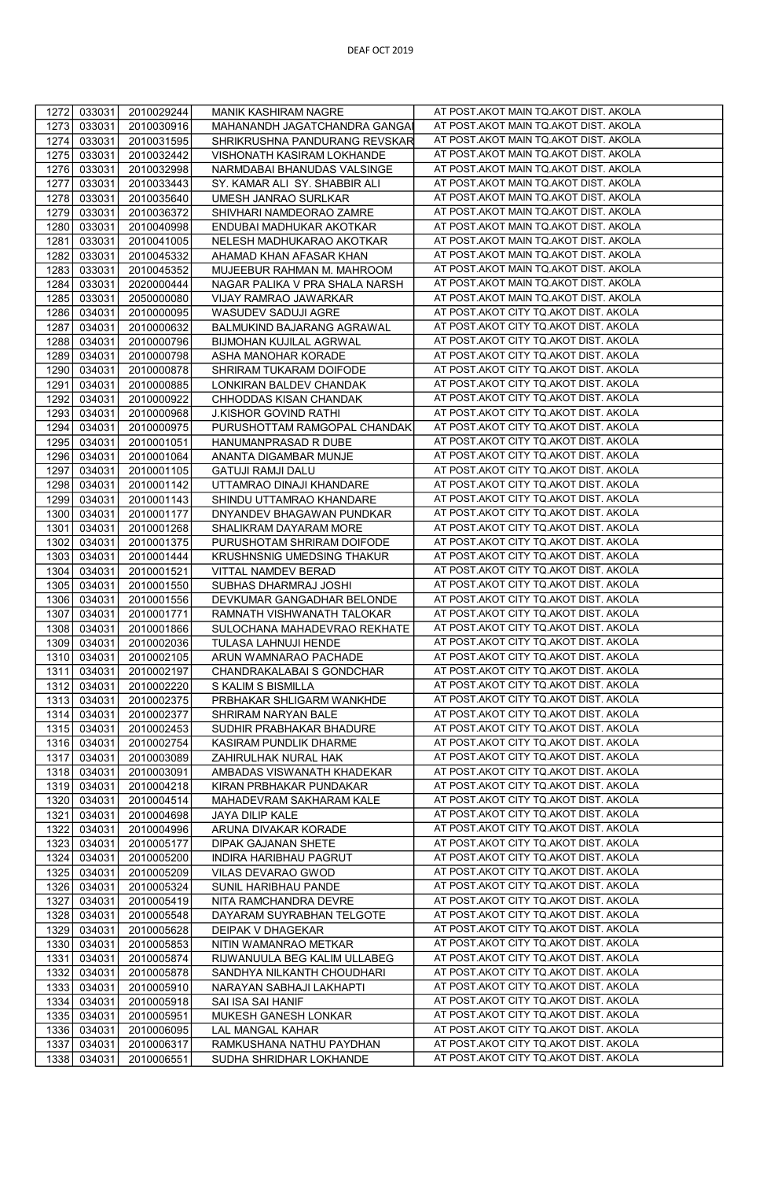DEAF OCT 2019

| | | | | |
|---|---|---|---|---|
| 1272 | 033031 | 2010029244 | MANIK KASHIRAM NAGRE | AT POST.AKOT MAIN TQ.AKOT DIST. AKOLA |
| 1273 | 033031 | 2010030916 | MAHANANDH JAGATCHANDRA GANGAI | AT POST.AKOT MAIN TQ.AKOT DIST. AKOLA |
| 1274 | 033031 | 2010031595 | SHRIKRUSHNA PANDURANG REVSKAR | AT POST.AKOT MAIN TQ.AKOT DIST. AKOLA |
| 1275 | 033031 | 2010032442 | VISHONATH KASIRAM LOKHANDE | AT POST.AKOT MAIN TQ.AKOT DIST. AKOLA |
| 1276 | 033031 | 2010032998 | NARMDABAI BHANUDAS VALSINGE | AT POST.AKOT MAIN TQ.AKOT DIST. AKOLA |
| 1277 | 033031 | 2010033443 | SY. KAMAR ALI SY. SHABBIR ALI | AT POST.AKOT MAIN TQ.AKOT DIST. AKOLA |
| 1278 | 033031 | 2010035640 | UMESH JANRAO SURLKAR | AT POST.AKOT MAIN TQ.AKOT DIST. AKOLA |
| 1279 | 033031 | 2010036372 | SHIVHARI NAMDEORAO ZAMRE | AT POST.AKOT MAIN TQ.AKOT DIST. AKOLA |
| 1280 | 033031 | 2010040998 | ENDUBAI MADHUKAR AKOTKAR | AT POST.AKOT MAIN TQ.AKOT DIST. AKOLA |
| 1281 | 033031 | 2010041005 | NELESH MADHUKARAO AKOTKAR | AT POST.AKOT MAIN TQ.AKOT DIST. AKOLA |
| 1282 | 033031 | 2010045332 | AHAMAD KHAN AFASAR KHAN | AT POST.AKOT MAIN TQ.AKOT DIST. AKOLA |
| 1283 | 033031 | 2010045352 | MUJEEBUR RAHMAN M. MAHROOM | AT POST.AKOT MAIN TQ.AKOT DIST. AKOLA |
| 1284 | 033031 | 2020000444 | NAGAR PALIKA V PRA SHALA NARSH | AT POST.AKOT MAIN TQ.AKOT DIST. AKOLA |
| 1285 | 033031 | 2050000080 | VIJAY RAMRAO JAWARKAR | AT POST.AKOT MAIN TQ.AKOT DIST. AKOLA |
| 1286 | 034031 | 2010000095 | WASUDEV SADUJI AGRE | AT POST.AKOT CITY TQ.AKOT DIST. AKOLA |
| 1287 | 034031 | 2010000632 | BALMUKIND BAJARANG AGRAWAL | AT POST.AKOT CITY TQ.AKOT DIST. AKOLA |
| 1288 | 034031 | 2010000796 | BIJMOHAN KUJILAL AGRWAL | AT POST.AKOT CITY TQ.AKOT DIST. AKOLA |
| 1289 | 034031 | 2010000798 | ASHA MANOHAR KORADE | AT POST.AKOT CITY TQ.AKOT DIST. AKOLA |
| 1290 | 034031 | 2010000878 | SHRIRAM TUKARAM DOIFODE | AT POST.AKOT CITY TQ.AKOT DIST. AKOLA |
| 1291 | 034031 | 2010000885 | LONKIRAN BALDEV CHANDAK | AT POST.AKOT CITY TQ.AKOT DIST. AKOLA |
| 1292 | 034031 | 2010000922 | CHHODDAS KISAN CHANDAK | AT POST.AKOT CITY TQ.AKOT DIST. AKOLA |
| 1293 | 034031 | 2010000968 | J.KISHOR GOVIND RATHI | AT POST.AKOT CITY TQ.AKOT DIST. AKOLA |
| 1294 | 034031 | 2010000975 | PURUSHOTTAM RAMGOPAL CHANDAK | AT POST.AKOT CITY TQ.AKOT DIST. AKOLA |
| 1295 | 034031 | 2010001051 | HANUMANPRASAD R DUBE | AT POST.AKOT CITY TQ.AKOT DIST. AKOLA |
| 1296 | 034031 | 2010001064 | ANANTA DIGAMBAR MUNJE | AT POST.AKOT CITY TQ.AKOT DIST. AKOLA |
| 1297 | 034031 | 2010001105 | GATUJI RAMJI DALU | AT POST.AKOT CITY TQ.AKOT DIST. AKOLA |
| 1298 | 034031 | 2010001142 | UTTAMRAO DINAJI KHANDARE | AT POST.AKOT CITY TQ.AKOT DIST. AKOLA |
| 1299 | 034031 | 2010001143 | SHINDU UTTAMRAO KHANDARE | AT POST.AKOT CITY TQ.AKOT DIST. AKOLA |
| 1300 | 034031 | 2010001177 | DNYANDEV BHAGAWAN PUNDKAR | AT POST.AKOT CITY TQ.AKOT DIST. AKOLA |
| 1301 | 034031 | 2010001268 | SHALIKRAM DAYARAM MORE | AT POST.AKOT CITY TQ.AKOT DIST. AKOLA |
| 1302 | 034031 | 2010001375 | PURUSHOTAM SHRIRAM DOIFODE | AT POST.AKOT CITY TQ.AKOT DIST. AKOLA |
| 1303 | 034031 | 2010001444 | KRUSHNSNIG UMEDSING THAKUR | AT POST.AKOT CITY TQ.AKOT DIST. AKOLA |
| 1304 | 034031 | 2010001521 | VITTAL NAMDEV BERAD | AT POST.AKOT CITY TQ.AKOT DIST. AKOLA |
| 1305 | 034031 | 2010001550 | SUBHAS DHARMRAJ JOSHI | AT POST.AKOT CITY TQ.AKOT DIST. AKOLA |
| 1306 | 034031 | 2010001556 | DEVKUMAR GANGADHAR BELONDE | AT POST.AKOT CITY TQ.AKOT DIST. AKOLA |
| 1307 | 034031 | 2010001771 | RAMNATH VISHWANATH TALOKAR | AT POST.AKOT CITY TQ.AKOT DIST. AKOLA |
| 1308 | 034031 | 2010001866 | SULOCHANA MAHADEVRAO REKHATE | AT POST.AKOT CITY TQ.AKOT DIST. AKOLA |
| 1309 | 034031 | 2010002036 | TULASA LAHNUJI HENDE | AT POST.AKOT CITY TQ.AKOT DIST. AKOLA |
| 1310 | 034031 | 2010002105 | ARUN WAMNARAO PACHADE | AT POST.AKOT CITY TQ.AKOT DIST. AKOLA |
| 1311 | 034031 | 2010002197 | CHANDRAKALABAI S GONDCHAR | AT POST.AKOT CITY TQ.AKOT DIST. AKOLA |
| 1312 | 034031 | 2010002220 | S KALIM S BISMILLA | AT POST.AKOT CITY TQ.AKOT DIST. AKOLA |
| 1313 | 034031 | 2010002375 | PRBHAKAR SHLIGARM WANKHDE | AT POST.AKOT CITY TQ.AKOT DIST. AKOLA |
| 1314 | 034031 | 2010002377 | SHRIRAM NARYAN BALE | AT POST.AKOT CITY TQ.AKOT DIST. AKOLA |
| 1315 | 034031 | 2010002453 | SUDHIR PRABHAKAR BHADURE | AT POST.AKOT CITY TQ.AKOT DIST. AKOLA |
| 1316 | 034031 | 2010002754 | KASIRAM PUNDLIK DHARME | AT POST.AKOT CITY TQ.AKOT DIST. AKOLA |
| 1317 | 034031 | 2010003089 | ZAHIRULHAK NURAL HAK | AT POST.AKOT CITY TQ.AKOT DIST. AKOLA |
| 1318 | 034031 | 2010003091 | AMBADAS VISWANATH KHADEKAR | AT POST.AKOT CITY TQ.AKOT DIST. AKOLA |
| 1319 | 034031 | 2010004218 | KIRAN PRBHAKAR PUNDAKAR | AT POST.AKOT CITY TQ.AKOT DIST. AKOLA |
| 1320 | 034031 | 2010004514 | MAHADEVRAM SAKHARAM KALE | AT POST.AKOT CITY TQ.AKOT DIST. AKOLA |
| 1321 | 034031 | 2010004698 | JAYA DILIP KALE | AT POST.AKOT CITY TQ.AKOT DIST. AKOLA |
| 1322 | 034031 | 2010004996 | ARUNA DIVAKAR KORADE | AT POST.AKOT CITY TQ.AKOT DIST. AKOLA |
| 1323 | 034031 | 2010005177 | DIPAK GAJANAN SHETE | AT POST.AKOT CITY TQ.AKOT DIST. AKOLA |
| 1324 | 034031 | 2010005200 | INDIRA HARIBHAU PAGRUT | AT POST.AKOT CITY TQ.AKOT DIST. AKOLA |
| 1325 | 034031 | 2010005209 | VILAS DEVARAO GWOD | AT POST.AKOT CITY TQ.AKOT DIST. AKOLA |
| 1326 | 034031 | 2010005324 | SUNIL HARIBHAU PANDE | AT POST.AKOT CITY TQ.AKOT DIST. AKOLA |
| 1327 | 034031 | 2010005419 | NITA RAMCHANDRA DEVRE | AT POST.AKOT CITY TQ.AKOT DIST. AKOLA |
| 1328 | 034031 | 2010005548 | DAYARAM SUYRABHAN TELGOTE | AT POST.AKOT CITY TQ.AKOT DIST. AKOLA |
| 1329 | 034031 | 2010005628 | DEIPAK V DHAGEKAR | AT POST.AKOT CITY TQ.AKOT DIST. AKOLA |
| 1330 | 034031 | 2010005853 | NITIN WAMANRAO METKAR | AT POST.AKOT CITY TQ.AKOT DIST. AKOLA |
| 1331 | 034031 | 2010005874 | RIJWANUULA BEG KALIM ULLABEG | AT POST.AKOT CITY TQ.AKOT DIST. AKOLA |
| 1332 | 034031 | 2010005878 | SANDHYA NILKANTH CHOUDHARI | AT POST.AKOT CITY TQ.AKOT DIST. AKOLA |
| 1333 | 034031 | 2010005910 | NARAYAN SABHAJI LAKHAPTI | AT POST.AKOT CITY TQ.AKOT DIST. AKOLA |
| 1334 | 034031 | 2010005918 | SAI ISA SAI HANIF | AT POST.AKOT CITY TQ.AKOT DIST. AKOLA |
| 1335 | 034031 | 2010005951 | MUKESH GANESH LONKAR | AT POST.AKOT CITY TQ.AKOT DIST. AKOLA |
| 1336 | 034031 | 2010006095 | LAL MANGAL KAHAR | AT POST.AKOT CITY TQ.AKOT DIST. AKOLA |
| 1337 | 034031 | 2010006317 | RAMKUSHANA NATHU PAYDHAN | AT POST.AKOT CITY TQ.AKOT DIST. AKOLA |
| 1338 | 034031 | 2010006551 | SUDHA SHRIDHAR LOKHANDE | AT POST.AKOT CITY TQ.AKOT DIST. AKOLA |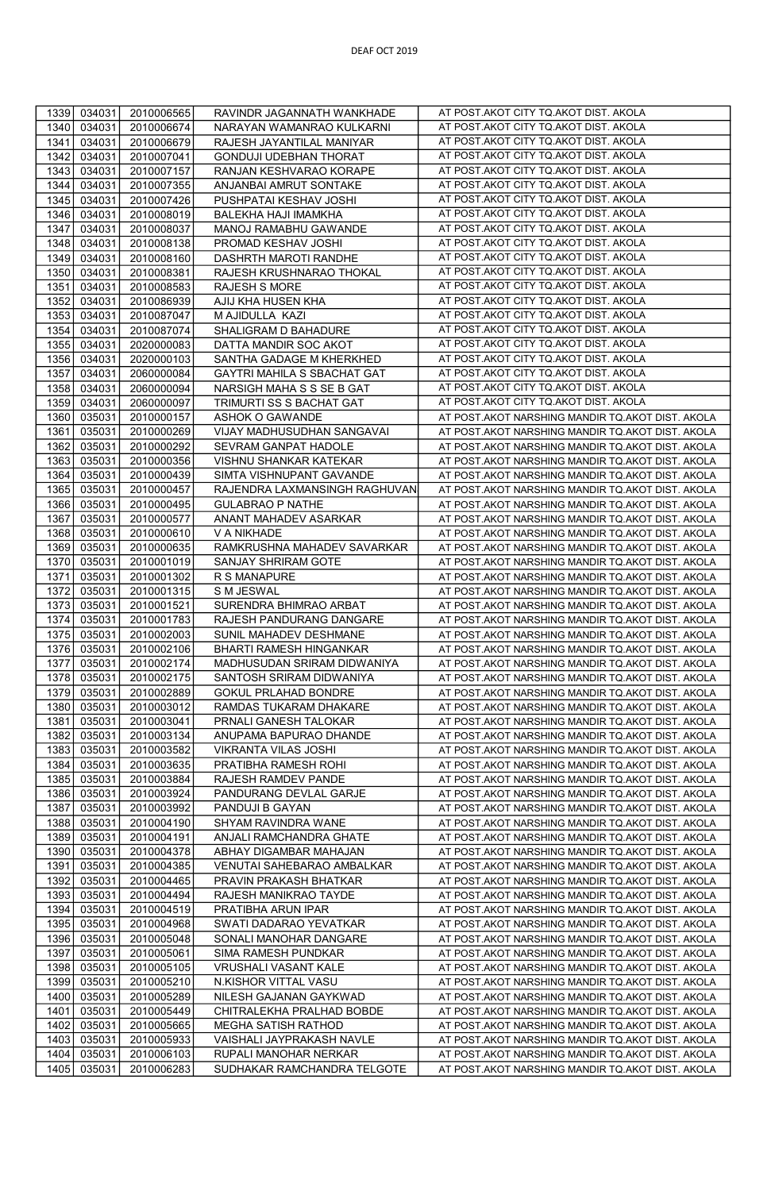DEAF OCT 2019

| | | | | |
|---|---|---|---|---|
| 1339 | 034031 | 2010006565 | RAVINDR JAGANNATH WANKHADE | AT POST.AKOT CITY TQ.AKOT DIST. AKOLA |
| 1340 | 034031 | 2010006674 | NARAYAN WAMANRAO KULKARNI | AT POST.AKOT CITY TQ.AKOT DIST. AKOLA |
| 1341 | 034031 | 2010006679 | RAJESH JAYANTILAL MANIYAR | AT POST.AKOT CITY TQ.AKOT DIST. AKOLA |
| 1342 | 034031 | 2010007041 | GONDUJI UDEBHAN THORAT | AT POST.AKOT CITY TQ.AKOT DIST. AKOLA |
| 1343 | 034031 | 2010007157 | RANJAN KESHVARAO KORAPE | AT POST.AKOT CITY TQ.AKOT DIST. AKOLA |
| 1344 | 034031 | 2010007355 | ANJANBAI AMRUT SONTAKE | AT POST.AKOT CITY TQ.AKOT DIST. AKOLA |
| 1345 | 034031 | 2010007426 | PUSHPATAI KESHAV JOSHI | AT POST.AKOT CITY TQ.AKOT DIST. AKOLA |
| 1346 | 034031 | 2010008019 | BALEKHA HAJI IMAMKHA | AT POST.AKOT CITY TQ.AKOT DIST. AKOLA |
| 1347 | 034031 | 2010008037 | MANOJ RAMABHU GAWANDE | AT POST.AKOT CITY TQ.AKOT DIST. AKOLA |
| 1348 | 034031 | 2010008138 | PROMAD KESHAV JOSHI | AT POST.AKOT CITY TQ.AKOT DIST. AKOLA |
| 1349 | 034031 | 2010008160 | DASHRTH MAROTI RANDHE | AT POST.AKOT CITY TQ.AKOT DIST. AKOLA |
| 1350 | 034031 | 2010008381 | RAJESH KRUSHNARAO THOKAL | AT POST.AKOT CITY TQ.AKOT DIST. AKOLA |
| 1351 | 034031 | 2010008583 | RAJESH S MORE | AT POST.AKOT CITY TQ.AKOT DIST. AKOLA |
| 1352 | 034031 | 2010086939 | AJIJ KHA HUSEN KHA | AT POST.AKOT CITY TQ.AKOT DIST. AKOLA |
| 1353 | 034031 | 2010087047 | M AJIDULLA KAZI | AT POST.AKOT CITY TQ.AKOT DIST. AKOLA |
| 1354 | 034031 | 2010087074 | SHALIGRAM D BAHADURE | AT POST.AKOT CITY TQ.AKOT DIST. AKOLA |
| 1355 | 034031 | 2020000083 | DATTA MANDIR SOC AKOT | AT POST.AKOT CITY TQ.AKOT DIST. AKOLA |
| 1356 | 034031 | 2020000103 | SANTHA GADAGE M KHERKHED | AT POST.AKOT CITY TQ.AKOT DIST. AKOLA |
| 1357 | 034031 | 2060000084 | GAYTRI MAHILA S SBACHAT GAT | AT POST.AKOT CITY TQ.AKOT DIST. AKOLA |
| 1358 | 034031 | 2060000094 | NARSIGH MAHA S S SE B GAT | AT POST.AKOT CITY TQ.AKOT DIST. AKOLA |
| 1359 | 034031 | 2060000097 | TRIMURTI SS S BACHAT GAT | AT POST.AKOT CITY TQ.AKOT DIST. AKOLA |
| 1360 | 035031 | 2010000157 | ASHOK O GAWANDE | AT POST.AKOT NARSHING MANDIR TQ.AKOT DIST. AKOLA |
| 1361 | 035031 | 2010000269 | VIJAY MADHUSUDHAN SANGAVAI | AT POST.AKOT NARSHING MANDIR TQ.AKOT DIST. AKOLA |
| 1362 | 035031 | 2010000292 | SEVRAM GANPAT HADOLE | AT POST.AKOT NARSHING MANDIR TQ.AKOT DIST. AKOLA |
| 1363 | 035031 | 2010000356 | VISHNU SHANKAR KATEKAR | AT POST.AKOT NARSHING MANDIR TQ.AKOT DIST. AKOLA |
| 1364 | 035031 | 2010000439 | SIMTA VISHNUPANT GAVANDE | AT POST.AKOT NARSHING MANDIR TQ.AKOT DIST. AKOLA |
| 1365 | 035031 | 2010000457 | RAJENDRA LAXMANSINGH RAGHUVAN | AT POST.AKOT NARSHING MANDIR TQ.AKOT DIST. AKOLA |
| 1366 | 035031 | 2010000495 | GULABRAO P NATHE | AT POST.AKOT NARSHING MANDIR TQ.AKOT DIST. AKOLA |
| 1367 | 035031 | 2010000577 | ANANT MAHADEV ASARKAR | AT POST.AKOT NARSHING MANDIR TQ.AKOT DIST. AKOLA |
| 1368 | 035031 | 2010000610 | V A NIKHADE | AT POST.AKOT NARSHING MANDIR TQ.AKOT DIST. AKOLA |
| 1369 | 035031 | 2010000635 | RAMKRUSHNA MAHADEV SAVARKAR | AT POST.AKOT NARSHING MANDIR TQ.AKOT DIST. AKOLA |
| 1370 | 035031 | 2010001019 | SANJAY SHRIRAM GOTE | AT POST.AKOT NARSHING MANDIR TQ.AKOT DIST. AKOLA |
| 1371 | 035031 | 2010001302 | R S MANAPURE | AT POST.AKOT NARSHING MANDIR TQ.AKOT DIST. AKOLA |
| 1372 | 035031 | 2010001315 | S M JESWAL | AT POST.AKOT NARSHING MANDIR TQ.AKOT DIST. AKOLA |
| 1373 | 035031 | 2010001521 | SURENDRA BHIMRAO ARBAT | AT POST.AKOT NARSHING MANDIR TQ.AKOT DIST. AKOLA |
| 1374 | 035031 | 2010001783 | RAJESH PANDURANG DANGARE | AT POST.AKOT NARSHING MANDIR TQ.AKOT DIST. AKOLA |
| 1375 | 035031 | 2010002003 | SUNIL MAHADEV DESHMANE | AT POST.AKOT NARSHING MANDIR TQ.AKOT DIST. AKOLA |
| 1376 | 035031 | 2010002106 | BHARTI RAMESH HINGANKAR | AT POST.AKOT NARSHING MANDIR TQ.AKOT DIST. AKOLA |
| 1377 | 035031 | 2010002174 | MADHUSUDAN SRIRAM DIDWANIYA | AT POST.AKOT NARSHING MANDIR TQ.AKOT DIST. AKOLA |
| 1378 | 035031 | 2010002175 | SANTOSH SRIRAM DIDWANIYA | AT POST.AKOT NARSHING MANDIR TQ.AKOT DIST. AKOLA |
| 1379 | 035031 | 2010002889 | GOKUL PRLAHAD BONDRE | AT POST.AKOT NARSHING MANDIR TQ.AKOT DIST. AKOLA |
| 1380 | 035031 | 2010003012 | RAMDAS TUKARAM DHAKARE | AT POST.AKOT NARSHING MANDIR TQ.AKOT DIST. AKOLA |
| 1381 | 035031 | 2010003041 | PRNALI GANESH TALOKAR | AT POST.AKOT NARSHING MANDIR TQ.AKOT DIST. AKOLA |
| 1382 | 035031 | 2010003134 | ANUPAMA BAPURAO DHANDE | AT POST.AKOT NARSHING MANDIR TQ.AKOT DIST. AKOLA |
| 1383 | 035031 | 2010003582 | VIKRANTA VILAS JOSHI | AT POST.AKOT NARSHING MANDIR TQ.AKOT DIST. AKOLA |
| 1384 | 035031 | 2010003635 | PRATIBHA RAMESH ROHI | AT POST.AKOT NARSHING MANDIR TQ.AKOT DIST. AKOLA |
| 1385 | 035031 | 2010003884 | RAJESH RAMDEV PANDE | AT POST.AKOT NARSHING MANDIR TQ.AKOT DIST. AKOLA |
| 1386 | 035031 | 2010003924 | PANDURANG DEVLAL GARJE | AT POST.AKOT NARSHING MANDIR TQ.AKOT DIST. AKOLA |
| 1387 | 035031 | 2010003992 | PANDUJI B GAYAN | AT POST.AKOT NARSHING MANDIR TQ.AKOT DIST. AKOLA |
| 1388 | 035031 | 2010004190 | SHYAM RAVINDRA WANE | AT POST.AKOT NARSHING MANDIR TQ.AKOT DIST. AKOLA |
| 1389 | 035031 | 2010004191 | ANJALI RAMCHANDRA GHATE | AT POST.AKOT NARSHING MANDIR TQ.AKOT DIST. AKOLA |
| 1390 | 035031 | 2010004378 | ABHAY DIGAMBAR MAHAJAN | AT POST.AKOT NARSHING MANDIR TQ.AKOT DIST. AKOLA |
| 1391 | 035031 | 2010004385 | VENUTAI SAHEBARAO AMBALKAR | AT POST.AKOT NARSHING MANDIR TQ.AKOT DIST. AKOLA |
| 1392 | 035031 | 2010004465 | PRAVIN PRAKASH BHATKAR | AT POST.AKOT NARSHING MANDIR TQ.AKOT DIST. AKOLA |
| 1393 | 035031 | 2010004494 | RAJESH MANIKRAO TAYDE | AT POST.AKOT NARSHING MANDIR TQ.AKOT DIST. AKOLA |
| 1394 | 035031 | 2010004519 | PRATIBHA ARUN IPAR | AT POST.AKOT NARSHING MANDIR TQ.AKOT DIST. AKOLA |
| 1395 | 035031 | 2010004968 | SWATI DADARAO YEVATKAR | AT POST.AKOT NARSHING MANDIR TQ.AKOT DIST. AKOLA |
| 1396 | 035031 | 2010005048 | SONALI MANOHAR DANGARE | AT POST.AKOT NARSHING MANDIR TQ.AKOT DIST. AKOLA |
| 1397 | 035031 | 2010005061 | SIMA RAMESH PUNDKAR | AT POST.AKOT NARSHING MANDIR TQ.AKOT DIST. AKOLA |
| 1398 | 035031 | 2010005105 | VRUSHALI VASANT KALE | AT POST.AKOT NARSHING MANDIR TQ.AKOT DIST. AKOLA |
| 1399 | 035031 | 2010005210 | N.KISHOR VITTAL VASU | AT POST.AKOT NARSHING MANDIR TQ.AKOT DIST. AKOLA |
| 1400 | 035031 | 2010005289 | NILESH GAJANAN GAYKWAD | AT POST.AKOT NARSHING MANDIR TQ.AKOT DIST. AKOLA |
| 1401 | 035031 | 2010005449 | CHITRALEKHA PRALHAD BOBDE | AT POST.AKOT NARSHING MANDIR TQ.AKOT DIST. AKOLA |
| 1402 | 035031 | 2010005665 | MEGHA SATISH RATHOD | AT POST.AKOT NARSHING MANDIR TQ.AKOT DIST. AKOLA |
| 1403 | 035031 | 2010005933 | VAISHALI JAYPRAKASH NAVLE | AT POST.AKOT NARSHING MANDIR TQ.AKOT DIST. AKOLA |
| 1404 | 035031 | 2010006103 | RUPALI MANOHAR NERKAR | AT POST.AKOT NARSHING MANDIR TQ.AKOT DIST. AKOLA |
| 1405 | 035031 | 2010006283 | SUDHAKAR RAMCHANDRA TELGOTE | AT POST.AKOT NARSHING MANDIR TQ.AKOT DIST. AKOLA |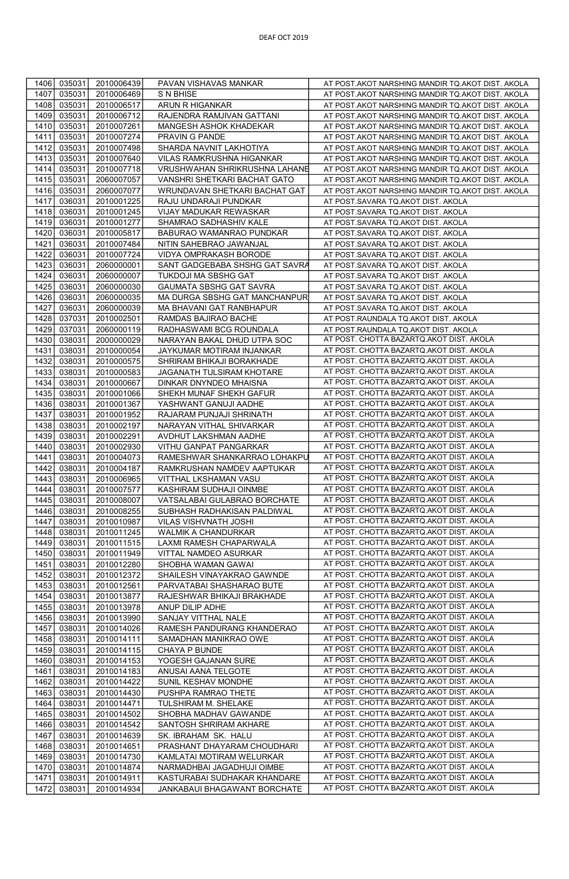| 1406 | 035031 | 2010006439 | PAVAN VISHAVAS MANKAR | AT POST.AKOT NARSHING MANDIR TQ.AKOT DIST. AKOLA |
|---|---|---|---|---|
| 1407 | 035031 | 2010006469 | S N BHISE | AT POST.AKOT NARSHING MANDIR TQ.AKOT DIST. AKOLA |
| 1408 | 035031 | 2010006517 | ARUN R HIGANKAR | AT POST.AKOT NARSHING MANDIR TQ.AKOT DIST. AKOLA |
| 1409 | 035031 | 2010006712 | RAJENDRA RAMJIVAN GATTANI | AT POST.AKOT NARSHING MANDIR TQ.AKOT DIST. AKOLA |
| 1410 | 035031 | 2010007261 | MANGESH ASHOK KHADEKAR | AT POST.AKOT NARSHING MANDIR TQ.AKOT DIST. AKOLA |
| 1411 | 035031 | 2010007274 | PRAVIN G PANDE | AT POST.AKOT NARSHING MANDIR TQ.AKOT DIST. AKOLA |
| 1412 | 035031 | 2010007498 | SHARDA NAVNIT LAKHOTIYA | AT POST.AKOT NARSHING MANDIR TQ.AKOT DIST. AKOLA |
| 1413 | 035031 | 2010007640 | VILAS RAMKRUSHNA HIGANKAR | AT POST.AKOT NARSHING MANDIR TQ.AKOT DIST. AKOLA |
| 1414 | 035031 | 2010007718 | VRUSHWAHAN SHRIKRUSHNA LAHANE | AT POST.AKOT NARSHING MANDIR TQ.AKOT DIST. AKOLA |
| 1415 | 035031 | 2060007057 | VANSHRI SHETKARI BACHAT GATO | AT POST.AKOT NARSHING MANDIR TQ.AKOT DIST. AKOLA |
| 1416 | 035031 | 2060007077 | WRUNDAVAN SHETKARI BACHAT GAT | AT POST.AKOT NARSHING MANDIR TQ.AKOT DIST. AKOLA |
| 1417 | 036031 | 2010001225 | RAJU UNDARAJI PUNDKAR | AT POST.SAVARA TQ.AKOT DIST. AKOLA |
| 1418 | 036031 | 2010001245 | VIJAY MADUKAR REWASKAR | AT POST.SAVARA TQ.AKOT DIST. AKOLA |
| 1419 | 036031 | 2010001277 | SHAMRAO SADHASHIV KALE | AT POST.SAVARA TQ.AKOT DIST. AKOLA |
| 1420 | 036031 | 2010005817 | BABURAO WAMANRAO PUNDKAR | AT POST.SAVARA TQ.AKOT DIST. AKOLA |
| 1421 | 036031 | 2010007484 | NITIN SAHEBRAO JAWANJAL | AT POST.SAVARA TQ.AKOT DIST. AKOLA |
| 1422 | 036031 | 2010007724 | VIDYA OMPRAKASH BORODE | AT POST.SAVARA TQ.AKOT DIST. AKOLA |
| 1423 | 036031 | 2060000001 | SANT GADGEBABA SHSHG GAT SAVRA | AT POST.SAVARA TQ.AKOT DIST. AKOLA |
| 1424 | 036031 | 2060000007 | TUKDOJI MA SBSHG GAT | AT POST.SAVARA TQ.AKOT DIST. AKOLA |
| 1425 | 036031 | 2060000030 | GAUMATA SBSHG GAT SAVRA | AT POST.SAVARA TQ.AKOT DIST. AKOLA |
| 1426 | 036031 | 2060000035 | MA DURGA SBSHG GAT MANCHANPUR | AT POST.SAVARA TQ.AKOT DIST. AKOLA |
| 1427 | 036031 | 2060000039 | MA BHAVANI GAT RANBHAPUR | AT POST.SAVARA TQ.AKOT DIST. AKOLA |
| 1428 | 037031 | 2010002501 | RAMDAS BAJIRAO BACHE | AT POST.RAUNDALA TQ.AKOT DIST. AKOLA |
| 1429 | 037031 | 2060000119 | RADHASWAMI BCG ROUNDALA | AT POST.RAUNDALA TQ.AKOT DIST. AKOLA |
| 1430 | 038031 | 2000000029 | NARAYAN BAKAL DHUD UTPA SOC | AT POST. CHOTTA BAZARTQ.AKOT DIST. AKOLA |
| 1431 | 038031 | 2010000054 | JAYKUMAR MOTIRAM INJANKAR | AT POST. CHOTTA BAZARTQ.AKOT DIST. AKOLA |
| 1432 | 038031 | 2010000575 | SHRIRAM BHIKAJI BORAKHADE | AT POST. CHOTTA BAZARTQ.AKOT DIST. AKOLA |
| 1433 | 038031 | 2010000583 | JAGANATH TULSIRAM KHOTARE | AT POST. CHOTTA BAZARTQ.AKOT DIST. AKOLA |
| 1434 | 038031 | 2010000667 | DINKAR DNYNDEO MHAISNA | AT POST. CHOTTA BAZARTQ.AKOT DIST. AKOLA |
| 1435 | 038031 | 2010001066 | SHEKH MUNAF SHEKH GAFUR | AT POST. CHOTTA BAZARTQ.AKOT DIST. AKOLA |
| 1436 | 038031 | 2010001367 | YASHWANT GANUJI AADHE | AT POST. CHOTTA BAZARTQ.AKOT DIST. AKOLA |
| 1437 | 038031 | 2010001952 | RAJARAM PUNJAJI SHRINATH | AT POST. CHOTTA BAZARTQ.AKOT DIST. AKOLA |
| 1438 | 038031 | 2010002197 | NARAYAN VITHAL SHIVARKAR | AT POST. CHOTTA BAZARTQ.AKOT DIST. AKOLA |
| 1439 | 038031 | 2010002291 | AVDHUT LAKSHMAN AADHE | AT POST. CHOTTA BAZARTQ.AKOT DIST. AKOLA |
| 1440 | 038031 | 2010002930 | VITHU GANPAT PANGARKAR | AT POST. CHOTTA BAZARTQ.AKOT DIST. AKOLA |
| 1441 | 038031 | 2010004073 | RAMESHWAR SHANKARRAO LOHAKPU | AT POST. CHOTTA BAZARTQ.AKOT DIST. AKOLA |
| 1442 | 038031 | 2010004187 | RAMKRUSHAN NAMDEV AAPTUKAR | AT POST. CHOTTA BAZARTQ.AKOT DIST. AKOLA |
| 1443 | 038031 | 2010006965 | VITTHAL LKSHAMAN VASU | AT POST. CHOTTA BAZARTQ.AKOT DIST. AKOLA |
| 1444 | 038031 | 2010007577 | KASHIRAM SUDHAJI OINMBE | AT POST. CHOTTA BAZARTQ.AKOT DIST. AKOLA |
| 1445 | 038031 | 2010008007 | VATSALABAI GULABRAO BORCHATE | AT POST. CHOTTA BAZARTQ.AKOT DIST. AKOLA |
| 1446 | 038031 | 2010008255 | SUBHASH RADHAKISAN PALDIWAL | AT POST. CHOTTA BAZARTQ.AKOT DIST. AKOLA |
| 1447 | 038031 | 2010010987 | VILAS VISHVNATH JOSHI | AT POST. CHOTTA BAZARTQ.AKOT DIST. AKOLA |
| 1448 | 038031 | 2010011245 | WALMIK A CHANDURKAR | AT POST. CHOTTA BAZARTQ.AKOT DIST. AKOLA |
| 1449 | 038031 | 2010011515 | LAXMI RAMESH CHAPARWALA | AT POST. CHOTTA BAZARTQ.AKOT DIST. AKOLA |
| 1450 | 038031 | 2010011949 | VITTAL NAMDEO ASURKAR | AT POST. CHOTTA BAZARTQ.AKOT DIST. AKOLA |
| 1451 | 038031 | 2010012280 | SHOBHA WAMAN GAWAI | AT POST. CHOTTA BAZARTQ.AKOT DIST. AKOLA |
| 1452 | 038031 | 2010012372 | SHAILESH VINAYAKRAO GAWNDE | AT POST. CHOTTA BAZARTQ.AKOT DIST. AKOLA |
| 1453 | 038031 | 2010012561 | PARVATABAI SHASHARAO BUTE | AT POST. CHOTTA BAZARTQ.AKOT DIST. AKOLA |
| 1454 | 038031 | 2010013877 | RAJESHWAR BHIKAJI BRAKHADE | AT POST. CHOTTA BAZARTQ.AKOT DIST. AKOLA |
| 1455 | 038031 | 2010013978 | ANUP DILIP ADHE | AT POST. CHOTTA BAZARTQ.AKOT DIST. AKOLA |
| 1456 | 038031 | 2010013990 | SANJAY VITTHAL NALE | AT POST. CHOTTA BAZARTQ.AKOT DIST. AKOLA |
| 1457 | 038031 | 2010014026 | RAMESH PANDURANG KHANDERAO | AT POST. CHOTTA BAZARTQ.AKOT DIST. AKOLA |
| 1458 | 038031 | 2010014111 | SAMADHAN MANIKRAO OWE | AT POST. CHOTTA BAZARTQ.AKOT DIST. AKOLA |
| 1459 | 038031 | 2010014115 | CHAYA P BUNDE | AT POST. CHOTTA BAZARTQ.AKOT DIST. AKOLA |
| 1460 | 038031 | 2010014153 | YOGESH GAJANAN SURE | AT POST. CHOTTA BAZARTQ.AKOT DIST. AKOLA |
| 1461 | 038031 | 2010014183 | ANUSAI AANA TELGOTE | AT POST. CHOTTA BAZARTQ.AKOT DIST. AKOLA |
| 1462 | 038031 | 2010014422 | SUNIL KESHAV MONDHE | AT POST. CHOTTA BAZARTQ.AKOT DIST. AKOLA |
| 1463 | 038031 | 2010014430 | PUSHPA RAMRAO THETE | AT POST. CHOTTA BAZARTQ.AKOT DIST. AKOLA |
| 1464 | 038031 | 2010014471 | TULSHIRAM M. SHELAKE | AT POST. CHOTTA BAZARTQ.AKOT DIST. AKOLA |
| 1465 | 038031 | 2010014502 | SHOBHA MADHAV GAWANDE | AT POST. CHOTTA BAZARTQ.AKOT DIST. AKOLA |
| 1466 | 038031 | 2010014542 | SANTOSH SHRIRAM AKHARE | AT POST. CHOTTA BAZARTQ.AKOT DIST. AKOLA |
| 1467 | 038031 | 2010014639 | SK. IBRAHAM SK. HALU | AT POST. CHOTTA BAZARTQ.AKOT DIST. AKOLA |
| 1468 | 038031 | 2010014651 | PRASHANT DHAYARAM CHOUDHARI | AT POST. CHOTTA BAZARTQ.AKOT DIST. AKOLA |
| 1469 | 038031 | 2010014730 | KAMLATAI MOTIRAM WELURKAR | AT POST. CHOTTA BAZARTQ.AKOT DIST. AKOLA |
| 1470 | 038031 | 2010014874 | NARMADHBAI JAGADHUJI OIMBE | AT POST. CHOTTA BAZARTQ.AKOT DIST. AKOLA |
| 1471 | 038031 | 2010014911 | KASTURABAI SUDHAKAR KHANDARE | AT POST. CHOTTA BAZARTQ.AKOT DIST. AKOLA |
| 1472 | 038031 | 2010014934 | JANKABAUI BHAGAWANT BORCHATE | AT POST. CHOTTA BAZARTQ.AKOT DIST. AKOLA |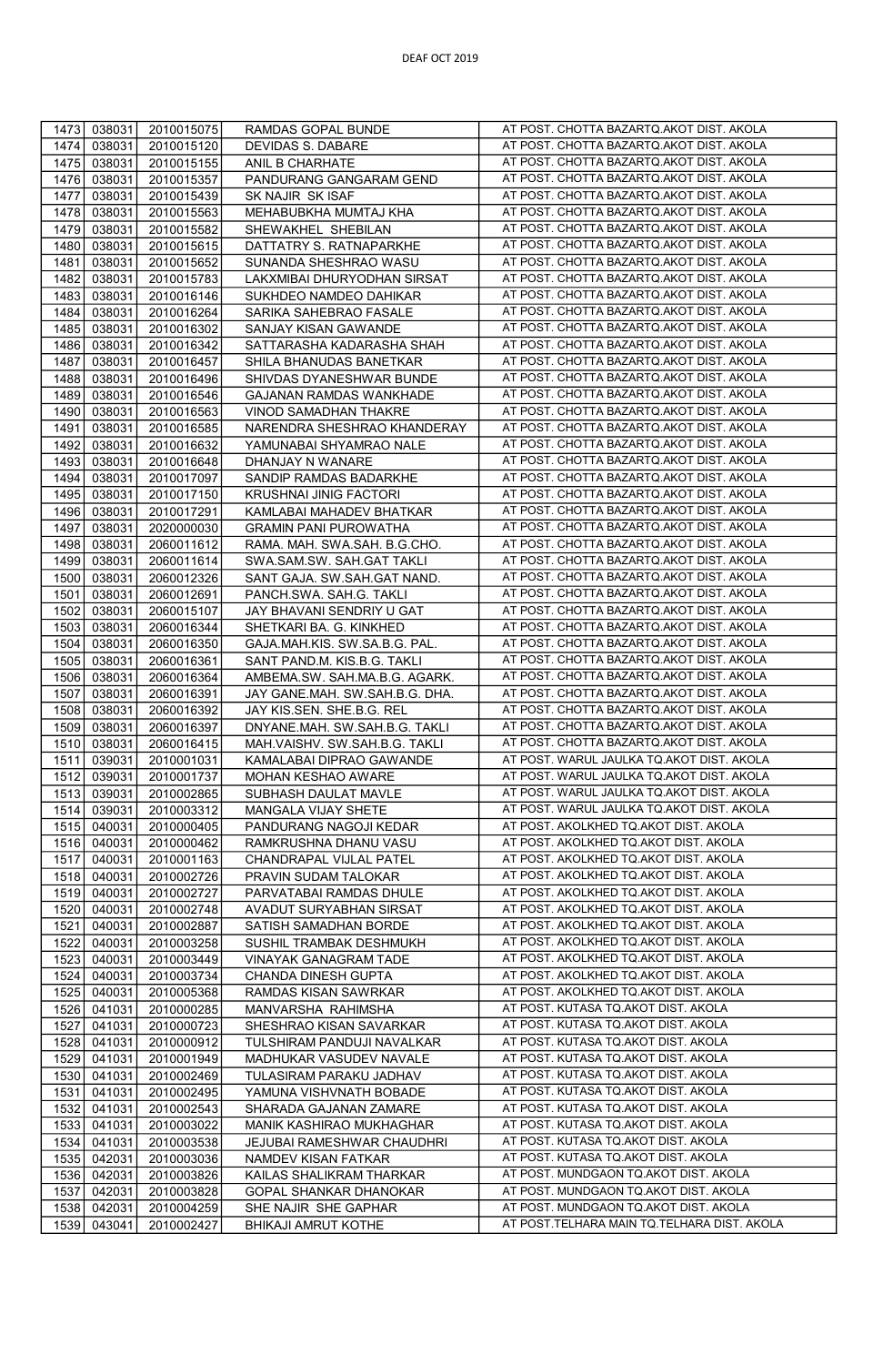| 1473 | 038031 | 2010015075 | RAMDAS GOPAL BUNDE | AT POST. CHOTTA BAZARTQ.AKOT DIST. AKOLA |
|---|---|---|---|---|
| 1474 | 038031 | 2010015120 | DEVIDAS S. DABARE | AT POST. CHOTTA BAZARTQ.AKOT DIST. AKOLA |
| 1475 | 038031 | 2010015155 | ANIL B CHARHATE | AT POST. CHOTTA BAZARTQ.AKOT DIST. AKOLA |
| 1476 | 038031 | 2010015357 | PANDURANG GANGARAM GEND | AT POST. CHOTTA BAZARTQ.AKOT DIST. AKOLA |
| 1477 | 038031 | 2010015439 | SK NAJIR SK ISAF | AT POST. CHOTTA BAZARTQ.AKOT DIST. AKOLA |
| 1478 | 038031 | 2010015563 | MEHABUBKHA MUMTAJ KHA | AT POST. CHOTTA BAZARTQ.AKOT DIST. AKOLA |
| 1479 | 038031 | 2010015582 | SHEWAKHEL SHEBILAN | AT POST. CHOTTA BAZARTQ.AKOT DIST. AKOLA |
| 1480 | 038031 | 2010015615 | DATTATRY S. RATNAPARKHE | AT POST. CHOTTA BAZARTQ.AKOT DIST. AKOLA |
| 1481 | 038031 | 2010015652 | SUNANDA SHESHRAO WASU | AT POST. CHOTTA BAZARTQ.AKOT DIST. AKOLA |
| 1482 | 038031 | 2010015783 | LAKXMIBAI DHURYODHAN SIRSAT | AT POST. CHOTTA BAZARTQ.AKOT DIST. AKOLA |
| 1483 | 038031 | 2010016146 | SUKHDEO NAMDEO DAHIKAR | AT POST. CHOTTA BAZARTQ.AKOT DIST. AKOLA |
| 1484 | 038031 | 2010016264 | SARIKA SAHEBRAO FASALE | AT POST. CHOTTA BAZARTQ.AKOT DIST. AKOLA |
| 1485 | 038031 | 2010016302 | SANJAY KISAN GAWANDE | AT POST. CHOTTA BAZARTQ.AKOT DIST. AKOLA |
| 1486 | 038031 | 2010016342 | SATTARASHA KADARASHA SHAH | AT POST. CHOTTA BAZARTQ.AKOT DIST. AKOLA |
| 1487 | 038031 | 2010016457 | SHILA BHANUDAS BANETKAR | AT POST. CHOTTA BAZARTQ.AKOT DIST. AKOLA |
| 1488 | 038031 | 2010016496 | SHIVDAS DYANESHWAR BUNDE | AT POST. CHOTTA BAZARTQ.AKOT DIST. AKOLA |
| 1489 | 038031 | 2010016546 | GAJANAN RAMDAS WANKHADE | AT POST. CHOTTA BAZARTQ.AKOT DIST. AKOLA |
| 1490 | 038031 | 2010016563 | VINOD SAMADHAN THAKRE | AT POST. CHOTTA BAZARTQ.AKOT DIST. AKOLA |
| 1491 | 038031 | 2010016585 | NARENDRA SHESHRAO KHANDERAY | AT POST. CHOTTA BAZARTQ.AKOT DIST. AKOLA |
| 1492 | 038031 | 2010016632 | YAMUNABAI SHYAMRAO NALE | AT POST. CHOTTA BAZARTQ.AKOT DIST. AKOLA |
| 1493 | 038031 | 2010016648 | DHANJAY N WANARE | AT POST. CHOTTA BAZARTQ.AKOT DIST. AKOLA |
| 1494 | 038031 | 2010017097 | SANDIP RAMDAS BADARKHE | AT POST. CHOTTA BAZARTQ.AKOT DIST. AKOLA |
| 1495 | 038031 | 2010017150 | KRUSHNAI JINIG FACTORI | AT POST. CHOTTA BAZARTQ.AKOT DIST. AKOLA |
| 1496 | 038031 | 2010017291 | KAMLABAI MAHADEV BHATKAR | AT POST. CHOTTA BAZARTQ.AKOT DIST. AKOLA |
| 1497 | 038031 | 2020000030 | GRAMIN PANI PUROWATHA | AT POST. CHOTTA BAZARTQ.AKOT DIST. AKOLA |
| 1498 | 038031 | 2060011612 | RAMA. MAH. SWA.SAH. B.G.CHO. | AT POST. CHOTTA BAZARTQ.AKOT DIST. AKOLA |
| 1499 | 038031 | 2060011614 | SWA.SAM.SW. SAH.GAT TAKLI | AT POST. CHOTTA BAZARTQ.AKOT DIST. AKOLA |
| 1500 | 038031 | 2060012326 | SANT GAJA. SW.SAH.GAT NAND. | AT POST. CHOTTA BAZARTQ.AKOT DIST. AKOLA |
| 1501 | 038031 | 2060012691 | PANCH.SWA. SAH.G. TAKLI | AT POST. CHOTTA BAZARTQ.AKOT DIST. AKOLA |
| 1502 | 038031 | 2060015107 | JAY BHAVANI SENDRIY U GAT | AT POST. CHOTTA BAZARTQ.AKOT DIST. AKOLA |
| 1503 | 038031 | 2060016344 | SHETKARI BA. G. KINKHED | AT POST. CHOTTA BAZARTQ.AKOT DIST. AKOLA |
| 1504 | 038031 | 2060016350 | GAJA.MAH.KIS. SW.SA.B.G. PAL. | AT POST. CHOTTA BAZARTQ.AKOT DIST. AKOLA |
| 1505 | 038031 | 2060016361 | SANT PAND.M. KIS.B.G. TAKLI | AT POST. CHOTTA BAZARTQ.AKOT DIST. AKOLA |
| 1506 | 038031 | 2060016364 | AMBEMA.SW. SAH.MA.B.G. AGARK. | AT POST. CHOTTA BAZARTQ.AKOT DIST. AKOLA |
| 1507 | 038031 | 2060016391 | JAY GANE.MAH. SW.SAH.B.G. DHA. | AT POST. CHOTTA BAZARTQ.AKOT DIST. AKOLA |
| 1508 | 038031 | 2060016392 | JAY KIS.SEN. SHE.B.G. REL | AT POST. CHOTTA BAZARTQ.AKOT DIST. AKOLA |
| 1509 | 038031 | 2060016397 | DNYANE.MAH. SW.SAH.B.G. TAKLI | AT POST. CHOTTA BAZARTQ.AKOT DIST. AKOLA |
| 1510 | 038031 | 2060016415 | MAH.VAISHV. SW.SAH.B.G. TAKLI | AT POST. CHOTTA BAZARTQ.AKOT DIST. AKOLA |
| 1511 | 039031 | 2010001031 | KAMALABAI DIPRAO GAWANDE | AT POST. WARUL JAULKA TQ.AKOT DIST. AKOLA |
| 1512 | 039031 | 2010001737 | MOHAN KESHAO AWARE | AT POST. WARUL JAULKA TQ.AKOT DIST. AKOLA |
| 1513 | 039031 | 2010002865 | SUBHASH DAULAT MAVLE | AT POST. WARUL JAULKA TQ.AKOT DIST. AKOLA |
| 1514 | 039031 | 2010003312 | MANGALA VIJAY SHETE | AT POST. WARUL JAULKA TQ.AKOT DIST. AKOLA |
| 1515 | 040031 | 2010000405 | PANDURANG NAGOJI KEDAR | AT POST. AKOLKHED TQ.AKOT DIST. AKOLA |
| 1516 | 040031 | 2010000462 | RAMKRUSHNA DHANU VASU | AT POST. AKOLKHED TQ.AKOT DIST. AKOLA |
| 1517 | 040031 | 2010001163 | CHANDRAPAL VIJLAL PATEL | AT POST. AKOLKHED TQ.AKOT DIST. AKOLA |
| 1518 | 040031 | 2010002726 | PRAVIN SUDAM TALOKAR | AT POST. AKOLKHED TQ.AKOT DIST. AKOLA |
| 1519 | 040031 | 2010002727 | PARVATABAI RAMDAS DHULE | AT POST. AKOLKHED TQ.AKOT DIST. AKOLA |
| 1520 | 040031 | 2010002748 | AVADUT SURYABHAN SIRSAT | AT POST. AKOLKHED TQ.AKOT DIST. AKOLA |
| 1521 | 040031 | 2010002887 | SATISH SAMADHAN BORDE | AT POST. AKOLKHED TQ.AKOT DIST. AKOLA |
| 1522 | 040031 | 2010003258 | SUSHIL TRAMBAK DESHMUKH | AT POST. AKOLKHED TQ.AKOT DIST. AKOLA |
| 1523 | 040031 | 2010003449 | VINAYAK GANAGRAM TADE | AT POST. AKOLKHED TQ.AKOT DIST. AKOLA |
| 1524 | 040031 | 2010003734 | CHANDA DINESH GUPTA | AT POST. AKOLKHED TQ.AKOT DIST. AKOLA |
| 1525 | 040031 | 2010005368 | RAMDAS KISAN SAWRKAR | AT POST. AKOLKHED TQ.AKOT DIST. AKOLA |
| 1526 | 041031 | 2010000285 | MANVARSHA RAHIMSHA | AT POST. KUTASA TQ.AKOT DIST. AKOLA |
| 1527 | 041031 | 2010000723 | SHESHRAO KISAN SAVARKAR | AT POST. KUTASA TQ.AKOT DIST. AKOLA |
| 1528 | 041031 | 2010000912 | TULSHIRAM PANDUJI NAVALKAR | AT POST. KUTASA TQ.AKOT DIST. AKOLA |
| 1529 | 041031 | 2010001949 | MADHUKAR VASUDEV NAVALE | AT POST. KUTASA TQ.AKOT DIST. AKOLA |
| 1530 | 041031 | 2010002469 | TULASIRAM PARAKU JADHAV | AT POST. KUTASA TQ.AKOT DIST. AKOLA |
| 1531 | 041031 | 2010002495 | YAMUNA VISHVNATH BOBADE | AT POST. KUTASA TQ.AKOT DIST. AKOLA |
| 1532 | 041031 | 2010002543 | SHARADA GAJANAN ZAMARE | AT POST. KUTASA TQ.AKOT DIST. AKOLA |
| 1533 | 041031 | 2010003022 | MANIK KASHIRAO MUKHAGHAR | AT POST. KUTASA TQ.AKOT DIST. AKOLA |
| 1534 | 041031 | 2010003538 | JEJUBAI RAMESHWAR CHAUDHRI | AT POST. KUTASA TQ.AKOT DIST. AKOLA |
| 1535 | 042031 | 2010003036 | NAMDEV KISAN FATKAR | AT POST. KUTASA TQ.AKOT DIST. AKOLA |
| 1536 | 042031 | 2010003826 | KAILAS SHALIKRAM THARKAR | AT POST. MUNDGAON TQ.AKOT DIST. AKOLA |
| 1537 | 042031 | 2010003828 | GOPAL SHANKAR DHANOKAR | AT POST. MUNDGAON TQ.AKOT DIST. AKOLA |
| 1538 | 042031 | 2010004259 | SHE NAJIR SHE GAPHAR | AT POST. MUNDGAON TQ.AKOT DIST. AKOLA |
| 1539 | 043041 | 2010002427 | BHIKAJI AMRUT KOTHE | AT POST.TELHARA MAIN TQ.TELHARA DIST. AKOLA |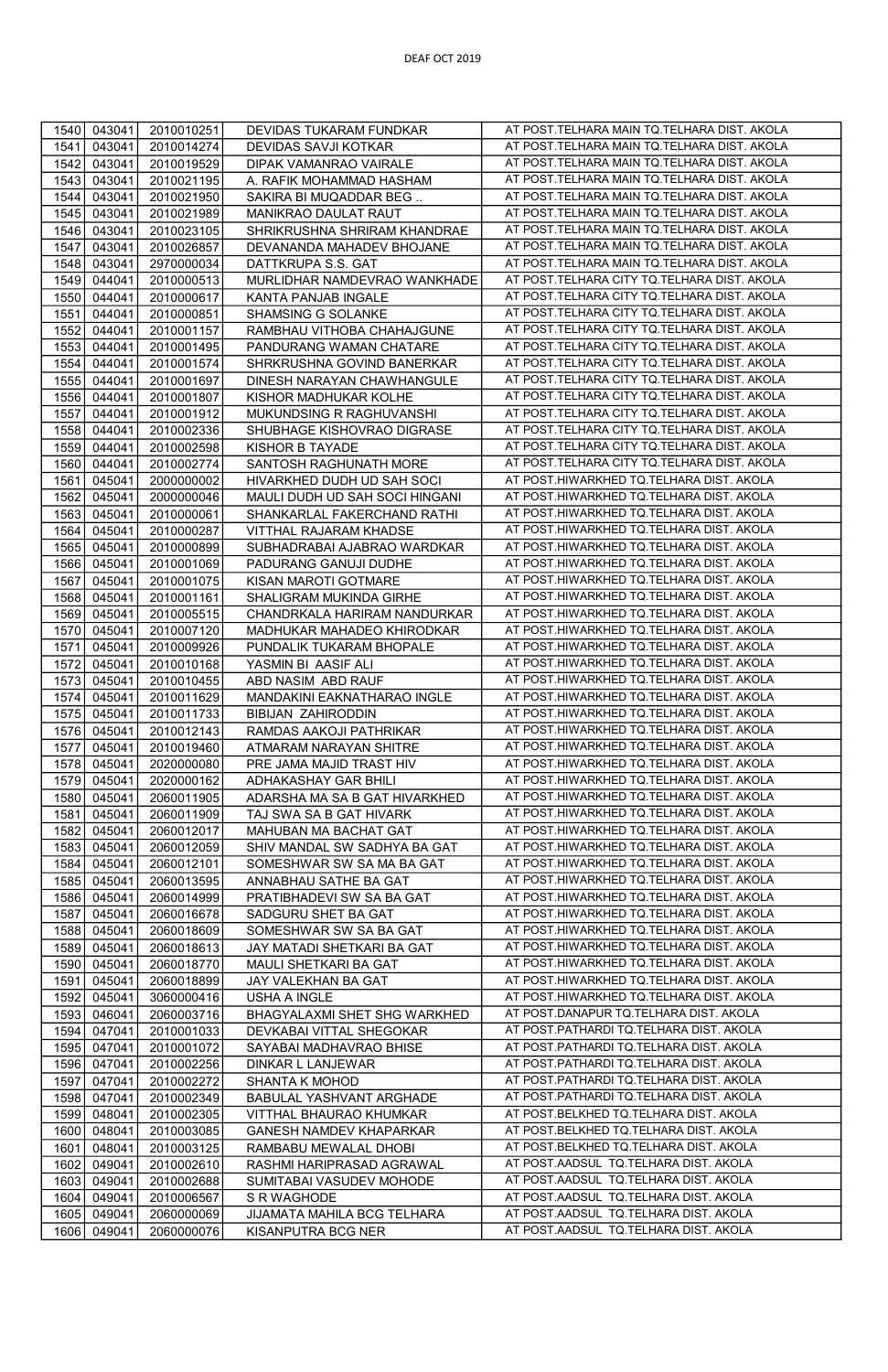DEAF OCT 2019

| | | | | |
|---|---|---|---|---|
| 1540 | 043041 | 2010010251 | DEVIDAS TUKARAM FUNDKAR | AT POST.TELHARA MAIN TQ.TELHARA DIST. AKOLA |
| 1541 | 043041 | 2010014274 | DEVIDAS SAVJI KOTKAR | AT POST.TELHARA MAIN TQ.TELHARA DIST. AKOLA |
| 1542 | 043041 | 2010019529 | DIPAK VAMANRAO VAIRALE | AT POST.TELHARA MAIN TQ.TELHARA DIST. AKOLA |
| 1543 | 043041 | 2010021195 | A. RAFIK MOHAMMAD HASHAM | AT POST.TELHARA MAIN TQ.TELHARA DIST. AKOLA |
| 1544 | 043041 | 2010021950 | SAKIRA BI MUQADDAR BEG .. | AT POST.TELHARA MAIN TQ.TELHARA DIST. AKOLA |
| 1545 | 043041 | 2010021989 | MANIKRAO DAULAT RAUT | AT POST.TELHARA MAIN TQ.TELHARA DIST. AKOLA |
| 1546 | 043041 | 2010023105 | SHRIKRUSHNA SHRIRAM KHANDRAE | AT POST.TELHARA MAIN TQ.TELHARA DIST. AKOLA |
| 1547 | 043041 | 2010026857 | DEVANANDA MAHADEV BHOJANE | AT POST.TELHARA MAIN TQ.TELHARA DIST. AKOLA |
| 1548 | 043041 | 2970000034 | DATTKRUPA S.S. GAT | AT POST.TELHARA MAIN TQ.TELHARA DIST. AKOLA |
| 1549 | 044041 | 2010000513 | MURLIDHAR NAMDEVRAO WANKHADE | AT POST.TELHARA CITY TQ.TELHARA DIST. AKOLA |
| 1550 | 044041 | 2010000617 | KANTA PANJAB INGALE | AT POST.TELHARA CITY TQ.TELHARA DIST. AKOLA |
| 1551 | 044041 | 2010000851 | SHAMSING G SOLANKE | AT POST.TELHARA CITY TQ.TELHARA DIST. AKOLA |
| 1552 | 044041 | 2010001157 | RAMBHAU VITHOBA CHAHAJGUNE | AT POST.TELHARA CITY TQ.TELHARA DIST. AKOLA |
| 1553 | 044041 | 2010001495 | PANDURANG WAMAN CHATARE | AT POST.TELHARA CITY TQ.TELHARA DIST. AKOLA |
| 1554 | 044041 | 2010001574 | SHRKRUSHNA GOVIND BANERKAR | AT POST.TELHARA CITY TQ.TELHARA DIST. AKOLA |
| 1555 | 044041 | 2010001697 | DINESH NARAYAN CHAWHANGULE | AT POST.TELHARA CITY TQ.TELHARA DIST. AKOLA |
| 1556 | 044041 | 2010001807 | KISHOR MADHUKAR KOLHE | AT POST.TELHARA CITY TQ.TELHARA DIST. AKOLA |
| 1557 | 044041 | 2010001912 | MUKUNDSING R RAGHUVANSHI | AT POST.TELHARA CITY TQ.TELHARA DIST. AKOLA |
| 1558 | 044041 | 2010002336 | SHUBHAGE KISHOVRAO DIGRASE | AT POST.TELHARA CITY TQ.TELHARA DIST. AKOLA |
| 1559 | 044041 | 2010002598 | KISHOR B TAYADE | AT POST.TELHARA CITY TQ.TELHARA DIST. AKOLA |
| 1560 | 044041 | 2010002774 | SANTOSH RAGHUNATH MORE | AT POST.TELHARA CITY TQ.TELHARA DIST. AKOLA |
| 1561 | 045041 | 2000000002 | HIVARKHED DUDH UD SAH SOCI | AT POST.HIWARKHED TQ.TELHARA DIST. AKOLA |
| 1562 | 045041 | 2000000046 | MAULI DUDH UD SAH SOCI HINGANI | AT POST.HIWARKHED TQ.TELHARA DIST. AKOLA |
| 1563 | 045041 | 2010000061 | SHANKARLAL FAKERCHAND RATHI | AT POST.HIWARKHED TQ.TELHARA DIST. AKOLA |
| 1564 | 045041 | 2010000287 | VITTHAL RAJARAM KHADSE | AT POST.HIWARKHED TQ.TELHARA DIST. AKOLA |
| 1565 | 045041 | 2010000899 | SUBHADRABAI AJABRAO WARDKAR | AT POST.HIWARKHED TQ.TELHARA DIST. AKOLA |
| 1566 | 045041 | 2010001069 | PADURANG GANUJI DUDHE | AT POST.HIWARKHED TQ.TELHARA DIST. AKOLA |
| 1567 | 045041 | 2010001075 | KISAN MAROTI GOTMARE | AT POST.HIWARKHED TQ.TELHARA DIST. AKOLA |
| 1568 | 045041 | 2010001161 | SHALIGRAM MUKINDA GIRHE | AT POST.HIWARKHED TQ.TELHARA DIST. AKOLA |
| 1569 | 045041 | 2010005515 | CHANDRKALA HARIRAM NANDURKAR | AT POST.HIWARKHED TQ.TELHARA DIST. AKOLA |
| 1570 | 045041 | 2010007120 | MADHUKAR MAHADEO KHIRODKAR | AT POST.HIWARKHED TQ.TELHARA DIST. AKOLA |
| 1571 | 045041 | 2010009926 | PUNDALIK TUKARAM BHOPALE | AT POST.HIWARKHED TQ.TELHARA DIST. AKOLA |
| 1572 | 045041 | 2010010168 | YASMIN BI AASIF ALI | AT POST.HIWARKHED TQ.TELHARA DIST. AKOLA |
| 1573 | 045041 | 2010010455 | ABD NASIM ABD RAUF | AT POST.HIWARKHED TQ.TELHARA DIST. AKOLA |
| 1574 | 045041 | 2010011629 | MANDAKINI EAKNATHARAO INGLE | AT POST.HIWARKHED TQ.TELHARA DIST. AKOLA |
| 1575 | 045041 | 2010011733 | BIBIJAN ZAHIRODDIN | AT POST.HIWARKHED TQ.TELHARA DIST. AKOLA |
| 1576 | 045041 | 2010012143 | RAMDAS AAKOJI PATHRIKAR | AT POST.HIWARKHED TQ.TELHARA DIST. AKOLA |
| 1577 | 045041 | 2010019460 | ATMARAM NARAYAN SHITRE | AT POST.HIWARKHED TQ.TELHARA DIST. AKOLA |
| 1578 | 045041 | 2020000080 | PRE JAMA MAJID TRAST HIV | AT POST.HIWARKHED TQ.TELHARA DIST. AKOLA |
| 1579 | 045041 | 2020000162 | ADHAKASHAY GAR BHILI | AT POST.HIWARKHED TQ.TELHARA DIST. AKOLA |
| 1580 | 045041 | 2060011905 | ADARSHA MA S B GAT HIVARKHED | AT POST.HIWARKHED TQ.TELHARA DIST. AKOLA |
| 1581 | 045041 | 2060011909 | TAJ SWA SA B GAT HIVARK | AT POST.HIWARKHED TQ.TELHARA DIST. AKOLA |
| 1582 | 045041 | 2060012017 | MAHUBAN MA BACHAT GAT | AT POST.HIWARKHED TQ.TELHARA DIST. AKOLA |
| 1583 | 045041 | 2060012059 | SHIV MANDAL SW SADHYA BA GAT | AT POST.HIWARKHED TQ.TELHARA DIST. AKOLA |
| 1584 | 045041 | 2060012101 | SOMESHWAR SW SA MA BA GAT | AT POST.HIWARKHED TQ.TELHARA DIST. AKOLA |
| 1585 | 045041 | 2060013595 | ANNABHAU SATHE BA GAT | AT POST.HIWARKHED TQ.TELHARA DIST. AKOLA |
| 1586 | 045041 | 2060014999 | PRATIBHADEVI SW SA BA GAT | AT POST.HIWARKHED TQ.TELHARA DIST. AKOLA |
| 1587 | 045041 | 2060016678 | SADGURU SHET BA GAT | AT POST.HIWARKHED TQ.TELHARA DIST. AKOLA |
| 1588 | 045041 | 2060018609 | SOMESHWAR SW SA BA GAT | AT POST.HIWARKHED TQ.TELHARA DIST. AKOLA |
| 1589 | 045041 | 2060018613 | JAY MATADI SHETKARI BA GAT | AT POST.HIWARKHED TQ.TELHARA DIST. AKOLA |
| 1590 | 045041 | 2060018770 | MAULI SHETKARI BA GAT | AT POST.HIWARKHED TQ.TELHARA DIST. AKOLA |
| 1591 | 045041 | 2060018899 | JAY VALEKHAN BA GAT | AT POST.HIWARKHED TQ.TELHARA DIST. AKOLA |
| 1592 | 045041 | 3060000416 | USHA A INGLE | AT POST.HIWARKHED TQ.TELHARA DIST. AKOLA |
| 1593 | 046041 | 2060003716 | BHAGYALAXMI SHET SHG WARKHED | AT POST.DANAPUR TQ.TELHARA DIST. AKOLA |
| 1594 | 047041 | 2010001033 | DEVKABAI VITTAL SHEGOKAR | AT POST.PATHARDI TQ.TELHARA DIST. AKOLA |
| 1595 | 047041 | 2010001072 | SAYABAI MADHAVRAO BHISE | AT POST.PATHARDI TQ.TELHARA DIST. AKOLA |
| 1596 | 047041 | 2010002256 | DINKAR L LANJEWAR | AT POST.PATHARDI TQ.TELHARA DIST. AKOLA |
| 1597 | 047041 | 2010002272 | SHANTA K MOHOD | AT POST.PATHARDI TQ.TELHARA DIST. AKOLA |
| 1598 | 047041 | 2010002349 | BABULAL YASHVANT ARGHADE | AT POST.PATHARDI TQ.TELHARA DIST. AKOLA |
| 1599 | 048041 | 2010002305 | VITTHAL BHAURAO KHUMKAR | AT POST.BELKHED TQ.TELHARA DIST. AKOLA |
| 1600 | 048041 | 2010003085 | GANESH NAMDEV KHAPARKAR | AT POST.BELKHED TQ.TELHARA DIST. AKOLA |
| 1601 | 048041 | 2010003125 | RAMBABU MEWALAL DHOBI | AT POST.BELKHED TQ.TELHARA DIST. AKOLA |
| 1602 | 049041 | 2010002610 | RASHMI HARIPRASAD AGRAWAL | AT POST.AADSUL TQ.TELHARA DIST. AKOLA |
| 1603 | 049041 | 2010002688 | SUMITABAI VASUDEV MOHODE | AT POST.AADSUL TQ.TELHARA DIST. AKOLA |
| 1604 | 049041 | 2010006567 | S R WAGHODE | AT POST.AADSUL TQ.TELHARA DIST. AKOLA |
| 1605 | 049041 | 2060000069 | JIJAMATA MAHILA BCG TELHARA | AT POST.AADSUL TQ.TELHARA DIST. AKOLA |
| 1606 | 049041 | 2060000076 | KISANPUTRA BCG NER | AT POST.AADSUL TQ.TELHARA DIST. AKOLA |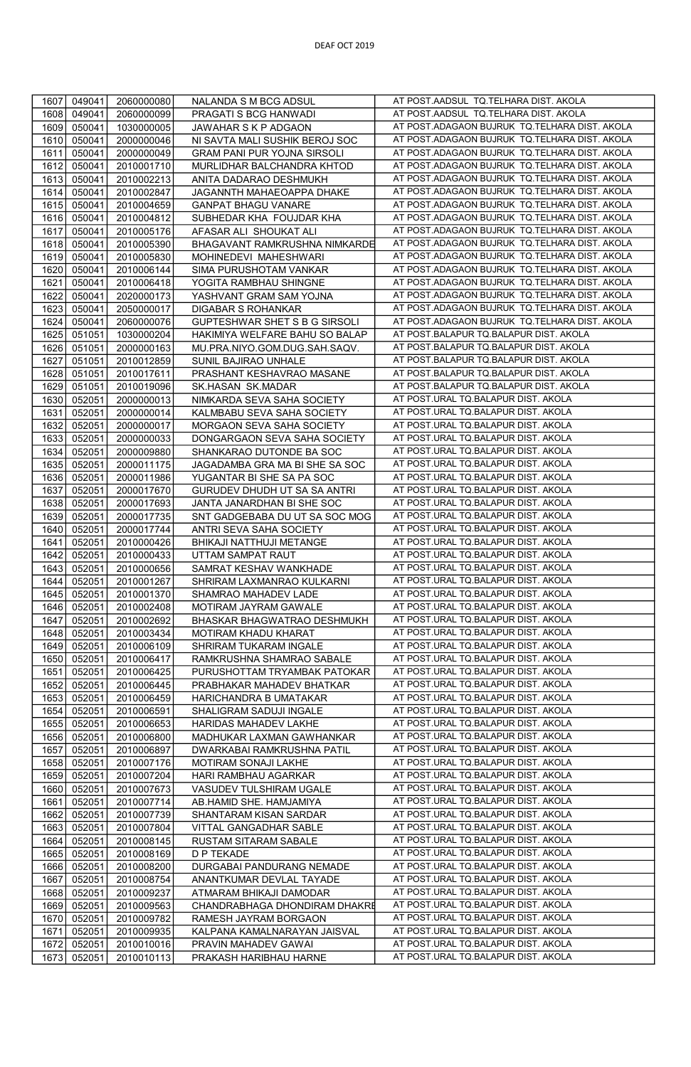DEAF OCT 2019

| | | | | |
|---|---|---|---|---|
| 1607 | 049041 | 2060000080 | NALANDA S M BCG ADSUL | AT POST.AADSUL TQ.TELHARA DIST. AKOLA |
| 1608 | 049041 | 2060000099 | PRAGATI S BCG HANWADI | AT POST.AADSUL TQ.TELHARA DIST. AKOLA |
| 1609 | 050041 | 1030000005 | JAWAHAR S K P ADGAON | AT POST.ADAGAON BUJRUK TQ.TELHARA DIST. AKOLA |
| 1610 | 050041 | 2000000046 | NI SAVTA MALI SUSHIK BEROJ SOC | AT POST.ADAGAON BUJRUK TQ.TELHARA DIST. AKOLA |
| 1611 | 050041 | 2000000049 | GRAM PANI PUR YOJNA SIRSOLI | AT POST.ADAGAON BUJRUK TQ.TELHARA DIST. AKOLA |
| 1612 | 050041 | 2010001710 | MURLIDHAR BALCHANDRA KHTOD | AT POST.ADAGAON BUJRUK TQ.TELHARA DIST. AKOLA |
| 1613 | 050041 | 2010002213 | ANITA DADARAO DESHMUKH | AT POST.ADAGAON BUJRUK TQ.TELHARA DIST. AKOLA |
| 1614 | 050041 | 2010002847 | JAGANNTH MAHAEOAPPA DHAKE | AT POST.ADAGAON BUJRUK TQ.TELHARA DIST. AKOLA |
| 1615 | 050041 | 2010004659 | GANPAT BHAGU VANARE | AT POST.ADAGAON BUJRUK TQ.TELHARA DIST. AKOLA |
| 1616 | 050041 | 2010004812 | SUBHEDAR KHA FOUJDAR KHA | AT POST.ADAGAON BUJRUK TQ.TELHARA DIST. AKOLA |
| 1617 | 050041 | 2010005176 | AFASAR ALI SHOUKAT ALI | AT POST.ADAGAON BUJRUK TQ.TELHARA DIST. AKOLA |
| 1618 | 050041 | 2010005390 | BHAGAVANT RAMKRUSHNA NIMKARDE | AT POST.ADAGAON BUJRUK TQ.TELHARA DIST. AKOLA |
| 1619 | 050041 | 2010005830 | MOHINEDEVI MAHESHWARI | AT POST.ADAGAON BUJRUK TQ.TELHARA DIST. AKOLA |
| 1620 | 050041 | 2010006144 | SIMA PURUSHOTAM VANKAR | AT POST.ADAGAON BUJRUK TQ.TELHARA DIST. AKOLA |
| 1621 | 050041 | 2010006418 | YOGITA RAMBHAU SHINGNE | AT POST.ADAGAON BUJRUK TQ.TELHARA DIST. AKOLA |
| 1622 | 050041 | 2020000173 | YASHVANT GRAM SAM YOJNA | AT POST.ADAGAON BUJRUK TQ.TELHARA DIST. AKOLA |
| 1623 | 050041 | 2050000017 | DIGABAR S ROHANKAR | AT POST.ADAGAON BUJRUK TQ.TELHARA DIST. AKOLA |
| 1624 | 050041 | 2060000076 | GUPTESHWAR SHET S B G SIRSOLI | AT POST.ADAGAON BUJRUK TQ.TELHARA DIST. AKOLA |
| 1625 | 051051 | 1030000204 | HAKIMIYA WELFARE BAHU SO BALAP | AT POST.BALAPUR TQ.BALAPUR DIST. AKOLA |
| 1626 | 051051 | 2000000163 | MU.PRA.NIYO.GOM.DUG.SAH.SAQV. | AT POST.BALAPUR TQ.BALAPUR DIST. AKOLA |
| 1627 | 051051 | 2010012859 | SUNIL BAJIRAO UNHALE | AT POST.BALAPUR TQ.BALAPUR DIST. AKOLA |
| 1628 | 051051 | 2010017611 | PRASHANT KESHAVRAO MASANE | AT POST.BALAPUR TQ.BALAPUR DIST. AKOLA |
| 1629 | 051051 | 2010019096 | SK.HASAN SK.MADAR | AT POST.BALAPUR TQ.BALAPUR DIST. AKOLA |
| 1630 | 052051 | 2000000013 | NIMKARDA SEVA SAHA SOCIETY | AT POST.URAL TQ.BALAPUR DIST. AKOLA |
| 1631 | 052051 | 2000000014 | KALMBABU SEVA SAHA SOCIETY | AT POST.URAL TQ.BALAPUR DIST. AKOLA |
| 1632 | 052051 | 2000000017 | MORGAON SEVA SAHA SOCIETY | AT POST.URAL TQ.BALAPUR DIST. AKOLA |
| 1633 | 052051 | 2000000033 | DONGARGAON SEVA SAHA SOCIETY | AT POST.URAL TQ.BALAPUR DIST. AKOLA |
| 1634 | 052051 | 2000009880 | SHANKARAO DUTONDE BA SOC | AT POST.URAL TQ.BALAPUR DIST. AKOLA |
| 1635 | 052051 | 2000011175 | JAGADAMBA GRA MA BI SHE SA SOC | AT POST.URAL TQ.BALAPUR DIST. AKOLA |
| 1636 | 052051 | 2000011986 | YUGANTAR BI SHE SA PA SOC | AT POST.URAL TQ.BALAPUR DIST. AKOLA |
| 1637 | 052051 | 2000017670 | GURUDEV DHUDH UT SA SA ANTRI | AT POST.URAL TQ.BALAPUR DIST. AKOLA |
| 1638 | 052051 | 2000017693 | JANTA JANARDHAN BI SHE SOC | AT POST.URAL TQ.BALAPUR DIST. AKOLA |
| 1639 | 052051 | 2000017735 | SNT GADGEBABA DU UT SA SOC MOG | AT POST.URAL TQ.BALAPUR DIST. AKOLA |
| 1640 | 052051 | 2000017744 | ANTRI SEVA SAHA SOCIETY | AT POST.URAL TQ.BALAPUR DIST. AKOLA |
| 1641 | 052051 | 2010000426 | BHIKAJI NATTHUJI METANGE | AT POST.URAL TQ.BALAPUR DIST. AKOLA |
| 1642 | 052051 | 2010000433 | UTTAM SAMPAT RAUT | AT POST.URAL TQ.BALAPUR DIST. AKOLA |
| 1643 | 052051 | 2010000656 | SAMRAT KESHAV WANKHADE | AT POST.URAL TQ.BALAPUR DIST. AKOLA |
| 1644 | 052051 | 2010001267 | SHRIRAM LAXMANRAO KULKARNI | AT POST.URAL TQ.BALAPUR DIST. AKOLA |
| 1645 | 052051 | 2010001370 | SHAMRAO MAHADEV LADE | AT POST.URAL TQ.BALAPUR DIST. AKOLA |
| 1646 | 052051 | 2010002408 | MOTIRAM JAYRAM GAWALE | AT POST.URAL TQ.BALAPUR DIST. AKOLA |
| 1647 | 052051 | 2010002692 | BHASKAR BHAGWATRAO DESHMUKH | AT POST.URAL TQ.BALAPUR DIST. AKOLA |
| 1648 | 052051 | 2010003434 | MOTIRAM KHADU KHARAT | AT POST.URAL TQ.BALAPUR DIST. AKOLA |
| 1649 | 052051 | 2010006109 | SHRIRAM TUKARAM INGALE | AT POST.URAL TQ.BALAPUR DIST. AKOLA |
| 1650 | 052051 | 2010006417 | RAMKRUSHNA SHAMRAO SABALE | AT POST.URAL TQ.BALAPUR DIST. AKOLA |
| 1651 | 052051 | 2010006425 | PURUSHOTTAM TRYAMBAK PATOKAR | AT POST.URAL TQ.BALAPUR DIST. AKOLA |
| 1652 | 052051 | 2010006445 | PRABHAKAR MAHADEV BHATKAR | AT POST.URAL TQ.BALAPUR DIST. AKOLA |
| 1653 | 052051 | 2010006459 | HARICHANDRA B UMATAKAR | AT POST.URAL TQ.BALAPUR DIST. AKOLA |
| 1654 | 052051 | 2010006591 | SHALIGRAM SADUJI INGALE | AT POST.URAL TQ.BALAPUR DIST. AKOLA |
| 1655 | 052051 | 2010006653 | HARIDAS MAHADEV LAKHE | AT POST.URAL TQ.BALAPUR DIST. AKOLA |
| 1656 | 052051 | 2010006800 | MADHUKAR LAXMAN GAWHANKAR | AT POST.URAL TQ.BALAPUR DIST. AKOLA |
| 1657 | 052051 | 2010006897 | DWARKABAI RAMKRUSHNA PATIL | AT POST.URAL TQ.BALAPUR DIST. AKOLA |
| 1658 | 052051 | 2010007176 | MOTIRAM SONAJI LAKHE | AT POST.URAL TQ.BALAPUR DIST. AKOLA |
| 1659 | 052051 | 2010007204 | HARI RAMBHAU AGARKAR | AT POST.URAL TQ.BALAPUR DIST. AKOLA |
| 1660 | 052051 | 2010007673 | VASUDEV TULSHIRAM UGALE | AT POST.URAL TQ.BALAPUR DIST. AKOLA |
| 1661 | 052051 | 2010007714 | AB.HAMID SHE. HAMJAMIYA | AT POST.URAL TQ.BALAPUR DIST. AKOLA |
| 1662 | 052051 | 2010007739 | SHANTARAM KISAN SARDAR | AT POST.URAL TQ.BALAPUR DIST. AKOLA |
| 1663 | 052051 | 2010007804 | VITTAL GANGADHAR SABLE | AT POST.URAL TQ.BALAPUR DIST. AKOLA |
| 1664 | 052051 | 2010008145 | RUSTAM SITARAM SABALE | AT POST.URAL TQ.BALAPUR DIST. AKOLA |
| 1665 | 052051 | 2010008169 | D P TEKADE | AT POST.URAL TQ.BALAPUR DIST. AKOLA |
| 1666 | 052051 | 2010008200 | DURGABAI PANDURANG NEMADE | AT POST.URAL TQ.BALAPUR DIST. AKOLA |
| 1667 | 052051 | 2010008754 | ANANTKUMAR DEVLAL TAYADE | AT POST.URAL TQ.BALAPUR DIST. AKOLA |
| 1668 | 052051 | 2010009237 | ATMARAM BHIKAJI DAMODAR | AT POST.URAL TQ.BALAPUR DIST. AKOLA |
| 1669 | 052051 | 2010009563 | CHANDRABHAGA DHONDIRAM DHAKRE | AT POST.URAL TQ.BALAPUR DIST. AKOLA |
| 1670 | 052051 | 2010009782 | RAMESH JAYRAM BORGAON | AT POST.URAL TQ.BALAPUR DIST. AKOLA |
| 1671 | 052051 | 2010009935 | KALPANA KAMALNARAYAN JAISVAL | AT POST.URAL TQ.BALAPUR DIST. AKOLA |
| 1672 | 052051 | 2010010016 | PRAVIN MAHADEV GAWAI | AT POST.URAL TQ.BALAPUR DIST. AKOLA |
| 1673 | 052051 | 2010010113 | PRAKASH HARIBHAU HARNE | AT POST.URAL TQ.BALAPUR DIST. AKOLA |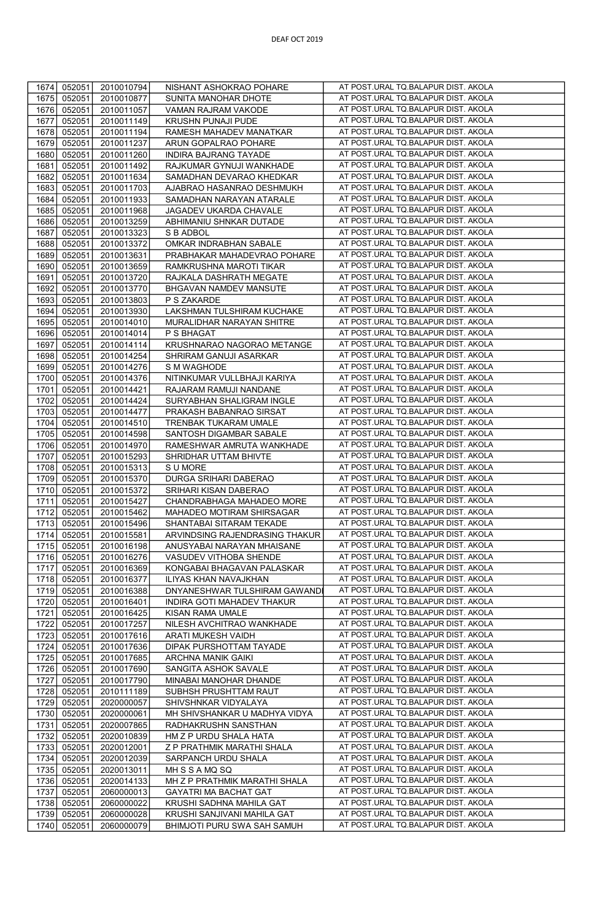| 1674 | 052051 | 2010010794 | NISHANT ASHOKRAO POHARE | AT POST.URAL TQ.BALAPUR DIST. AKOLA |
|---|---|---|---|---|
| 1675 | 052051 | 2010010877 | SUNITA MANOHAR DHOTE | AT POST.URAL TQ.BALAPUR DIST. AKOLA |
| 1676 | 052051 | 2010011057 | VAMAN RAJRAM VAKODE | AT POST.URAL TQ.BALAPUR DIST. AKOLA |
| 1677 | 052051 | 2010011149 | KRUSHN PUNAJI PUDE | AT POST.URAL TQ.BALAPUR DIST. AKOLA |
| 1678 | 052051 | 2010011194 | RAMESH MAHADEV MANATKAR | AT POST.URAL TQ.BALAPUR DIST. AKOLA |
| 1679 | 052051 | 2010011237 | ARUN GOPALRAO POHARE | AT POST.URAL TQ.BALAPUR DIST. AKOLA |
| 1680 | 052051 | 2010011260 | INDIRA BAJRANG TAYADE | AT POST.URAL TQ.BALAPUR DIST. AKOLA |
| 1681 | 052051 | 2010011492 | RAJKUMAR GYNUJI WANKHADE | AT POST.URAL TQ.BALAPUR DIST. AKOLA |
| 1682 | 052051 | 2010011634 | SAMADHAN DEVARAO KHEDKAR | AT POST.URAL TQ.BALAPUR DIST. AKOLA |
| 1683 | 052051 | 2010011703 | AJABRAO HASANRAO DESHMUKH | AT POST.URAL TQ.BALAPUR DIST. AKOLA |
| 1684 | 052051 | 2010011933 | SAMADHAN NARAYAN ATARALE | AT POST.URAL TQ.BALAPUR DIST. AKOLA |
| 1685 | 052051 | 2010011968 | JAGADEV UKARDA CHAVALE | AT POST.URAL TQ.BALAPUR DIST. AKOLA |
| 1686 | 052051 | 2010013259 | ABHIMANIU SHNKAR DUTADE | AT POST.URAL TQ.BALAPUR DIST. AKOLA |
| 1687 | 052051 | 2010013323 | S B ADBOL | AT POST.URAL TQ.BALAPUR DIST. AKOLA |
| 1688 | 052051 | 2010013372 | OMKAR INDRABHAN SABALE | AT POST.URAL TQ.BALAPUR DIST. AKOLA |
| 1689 | 052051 | 2010013631 | PRABHAKAR MAHADEVRAO POHARE | AT POST.URAL TQ.BALAPUR DIST. AKOLA |
| 1690 | 052051 | 2010013659 | RAMKRUSHNA MAROTI TIKAR | AT POST.URAL TQ.BALAPUR DIST. AKOLA |
| 1691 | 052051 | 2010013720 | RAJKALA DASHRATH MEGATE | AT POST.URAL TQ.BALAPUR DIST. AKOLA |
| 1692 | 052051 | 2010013770 | BHGAVAN NAMDEV MANSUTE | AT POST.URAL TQ.BALAPUR DIST. AKOLA |
| 1693 | 052051 | 2010013803 | P S ZAKARDE | AT POST.URAL TQ.BALAPUR DIST. AKOLA |
| 1694 | 052051 | 2010013930 | LAKSHMAN TULSHIRAM KUCHAKE | AT POST.URAL TQ.BALAPUR DIST. AKOLA |
| 1695 | 052051 | 2010014010 | MURALIDHAR NARAYAN SHITRE | AT POST.URAL TQ.BALAPUR DIST. AKOLA |
| 1696 | 052051 | 2010014014 | P S BHAGAT | AT POST.URAL TQ.BALAPUR DIST. AKOLA |
| 1697 | 052051 | 2010014114 | KRUSHNARAO NAGORAO METANGE | AT POST.URAL TQ.BALAPUR DIST. AKOLA |
| 1698 | 052051 | 2010014254 | SHRIRAM GANUJI ASARKAR | AT POST.URAL TQ.BALAPUR DIST. AKOLA |
| 1699 | 052051 | 2010014276 | S M WAGHODE | AT POST.URAL TQ.BALAPUR DIST. AKOLA |
| 1700 | 052051 | 2010014376 | NITINKUMAR VULLBHAJI KARIYA | AT POST.URAL TQ.BALAPUR DIST. AKOLA |
| 1701 | 052051 | 2010014421 | RAJARAM RAMUJI NANDANE | AT POST.URAL TQ.BALAPUR DIST. AKOLA |
| 1702 | 052051 | 2010014424 | SURYABHAN SHALIGRAM INGLE | AT POST.URAL TQ.BALAPUR DIST. AKOLA |
| 1703 | 052051 | 2010014477 | PRAKASH BABANRAO SIRSAT | AT POST.URAL TQ.BALAPUR DIST. AKOLA |
| 1704 | 052051 | 2010014510 | TRENBAK TUKARAM UMALE | AT POST.URAL TQ.BALAPUR DIST. AKOLA |
| 1705 | 052051 | 2010014598 | SANTOSH DIGAMBAR SABALE | AT POST.URAL TQ.BALAPUR DIST. AKOLA |
| 1706 | 052051 | 2010014970 | RAMESHWAR AMRUTA WANKHADE | AT POST.URAL TQ.BALAPUR DIST. AKOLA |
| 1707 | 052051 | 2010015293 | SHRIDHAR UTTAM BHIVTE | AT POST.URAL TQ.BALAPUR DIST. AKOLA |
| 1708 | 052051 | 2010015313 | S U MORE | AT POST.URAL TQ.BALAPUR DIST. AKOLA |
| 1709 | 052051 | 2010015370 | DURGA SRIHARI DABERAO | AT POST.URAL TQ.BALAPUR DIST. AKOLA |
| 1710 | 052051 | 2010015372 | SRIHARI KISAN DABERAO | AT POST.URAL TQ.BALAPUR DIST. AKOLA |
| 1711 | 052051 | 2010015427 | CHANDRABHAGA MAHADEO MORE | AT POST.URAL TQ.BALAPUR DIST. AKOLA |
| 1712 | 052051 | 2010015462 | MAHADEO MOTIRAM SHIRSAGAR | AT POST.URAL TQ.BALAPUR DIST. AKOLA |
| 1713 | 052051 | 2010015496 | SHANTABAI SITARAM TEKADE | AT POST.URAL TQ.BALAPUR DIST. AKOLA |
| 1714 | 052051 | 2010015581 | ARVINDSING RAJENDRASING THAKUR | AT POST.URAL TQ.BALAPUR DIST. AKOLA |
| 1715 | 052051 | 2010016198 | ANUSYABAI NARAYAN MHAISANE | AT POST.URAL TQ.BALAPUR DIST. AKOLA |
| 1716 | 052051 | 2010016276 | VASUDEV VITHOBA SHENDE | AT POST.URAL TQ.BALAPUR DIST. AKOLA |
| 1717 | 052051 | 2010016369 | KONGABAI BHAGAVAN PALASKAR | AT POST.URAL TQ.BALAPUR DIST. AKOLA |
| 1718 | 052051 | 2010016377 | ILIYAS KHAN NAVAJKHAN | AT POST.URAL TQ.BALAPUR DIST. AKOLA |
| 1719 | 052051 | 2010016388 | DNYANESHWAR TULSHIRAM GAWANDI | AT POST.URAL TQ.BALAPUR DIST. AKOLA |
| 1720 | 052051 | 2010016401 | INDIRA GOTI MAHADEV THAKUR | AT POST.URAL TQ.BALAPUR DIST. AKOLA |
| 1721 | 052051 | 2010016425 | KISAN RAMA UMALE | AT POST.URAL TQ.BALAPUR DIST. AKOLA |
| 1722 | 052051 | 2010017257 | NILESH AVCHITRAO WANKHADE | AT POST.URAL TQ.BALAPUR DIST. AKOLA |
| 1723 | 052051 | 2010017616 | ARATI MUKESH VAIDH | AT POST.URAL TQ.BALAPUR DIST. AKOLA |
| 1724 | 052051 | 2010017636 | DIPAK PURSHOTTAM TAYADE | AT POST.URAL TQ.BALAPUR DIST. AKOLA |
| 1725 | 052051 | 2010017685 | ARCHNA MANIK GAIKI | AT POST.URAL TQ.BALAPUR DIST. AKOLA |
| 1726 | 052051 | 2010017690 | SANGITA ASHOK SAVALE | AT POST.URAL TQ.BALAPUR DIST. AKOLA |
| 1727 | 052051 | 2010017790 | MINABAI MANOHAR DHANDE | AT POST.URAL TQ.BALAPUR DIST. AKOLA |
| 1728 | 052051 | 2010111189 | SUBHSH PRUSHTTAM RAUT | AT POST.URAL TQ.BALAPUR DIST. AKOLA |
| 1729 | 052051 | 2020000057 | SHIVSHNKAR VIDYALAYA | AT POST.URAL TQ.BALAPUR DIST. AKOLA |
| 1730 | 052051 | 2020000061 | MH SHIVSHANKAR U MADHYA VIDYA | AT POST.URAL TQ.BALAPUR DIST. AKOLA |
| 1731 | 052051 | 2020007865 | RADHAKRUSHN SANSTHAN | AT POST.URAL TQ.BALAPUR DIST. AKOLA |
| 1732 | 052051 | 2020010839 | HM Z P URDU SHALA HATA | AT POST.URAL TQ.BALAPUR DIST. AKOLA |
| 1733 | 052051 | 2020012001 | Z P PRATHMIK MARATHI SHALA | AT POST.URAL TQ.BALAPUR DIST. AKOLA |
| 1734 | 052051 | 2020012039 | SARPANCH URDU SHALA | AT POST.URAL TQ.BALAPUR DIST. AKOLA |
| 1735 | 052051 | 2020013011 | MH S S A MQ SQ | AT POST.URAL TQ.BALAPUR DIST. AKOLA |
| 1736 | 052051 | 2020014133 | MH Z P PRATHMIK MARATHI SHALA | AT POST.URAL TQ.BALAPUR DIST. AKOLA |
| 1737 | 052051 | 2060000013 | GAYATRI MA BACHAT GAT | AT POST.URAL TQ.BALAPUR DIST. AKOLA |
| 1738 | 052051 | 2060000022 | KRUSHI SADHNA MAHILA GAT | AT POST.URAL TQ.BALAPUR DIST. AKOLA |
| 1739 | 052051 | 2060000028 | KRUSHI SANJIVANI MAHILA GAT | AT POST.URAL TQ.BALAPUR DIST. AKOLA |
| 1740 | 052051 | 2060000079 | BHIMJOTI PURU SWA SAH SAMUH | AT POST.URAL TQ.BALAPUR DIST. AKOLA |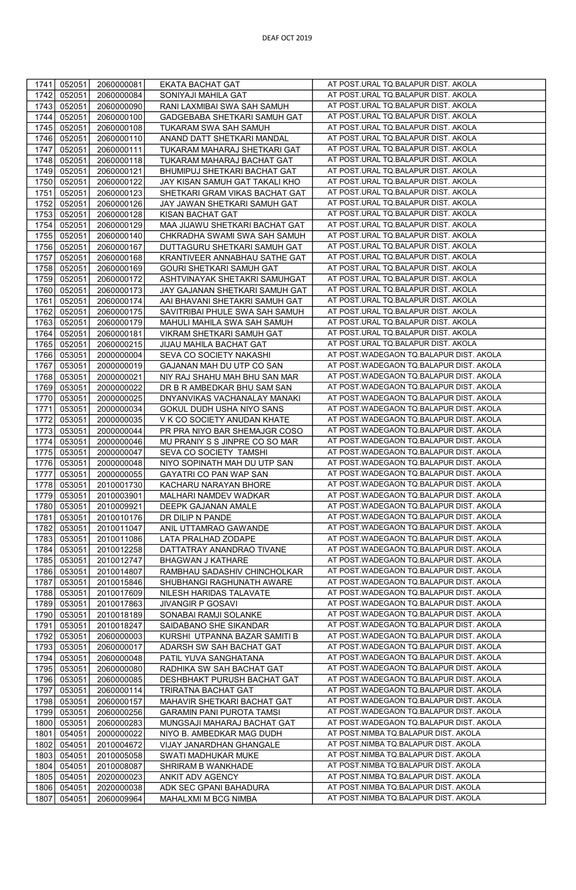| | | | | |
|---|---|---|---|---|
| 1741 | 052051 | 2060000081 | EKATA BACHAT GAT | AT POST.URAL TQ.BALAPUR DIST. AKOLA |
| 1742 | 052051 | 2060000084 | SONIYAJI MAHILA GAT | AT POST.URAL TQ.BALAPUR DIST. AKOLA |
| 1743 | 052051 | 2060000090 | RANI LAXMIBAI SWA SAH SAMUH | AT POST.URAL TQ.BALAPUR DIST. AKOLA |
| 1744 | 052051 | 2060000100 | GADGEBABA SHETKARI SAMUH GAT | AT POST.URAL TQ.BALAPUR DIST. AKOLA |
| 1745 | 052051 | 2060000108 | TUKARAM SWA SAH SAMUH | AT POST.URAL TQ.BALAPUR DIST. AKOLA |
| 1746 | 052051 | 2060000110 | ANAND DATT SHETKARI MANDAL | AT POST.URAL TQ.BALAPUR DIST. AKOLA |
| 1747 | 052051 | 2060000111 | TUKARAM MAHARAJ SHETKARI GAT | AT POST.URAL TQ.BALAPUR DIST. AKOLA |
| 1748 | 052051 | 2060000118 | TUKARAM MAHARAJ BACHAT GAT | AT POST.URAL TQ.BALAPUR DIST. AKOLA |
| 1749 | 052051 | 2060000121 | BHUMIPUJ SHETKARI BACHAT GAT | AT POST.URAL TQ.BALAPUR DIST. AKOLA |
| 1750 | 052051 | 2060000122 | JAY KISAN SAMUH GAT TAKALI KHO | AT POST.URAL TQ.BALAPUR DIST. AKOLA |
| 1751 | 052051 | 2060000123 | SHETKARI GRAM VIKAS BACHAT GAT | AT POST.URAL TQ.BALAPUR DIST. AKOLA |
| 1752 | 052051 | 2060000126 | JAY JAWAN SHETKARI SAMUH GAT | AT POST.URAL TQ.BALAPUR DIST. AKOLA |
| 1753 | 052051 | 2060000128 | KISAN BACHAT GAT | AT POST.URAL TQ.BALAPUR DIST. AKOLA |
| 1754 | 052051 | 2060000129 | MAA JIJAWU SHETKARI BACHAT GAT | AT POST.URAL TQ.BALAPUR DIST. AKOLA |
| 1755 | 052051 | 2060000140 | CHKRADHA SWAMI SWA SAH SAMUH | AT POST.URAL TQ.BALAPUR DIST. AKOLA |
| 1756 | 052051 | 2060000167 | DUTTAGURU SHETKARI SAMUH GAT | AT POST.URAL TQ.BALAPUR DIST. AKOLA |
| 1757 | 052051 | 2060000168 | KRANTIVEER ANNABHAU SATHE GAT | AT POST.URAL TQ.BALAPUR DIST. AKOLA |
| 1758 | 052051 | 2060000169 | GOURI SHETKARI SAMUH GAT | AT POST.URAL TQ.BALAPUR DIST. AKOLA |
| 1759 | 052051 | 2060000172 | ASHTVINAYAK SHETAKRI SAMUHGAT | AT POST.URAL TQ.BALAPUR DIST. AKOLA |
| 1760 | 052051 | 2060000173 | JAY GAJANAN SHETKARI SAMUH GAT | AT POST.URAL TQ.BALAPUR DIST. AKOLA |
| 1761 | 052051 | 2060000174 | AAI BHAVANI SHETAKRI SAMUH GAT | AT POST.URAL TQ.BALAPUR DIST. AKOLA |
| 1762 | 052051 | 2060000175 | SAVITRIBAI PHULE SWA SAH SAMUH | AT POST.URAL TQ.BALAPUR DIST. AKOLA |
| 1763 | 052051 | 2060000179 | MAHULI MAHILA SWA SAH SAMUH | AT POST.URAL TQ.BALAPUR DIST. AKOLA |
| 1764 | 052051 | 2060000181 | VIKRAM SHETKARI SAMUH GAT | AT POST.URAL TQ.BALAPUR DIST. AKOLA |
| 1765 | 052051 | 2060000215 | JIJAU MAHILA BACHAT GAT | AT POST.URAL TQ.BALAPUR DIST. AKOLA |
| 1766 | 053051 | 2000000004 | SEVA CO SOCIETY NAKASHI | AT POST.WADEGAON TQ.BALAPUR DIST. AKOLA |
| 1767 | 053051 | 2000000019 | GAJANAN MAH DU UTP CO SAN | AT POST.WADEGAON TQ.BALAPUR DIST. AKOLA |
| 1768 | 053051 | 2000000021 | NIY RAJ SHAHU MAH BHU SAN MAR | AT POST.WADEGAON TQ.BALAPUR DIST. AKOLA |
| 1769 | 053051 | 2000000022 | DR B R AMBEDKAR BHU SAM SAN | AT POST.WADEGAON TQ.BALAPUR DIST. AKOLA |
| 1770 | 053051 | 2000000025 | DNYANVIKAS VACHANALAY MANAKI | AT POST.WADEGAON TQ.BALAPUR DIST. AKOLA |
| 1771 | 053051 | 2000000034 | GOKUL DUDH USHA NIYO SANS | AT POST.WADEGAON TQ.BALAPUR DIST. AKOLA |
| 1772 | 053051 | 2000000035 | V K CO SOCIETY ANUDAN KHATE | AT POST.WADEGAON TQ.BALAPUR DIST. AKOLA |
| 1773 | 053051 | 2000000044 | PR PRA NIYO BAR SHEMAJGR COSO | AT POST.WADEGAON TQ.BALAPUR DIST. AKOLA |
| 1774 | 053051 | 2000000046 | MU PRANIY S S JINPRE CO SO MAR | AT POST.WADEGAON TQ.BALAPUR DIST. AKOLA |
| 1775 | 053051 | 2000000047 | SEVA CO SOCIETY TAMSHI | AT POST.WADEGAON TQ.BALAPUR DIST. AKOLA |
| 1776 | 053051 | 2000000048 | NIYO SOPINATH MAH DU UTP SAN | AT POST.WADEGAON TQ.BALAPUR DIST. AKOLA |
| 1777 | 053051 | 2000000055 | GAYATRI CO PAN WAP SAN | AT POST.WADEGAON TQ.BALAPUR DIST. AKOLA |
| 1778 | 053051 | 2010001730 | KACHARU NARAYAN BHORE | AT POST.WADEGAON TQ.BALAPUR DIST. AKOLA |
| 1779 | 053051 | 2010003901 | MALHARI NAMDEV WADKAR | AT POST.WADEGAON TQ.BALAPUR DIST. AKOLA |
| 1780 | 053051 | 2010009921 | DEEPK GAJANAN AMALE | AT POST.WADEGAON TQ.BALAPUR DIST. AKOLA |
| 1781 | 053051 | 2010010176 | DR DILIP N PANDE | AT POST.WADEGAON TQ.BALAPUR DIST. AKOLA |
| 1782 | 053051 | 2010011047 | ANIL UTTAMRAO GAWANDE | AT POST.WADEGAON TQ.BALAPUR DIST. AKOLA |
| 1783 | 053051 | 2010011086 | LATA PRALHAD ZODAPE | AT POST.WADEGAON TQ.BALAPUR DIST. AKOLA |
| 1784 | 053051 | 2010012258 | DATTATRAY ANANDRAO TIVANE | AT POST.WADEGAON TQ.BALAPUR DIST. AKOLA |
| 1785 | 053051 | 2010012747 | BHAGWAN J KATHARE | AT POST.WADEGAON TQ.BALAPUR DIST. AKOLA |
| 1786 | 053051 | 2010014807 | RAMBHAU SADASHIV CHINCHOLKAR | AT POST.WADEGAON TQ.BALAPUR DIST. AKOLA |
| 1787 | 053051 | 2010015846 | SHUBHANGI RAGHUNATH AWARE | AT POST.WADEGAON TQ.BALAPUR DIST. AKOLA |
| 1788 | 053051 | 2010017609 | NILESH HARIDAS TALAVATE | AT POST.WADEGAON TQ.BALAPUR DIST. AKOLA |
| 1789 | 053051 | 2010017863 | JIVANGIR P GOSAVI | AT POST.WADEGAON TQ.BALAPUR DIST. AKOLA |
| 1790 | 053051 | 2010018189 | SONABAI RAMJI SOLANKE | AT POST.WADEGAON TQ.BALAPUR DIST. AKOLA |
| 1791 | 053051 | 2010018247 | SAIDABANO SHE SIKANDAR | AT POST.WADEGAON TQ.BALAPUR DIST. AKOLA |
| 1792 | 053051 | 2060000003 | KURSHI UTPANNA BAZAR SAMITI B | AT POST.WADEGAON TQ.BALAPUR DIST. AKOLA |
| 1793 | 053051 | 2060000017 | ADARSH SW SAH BACHAT GAT | AT POST.WADEGAON TQ.BALAPUR DIST. AKOLA |
| 1794 | 053051 | 2060000048 | PATIL YUVA SANGHATANA | AT POST.WADEGAON TQ.BALAPUR DIST. AKOLA |
| 1795 | 053051 | 2060000080 | RADHIKA SW SAH BACHAT GAT | AT POST.WADEGAON TQ.BALAPUR DIST. AKOLA |
| 1796 | 053051 | 2060000085 | DESHBHAKT PURUSH BACHAT GAT | AT POST.WADEGAON TQ.BALAPUR DIST. AKOLA |
| 1797 | 053051 | 2060000114 | TRIRATNA BACHAT GAT | AT POST.WADEGAON TQ.BALAPUR DIST. AKOLA |
| 1798 | 053051 | 2060000157 | MAHAVIR SHETKARI BACHAT GAT | AT POST.WADEGAON TQ.BALAPUR DIST. AKOLA |
| 1799 | 053051 | 2060000256 | GARAMIN PANI PUROTA TAMSI | AT POST.WADEGAON TQ.BALAPUR DIST. AKOLA |
| 1800 | 053051 | 2060000283 | MUNGSAJI MAHARAJ BACHAT GAT | AT POST.WADEGAON TQ.BALAPUR DIST. AKOLA |
| 1801 | 054051 | 2000000022 | NIYO B. AMBEDKAR MAG DUDH | AT POST.NIMBA TQ.BALAPUR DIST. AKOLA |
| 1802 | 054051 | 2010004672 | VIJAY JANARDHAN GHANGALE | AT POST.NIMBA TQ.BALAPUR DIST. AKOLA |
| 1803 | 054051 | 2010005058 | SWATI MADHUKAR MUKE | AT POST.NIMBA TQ.BALAPUR DIST. AKOLA |
| 1804 | 054051 | 2010008087 | SHRIRAM B WANKHADE | AT POST.NIMBA TQ.BALAPUR DIST. AKOLA |
| 1805 | 054051 | 2020000023 | ANKIT ADV AGENCY | AT POST.NIMBA TQ.BALAPUR DIST. AKOLA |
| 1806 | 054051 | 2020000038 | ADK SEC GPANI BAHADURA | AT POST.NIMBA TQ.BALAPUR DIST. AKOLA |
| 1807 | 054051 | 2060009964 | MAHALXMI M BCG NIMBA | AT POST.NIMBA TQ.BALAPUR DIST. AKOLA |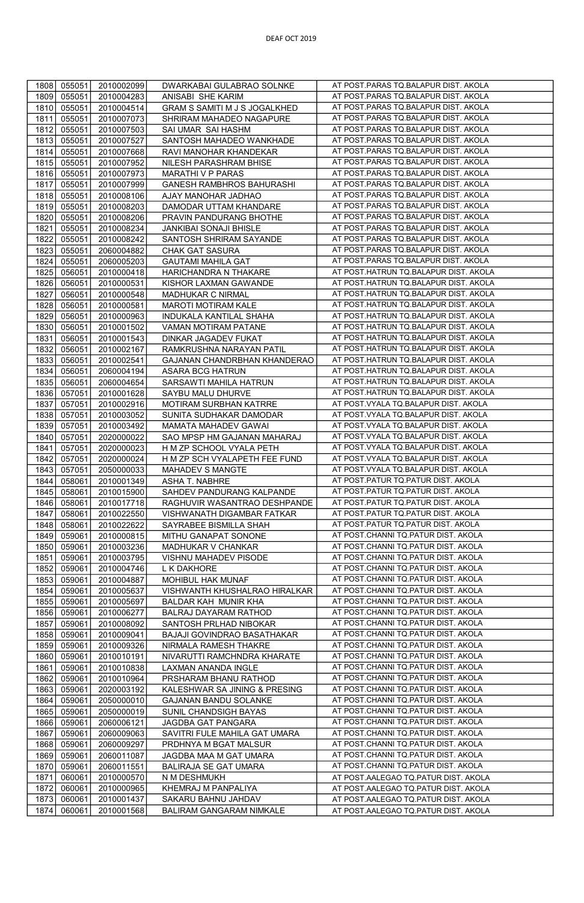| 1808 | 055051 | 2010002099 | DWARKABAI GULABRAO SOLNKE | AT POST.PARAS TQ.BALAPUR DIST. AKOLA |
|---|---|---|---|---|
| 1809 | 055051 | 2010004283 | ANISABI SHE KARIM | AT POST.PARAS TQ.BALAPUR DIST. AKOLA |
| 1810 | 055051 | 2010004514 | GRAM S SAMITI M J S JOGALKHED | AT POST.PARAS TQ.BALAPUR DIST. AKOLA |
| 1811 | 055051 | 2010007073 | SHRIRAM MAHADEO NAGAPURE | AT POST.PARAS TQ.BALAPUR DIST. AKOLA |
| 1812 | 055051 | 2010007503 | SAI UMAR SAI HASHM | AT POST.PARAS TQ.BALAPUR DIST. AKOLA |
| 1813 | 055051 | 2010007527 | SANTOSH MAHADEO WANKHADE | AT POST.PARAS TQ.BALAPUR DIST. AKOLA |
| 1814 | 055051 | 2010007668 | RAVI MANOHAR KHANDEKAR | AT POST.PARAS TQ.BALAPUR DIST. AKOLA |
| 1815 | 055051 | 2010007952 | NILESH PARASHRAM BHISE | AT POST.PARAS TQ.BALAPUR DIST. AKOLA |
| 1816 | 055051 | 2010007973 | MARATHI V P PARAS | AT POST.PARAS TQ.BALAPUR DIST. AKOLA |
| 1817 | 055051 | 2010007999 | GANESH RAMBHROS BAHURASHI | AT POST.PARAS TQ.BALAPUR DIST. AKOLA |
| 1818 | 055051 | 2010008106 | AJAY MANOHAR JADHAO | AT POST.PARAS TQ.BALAPUR DIST. AKOLA |
| 1819 | 055051 | 2010008203 | DAMODAR UTTAM KHANDARE | AT POST.PARAS TQ.BALAPUR DIST. AKOLA |
| 1820 | 055051 | 2010008206 | PRAVIN PANDURANG BHOTHE | AT POST.PARAS TQ.BALAPUR DIST. AKOLA |
| 1821 | 055051 | 2010008234 | JANKIBAI SONAJI BHISLE | AT POST.PARAS TQ.BALAPUR DIST. AKOLA |
| 1822 | 055051 | 2010008242 | SANTOSH SHRIRAM SAYANDE | AT POST.PARAS TQ.BALAPUR DIST. AKOLA |
| 1823 | 055051 | 2060004882 | CHAK GAT SASURA | AT POST.PARAS TQ.BALAPUR DIST. AKOLA |
| 1824 | 055051 | 2060005203 | GAUTAMI MAHILA GAT | AT POST.PARAS TQ.BALAPUR DIST. AKOLA |
| 1825 | 056051 | 2010000418 | HARICHANDRA N THAKARE | AT POST.HATRUN TQ.BALAPUR DIST. AKOLA |
| 1826 | 056051 | 2010000531 | KISHOR LAXMAN GAWANDE | AT POST.HATRUN TQ.BALAPUR DIST. AKOLA |
| 1827 | 056051 | 2010000548 | MADHUKAR C NIRMAL | AT POST.HATRUN TQ.BALAPUR DIST. AKOLA |
| 1828 | 056051 | 2010000581 | MAROTI MOTIRAM KALE | AT POST.HATRUN TQ.BALAPUR DIST. AKOLA |
| 1829 | 056051 | 2010000963 | INDUKALA KANTILAL SHAHA | AT POST.HATRUN TQ.BALAPUR DIST. AKOLA |
| 1830 | 056051 | 2010001502 | VAMAN MOTIRAM PATANE | AT POST.HATRUN TQ.BALAPUR DIST. AKOLA |
| 1831 | 056051 | 2010001543 | DINKAR JAGADEV FUKAT | AT POST.HATRUN TQ.BALAPUR DIST. AKOLA |
| 1832 | 056051 | 2010002167 | RAMKRUSHNA NARAYAN PATIL | AT POST.HATRUN TQ.BALAPUR DIST. AKOLA |
| 1833 | 056051 | 2010002541 | GAJANAN CHANDRBHAN KHANDERAO | AT POST.HATRUN TQ.BALAPUR DIST. AKOLA |
| 1834 | 056051 | 2060004194 | ASARA BCG HATRUN | AT POST.HATRUN TQ.BALAPUR DIST. AKOLA |
| 1835 | 056051 | 2060004654 | SARSAWTI MAHILA HATRUN | AT POST.HATRUN TQ.BALAPUR DIST. AKOLA |
| 1836 | 057051 | 2010001628 | SAYBU MALU DHURVE | AT POST.HATRUN TQ.BALAPUR DIST. AKOLA |
| 1837 | 057051 | 2010002916 | MOTIRAM SURBHAN KATRRE | AT POST.VYALA TQ.BALAPUR DIST. AKOLA |
| 1838 | 057051 | 2010003052 | SUNITA SUDHAKAR DAMODAR | AT POST.VYALA TQ.BALAPUR DIST. AKOLA |
| 1839 | 057051 | 2010003492 | MAMATA MAHADEV GAWAI | AT POST.VYALA TQ.BALAPUR DIST. AKOLA |
| 1840 | 057051 | 2020000022 | SAO MPSP HM GAJANAN MAHARAJ | AT POST.VYALA TQ.BALAPUR DIST. AKOLA |
| 1841 | 057051 | 2020000023 | H M ZP SCHOOL VYALA PETH | AT POST.VYALA TQ.BALAPUR DIST. AKOLA |
| 1842 | 057051 | 2020000024 | H M ZP SCH VYALAPETH FEE FUND | AT POST.VYALA TQ.BALAPUR DIST. AKOLA |
| 1843 | 057051 | 2050000033 | MAHADEV S MANGTE | AT POST.VYALA TQ.BALAPUR DIST. AKOLA |
| 1844 | 058061 | 2010001349 | ASHA T. NABHRE | AT POST.PATUR TQ.PATUR DIST. AKOLA |
| 1845 | 058061 | 2010015900 | SAHDEV PANDURANG KALPANDE | AT POST.PATUR TQ.PATUR DIST. AKOLA |
| 1846 | 058061 | 2010017718 | RAGHUVIR WASANTRAO DESHPANDE | AT POST.PATUR TQ.PATUR DIST. AKOLA |
| 1847 | 058061 | 2010022550 | VISHWANATH DIGAMBAR FATKAR | AT POST.PATUR TQ.PATUR DIST. AKOLA |
| 1848 | 058061 | 2010022622 | SAYRABEE BISMILLA SHAH | AT POST.PATUR TQ.PATUR DIST. AKOLA |
| 1849 | 059061 | 2010000815 | MITHU GANAPAT SONONE | AT POST.CHANNI TQ.PATUR DIST. AKOLA |
| 1850 | 059061 | 2010003236 | MADHUKAR V CHANKAR | AT POST.CHANNI TQ.PATUR DIST. AKOLA |
| 1851 | 059061 | 2010003795 | VISHNU MAHADEV PISODE | AT POST.CHANNI TQ.PATUR DIST. AKOLA |
| 1852 | 059061 | 2010004746 | L K DAKHORE | AT POST.CHANNI TQ.PATUR DIST. AKOLA |
| 1853 | 059061 | 2010004887 | MOHIBUL HAK MUNAF | AT POST.CHANNI TQ.PATUR DIST. AKOLA |
| 1854 | 059061 | 2010005637 | VISHWANTH KHUSHALRAO HIRALKAR | AT POST.CHANNI TQ.PATUR DIST. AKOLA |
| 1855 | 059061 | 2010005697 | BALDAR KAH MUNIR KHA | AT POST.CHANNI TQ.PATUR DIST. AKOLA |
| 1856 | 059061 | 2010006277 | BALRAJ DAYARAM RATHOD | AT POST.CHANNI TQ.PATUR DIST. AKOLA |
| 1857 | 059061 | 2010008092 | SANTOSH PRLHAD NIBOKAR | AT POST.CHANNI TQ.PATUR DIST. AKOLA |
| 1858 | 059061 | 2010009041 | BAJAJI GOVINDRAO BASATHAKAR | AT POST.CHANNI TQ.PATUR DIST. AKOLA |
| 1859 | 059061 | 2010009326 | NIRMALA RAMESH THAKRE | AT POST.CHANNI TQ.PATUR DIST. AKOLA |
| 1860 | 059061 | 2010010191 | NIVARUTTI RAMCHNDRA KHARATE | AT POST.CHANNI TQ.PATUR DIST. AKOLA |
| 1861 | 059061 | 2010010838 | LAXMAN ANANDA INGLE | AT POST.CHANNI TQ.PATUR DIST. AKOLA |
| 1862 | 059061 | 2010010964 | PRSHARAM BHANU RATHOD | AT POST.CHANNI TQ.PATUR DIST. AKOLA |
| 1863 | 059061 | 2020003192 | KALESHWAR SA JINING & PRESING | AT POST.CHANNI TQ.PATUR DIST. AKOLA |
| 1864 | 059061 | 2050000010 | GAJANAN BANDU SOLANKE | AT POST.CHANNI TQ.PATUR DIST. AKOLA |
| 1865 | 059061 | 2050000019 | SUNIL CHANDSIGH BAYAS | AT POST.CHANNI TQ.PATUR DIST. AKOLA |
| 1866 | 059061 | 2060006121 | JAGDBA GAT PANGARA | AT POST.CHANNI TQ.PATUR DIST. AKOLA |
| 1867 | 059061 | 2060009063 | SAVITRI FULE MAHILA GAT UMARA | AT POST.CHANNI TQ.PATUR DIST. AKOLA |
| 1868 | 059061 | 2060009297 | PRDHNYA M BGAT MALSUR | AT POST.CHANNI TQ.PATUR DIST. AKOLA |
| 1869 | 059061 | 2060011087 | JAGDBA MAA M GAT UMARA | AT POST.CHANNI TQ.PATUR DIST. AKOLA |
| 1870 | 059061 | 2060011551 | BALIRAJA SE GAT UMARA | AT POST.CHANNI TQ.PATUR DIST. AKOLA |
| 1871 | 060061 | 2010000570 | N M DESHMUKH | AT POST.AALEGAO TQ.PATUR DIST. AKOLA |
| 1872 | 060061 | 2010000965 | KHEMRAJ M PANPALIYA | AT POST.AALEGAO TQ.PATUR DIST. AKOLA |
| 1873 | 060061 | 2010001437 | SAKARU BAHNU JAHDAV | AT POST.AALEGAO TQ.PATUR DIST. AKOLA |
| 1874 | 060061 | 2010001568 | BALIRAM GANGARAM NIMKALE | AT POST.AALEGAO TQ.PATUR DIST. AKOLA |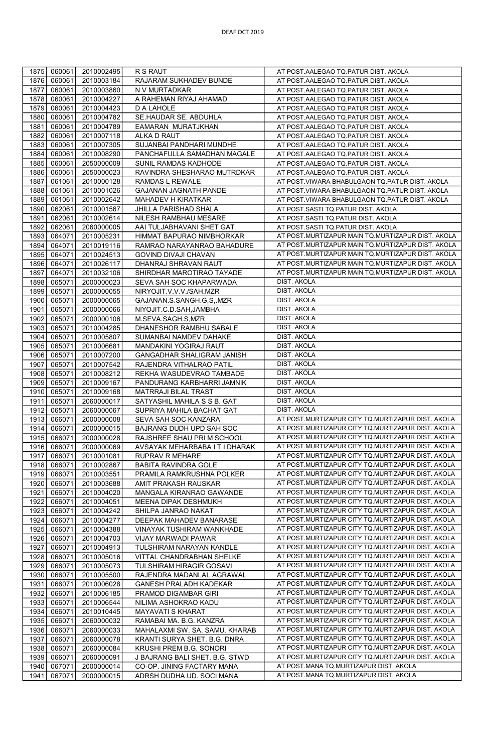| 1875 | 060061 | 2010002495 | R S RAUT | AT POST.AALEGAO TQ.PATUR DIST. AKOLA |
|---|---|---|---|---|
| 1876 | 060061 | 2010003184 | RAJARAM SUKHADEV BUNDE | AT POST.AALEGAO TQ.PATUR DIST. AKOLA |
| 1877 | 060061 | 2010003860 | N V MURTADKAR | AT POST.AALEGAO TQ.PATUR DIST. AKOLA |
| 1878 | 060061 | 2010004227 | A RAHEMAN RIYAJ AHAMAD | AT POST.AALEGAO TQ.PATUR DIST. AKOLA |
| 1879 | 060061 | 2010004423 | D A LAHOLE | AT POST.AALEGAO TQ.PATUR DIST. AKOLA |
| 1880 | 060061 | 2010004782 | SE.HAUDAR SE. ABDUHLA | AT POST.AALEGAO TQ.PATUR DIST. AKOLA |
| 1881 | 060061 | 2010004789 | EAMARAN MURATJKHAN | AT POST.AALEGAO TQ.PATUR DIST. AKOLA |
| 1882 | 060061 | 2010007118 | ALKA D RAUT | AT POST.AALEGAO TQ.PATUR DIST. AKOLA |
| 1883 | 060061 | 2010007305 | SUJANBAI PANDHARI MUNDHE | AT POST.AALEGAO TQ.PATUR DIST. AKOLA |
| 1884 | 060061 | 2010008290 | PANCHAFULLA SAMADHAN MAGALE | AT POST.AALEGAO TQ.PATUR DIST. AKOLA |
| 1885 | 060061 | 2050000009 | SUNIL RAMDAS KADHODE | AT POST.AALEGAO TQ.PATUR DIST. AKOLA |
| 1886 | 060061 | 2050000023 | RAVINDRA SHESHARAO MUTRDKAR | AT POST.AALEGAO TQ.PATUR DIST. AKOLA |
| 1887 | 061061 | 2010000128 | RAMDAS L REWALE | AT POST.VIWARA BHABULGAON TQ.PATUR DIST. AKOLA |
| 1888 | 061061 | 2010001026 | GAJANAN JAGNATH PANDE | AT POST.VIWARA BHABULGAON TQ.PATUR DIST. AKOLA |
| 1889 | 061061 | 2010002642 | MAHADEV H KIRATKAR | AT POST.VIWARA BHABULGAON TQ.PATUR DIST. AKOLA |
| 1890 | 062061 | 2010001567 | JHILLA PARISHAD SHALA | AT POST.SASTI TQ.PATUR DIST. AKOLA |
| 1891 | 062061 | 2010002614 | NILESH RAMBHAU MESARE | AT POST.SASTI TQ.PATUR DIST. AKOLA |
| 1892 | 062061 | 2060000005 | AAI TULJABHAVANI SHET GAT | AT POST.SASTI TQ.PATUR DIST. AKOLA |
| 1893 | 064071 | 2010005231 | HIMMAT BAPURAO NIMBHORKAR | AT POST.MURTIZAPUR MAIN TQ.MURTIZAPUR DIST. AKOLA |
| 1894 | 064071 | 2010019116 | RAMRAO NARAYANRAO BAHADURE | AT POST.MURTIZAPUR MAIN TQ.MURTIZAPUR DIST. AKOLA |
| 1895 | 064071 | 2010024513 | GOVIND DIVAJI CHAVAN | AT POST.MURTIZAPUR MAIN TQ.MURTIZAPUR DIST. AKOLA |
| 1896 | 064071 | 2010026117 | DHANRAJ SHRAVAN RAUT | AT POST.MURTIZAPUR MAIN TQ.MURTIZAPUR DIST. AKOLA |
| 1897 | 064071 | 2010032106 | SHIRDHAR MAROTIRAO TAYADE | AT POST.MURTIZAPUR MAIN TQ.MURTIZAPUR DIST. AKOLA |
| 1898 | 065071 | 2000000023 | SEVA SAH SOC KHAPARWADA | DIST. AKOLA |
| 1899 | 065071 | 2000000055 | NIRYOJIT.V.V.V./SAH.MZR | DIST. AKOLA |
| 1900 | 065071 | 2000000065 | GAJANAN.S.SANGH.G,S,.MZR | DIST. AKOLA |
| 1901 | 065071 | 2000000066 | NIYOJIT.C.D.SAH,JAMBHA | DIST. AKOLA |
| 1902 | 065071 | 2000000106 | M.SEVA.SAGH.S,MZR | DIST. AKOLA |
| 1903 | 065071 | 2010004285 | DHANESHOR RAMBHU SABALE | DIST. AKOLA |
| 1904 | 065071 | 2010005807 | SUMANBAI NAMDEV DAHAKE | DIST. AKOLA |
| 1905 | 065071 | 2010006681 | MANDAKINI YOGIRAJ RAUT | DIST. AKOLA |
| 1906 | 065071 | 2010007200 | GANGADHAR SHALIGRAM JANISH | DIST. AKOLA |
| 1907 | 065071 | 2010007542 | RAJENDRA VITHALRAO PATIL | DIST. AKOLA |
| 1908 | 065071 | 2010008212 | REKHA WASUDEVRAO TAMBADE | DIST. AKOLA |
| 1909 | 065071 | 2010009167 | PANDURANG KARBHARRI JAMNIK | DIST. AKOLA |
| 1910 | 065071 | 2010009168 | MATRRAJI BILAL TRAST | DIST. AKOLA |
| 1911 | 065071 | 2060000017 | SATYASHIL MAHILA S S B. GAT | DIST. AKOLA |
| 1912 | 065071 | 2060000067 | SUPRIYA MAHILA BACHAT GAT | DIST. AKOLA |
| 1913 | 066071 | 2000000008 | SEVA SAH SOC KANZARA | AT POST.MURTIZAPUR CITY TQ.MURTIZAPUR DIST. AKOLA |
| 1914 | 066071 | 2000000015 | BAJRANG DUDH UPD SAH SOC | AT POST.MURTIZAPUR CITY TQ.MURTIZAPUR DIST. AKOLA |
| 1915 | 066071 | 2000000028 | RAJSHREE SHAU PRI M SCHOOL | AT POST.MURTIZAPUR CITY TQ.MURTIZAPUR DIST. AKOLA |
| 1916 | 066071 | 2000000069 | AVSAYAK MEHARBABA I T I DHARAK | AT POST.MURTIZAPUR CITY TQ.MURTIZAPUR DIST. AKOLA |
| 1917 | 066071 | 2010001081 | RUPRAV R MEHARE | AT POST.MURTIZAPUR CITY TQ.MURTIZAPUR DIST. AKOLA |
| 1918 | 066071 | 2010002867 | BABITA RAVINDRA GOLE | AT POST.MURTIZAPUR CITY TQ.MURTIZAPUR DIST. AKOLA |
| 1919 | 066071 | 2010003551 | PRAMILA RAMKRUSHNA POLKER | AT POST.MURTIZAPUR CITY TQ.MURTIZAPUR DIST. AKOLA |
| 1920 | 066071 | 2010003688 | AMIT PRAKASH RAUSKAR | AT POST.MURTIZAPUR CITY TQ.MURTIZAPUR DIST. AKOLA |
| 1921 | 066071 | 2010004020 | MANGALA KIRANRAO GAWANDE | AT POST.MURTIZAPUR CITY TQ.MURTIZAPUR DIST. AKOLA |
| 1922 | 066071 | 2010004051 | MEENA DIPAK DESHMUKH | AT POST.MURTIZAPUR CITY TQ.MURTIZAPUR DIST. AKOLA |
| 1923 | 066071 | 2010004242 | SHILPA JANRAO NAKAT | AT POST.MURTIZAPUR CITY TQ.MURTIZAPUR DIST. AKOLA |
| 1924 | 066071 | 2010004277 | DEEPAK MAHADEV BANARASE | AT POST.MURTIZAPUR CITY TQ.MURTIZAPUR DIST. AKOLA |
| 1925 | 066071 | 2010004388 | VINAYAK TUSHIRAM WANKHADE | AT POST.MURTIZAPUR CITY TQ.MURTIZAPUR DIST. AKOLA |
| 1926 | 066071 | 2010004703 | VIJAY MARWADI PAWAR | AT POST.MURTIZAPUR CITY TQ.MURTIZAPUR DIST. AKOLA |
| 1927 | 066071 | 2010004913 | TULSHIRAM NARAYAN KANDLE | AT POST.MURTIZAPUR CITY TQ.MURTIZAPUR DIST. AKOLA |
| 1928 | 066071 | 2010005016 | VITTAL CHANDRABHAN SHELKE | AT POST.MURTIZAPUR CITY TQ.MURTIZAPUR DIST. AKOLA |
| 1929 | 066071 | 2010005073 | TULSHIRAM HIRAGIR GOSAVI | AT POST.MURTIZAPUR CITY TQ.MURTIZAPUR DIST. AKOLA |
| 1930 | 066071 | 2010005500 | RAJENDRA MADANLAL AGRAWAL | AT POST.MURTIZAPUR CITY TQ.MURTIZAPUR DIST. AKOLA |
| 1931 | 066071 | 2010006028 | GANESH PRALADH KADEKAR | AT POST.MURTIZAPUR CITY TQ.MURTIZAPUR DIST. AKOLA |
| 1932 | 066071 | 2010006185 | PRAMOD DIGAMBAR GIRI | AT POST.MURTIZAPUR CITY TQ.MURTIZAPUR DIST. AKOLA |
| 1933 | 066071 | 2010006544 | NILIMA ASHOKRAO KADU | AT POST.MURTIZAPUR CITY TQ.MURTIZAPUR DIST. AKOLA |
| 1934 | 066071 | 2010010445 | MAYAVATI S KHARAT | AT POST.MURTIZAPUR CITY TQ.MURTIZAPUR DIST. AKOLA |
| 1935 | 066071 | 2060000032 | RAMABAI MA. B.G. KANZRA | AT POST.MURTIZAPUR CITY TQ.MURTIZAPUR DIST. AKOLA |
| 1936 | 066071 | 2060000033 | MAHALAXMI SW. SA. SAMU. KHARAB | AT POST.MURTIZAPUR CITY TQ.MURTIZAPUR DIST. AKOLA |
| 1937 | 066071 | 2060000078 | KRANTI SURYA SHET. B.G. DNRA | AT POST.MURTIZAPUR CITY TQ.MURTIZAPUR DIST. AKOLA |
| 1938 | 066071 | 2060000084 | KRUSHI PREM B.G. SONORI | AT POST.MURTIZAPUR CITY TQ.MURTIZAPUR DIST. AKOLA |
| 1939 | 066071 | 2060000091 | J BAJRANG BALI SHET. B.G. STWD | AT POST.MURTIZAPUR CITY TQ.MURTIZAPUR DIST. AKOLA |
| 1940 | 067071 | 2000000014 | CO-OP. JINING FACTARY MANA | AT POST.MANA TQ.MURTIZAPUR DIST. AKOLA |
| 1941 | 067071 | 2000000015 | ADRSH DUDHA UD. SOCI MANA | AT POST.MANA TQ.MURTIZAPUR DIST. AKOLA |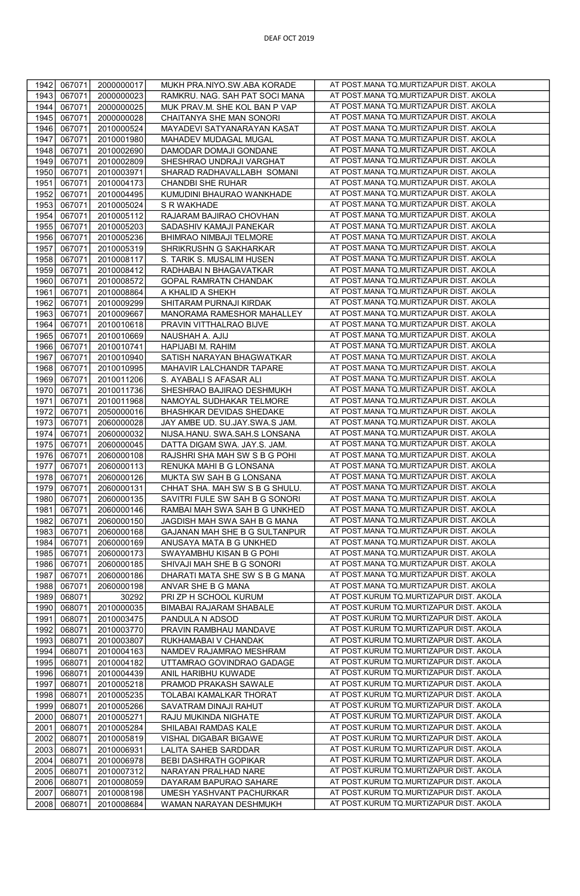DEAF OCT 2019

| | | | | |
|---|---|---|---|---|
| 1942 | 067071 | 2000000017 | MUKH PRA.NIYO.SW.ABA KORADE | AT POST.MANA TQ.MURTIZAPUR DIST. AKOLA |
| 1943 | 067071 | 2000000023 | RAMKRU. NAG. SAH PAT SOCI MANA | AT POST.MANA TQ.MURTIZAPUR DIST. AKOLA |
| 1944 | 067071 | 2000000025 | MUK PRAV.M. SHE KOL BAN P VAP | AT POST.MANA TQ.MURTIZAPUR DIST. AKOLA |
| 1945 | 067071 | 2000000028 | CHAITANYA SHE MAN SONORI | AT POST.MANA TQ.MURTIZAPUR DIST. AKOLA |
| 1946 | 067071 | 2010000524 | MAYADEVI SATYANARAYAN KASAT | AT POST.MANA TQ.MURTIZAPUR DIST. AKOLA |
| 1947 | 067071 | 2010001980 | MAHADEV MUDAGAL MUGAL | AT POST.MANA TQ.MURTIZAPUR DIST. AKOLA |
| 1948 | 067071 | 2010002690 | DAMODAR DOMAJI GONDANE | AT POST.MANA TQ.MURTIZAPUR DIST. AKOLA |
| 1949 | 067071 | 2010002809 | SHESHRAO UNDRAJI VARGHAT | AT POST.MANA TQ.MURTIZAPUR DIST. AKOLA |
| 1950 | 067071 | 2010003971 | SHARAD RADHAVALLABH SOMANI | AT POST.MANA TQ.MURTIZAPUR DIST. AKOLA |
| 1951 | 067071 | 2010004173 | CHANDBI SHE RUHAR | AT POST.MANA TQ.MURTIZAPUR DIST. AKOLA |
| 1952 | 067071 | 2010004495 | KUMUDINI BHAURAO WANKHADE | AT POST.MANA TQ.MURTIZAPUR DIST. AKOLA |
| 1953 | 067071 | 2010005024 | S R WAKHADE | AT POST.MANA TQ.MURTIZAPUR DIST. AKOLA |
| 1954 | 067071 | 2010005112 | RAJARAM BAJIRAO CHOVHAN | AT POST.MANA TQ.MURTIZAPUR DIST. AKOLA |
| 1955 | 067071 | 2010005203 | SADASHIV KAMAJI PANEKAR | AT POST.MANA TQ.MURTIZAPUR DIST. AKOLA |
| 1956 | 067071 | 2010005236 | BHIMRAO NIMBAJI TELMORE | AT POST.MANA TQ.MURTIZAPUR DIST. AKOLA |
| 1957 | 067071 | 2010005319 | SHRIKRUSHN G SAKHARKAR | AT POST.MANA TQ.MURTIZAPUR DIST. AKOLA |
| 1958 | 067071 | 2010008117 | S. TARIK S. MUSALIM HUSEN | AT POST.MANA TQ.MURTIZAPUR DIST. AKOLA |
| 1959 | 067071 | 2010008412 | RADHABAI N BHAGAVATKAR | AT POST.MANA TQ.MURTIZAPUR DIST. AKOLA |
| 1960 | 067071 | 2010008572 | GOPAL RAMRATN CHANDAK | AT POST.MANA TQ.MURTIZAPUR DIST. AKOLA |
| 1961 | 067071 | 2010008864 | A KHALID A SHEKH | AT POST.MANA TQ.MURTIZAPUR DIST. AKOLA |
| 1962 | 067071 | 2010009299 | SHITARAM PURNAJI KIRDAK | AT POST.MANA TQ.MURTIZAPUR DIST. AKOLA |
| 1963 | 067071 | 2010009667 | MANORAMA RAMESHOR MAHALLEY | AT POST.MANA TQ.MURTIZAPUR DIST. AKOLA |
| 1964 | 067071 | 2010010618 | PRAVIN VITTHALRAO BIJVE | AT POST.MANA TQ.MURTIZAPUR DIST. AKOLA |
| 1965 | 067071 | 2010010669 | NAUSHAH A. AJIJ | AT POST.MANA TQ.MURTIZAPUR DIST. AKOLA |
| 1966 | 067071 | 2010010741 | HAPIJABI M. RAHIM | AT POST.MANA TQ.MURTIZAPUR DIST. AKOLA |
| 1967 | 067071 | 2010010940 | SATISH NARAYAN BHAGWATKAR | AT POST.MANA TQ.MURTIZAPUR DIST. AKOLA |
| 1968 | 067071 | 2010010995 | MAHAVIR LALCHANDR TAPARE | AT POST.MANA TQ.MURTIZAPUR DIST. AKOLA |
| 1969 | 067071 | 2010011206 | S. AYABALI S AFASAR ALI | AT POST.MANA TQ.MURTIZAPUR DIST. AKOLA |
| 1970 | 067071 | 2010011736 | SHESHRAO BAJIRAO DESHMUKH | AT POST.MANA TQ.MURTIZAPUR DIST. AKOLA |
| 1971 | 067071 | 2010011968 | NAMOYAL SUDHAKAR TELMORE | AT POST.MANA TQ.MURTIZAPUR DIST. AKOLA |
| 1972 | 067071 | 2050000016 | BHASHKAR DEVIDAS SHEDAKE | AT POST.MANA TQ.MURTIZAPUR DIST. AKOLA |
| 1973 | 067071 | 2060000028 | JAY AMBE UD. SU.JAY.SWA.S JAM. | AT POST.MANA TQ.MURTIZAPUR DIST. AKOLA |
| 1974 | 067071 | 2060000032 | NIJSA.HANU. SWA.SAH.S LONSANA | AT POST.MANA TQ.MURTIZAPUR DIST. AKOLA |
| 1975 | 067071 | 2060000045 | DATTA DIGAM SWA. JAY.S. JAM. | AT POST.MANA TQ.MURTIZAPUR DIST. AKOLA |
| 1976 | 067071 | 2060000108 | RAJSHRI SHA MAH SW S B G POHI | AT POST.MANA TQ.MURTIZAPUR DIST. AKOLA |
| 1977 | 067071 | 2060000113 | RENUKA MAHI B G LONSANA | AT POST.MANA TQ.MURTIZAPUR DIST. AKOLA |
| 1978 | 067071 | 2060000126 | MUKTA SW SAH B G LONSANA | AT POST.MANA TQ.MURTIZAPUR DIST. AKOLA |
| 1979 | 067071 | 2060000131 | CHHAT SHA. MAH SW S B G SHULU. | AT POST.MANA TQ.MURTIZAPUR DIST. AKOLA |
| 1980 | 067071 | 2060000135 | SAVITRI FULE SW SAH B G SONORI | AT POST.MANA TQ.MURTIZAPUR DIST. AKOLA |
| 1981 | 067071 | 2060000146 | RAMBAI MAH SWA SAH B G UNKHED | AT POST.MANA TQ.MURTIZAPUR DIST. AKOLA |
| 1982 | 067071 | 2060000150 | JAGDISH MAH SWA SAH B G MANA | AT POST.MANA TQ.MURTIZAPUR DIST. AKOLA |
| 1983 | 067071 | 2060000168 | GAJANAN MAH SHE B G SULTANPUR | AT POST.MANA TQ.MURTIZAPUR DIST. AKOLA |
| 1984 | 067071 | 2060000169 | ANUSAYA MATA B G UNKHED | AT POST.MANA TQ.MURTIZAPUR DIST. AKOLA |
| 1985 | 067071 | 2060000173 | SWAYAMBHU KISAN B G POHI | AT POST.MANA TQ.MURTIZAPUR DIST. AKOLA |
| 1986 | 067071 | 2060000185 | SHIVAJI MAH SHE B G SONORI | AT POST.MANA TQ.MURTIZAPUR DIST. AKOLA |
| 1987 | 067071 | 2060000186 | DHARATI MATA SHE SW S B G MANA | AT POST.MANA TQ.MURTIZAPUR DIST. AKOLA |
| 1988 | 067071 | 2060000198 | ANVAR SHE B G MANA | AT POST.MANA TQ.MURTIZAPUR DIST. AKOLA |
| 1989 | 068071 | 30292 | PRI ZP H SCHOOL KURUM | AT POST.KURUM TQ.MURTIZAPUR DIST. AKOLA |
| 1990 | 068071 | 2010000035 | BIMABAI RAJARAM SHABALE | AT POST.KURUM TQ.MURTIZAPUR DIST. AKOLA |
| 1991 | 068071 | 2010003475 | PANDULA N ADSOD | AT POST.KURUM TQ.MURTIZAPUR DIST. AKOLA |
| 1992 | 068071 | 2010003770 | PRAVIN RAMBHAU MANDAVE | AT POST.KURUM TQ.MURTIZAPUR DIST. AKOLA |
| 1993 | 068071 | 2010003807 | RUKHAMABAI V CHANDAK | AT POST.KURUM TQ.MURTIZAPUR DIST. AKOLA |
| 1994 | 068071 | 2010004163 | NAMDEV RAJAMRAO MESHRAM | AT POST.KURUM TQ.MURTIZAPUR DIST. AKOLA |
| 1995 | 068071 | 2010004182 | UTTAMRAO GOVINDRAO GADAGE | AT POST.KURUM TQ.MURTIZAPUR DIST. AKOLA |
| 1996 | 068071 | 2010004439 | ANIL HARIBHU KUWADE | AT POST.KURUM TQ.MURTIZAPUR DIST. AKOLA |
| 1997 | 068071 | 2010005218 | PRAMOD PRAKASH SAWALE | AT POST.KURUM TQ.MURTIZAPUR DIST. AKOLA |
| 1998 | 068071 | 2010005235 | TOLABAI KAMALKAR THORAT | AT POST.KURUM TQ.MURTIZAPUR DIST. AKOLA |
| 1999 | 068071 | 2010005266 | SAVATRAM DINAJI RAHUT | AT POST.KURUM TQ.MURTIZAPUR DIST. AKOLA |
| 2000 | 068071 | 2010005271 | RAJU MUKINDA NIGHATE | AT POST.KURUM TQ.MURTIZAPUR DIST. AKOLA |
| 2001 | 068071 | 2010005284 | SHILABAI RAMDAS KALE | AT POST.KURUM TQ.MURTIZAPUR DIST. AKOLA |
| 2002 | 068071 | 2010005819 | VISHAL DIGABAR BIGAWE | AT POST.KURUM TQ.MURTIZAPUR DIST. AKOLA |
| 2003 | 068071 | 2010006931 | LALITA SAHEB SARDDAR | AT POST.KURUM TQ.MURTIZAPUR DIST. AKOLA |
| 2004 | 068071 | 2010006978 | BEBI DASHRATH GOPIKAR | AT POST.KURUM TQ.MURTIZAPUR DIST. AKOLA |
| 2005 | 068071 | 2010007312 | NARAYAN PRALHAD NARE | AT POST.KURUM TQ.MURTIZAPUR DIST. AKOLA |
| 2006 | 068071 | 2010008059 | DAYARAM BAPURAO SAHARE | AT POST.KURUM TQ.MURTIZAPUR DIST. AKOLA |
| 2007 | 068071 | 2010008198 | UMESH YASHVANT PACHURKAR | AT POST.KURUM TQ.MURTIZAPUR DIST. AKOLA |
| 2008 | 068071 | 2010008684 | WAMAN NARAYAN DESHMUKH | AT POST.KURUM TQ.MURTIZAPUR DIST. AKOLA |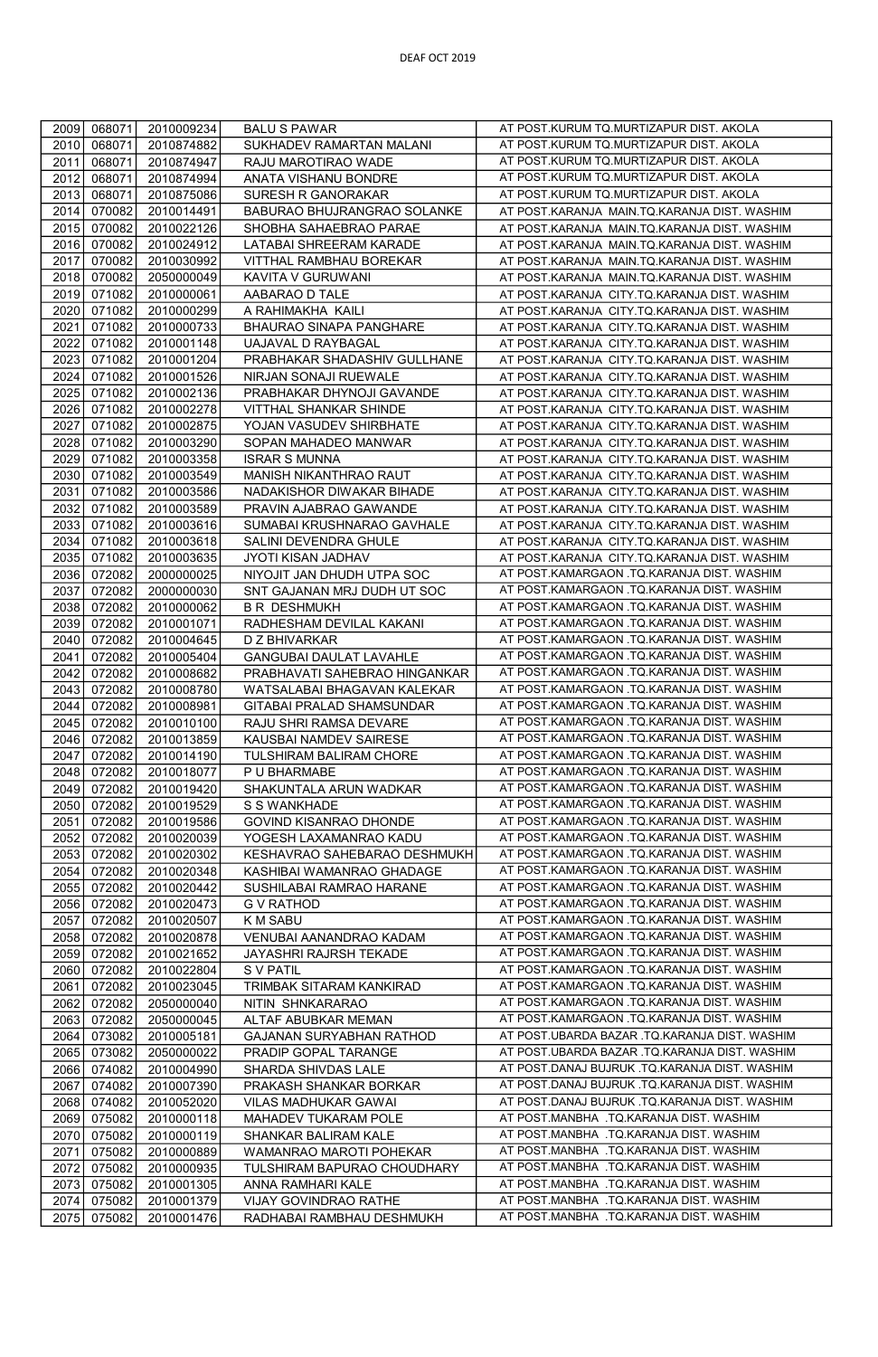| 2009 | 068071 | 2010009234 | BALU S PAWAR | AT POST.KURUM TQ.MURTIZAPUR DIST. AKOLA |
|---|---|---|---|---|
| 2010 | 068071 | 2010874882 | SUKHADEV RAMARTAN MALANI | AT POST.KURUM TQ.MURTIZAPUR DIST. AKOLA |
| 2011 | 068071 | 2010874947 | RAJU MAROTIRAO WADE | AT POST.KURUM TQ.MURTIZAPUR DIST. AKOLA |
| 2012 | 068071 | 2010874994 | ANATA VISHANU BONDRE | AT POST.KURUM TQ.MURTIZAPUR DIST. AKOLA |
| 2013 | 068071 | 2010875086 | SURESH R GANORAKAR | AT POST.KURUM TQ.MURTIZAPUR DIST. AKOLA |
| 2014 | 070082 | 2010014491 | BABURAO BHUJRANGRAO SOLANKE | AT POST.KARANJA MAIN.TQ.KARANJA DIST. WASHIM |
| 2015 | 070082 | 2010022126 | SHOBHA SAHAEBRAO PARAE | AT POST.KARANJA MAIN.TQ.KARANJA DIST. WASHIM |
| 2016 | 070082 | 2010024912 | LATABAI SHREERAM KARADE | AT POST.KARANJA MAIN.TQ.KARANJA DIST. WASHIM |
| 2017 | 070082 | 2010030992 | VITTHAL RAMBHAU BOREKAR | AT POST.KARANJA MAIN.TQ.KARANJA DIST. WASHIM |
| 2018 | 070082 | 2050000049 | KAVITA V GURUWANI | AT POST.KARANJA MAIN.TQ.KARANJA DIST. WASHIM |
| 2019 | 071082 | 2010000061 | AABARAO D TALE | AT POST.KARANJA CITY.TQ.KARANJA DIST. WASHIM |
| 2020 | 071082 | 2010000299 | A RAHIMAKHA KAILI | AT POST.KARANJA CITY.TQ.KARANJA DIST. WASHIM |
| 2021 | 071082 | 2010000733 | BHAURAO SINAPA PANGHARE | AT POST.KARANJA CITY.TQ.KARANJA DIST. WASHIM |
| 2022 | 071082 | 2010001148 | UAJAVAL D RAYBAGAL | AT POST.KARANJA CITY.TQ.KARANJA DIST. WASHIM |
| 2023 | 071082 | 2010001204 | PRABHAKAR SHADASHIV GULLHANE | AT POST.KARANJA CITY.TQ.KARANJA DIST. WASHIM |
| 2024 | 071082 | 2010001526 | NIRJAN SONAJI RUEWALE | AT POST.KARANJA CITY.TQ.KARANJA DIST. WASHIM |
| 2025 | 071082 | 2010002136 | PRABHAKAR DHYNOJI GAVANDE | AT POST.KARANJA CITY.TQ.KARANJA DIST. WASHIM |
| 2026 | 071082 | 2010002278 | VITTHAL SHANKAR SHINDE | AT POST.KARANJA CITY.TQ.KARANJA DIST. WASHIM |
| 2027 | 071082 | 2010002875 | YOJAN VASUDEV SHIRBHATE | AT POST.KARANJA CITY.TQ.KARANJA DIST. WASHIM |
| 2028 | 071082 | 2010003290 | SOPAN MAHADEO MANWAR | AT POST.KARANJA CITY.TQ.KARANJA DIST. WASHIM |
| 2029 | 071082 | 2010003358 | ISRAR S MUNNA | AT POST.KARANJA CITY.TQ.KARANJA DIST. WASHIM |
| 2030 | 071082 | 2010003549 | MANISH NIKANTHRAO RAUT | AT POST.KARANJA CITY.TQ.KARANJA DIST. WASHIM |
| 2031 | 071082 | 2010003586 | NADAKISHOR DIWAKAR BIHADE | AT POST.KARANJA CITY.TQ.KARANJA DIST. WASHIM |
| 2032 | 071082 | 2010003589 | PRAVIN AJABRAO GAWANDE | AT POST.KARANJA CITY.TQ.KARANJA DIST. WASHIM |
| 2033 | 071082 | 2010003616 | SUMABAI KRUSHNARAO GAVHALE | AT POST.KARANJA CITY.TQ.KARANJA DIST. WASHIM |
| 2034 | 071082 | 2010003618 | SALINI DEVENDRA GHULE | AT POST.KARANJA CITY.TQ.KARANJA DIST. WASHIM |
| 2035 | 071082 | 2010003635 | JYOTI KISAN JADHAV | AT POST.KARANJA CITY.TQ.KARANJA DIST. WASHIM |
| 2036 | 072082 | 2000000025 | NIYOJIT JAN DHUDH UTPA SOC | AT POST.KAMARGAON .TQ.KARANJA DIST. WASHIM |
| 2037 | 072082 | 2000000030 | SNT GAJANAN MRJ DUDH UT SOC | AT POST.KAMARGAON .TQ.KARANJA DIST. WASHIM |
| 2038 | 072082 | 2010000062 | B R DESHMUKH | AT POST.KAMARGAON .TQ.KARANJA DIST. WASHIM |
| 2039 | 072082 | 2010001071 | RADHESHAM DEVILAL KAKANI | AT POST.KAMARGAON .TQ.KARANJA DIST. WASHIM |
| 2040 | 072082 | 2010004645 | D Z BHIVARKAR | AT POST.KAMARGAON .TQ.KARANJA DIST. WASHIM |
| 2041 | 072082 | 2010005404 | GANGUBAI DAULAT LAVAHLE | AT POST.KAMARGAON .TQ.KARANJA DIST. WASHIM |
| 2042 | 072082 | 2010008682 | PRABHAVATI SAHEBRAO HINGANKAR | AT POST.KAMARGAON .TQ.KARANJA DIST. WASHIM |
| 2043 | 072082 | 2010008780 | WATSALABAI BHAGAVAN KALEKAR | AT POST.KAMARGAON .TQ.KARANJA DIST. WASHIM |
| 2044 | 072082 | 2010008981 | GITABAI PRALAD SHAMSUNDAR | AT POST.KAMARGAON .TQ.KARANJA DIST. WASHIM |
| 2045 | 072082 | 2010010100 | RAJU SHRI RAMSA DEVARE | AT POST.KAMARGAON .TQ.KARANJA DIST. WASHIM |
| 2046 | 072082 | 2010013859 | KAUSBAI NAMDEV SAIRESE | AT POST.KAMARGAON .TQ.KARANJA DIST. WASHIM |
| 2047 | 072082 | 2010014190 | TULSHIRAM BALIRAM CHORE | AT POST.KAMARGAON .TQ.KARANJA DIST. WASHIM |
| 2048 | 072082 | 2010018077 | P U BHARMABE | AT POST.KAMARGAON .TQ.KARANJA DIST. WASHIM |
| 2049 | 072082 | 2010019420 | SHAKUNTALA ARUN WADKAR | AT POST.KAMARGAON .TQ.KARANJA DIST. WASHIM |
| 2050 | 072082 | 2010019529 | S S WANKHADE | AT POST.KAMARGAON .TQ.KARANJA DIST. WASHIM |
| 2051 | 072082 | 2010019586 | GOVIND KISANRAO DHONDE | AT POST.KAMARGAON .TQ.KARANJA DIST. WASHIM |
| 2052 | 072082 | 2010020039 | YOGESH LAXAMANRAO KADU | AT POST.KAMARGAON .TQ.KARANJA DIST. WASHIM |
| 2053 | 072082 | 2010020302 | KESHAVRAO SAHEBARAO DESHMUKH | AT POST.KAMARGAON .TQ.KARANJA DIST. WASHIM |
| 2054 | 072082 | 2010020348 | KASHIBAI WAMANRAO GHADAGE | AT POST.KAMARGAON .TQ.KARANJA DIST. WASHIM |
| 2055 | 072082 | 2010020442 | SUSHILABAI RAMRAO HARANE | AT POST.KAMARGAON .TQ.KARANJA DIST. WASHIM |
| 2056 | 072082 | 2010020473 | G V RATHOD | AT POST.KAMARGAON .TQ.KARANJA DIST. WASHIM |
| 2057 | 072082 | 2010020507 | K M SABU | AT POST.KAMARGAON .TQ.KARANJA DIST. WASHIM |
| 2058 | 072082 | 2010020878 | VENUBAI AANANDRAO KADAM | AT POST.KAMARGAON .TQ.KARANJA DIST. WASHIM |
| 2059 | 072082 | 2010021652 | JAYASHRI RAJRSH TEKADE | AT POST.KAMARGAON .TQ.KARANJA DIST. WASHIM |
| 2060 | 072082 | 2010022804 | S V PATIL | AT POST.KAMARGAON .TQ.KARANJA DIST. WASHIM |
| 2061 | 072082 | 2010023045 | TRIMBAK SITARAM KANKIRAD | AT POST.KAMARGAON .TQ.KARANJA DIST. WASHIM |
| 2062 | 072082 | 2050000040 | NITIN SHNKARARAO | AT POST.KAMARGAON .TQ.KARANJA DIST. WASHIM |
| 2063 | 072082 | 2050000045 | ALTAF ABUBKAR MEMAN | AT POST.KAMARGAON .TQ.KARANJA DIST. WASHIM |
| 2064 | 073082 | 2010005181 | GAJANAN SURYABHAN RATHOD | AT POST.UBARDA BAZAR .TQ.KARANJA DIST. WASHIM |
| 2065 | 073082 | 2050000022 | PRADIP GOPAL TARANGE | AT POST.UBARDA BAZAR .TQ.KARANJA DIST. WASHIM |
| 2066 | 074082 | 2010004990 | SHARDA SHIVDAS LALE | AT POST.DANAJ BUJRUK .TQ.KARANJA DIST. WASHIM |
| 2067 | 074082 | 2010007390 | PRAKASH SHANKAR BORKAR | AT POST.DANAJ BUJRUK .TQ.KARANJA DIST. WASHIM |
| 2068 | 074082 | 2010052020 | VILAS MADHUKAR GAWAI | AT POST.DANAJ BUJRUK .TQ.KARANJA DIST. WASHIM |
| 2069 | 075082 | 2010000118 | MAHADEV TUKARAM POLE | AT POST.MANBHA .TQ.KARANJA DIST. WASHIM |
| 2070 | 075082 | 2010000119 | SHANKAR BALIRAM KALE | AT POST.MANBHA .TQ.KARANJA DIST. WASHIM |
| 2071 | 075082 | 2010000889 | WAMANRAO MAROTI POHEKAR | AT POST.MANBHA .TQ.KARANJA DIST. WASHIM |
| 2072 | 075082 | 2010000935 | TULSHIRAM BAPURAO CHOUDHARY | AT POST.MANBHA .TQ.KARANJA DIST. WASHIM |
| 2073 | 075082 | 2010001305 | ANNA RAMHARI KALE | AT POST.MANBHA .TQ.KARANJA DIST. WASHIM |
| 2074 | 075082 | 2010001379 | VIJAY GOVINDRAO RATHE | AT POST.MANBHA .TQ.KARANJA DIST. WASHIM |
| 2075 | 075082 | 2010001476 | RADHABAI RAMBHAU DESHMUKH | AT POST.MANBHA .TQ.KARANJA DIST. WASHIM |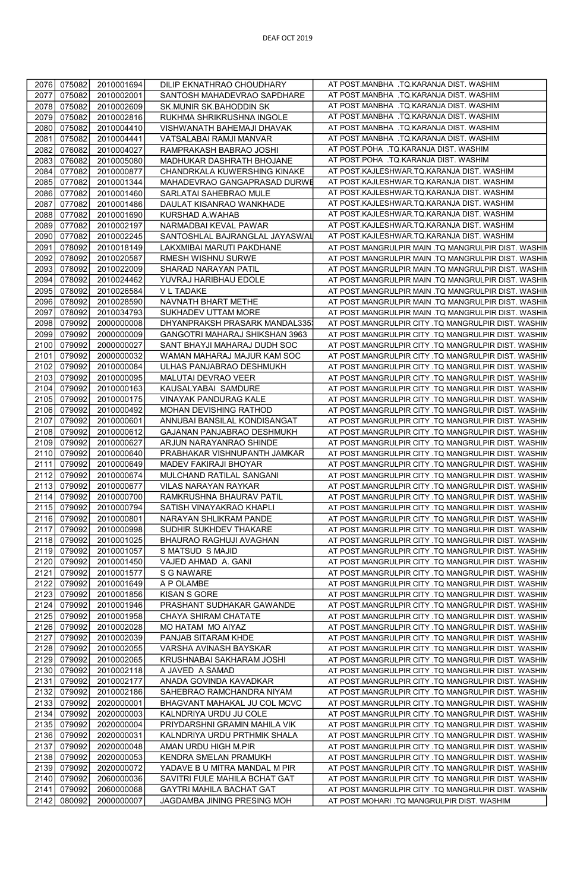DEAF OCT 2019

| | | | | |
|---|---|---|---|---|
| 2076 | 075082 | 2010001694 | DILIP EKNATHRAO CHOUDHARY | AT POST.MANBHA .TQ.KARANJA DIST. WASHIM |
| 2077 | 075082 | 2010002001 | SANTOSH MAHADEVRAO SAPDHARE | AT POST.MANBHA .TQ.KARANJA DIST. WASHIM |
| 2078 | 075082 | 2010002609 | SK.MUNIR SK.BAHODDIN SK | AT POST.MANBHA .TQ.KARANJA DIST. WASHIM |
| 2079 | 075082 | 2010002816 | RUKHMA SHRIKRUSHNA INGOLE | AT POST.MANBHA .TQ.KARANJA DIST. WASHIM |
| 2080 | 075082 | 2010004410 | VISHWANATH BAHEMAJI DHAVAK | AT POST.MANBHA .TQ.KARANJA DIST. WASHIM |
| 2081 | 075082 | 2010004441 | VATSALABAI RAMJI MANVAR | AT POST.MANBHA .TQ.KARANJA DIST. WASHIM |
| 2082 | 076082 | 2010004027 | RAMPRAKASH BABRAO JOSHI | AT POST.POHA .TQ.KARANJA DIST. WASHIM |
| 2083 | 076082 | 2010005080 | MADHUKAR DASHRATH BHOJANE | AT POST.POHA .TQ.KARANJA DIST. WASHIM |
| 2084 | 077082 | 2010000877 | CHANDRKALA KUWERSHING KINAKE | AT POST.KAJLESHWAR.TQ.KARANJA DIST. WASHIM |
| 2085 | 077082 | 2010001344 | MAHADEVRAO GANGAPRASAD DURWE | AT POST.KAJLESHWAR.TQ.KARANJA DIST. WASHIM |
| 2086 | 077082 | 2010001460 | SARLATAI SAHEBRAO MULE | AT POST.KAJLESHWAR.TQ.KARANJA DIST. WASHIM |
| 2087 | 077082 | 2010001486 | DAULAT KISANRAO WANKHADE | AT POST.KAJLESHWAR.TQ.KARANJA DIST. WASHIM |
| 2088 | 077082 | 2010001690 | KURSHAD A.WAHAB | AT POST.KAJLESHWAR.TQ.KARANJA DIST. WASHIM |
| 2089 | 077082 | 2010002197 | NARMADBAI KEVAL PAWAR | AT POST.KAJLESHWAR.TQ.KARANJA DIST. WASHIM |
| 2090 | 077082 | 2010002245 | SANTOSHLAL BAJRANGLAL JAYASWAL | AT POST.KAJLESHWAR.TQ.KARANJA DIST. WASHIM |
| 2091 | 078092 | 2010018149 | LAKXMIBAI MARUTI PAKDHANE | AT POST.MANGRULPIR MAIN .TQ MANGRULPIR DIST. WASHIM |
| 2092 | 078092 | 2010020587 | RMESH WISHNU SURWE | AT POST.MANGRULPIR MAIN .TQ MANGRULPIR DIST. WASHIM |
| 2093 | 078092 | 2010022009 | SHARAD NARAYAN PATIL | AT POST.MANGRULPIR MAIN .TQ MANGRULPIR DIST. WASHIM |
| 2094 | 078092 | 2010024462 | YUVRAJ HARIBHAU EDOLE | AT POST.MANGRULPIR MAIN .TQ MANGRULPIR DIST. WASHIM |
| 2095 | 078092 | 2010026584 | V L TADAKE | AT POST.MANGRULPIR MAIN .TQ MANGRULPIR DIST. WASHIM |
| 2096 | 078092 | 2010028590 | NAVNATH BHART METHE | AT POST.MANGRULPIR MAIN .TQ MANGRULPIR DIST. WASHIM |
| 2097 | 078092 | 2010034793 | SUKHADEV UTTAM MORE | AT POST.MANGRULPIR MAIN .TQ MANGRULPIR DIST. WASHIM |
| 2098 | 079092 | 2000000008 | DHYANPRAKSH PRASARK MANDAL335 | AT POST.MANGRULPIR CITY .TQ MANGRULPIR DIST. WASHIM |
| 2099 | 079092 | 2000000009 | GANGOTRI MAHARAJ SHIKSHAN 3963 | AT POST.MANGRULPIR CITY .TQ MANGRULPIR DIST. WASHIM |
| 2100 | 079092 | 2000000027 | SANT BHAYJI MAHARAJ DUDH SOC | AT POST.MANGRULPIR CITY .TQ MANGRULPIR DIST. WASHIM |
| 2101 | 079092 | 2000000032 | WAMAN MAHARAJ MAJUR KAM SOC | AT POST.MANGRULPIR CITY .TQ MANGRULPIR DIST. WASHIM |
| 2102 | 079092 | 2010000084 | ULHAS PANJABRAO DESHMUKH | AT POST.MANGRULPIR CITY .TQ MANGRULPIR DIST. WASHIM |
| 2103 | 079092 | 2010000095 | MALUTAI DEVRAO VEER | AT POST.MANGRULPIR CITY .TQ MANGRULPIR DIST. WASHIM |
| 2104 | 079092 | 2010000163 | KAUSALYABAI SAMDURE | AT POST.MANGRULPIR CITY .TQ MANGRULPIR DIST. WASHIM |
| 2105 | 079092 | 2010000175 | VINAYAK PANDURAG KALE | AT POST.MANGRULPIR CITY .TQ MANGRULPIR DIST. WASHIM |
| 2106 | 079092 | 2010000492 | MOHAN DEVISHING RATHOD | AT POST.MANGRULPIR CITY .TQ MANGRULPIR DIST. WASHIM |
| 2107 | 079092 | 2010000601 | ANNUBAI BANSILAL KONDISANGAT | AT POST.MANGRULPIR CITY .TQ MANGRULPIR DIST. WASHIM |
| 2108 | 079092 | 2010000612 | GAJANAN PANJABRAO DESHMUKH | AT POST.MANGRULPIR CITY .TQ MANGRULPIR DIST. WASHIM |
| 2109 | 079092 | 2010000627 | ARJUN NARAYANRAO SHINDE | AT POST.MANGRULPIR CITY .TQ MANGRULPIR DIST. WASHIM |
| 2110 | 079092 | 2010000640 | PRABHAKAR VISHNUPANTH JAMKAR | AT POST.MANGRULPIR CITY .TQ MANGRULPIR DIST. WASHIM |
| 2111 | 079092 | 2010000649 | MADEV FAKIRAJI BHOYAR | AT POST.MANGRULPIR CITY .TQ MANGRULPIR DIST. WASHIM |
| 2112 | 079092 | 2010000674 | MULCHAND RATILAL SANGANI | AT POST.MANGRULPIR CITY .TQ MANGRULPIR DIST. WASHIM |
| 2113 | 079092 | 2010000677 | VILAS NARAYAN RAYKAR | AT POST.MANGRULPIR CITY .TQ MANGRULPIR DIST. WASHIM |
| 2114 | 079092 | 2010000700 | RAMKRUSHNA BHAURAV PATIL | AT POST.MANGRULPIR CITY .TQ MANGRULPIR DIST. WASHIM |
| 2115 | 079092 | 2010000794 | SATISH VINAYAKRAO KHAPLI | AT POST.MANGRULPIR CITY .TQ MANGRULPIR DIST. WASHIM |
| 2116 | 079092 | 2010000801 | NARAYAN SHLIKRAM PANDE | AT POST.MANGRULPIR CITY .TQ MANGRULPIR DIST. WASHIM |
| 2117 | 079092 | 2010000998 | SUDHIR SUKHDEV THAKARE | AT POST.MANGRULPIR CITY .TQ MANGRULPIR DIST. WASHIM |
| 2118 | 079092 | 2010001025 | BHAURAO RAGHUJI AVAGHAN | AT POST.MANGRULPIR CITY .TQ MANGRULPIR DIST. WASHIM |
| 2119 | 079092 | 2010001057 | S MATSUD S MAJID | AT POST.MANGRULPIR CITY .TQ MANGRULPIR DIST. WASHIM |
| 2120 | 079092 | 2010001450 | VAJED AHMAD A. GANI | AT POST.MANGRULPIR CITY .TQ MANGRULPIR DIST. WASHIM |
| 2121 | 079092 | 2010001577 | S G NAWARE | AT POST.MANGRULPIR CITY .TQ MANGRULPIR DIST. WASHIM |
| 2122 | 079092 | 2010001649 | A P OLAMBE | AT POST.MANGRULPIR CITY .TQ MANGRULPIR DIST. WASHIM |
| 2123 | 079092 | 2010001856 | KISAN S GORE | AT POST.MANGRULPIR CITY .TQ MANGRULPIR DIST. WASHIM |
| 2124 | 079092 | 2010001946 | PRASHANT SUDHAKAR GAWANDE | AT POST.MANGRULPIR CITY .TQ MANGRULPIR DIST. WASHIM |
| 2125 | 079092 | 2010001958 | CHAYA SHIRAM CHATATE | AT POST.MANGRULPIR CITY .TQ MANGRULPIR DIST. WASHIM |
| 2126 | 079092 | 2010002028 | MO HATAM MO AIYAZ | AT POST.MANGRULPIR CITY .TQ MANGRULPIR DIST. WASHIM |
| 2127 | 079092 | 2010002039 | PANJAB SITARAM KHDE | AT POST.MANGRULPIR CITY .TQ MANGRULPIR DIST. WASHIM |
| 2128 | 079092 | 2010002055 | VARSHA AVINASH BAYSKAR | AT POST.MANGRULPIR CITY .TQ MANGRULPIR DIST. WASHIM |
| 2129 | 079092 | 2010002065 | KRUSHNABAI SAKHARAM JOSHI | AT POST.MANGRULPIR CITY .TQ MANGRULPIR DIST. WASHIM |
| 2130 | 079092 | 2010002118 | A JAVED A SAMAD | AT POST.MANGRULPIR CITY .TQ MANGRULPIR DIST. WASHIM |
| 2131 | 079092 | 2010002177 | ANADA GOVINDA KAVADKAR | AT POST.MANGRULPIR CITY .TQ MANGRULPIR DIST. WASHIM |
| 2132 | 079092 | 2010002186 | SAHEBRAO RAMCHANDRA NIYAM | AT POST.MANGRULPIR CITY .TQ MANGRULPIR DIST. WASHIM |
| 2133 | 079092 | 2020000001 | BHAGVANT MAHAKAL JU COL MCVC | AT POST.MANGRULPIR CITY .TQ MANGRULPIR DIST. WASHIM |
| 2134 | 079092 | 2020000003 | KALNDRIYA URDU JU COLE | AT POST.MANGRULPIR CITY .TQ MANGRULPIR DIST. WASHIM |
| 2135 | 079092 | 2020000004 | PRIYDARSHNI GRAMIN MAHILA VIK | AT POST.MANGRULPIR CITY .TQ MANGRULPIR DIST. WASHIM |
| 2136 | 079092 | 2020000031 | KALNDRIYA URDU PRTHMIK SHALA | AT POST.MANGRULPIR CITY .TQ MANGRULPIR DIST. WASHIM |
| 2137 | 079092 | 2020000048 | AMAN URDU HIGH M.PIR | AT POST.MANGRULPIR CITY .TQ MANGRULPIR DIST. WASHIM |
| 2138 | 079092 | 2020000053 | KENDRA SMELAN PRAMUKH | AT POST.MANGRULPIR CITY .TQ MANGRULPIR DIST. WASHIM |
| 2139 | 079092 | 2020000072 | YADAVE B U MITRA MANDAL M PIR | AT POST.MANGRULPIR CITY .TQ MANGRULPIR DIST. WASHIM |
| 2140 | 079092 | 2060000036 | SAVITRI FULE MAHILA BCHAT GAT | AT POST.MANGRULPIR CITY .TQ MANGRULPIR DIST. WASHIM |
| 2141 | 079092 | 2060000068 | GAYTRI MAHILA BACHAT GAT | AT POST.MANGRULPIR CITY .TQ MANGRULPIR DIST. WASHIM |
| 2142 | 080092 | 2000000007 | JAGDAMBA JINING PRESING MOH | AT POST.MOHARI .TQ MANGRULPIR DIST. WASHIM |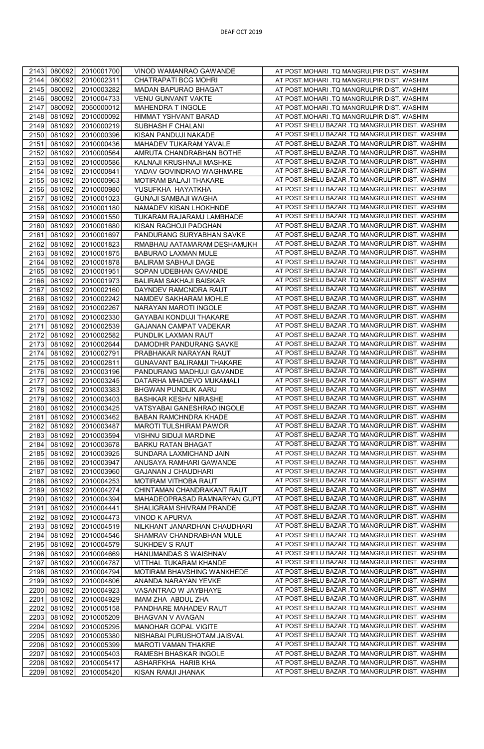DEAF OCT 2019

| 2143 | 080092 | 2010001700 | VINOD WAMANRAO GAWANDE | AT POST.MOHARI .TQ MANGRULPIR DIST. WASHIM |
|---|---|---|---|---|
| 2144 | 080092 | 2010002311 | CHATRAPATI BCG MOHRI | AT POST.MOHARI .TQ MANGRULPIR DIST. WASHIM |
| 2145 | 080092 | 2010003282 | MADAN BAPURAO BHAGAT | AT POST.MOHARI .TQ MANGRULPIR DIST. WASHIM |
| 2146 | 080092 | 2010004733 | VENU GUNVANT VAKTE | AT POST.MOHARI .TQ MANGRULPIR DIST. WASHIM |
| 2147 | 080092 | 2050000012 | MAHENDRA T INGOLE | AT POST.MOHARI .TQ MANGRULPIR DIST. WASHIM |
| 2148 | 081092 | 2010000092 | HIMMAT YSHVANT BARAD | AT POST.MOHARI .TQ MANGRULPIR DIST. WASHIM |
| 2149 | 081092 | 2010000219 | SUBHASH F CHALANI | AT POST.SHELU BAZAR .TQ MANGRULPIR DIST. WASHIM |
| 2150 | 081092 | 2010000396 | KISAN PANDUJI NAKADE | AT POST.SHELU BAZAR .TQ MANGRULPIR DIST. WASHIM |
| 2151 | 081092 | 2010000436 | MAHADEV TUKARAM YAVALE | AT POST.SHELU BAZAR .TQ MANGRULPIR DIST. WASHIM |
| 2152 | 081092 | 2010000564 | AMRUTA CHANDRABHAN BOTHE | AT POST.SHELU BAZAR .TQ MANGRULPIR DIST. WASHIM |
| 2153 | 081092 | 2010000586 | KALNAJI KRUSHNAJI MASHKE | AT POST.SHELU BAZAR .TQ MANGRULPIR DIST. WASHIM |
| 2154 | 081092 | 2010000841 | YADAV GOVINDRAO WAGHMARE | AT POST.SHELU BAZAR .TQ MANGRULPIR DIST. WASHIM |
| 2155 | 081092 | 2010000963 | MOTIRAM BALAJI THAKARE | AT POST.SHELU BAZAR .TQ MANGRULPIR DIST. WASHIM |
| 2156 | 081092 | 2010000980 | YUSUFKHA HAYATKHA | AT POST.SHELU BAZAR .TQ MANGRULPIR DIST. WASHIM |
| 2157 | 081092 | 2010001023 | GUNAJI SAMBAJI WAGHA | AT POST.SHELU BAZAR .TQ MANGRULPIR DIST. WASHIM |
| 2158 | 081092 | 2010001180 | NAMADEV KISAN LHOKHNDE | AT POST.SHELU BAZAR .TQ MANGRULPIR DIST. WASHIM |
| 2159 | 081092 | 2010001550 | TUKARAM RAJARAMJ LAMBHADE | AT POST.SHELU BAZAR .TQ MANGRULPIR DIST. WASHIM |
| 2160 | 081092 | 2010001680 | KISAN RAGHOJI PADGHAN | AT POST.SHELU BAZAR .TQ MANGRULPIR DIST. WASHIM |
| 2161 | 081092 | 2010001697 | PANDURANG SURYABHAN SAVKE | AT POST.SHELU BAZAR .TQ MANGRULPIR DIST. WASHIM |
| 2162 | 081092 | 2010001823 | RMABHAU AATAMARAM DESHAMUKH | AT POST.SHELU BAZAR .TQ MANGRULPIR DIST. WASHIM |
| 2163 | 081092 | 2010001875 | BABURAO LAXMAN MULE | AT POST.SHELU BAZAR .TQ MANGRULPIR DIST. WASHIM |
| 2164 | 081092 | 2010001878 | BALIRAM SABHAJI DAGE | AT POST.SHELU BAZAR .TQ MANGRULPIR DIST. WASHIM |
| 2165 | 081092 | 2010001951 | SOPAN UDEBHAN GAVANDE | AT POST.SHELU BAZAR .TQ MANGRULPIR DIST. WASHIM |
| 2166 | 081092 | 2010001973 | BALIRAM SAKHAJI BAISKAR | AT POST.SHELU BAZAR .TQ MANGRULPIR DIST. WASHIM |
| 2167 | 081092 | 2010002160 | DAYNDEV RAMCNDRA RAUT | AT POST.SHELU BAZAR .TQ MANGRULPIR DIST. WASHIM |
| 2168 | 081092 | 2010002242 | NAMDEV SAKHARAM MOHLE | AT POST.SHELU BAZAR .TQ MANGRULPIR DIST. WASHIM |
| 2169 | 081092 | 2010002267 | NARAYAN MAROTI INGOLE | AT POST.SHELU BAZAR .TQ MANGRULPIR DIST. WASHIM |
| 2170 | 081092 | 2010002330 | GAYABAI KONDUJI THAKARE | AT POST.SHELU BAZAR .TQ MANGRULPIR DIST. WASHIM |
| 2171 | 081092 | 2010002539 | GAJANAN CAMPAT VADEKAR | AT POST.SHELU BAZAR .TQ MANGRULPIR DIST. WASHIM |
| 2172 | 081092 | 2010002582 | PUNDLIK LAXMAN RAUT | AT POST.SHELU BAZAR .TQ MANGRULPIR DIST. WASHIM |
| 2173 | 081092 | 2010002644 | DAMODHR PANDURANG SAVKE | AT POST.SHELU BAZAR .TQ MANGRULPIR DIST. WASHIM |
| 2174 | 081092 | 2010002791 | PRABHAKAR NARAYAN RAUT | AT POST.SHELU BAZAR .TQ MANGRULPIR DIST. WASHIM |
| 2175 | 081092 | 2010002811 | GUNAVANT BALIRAMJI THAKARE | AT POST.SHELU BAZAR .TQ MANGRULPIR DIST. WASHIM |
| 2176 | 081092 | 2010003196 | PANDURANG MADHUJI GAVANDE | AT POST.SHELU BAZAR .TQ MANGRULPIR DIST. WASHIM |
| 2177 | 081092 | 2010003245 | DATARHA MHADEVO MUKAMALI | AT POST.SHELU BAZAR .TQ MANGRULPIR DIST. WASHIM |
| 2178 | 081092 | 2010003383 | BHGWAN PUNDLIK AARU | AT POST.SHELU BAZAR .TQ MANGRULPIR DIST. WASHIM |
| 2179 | 081092 | 2010003403 | BASHKAR KESHV NIRASHE | AT POST.SHELU BAZAR .TQ MANGRULPIR DIST. WASHIM |
| 2180 | 081092 | 2010003425 | VATSYABAI GANESHRAO INGOLE | AT POST.SHELU BAZAR .TQ MANGRULPIR DIST. WASHIM |
| 2181 | 081092 | 2010003462 | BABAN RAMCHNDRA KHADE | AT POST.SHELU BAZAR .TQ MANGRULPIR DIST. WASHIM |
| 2182 | 081092 | 2010003487 | MAROTI TULSHIRAM PAWOR | AT POST.SHELU BAZAR .TQ MANGRULPIR DIST. WASHIM |
| 2183 | 081092 | 2010003594 | VISHNU SIDUJI MARDINE | AT POST.SHELU BAZAR .TQ MANGRULPIR DIST. WASHIM |
| 2184 | 081092 | 2010003678 | BARKU RATAN BHAGAT | AT POST.SHELU BAZAR .TQ MANGRULPIR DIST. WASHIM |
| 2185 | 081092 | 2010003925 | SUNDARA LAXMICHAND JAIN | AT POST.SHELU BAZAR .TQ MANGRULPIR DIST. WASHIM |
| 2186 | 081092 | 2010003947 | ANUSAYA RAMHARI GAWANDE | AT POST.SHELU BAZAR .TQ MANGRULPIR DIST. WASHIM |
| 2187 | 081092 | 2010003960 | GAJANAN J CHAUDHARI | AT POST.SHELU BAZAR .TQ MANGRULPIR DIST. WASHIM |
| 2188 | 081092 | 2010004253 | MOTIRAM VITHOBA RAUT | AT POST.SHELU BAZAR .TQ MANGRULPIR DIST. WASHIM |
| 2189 | 081092 | 2010004274 | CHINTAMAN CHANDRAKANT RAUT | AT POST.SHELU BAZAR .TQ MANGRULPIR DIST. WASHIM |
| 2190 | 081092 | 2010004394 | MAHADEOPRASAD RAMNARYAN GUPT/ | AT POST.SHELU BAZAR .TQ MANGRULPIR DIST. WASHIM |
| 2191 | 081092 | 2010004441 | SHALIGRAM SHIVRAM PRANDE | AT POST.SHELU BAZAR .TQ MANGRULPIR DIST. WASHIM |
| 2192 | 081092 | 2010004473 | VINOD K APURVA | AT POST.SHELU BAZAR .TQ MANGRULPIR DIST. WASHIM |
| 2193 | 081092 | 2010004519 | NILKHANT JANARDHAN CHAUDHARI | AT POST.SHELU BAZAR .TQ MANGRULPIR DIST. WASHIM |
| 2194 | 081092 | 2010004546 | SHAMRAV CHANDRABHAN MULE | AT POST.SHELU BAZAR .TQ MANGRULPIR DIST. WASHIM |
| 2195 | 081092 | 2010004579 | SUKHDEV S RAUT | AT POST.SHELU BAZAR .TQ MANGRULPIR DIST. WASHIM |
| 2196 | 081092 | 2010004669 | HANUMANDAS S WAISHNAV | AT POST.SHELU BAZAR .TQ MANGRULPIR DIST. WASHIM |
| 2197 | 081092 | 2010004787 | VITTHAL TUKARAM KHANDE | AT POST.SHELU BAZAR .TQ MANGRULPIR DIST. WASHIM |
| 2198 | 081092 | 2010004794 | MOTIRAM BHAVSHING WANKHEDE | AT POST.SHELU BAZAR .TQ MANGRULPIR DIST. WASHIM |
| 2199 | 081092 | 2010004806 | ANANDA NARAYAN YEVKE | AT POST.SHELU BAZAR .TQ MANGRULPIR DIST. WASHIM |
| 2200 | 081092 | 2010004923 | VASANTRAO W JAYBHAYE | AT POST.SHELU BAZAR .TQ MANGRULPIR DIST. WASHIM |
| 2201 | 081092 | 2010004929 | IMAM ZHA ABDUL ZHA | AT POST.SHELU BAZAR .TQ MANGRULPIR DIST. WASHIM |
| 2202 | 081092 | 2010005158 | PANDHARE MAHADEV RAUT | AT POST.SHELU BAZAR .TQ MANGRULPIR DIST. WASHIM |
| 2203 | 081092 | 2010005209 | BHAGVAN V AVAGAN | AT POST.SHELU BAZAR .TQ MANGRULPIR DIST. WASHIM |
| 2204 | 081092 | 2010005295 | MANOHAR GOPAL VIGITE | AT POST.SHELU BAZAR .TQ MANGRULPIR DIST. WASHIM |
| 2205 | 081092 | 2010005380 | NISHABAI PURUSHOTAM JAISVAL | AT POST.SHELU BAZAR .TQ MANGRULPIR DIST. WASHIM |
| 2206 | 081092 | 2010005399 | MAROTI VAMAN THAKRE | AT POST.SHELU BAZAR .TQ MANGRULPIR DIST. WASHIM |
| 2207 | 081092 | 2010005403 | RAMESH BHASKAR INGOLE | AT POST.SHELU BAZAR .TQ MANGRULPIR DIST. WASHIM |
| 2208 | 081092 | 2010005417 | ASHARFKHA HARIB KHA | AT POST.SHELU BAZAR .TQ MANGRULPIR DIST. WASHIM |
| 2209 | 081092 | 2010005420 | KISAN RAMJI JHANAK | AT POST.SHELU BAZAR .TQ MANGRULPIR DIST. WASHIM |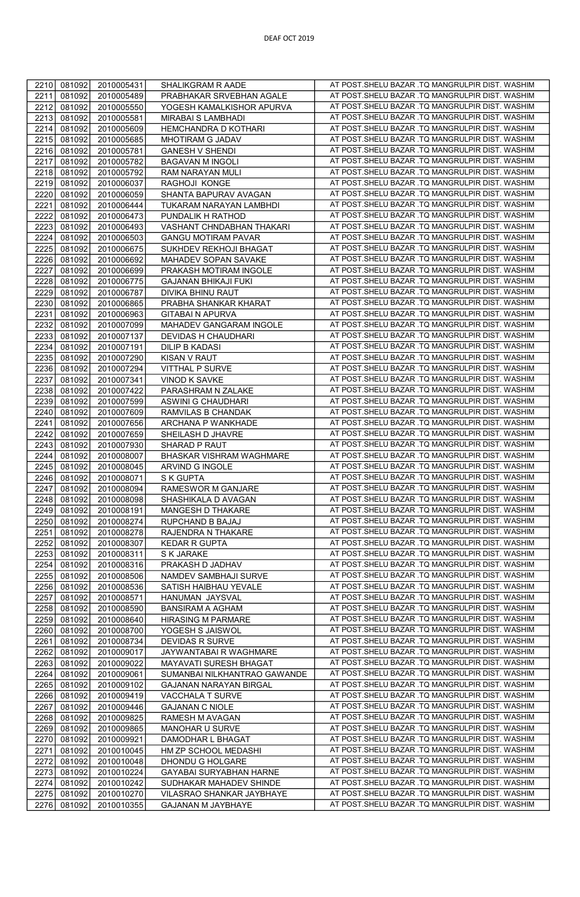| 2210 | 081092 | 2010005431 | SHALIKGRAM R AADE | AT POST.SHELU BAZAR .TQ MANGRULPIR DIST. WASHIM |
|---|---|---|---|---|
| 2211 | 081092 | 2010005489 | PRABHAKAR SRVEBHAN AGALE | AT POST.SHELU BAZAR .TQ MANGRULPIR DIST. WASHIM |
| 2212 | 081092 | 2010005550 | YOGESH KAMALKISHOR APURVA | AT POST.SHELU BAZAR .TQ MANGRULPIR DIST. WASHIM |
| 2213 | 081092 | 2010005581 | MIRABAI S LAMBHADI | AT POST.SHELU BAZAR .TQ MANGRULPIR DIST. WASHIM |
| 2214 | 081092 | 2010005609 | HEMCHANDRA D KOTHARI | AT POST.SHELU BAZAR .TQ MANGRULPIR DIST. WASHIM |
| 2215 | 081092 | 2010005685 | MHOTIRAM G JADAV | AT POST.SHELU BAZAR .TQ MANGRULPIR DIST. WASHIM |
| 2216 | 081092 | 2010005781 | GANESH V SHENDI | AT POST.SHELU BAZAR .TQ MANGRULPIR DIST. WASHIM |
| 2217 | 081092 | 2010005782 | BAGAVAN M INGOLI | AT POST.SHELU BAZAR .TQ MANGRULPIR DIST. WASHIM |
| 2218 | 081092 | 2010005792 | RAM NARAYAN MULI | AT POST.SHELU BAZAR .TQ MANGRULPIR DIST. WASHIM |
| 2219 | 081092 | 2010006037 | RAGHOJI KONGE | AT POST.SHELU BAZAR .TQ MANGRULPIR DIST. WASHIM |
| 2220 | 081092 | 2010006059 | SHANTA BAPURAV AVAGAN | AT POST.SHELU BAZAR .TQ MANGRULPIR DIST. WASHIM |
| 2221 | 081092 | 2010006444 | TUKARAM NARAYAN LAMBHDI | AT POST.SHELU BAZAR .TQ MANGRULPIR DIST. WASHIM |
| 2222 | 081092 | 2010006473 | PUNDALIK H RATHOD | AT POST.SHELU BAZAR .TQ MANGRULPIR DIST. WASHIM |
| 2223 | 081092 | 2010006493 | VASHANT CHNDABHAN THAKARI | AT POST.SHELU BAZAR .TQ MANGRULPIR DIST. WASHIM |
| 2224 | 081092 | 2010006503 | GANGU MOTIRAM PAVAR | AT POST.SHELU BAZAR .TQ MANGRULPIR DIST. WASHIM |
| 2225 | 081092 | 2010006675 | SUKHDEV REKHOJI BHAGAT | AT POST.SHELU BAZAR .TQ MANGRULPIR DIST. WASHIM |
| 2226 | 081092 | 2010006692 | MAHADEV SOPAN SAVAKE | AT POST.SHELU BAZAR .TQ MANGRULPIR DIST. WASHIM |
| 2227 | 081092 | 2010006699 | PRAKASH MOTIRAM INGOLE | AT POST.SHELU BAZAR .TQ MANGRULPIR DIST. WASHIM |
| 2228 | 081092 | 2010006775 | GAJANAN BHIKAJI FUKI | AT POST.SHELU BAZAR .TQ MANGRULPIR DIST. WASHIM |
| 2229 | 081092 | 2010006787 | DIVIKA BHINU RAUT | AT POST.SHELU BAZAR .TQ MANGRULPIR DIST. WASHIM |
| 2230 | 081092 | 2010006865 | PRABHA SHANKAR KHARAT | AT POST.SHELU BAZAR .TQ MANGRULPIR DIST. WASHIM |
| 2231 | 081092 | 2010006963 | GITABAI N APURVA | AT POST.SHELU BAZAR .TQ MANGRULPIR DIST. WASHIM |
| 2232 | 081092 | 2010007099 | MAHADEV GANGARAM INGOLE | AT POST.SHELU BAZAR .TQ MANGRULPIR DIST. WASHIM |
| 2233 | 081092 | 2010007137 | DEVIDAS H CHAUDHARI | AT POST.SHELU BAZAR .TQ MANGRULPIR DIST. WASHIM |
| 2234 | 081092 | 2010007191 | DILIP B KADASI | AT POST.SHELU BAZAR .TQ MANGRULPIR DIST. WASHIM |
| 2235 | 081092 | 2010007290 | KISAN V RAUT | AT POST.SHELU BAZAR .TQ MANGRULPIR DIST. WASHIM |
| 2236 | 081092 | 2010007294 | VITTHAL P SURVE | AT POST.SHELU BAZAR .TQ MANGRULPIR DIST. WASHIM |
| 2237 | 081092 | 2010007341 | VINOD K SAVKE | AT POST.SHELU BAZAR .TQ MANGRULPIR DIST. WASHIM |
| 2238 | 081092 | 2010007422 | PARASHRAM N ZALAKE | AT POST.SHELU BAZAR .TQ MANGRULPIR DIST. WASHIM |
| 2239 | 081092 | 2010007599 | ASWINI G CHAUDHARI | AT POST.SHELU BAZAR .TQ MANGRULPIR DIST. WASHIM |
| 2240 | 081092 | 2010007609 | RAMVILAS B CHANDAK | AT POST.SHELU BAZAR .TQ MANGRULPIR DIST. WASHIM |
| 2241 | 081092 | 2010007656 | ARCHANA P WANKHADE | AT POST.SHELU BAZAR .TQ MANGRULPIR DIST. WASHIM |
| 2242 | 081092 | 2010007659 | SHEILASH D JHAVRE | AT POST.SHELU BAZAR .TQ MANGRULPIR DIST. WASHIM |
| 2243 | 081092 | 2010007930 | SHARAD P RAUT | AT POST.SHELU BAZAR .TQ MANGRULPIR DIST. WASHIM |
| 2244 | 081092 | 2010008007 | BHASKAR VISHRAM WAGHMARE | AT POST.SHELU BAZAR .TQ MANGRULPIR DIST. WASHIM |
| 2245 | 081092 | 2010008045 | ARVIND G INGOLE | AT POST.SHELU BAZAR .TQ MANGRULPIR DIST. WASHIM |
| 2246 | 081092 | 2010008071 | S K GUPTA | AT POST.SHELU BAZAR .TQ MANGRULPIR DIST. WASHIM |
| 2247 | 081092 | 2010008094 | RAMESWOR M GANJARE | AT POST.SHELU BAZAR .TQ MANGRULPIR DIST. WASHIM |
| 2248 | 081092 | 2010008098 | SHASHIKALA D AVAGAN | AT POST.SHELU BAZAR .TQ MANGRULPIR DIST. WASHIM |
| 2249 | 081092 | 2010008191 | MANGESH D THAKARE | AT POST.SHELU BAZAR .TQ MANGRULPIR DIST. WASHIM |
| 2250 | 081092 | 2010008274 | RUPCHAND B BAJAJ | AT POST.SHELU BAZAR .TQ MANGRULPIR DIST. WASHIM |
| 2251 | 081092 | 2010008278 | RAJENDRA N THAKARE | AT POST.SHELU BAZAR .TQ MANGRULPIR DIST. WASHIM |
| 2252 | 081092 | 2010008307 | KEDAR R GUPTA | AT POST.SHELU BAZAR .TQ MANGRULPIR DIST. WASHIM |
| 2253 | 081092 | 2010008311 | S K JARAKE | AT POST.SHELU BAZAR .TQ MANGRULPIR DIST. WASHIM |
| 2254 | 081092 | 2010008316 | PRAKASH D JADHAV | AT POST.SHELU BAZAR .TQ MANGRULPIR DIST. WASHIM |
| 2255 | 081092 | 2010008506 | NAMDEV SAMBHAJI SURVE | AT POST.SHELU BAZAR .TQ MANGRULPIR DIST. WASHIM |
| 2256 | 081092 | 2010008536 | SATISH HAIBHAU YEVALE | AT POST.SHELU BAZAR .TQ MANGRULPIR DIST. WASHIM |
| 2257 | 081092 | 2010008571 | HANUMAN JAYSVAL | AT POST.SHELU BAZAR .TQ MANGRULPIR DIST. WASHIM |
| 2258 | 081092 | 2010008590 | BANSIRAM A AGHAM | AT POST.SHELU BAZAR .TQ MANGRULPIR DIST. WASHIM |
| 2259 | 081092 | 2010008640 | HIRASING M PARMARE | AT POST.SHELU BAZAR .TQ MANGRULPIR DIST. WASHIM |
| 2260 | 081092 | 2010008700 | YOGESH S JAISWOL | AT POST.SHELU BAZAR .TQ MANGRULPIR DIST. WASHIM |
| 2261 | 081092 | 2010008734 | DEVIDAS R SURVE | AT POST.SHELU BAZAR .TQ MANGRULPIR DIST. WASHIM |
| 2262 | 081092 | 2010009017 | JAYWANTABAI R WAGHMARE | AT POST.SHELU BAZAR .TQ MANGRULPIR DIST. WASHIM |
| 2263 | 081092 | 2010009022 | MAYAVATI SURESH BHAGAT | AT POST.SHELU BAZAR .TQ MANGRULPIR DIST. WASHIM |
| 2264 | 081092 | 2010009061 | SUMANBAI NILKHANTRAO GAWANDE | AT POST.SHELU BAZAR .TQ MANGRULPIR DIST. WASHIM |
| 2265 | 081092 | 2010009102 | GAJANAN NARAYAN BIRGAL | AT POST.SHELU BAZAR .TQ MANGRULPIR DIST. WASHIM |
| 2266 | 081092 | 2010009419 | VACCHALA T SURVE | AT POST.SHELU BAZAR .TQ MANGRULPIR DIST. WASHIM |
| 2267 | 081092 | 2010009446 | GAJANAN C NIOLE | AT POST.SHELU BAZAR .TQ MANGRULPIR DIST. WASHIM |
| 2268 | 081092 | 2010009825 | RAMESH M AVAGAN | AT POST.SHELU BAZAR .TQ MANGRULPIR DIST. WASHIM |
| 2269 | 081092 | 2010009865 | MANOHAR U SURVE | AT POST.SHELU BAZAR .TQ MANGRULPIR DIST. WASHIM |
| 2270 | 081092 | 2010009921 | DAMODHAR L BHAGAT | AT POST.SHELU BAZAR .TQ MANGRULPIR DIST. WASHIM |
| 2271 | 081092 | 2010010045 | HM ZP SCHOOL MEDASHI | AT POST.SHELU BAZAR .TQ MANGRULPIR DIST. WASHIM |
| 2272 | 081092 | 2010010048 | DHONDU G HOLGARE | AT POST.SHELU BAZAR .TQ MANGRULPIR DIST. WASHIM |
| 2273 | 081092 | 2010010224 | GAYABAI SURYABHAN HARNE | AT POST.SHELU BAZAR .TQ MANGRULPIR DIST. WASHIM |
| 2274 | 081092 | 2010010242 | SUDHAKAR MAHADEV SHINDE | AT POST.SHELU BAZAR .TQ MANGRULPIR DIST. WASHIM |
| 2275 | 081092 | 2010010270 | VILASRAO SHANKAR JAYBHAYE | AT POST.SHELU BAZAR .TQ MANGRULPIR DIST. WASHIM |
| 2276 | 081092 | 2010010355 | GAJANAN M JAYBHAYE | AT POST.SHELU BAZAR .TQ MANGRULPIR DIST. WASHIM |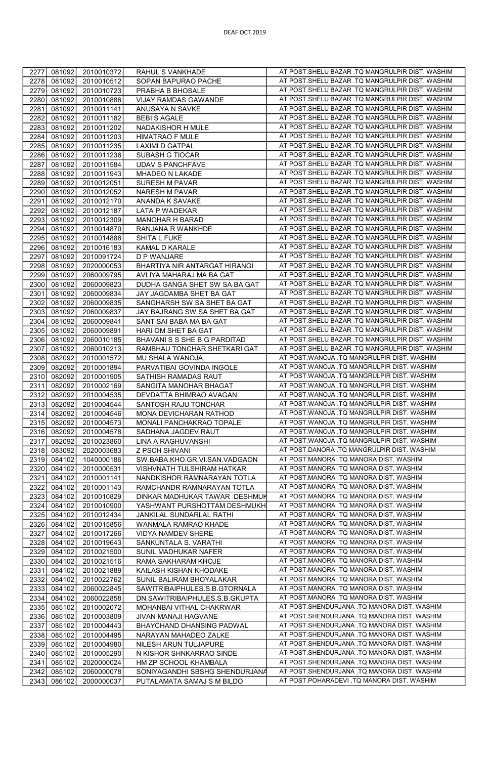DEAF OCT 2019

| | | | | |
|---|---|---|---|---|
| 2277 | 081092 | 2010010372 | RAHUL S VANKHADE | AT POST.SHELU BAZAR .TQ MANGRULPIR DIST. WASHIM |
| 2278 | 081092 | 2010010512 | SOPAN BAPURAO PACHE | AT POST.SHELU BAZAR .TQ MANGRULPIR DIST. WASHIM |
| 2279 | 081092 | 2010010723 | PRABHA B BHOSALE | AT POST.SHELU BAZAR .TQ MANGRULPIR DIST. WASHIM |
| 2280 | 081092 | 2010010886 | VIJAY RAMDAS GAWANDE | AT POST.SHELU BAZAR .TQ MANGRULPIR DIST. WASHIM |
| 2281 | 081092 | 2010011141 | ANUSAYA N SAVKE | AT POST.SHELU BAZAR .TQ MANGRULPIR DIST. WASHIM |
| 2282 | 081092 | 2010011182 | BEBI S AGALE | AT POST.SHELU BAZAR .TQ MANGRULPIR DIST. WASHIM |
| 2283 | 081092 | 2010011202 | NADAKISHOR H MULE | AT POST.SHELU BAZAR .TQ MANGRULPIR DIST. WASHIM |
| 2284 | 081092 | 2010011203 | HIMATRAO F MULE | AT POST.SHELU BAZAR .TQ MANGRULPIR DIST. WASHIM |
| 2285 | 081092 | 2010011235 | LAXIMI D GATPAL | AT POST.SHELU BAZAR .TQ MANGRULPIR DIST. WASHIM |
| 2286 | 081092 | 2010011236 | SUBASH G TIOCAR | AT POST.SHELU BAZAR .TQ MANGRULPIR DIST. WASHIM |
| 2287 | 081092 | 2010011584 | UDAV S PANCHFAVE | AT POST.SHELU BAZAR .TQ MANGRULPIR DIST. WASHIM |
| 2288 | 081092 | 2010011943 | MHADEO N LAKADE | AT POST.SHELU BAZAR .TQ MANGRULPIR DIST. WASHIM |
| 2289 | 081092 | 2010012051 | SURESH M PAVAR | AT POST.SHELU BAZAR .TQ MANGRULPIR DIST. WASHIM |
| 2290 | 081092 | 2010012052 | NARESH M PAVAR | AT POST.SHELU BAZAR .TQ MANGRULPIR DIST. WASHIM |
| 2291 | 081092 | 2010012170 | ANANDA K SAVAKE | AT POST.SHELU BAZAR .TQ MANGRULPIR DIST. WASHIM |
| 2292 | 081092 | 2010012187 | LATA P WADEKAR | AT POST.SHELU BAZAR .TQ MANGRULPIR DIST. WASHIM |
| 2293 | 081092 | 2010012309 | MANOHAR H BARAD | AT POST.SHELU BAZAR .TQ MANGRULPIR DIST. WASHIM |
| 2294 | 081092 | 2010014870 | RANJANA R WANKHDE | AT POST.SHELU BAZAR .TQ MANGRULPIR DIST. WASHIM |
| 2295 | 081092 | 2010014888 | SHITA L FUKE | AT POST.SHELU BAZAR .TQ MANGRULPIR DIST. WASHIM |
| 2296 | 081092 | 2010016183 | KAMAL D KARALE | AT POST.SHELU BAZAR .TQ MANGRULPIR DIST. WASHIM |
| 2297 | 081092 | 2010091724 | D P WANJARE | AT POST.SHELU BAZAR .TQ MANGRULPIR DIST. WASHIM |
| 2298 | 081092 | 2020000053 | BHARTIYA NIR ANTARGAT HIRANGI | AT POST.SHELU BAZAR .TQ MANGRULPIR DIST. WASHIM |
| 2299 | 081092 | 2060009795 | AVLIYA MAHARAJ MA BA GAT | AT POST.SHELU BAZAR .TQ MANGRULPIR DIST. WASHIM |
| 2300 | 081092 | 2060009823 | DUDHA GANGA SHET SW SA BA GAT | AT POST.SHELU BAZAR .TQ MANGRULPIR DIST. WASHIM |
| 2301 | 081092 | 2060009834 | JAY JAGDAMBA SHET BA GAT | AT POST.SHELU BAZAR .TQ MANGRULPIR DIST. WASHIM |
| 2302 | 081092 | 2060009835 | SANGHARSH SW SA SHET BA GAT | AT POST.SHELU BAZAR .TQ MANGRULPIR DIST. WASHIM |
| 2303 | 081092 | 2060009837 | JAY BAJRANG SW SA SHET BA GAT | AT POST.SHELU BAZAR .TQ MANGRULPIR DIST. WASHIM |
| 2304 | 081092 | 2060009841 | SANT SAI BABA MA BA GAT | AT POST.SHELU BAZAR .TQ MANGRULPIR DIST. WASHIM |
| 2305 | 081092 | 2060009891 | HARI OM SHET BA GAT | AT POST.SHELU BAZAR .TQ MANGRULPIR DIST. WASHIM |
| 2306 | 081092 | 2060010185 | BHAVANI S S SHE B G PARDITAD | AT POST.SHELU BAZAR .TQ MANGRULPIR DIST. WASHIM |
| 2307 | 081092 | 2060010213 | RAMBHAU TONCHAR SHETKARI GAT | AT POST.SHELU BAZAR .TQ MANGRULPIR DIST. WASHIM |
| 2308 | 082092 | 2010001572 | MU SHALA WANOJA | AT POST.WANOJA .TQ MANGRULPIR DIST. WASHIM |
| 2309 | 082092 | 2010001894 | PARVATIBAI GOVINDA INGOLE | AT POST.WANOJA .TQ MANGRULPIR DIST. WASHIM |
| 2310 | 082092 | 2010001905 | SATHISH RAMADAS RAUT | AT POST.WANOJA .TQ MANGRULPIR DIST. WASHIM |
| 2311 | 082092 | 2010002169 | SANGITA MANOHAR BHAGAT | AT POST.WANOJA .TQ MANGRULPIR DIST. WASHIM |
| 2312 | 082092 | 2010004535 | DEVDATTA BHIMRAO AVAGAN | AT POST.WANOJA .TQ MANGRULPIR DIST. WASHIM |
| 2313 | 082092 | 2010004544 | SANTOSH RAJU TONCHAR | AT POST.WANOJA .TQ MANGRULPIR DIST. WASHIM |
| 2314 | 082092 | 2010004546 | MONA DEVICHARAN RATHOD | AT POST.WANOJA .TQ MANGRULPIR DIST. WASHIM |
| 2315 | 082092 | 2010004573 | MONALI PANCHAKRAO TOPALE | AT POST.WANOJA .TQ MANGRULPIR DIST. WASHIM |
| 2316 | 082092 | 2010004578 | SADHANA JAGDEV RAUT | AT POST.WANOJA .TQ MANGRULPIR DIST. WASHIM |
| 2317 | 082092 | 2010023860 | LINA A RAGHUVANSHI | AT POST.WANOJA .TQ MANGRULPIR DIST. WASHIM |
| 2318 | 083092 | 2020003683 | Z PSCH SHIVANI | AT POST.DANORA .TQ MANGRULPIR DIST. WASHIM |
| 2319 | 084102 | 1040000186 | SW.BABA.KHO.GR.VI.SAN.VADGAON | AT POST.MANORA .TQ MANORA DIST. WASHIM |
| 2320 | 084102 | 2010000531 | VISHVNATH TULSHIRAM HATKAR | AT POST.MANORA .TQ MANORA DIST. WASHIM |
| 2321 | 084102 | 2010001141 | NANDKISHOR RAMNARAYAN TOTLA | AT POST.MANORA .TQ MANORA DIST. WASHIM |
| 2322 | 084102 | 2010001143 | RAMCHANDR RAMNARAYAN TOTLA | AT POST.MANORA .TQ MANORA DIST. WASHIM |
| 2323 | 084102 | 2010010829 | DINKAR MADHUKAR TAWAR DESHMUK | AT POST.MANORA .TQ MANORA DIST. WASHIM |
| 2324 | 084102 | 2010010900 | YASHWANT PURSHOTTAM DESHMUKH | AT POST.MANORA .TQ MANORA DIST. WASHIM |
| 2325 | 084102 | 2010012434 | JANKILAL SUNDARLAL RATHI | AT POST.MANORA .TQ MANORA DIST. WASHIM |
| 2326 | 084102 | 2010015856 | WANMALA RAMRAO KHADE | AT POST.MANORA .TQ MANORA DIST. WASHIM |
| 2327 | 084102 | 2010017266 | VIDYA NAMDEV SHERE | AT POST.MANORA .TQ MANORA DIST. WASHIM |
| 2328 | 084102 | 2010019643 | SANKUNTALA S. VARATHI | AT POST.MANORA .TQ MANORA DIST. WASHIM |
| 2329 | 084102 | 2010021500 | SUNIL MADHUKAR NAFER | AT POST.MANORA .TQ MANORA DIST. WASHIM |
| 2330 | 084102 | 2010021516 | RAMA SAKHARAM KHOJE | AT POST.MANORA .TQ MANORA DIST. WASHIM |
| 2331 | 084102 | 2010021889 | KAILASH KISHAN KHODAKE | AT POST.MANORA .TQ MANORA DIST. WASHIM |
| 2332 | 084102 | 2010022762 | SUNIL BALIRAM BHOYALAKAR | AT POST.MANORA .TQ MANORA DIST. WASHIM |
| 2333 | 084102 | 2060022845 | SAWITRIBAIPHULES.S.B.GTORNALA | AT POST.MANORA .TQ MANORA DIST. WASHIM |
| 2334 | 084102 | 2060022858 | DN.SAWITRIBAIPHULES.S.B.GKUPTA | AT POST.MANORA .TQ MANORA DIST. WASHIM |
| 2335 | 085102 | 2010002072 | MOHANBAI VITHAL CHAKRWAR | AT POST.SHENDURJANA .TQ MANORA DIST. WASHIM |
| 2336 | 085102 | 2010003809 | JIVAN MANAJI HAGVANE | AT POST.SHENDURJANA .TQ MANORA DIST. WASHIM |
| 2337 | 085102 | 2010004443 | BHAYCHAND DHANSING PADWAL | AT POST.SHENDURJANA .TQ MANORA DIST. WASHIM |
| 2338 | 085102 | 2010004495 | NARAYAN MAHADEO ZALKE | AT POST.SHENDURJANA .TQ MANORA DIST. WASHIM |
| 2339 | 085102 | 2010004980 | NILESH ARUN TULJAPURE | AT POST.SHENDURJANA .TQ MANORA DIST. WASHIM |
| 2340 | 085102 | 2010005290 | N KISHOR SHNKARRAO SINDE | AT POST.SHENDURJANA .TQ MANORA DIST. WASHIM |
| 2341 | 085102 | 2020000024 | HM ZP SCHOOL KHAMBALA | AT POST.SHENDURJANA .TQ MANORA DIST. WASHIM |
| 2342 | 085102 | 2060000078 | SONIYAGANDHI SBSHG SHENDURJANA | AT POST.SHENDURJANA .TQ MANORA DIST. WASHIM |
| 2343 | 086102 | 2000000037 | PUTALAMATA SAMAJ S M BILDO | AT POST.POHARADEVI .TQ MANORA DIST. WASHIM |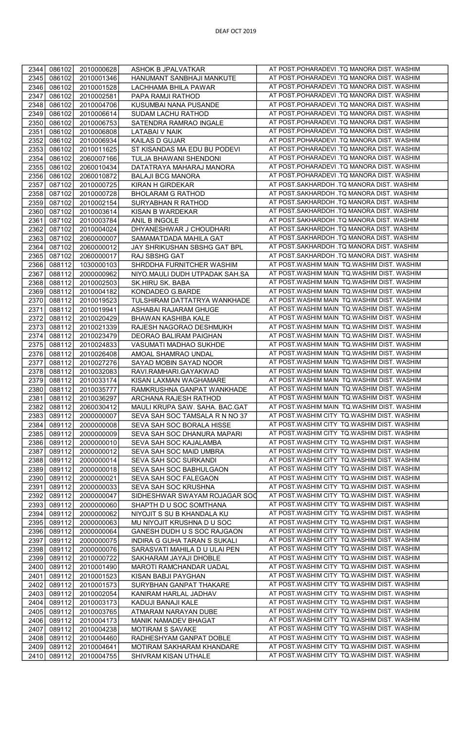DEAF OCT 2019

| | | | | |
|---|---|---|---|---|
| 2344 | 086102 | 2010000628 | ASHOK B JPALVATKAR | AT POST.POHARADEVI .TQ MANORA DIST. WASHIM |
| 2345 | 086102 | 2010001346 | HANUMANT SANBHAJI MANKUTE | AT POST.POHARADEVI .TQ MANORA DIST. WASHIM |
| 2346 | 086102 | 2010001528 | LACHHAMA BHILA PAWAR | AT POST.POHARADEVI .TQ MANORA DIST. WASHIM |
| 2347 | 086102 | 2010002581 | PAPA RAMJI RATHOD | AT POST.POHARADEVI .TQ MANORA DIST. WASHIM |
| 2348 | 086102 | 2010004706 | KUSUMBAI NANA PUSANDE | AT POST.POHARADEVI .TQ MANORA DIST. WASHIM |
| 2349 | 086102 | 2010006614 | SUDAM LACHU RATHOD | AT POST.POHARADEVI .TQ MANORA DIST. WASHIM |
| 2350 | 086102 | 2010006753 | SATENDRA RAMRAO INGALE | AT POST.POHARADEVI .TQ MANORA DIST. WASHIM |
| 2351 | 086102 | 2010006808 | LATABAI V NAIK | AT POST.POHARADEVI .TQ MANORA DIST. WASHIM |
| 2352 | 086102 | 2010006934 | KAILAS D GUJAR | AT POST.POHARADEVI .TQ MANORA DIST. WASHIM |
| 2353 | 086102 | 2010011625 | ST KISANDAS MA EDU BU PODEVI | AT POST.POHARADEVI .TQ MANORA DIST. WASHIM |
| 2354 | 086102 | 2060007166 | TULJA BHAWANI SHENDONI | AT POST.POHARADEVI .TQ MANORA DIST. WASHIM |
| 2355 | 086102 | 2060010434 | DATATRAYA MAHARAJ MANORA | AT POST.POHARADEVI .TQ MANORA DIST. WASHIM |
| 2356 | 086102 | 2060010872 | BALAJI BCG MANORA | AT POST.POHARADEVI .TQ MANORA DIST. WASHIM |
| 2357 | 087102 | 2010000725 | KIRAN H GIRDEKAR | AT POST.SAKHARDOH .TQ MANORA DIST. WASHIM |
| 2358 | 087102 | 2010000728 | BHOLARAM G RATHOD | AT POST.SAKHARDOH .TQ MANORA DIST. WASHIM |
| 2359 | 087102 | 2010002154 | SURYABHAN R RATHOD | AT POST.SAKHARDOH .TQ MANORA DIST. WASHIM |
| 2360 | 087102 | 2010003614 | KISAN B WARDEKAR | AT POST.SAKHARDOH .TQ MANORA DIST. WASHIM |
| 2361 | 087102 | 2010003784 | ANIL B INGOLE | AT POST.SAKHARDOH .TQ MANORA DIST. WASHIM |
| 2362 | 087102 | 2010004024 | DHYANESHWAR J CHOUDHARI | AT POST.SAKHARDOH .TQ MANORA DIST. WASHIM |
| 2363 | 087102 | 2060000007 | SAMAMATDADA MAHILA GAT | AT POST.SAKHARDOH .TQ MANORA DIST. WASHIM |
| 2364 | 087102 | 2060000012 | JAY SHRIKUSHAN SBSHG GAT BPL | AT POST.SAKHARDOH .TQ MANORA DIST. WASHIM |
| 2365 | 087102 | 2060000017 | RAJ SBSHG GAT | AT POST.SAKHARDOH .TQ MANORA DIST. WASHIM |
| 2366 | 088112 | 1030000103 | SHRDDHA FURNITCHER WASHIM | AT POST.WASHIM MAIN TQ.WASHIM DIST. WASHIM |
| 2367 | 088112 | 2000000962 | NIYO.MAULI DUDH UTPADAK SAH.SA | AT POST.WASHIM MAIN TQ.WASHIM DIST. WASHIM |
| 2368 | 088112 | 2010002503 | SK.HIRU SK. BABA | AT POST.WASHIM MAIN TQ.WASHIM DIST. WASHIM |
| 2369 | 088112 | 2010004182 | KONDADEO G.BARDE | AT POST.WASHIM MAIN TQ.WASHIM DIST. WASHIM |
| 2370 | 088112 | 2010019523 | TULSHIRAM DATTATRYA WANKHADE | AT POST.WASHIM MAIN TQ.WASHIM DIST. WASHIM |
| 2371 | 088112 | 2010019941 | ASHABAI RAJARAM GHUGE | AT POST.WASHIM MAIN TQ.WASHIM DIST. WASHIM |
| 2372 | 088112 | 2010020429 | BHAWAN KASHIBA KALE | AT POST.WASHIM MAIN TQ.WASHIM DIST. WASHIM |
| 2373 | 088112 | 2010021339 | RAJESH NAGORAO DESHMUKH | AT POST.WASHIM MAIN TQ.WASHIM DIST. WASHIM |
| 2374 | 088112 | 2010023479 | DEORAO BALIRAM PAIGHAN | AT POST.WASHIM MAIN TQ.WASHIM DIST. WASHIM |
| 2375 | 088112 | 2010024833 | VASUMATI MADHAO SUKHDE | AT POST.WASHIM MAIN TQ.WASHIM DIST. WASHIM |
| 2376 | 088112 | 2010026408 | AMOAL SHAMRAO UNDAL | AT POST.WASHIM MAIN TQ.WASHIM DIST. WASHIM |
| 2377 | 088112 | 2010027276 | SAYAD MOBIN SAYAD NOOR | AT POST.WASHIM MAIN TQ.WASHIM DIST. WASHIM |
| 2378 | 088112 | 2010032083 | RAVI.RAMHARI.GAYAKWAD | AT POST.WASHIM MAIN TQ.WASHIM DIST. WASHIM |
| 2379 | 088112 | 2010033174 | KISAN LAXMAN WAGHAMARE | AT POST.WASHIM MAIN TQ.WASHIM DIST. WASHIM |
| 2380 | 088112 | 2010035777 | RAMKRUSHNA GANPAT WANKHADE | AT POST.WASHIM MAIN TQ.WASHIM DIST. WASHIM |
| 2381 | 088112 | 2010036297 | ARCHANA RAJESH RATHOD | AT POST.WASHIM MAIN TQ.WASHIM DIST. WASHIM |
| 2382 | 088112 | 2060030412 | MAULI KRUPA SAW. SAHA. BAC.GAT | AT POST.WASHIM MAIN TQ.WASHIM DIST. WASHIM |
| 2383 | 089112 | 2000000007 | SEVA SAH SOC TAMSALA R N NO 37 | AT POST.WASHIM CITY TQ.WASHIM DIST. WASHIM |
| 2384 | 089112 | 2000000008 | SEVA SAH SOC BORALA HISSE | AT POST.WASHIM CITY TQ.WASHIM DIST. WASHIM |
| 2385 | 089112 | 2000000009 | SEVA SAH SOC DHANURA MAPARI | AT POST.WASHIM CITY TQ.WASHIM DIST. WASHIM |
| 2386 | 089112 | 2000000010 | SEVA SAH SOC KAJALAMBA | AT POST.WASHIM CITY TQ.WASHIM DIST. WASHIM |
| 2387 | 089112 | 2000000012 | SEVA SAH SOC MAID UMBRA | AT POST.WASHIM CITY TQ.WASHIM DIST. WASHIM |
| 2388 | 089112 | 2000000014 | SEVA SAH SOC SURKANDI | AT POST.WASHIM CITY TQ.WASHIM DIST. WASHIM |
| 2389 | 089112 | 2000000018 | SEVA SAH SOC BABHULGAON | AT POST.WASHIM CITY TQ.WASHIM DIST. WASHIM |
| 2390 | 089112 | 2000000021 | SEVA SAH SOC FALEGAON | AT POST.WASHIM CITY TQ.WASHIM DIST. WASHIM |
| 2391 | 089112 | 2000000033 | SEVA SAH SOC KRUSHNA | AT POST.WASHIM CITY TQ.WASHIM DIST. WASHIM |
| 2392 | 089112 | 2000000047 | SIDHESHWAR SWAYAM ROJAGAR SOC | AT POST.WASHIM CITY TQ.WASHIM DIST. WASHIM |
| 2393 | 089112 | 2000000060 | SHAPTH D U SOC SOMTHANA | AT POST.WASHIM CITY TQ.WASHIM DIST. WASHIM |
| 2394 | 089112 | 2000000062 | NIYOJIT S SU B KHANDALA KU | AT POST.WASHIM CITY TQ.WASHIM DIST. WASHIM |
| 2395 | 089112 | 2000000063 | MU NIYOJIT KRUSHNA D U SOC | AT POST.WASHIM CITY TQ.WASHIM DIST. WASHIM |
| 2396 | 089112 | 2000000064 | GANESH DUDH U S SOC RAJGAON | AT POST.WASHIM CITY TQ.WASHIM DIST. WASHIM |
| 2397 | 089112 | 2000000075 | INDIRA G GUHA TARAN S SUKALI | AT POST.WASHIM CITY TQ.WASHIM DIST. WASHIM |
| 2398 | 089112 | 2000000076 | SARASVATI MAHILA D U ULAI PEN | AT POST.WASHIM CITY TQ.WASHIM DIST. WASHIM |
| 2399 | 089112 | 2010000722 | SAKHARAM JAYAJI DHOBLE | AT POST.WASHIM CITY TQ.WASHIM DIST. WASHIM |
| 2400 | 089112 | 2010001490 | MAROTI RAMCHANDAR UADAL | AT POST.WASHIM CITY TQ.WASHIM DIST. WASHIM |
| 2401 | 089112 | 2010001523 | KISAN BABJI PAYGHAN | AT POST.WASHIM CITY TQ.WASHIM DIST. WASHIM |
| 2402 | 089112 | 2010001573 | SURYBHAN GANPAT THAKARE | AT POST.WASHIM CITY TQ.WASHIM DIST. WASHIM |
| 2403 | 089112 | 2010002054 | KANIRAM HARLAL JADHAV | AT POST.WASHIM CITY TQ.WASHIM DIST. WASHIM |
| 2404 | 089112 | 2010003173 | KADUJI BANAJI KALE | AT POST.WASHIM CITY TQ.WASHIM DIST. WASHIM |
| 2405 | 089112 | 2010003765 | ATMARAM NARAYAN DUBE | AT POST.WASHIM CITY TQ.WASHIM DIST. WASHIM |
| 2406 | 089112 | 2010004173 | MANIK NAMADEV BHAGAT | AT POST.WASHIM CITY TQ.WASHIM DIST. WASHIM |
| 2407 | 089112 | 2010004238 | MOTIRAM S SAVAKE | AT POST.WASHIM CITY TQ.WASHIM DIST. WASHIM |
| 2408 | 089112 | 2010004460 | RADHESHYAM GANPAT DOBLE | AT POST.WASHIM CITY TQ.WASHIM DIST. WASHIM |
| 2409 | 089112 | 2010004641 | MOTIRAM SAKHARAM KHANDARE | AT POST.WASHIM CITY TQ.WASHIM DIST. WASHIM |
| 2410 | 089112 | 2010004755 | SHIVRAM KISAN UTHALE | AT POST.WASHIM CITY TQ.WASHIM DIST. WASHIM |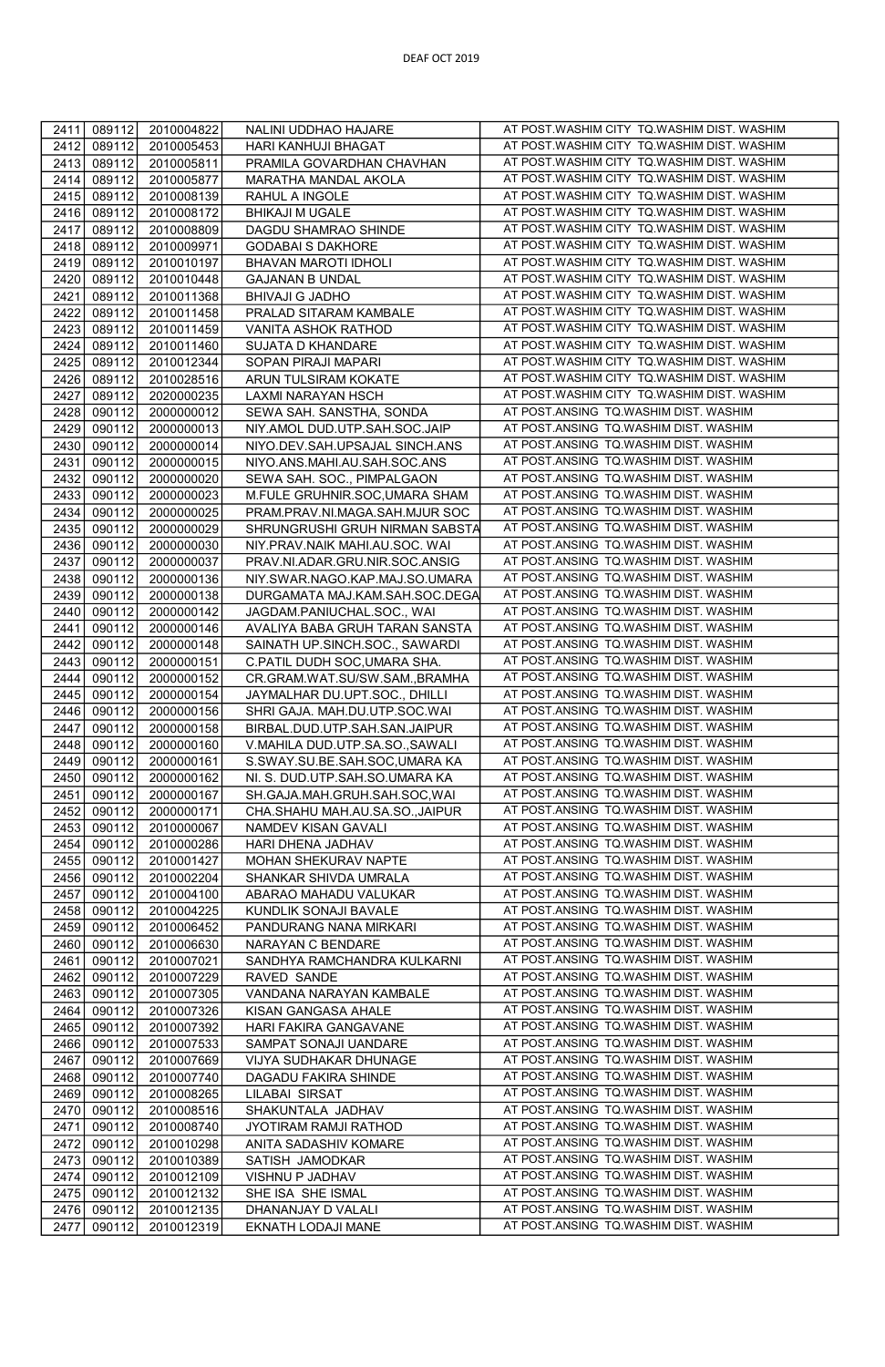| 2411 | 089112 | 2010004822 | NALINI UDDHAO HAJARE | AT POST.WASHIM CITY TQ.WASHIM DIST. WASHIM |
|---|---|---|---|---|
| 2412 | 089112 | 2010005453 | HARI KANHUJI BHAGAT | AT POST.WASHIM CITY TQ.WASHIM DIST. WASHIM |
| 2413 | 089112 | 2010005811 | PRAMILA GOVARDHAN CHAVHAN | AT POST.WASHIM CITY TQ.WASHIM DIST. WASHIM |
| 2414 | 089112 | 2010005877 | MARATHA MANDAL AKOLA | AT POST.WASHIM CITY TQ.WASHIM DIST. WASHIM |
| 2415 | 089112 | 2010008139 | RAHUL A INGOLE | AT POST.WASHIM CITY TQ.WASHIM DIST. WASHIM |
| 2416 | 089112 | 2010008172 | BHIKAJI M UGALE | AT POST.WASHIM CITY TQ.WASHIM DIST. WASHIM |
| 2417 | 089112 | 2010008809 | DAGDU SHAMRAO SHINDE | AT POST.WASHIM CITY TQ.WASHIM DIST. WASHIM |
| 2418 | 089112 | 2010009971 | GODABAI S DAKHORE | AT POST.WASHIM CITY TQ.WASHIM DIST. WASHIM |
| 2419 | 089112 | 2010010197 | BHAVAN MAROTI IDHOLI | AT POST.WASHIM CITY TQ.WASHIM DIST. WASHIM |
| 2420 | 089112 | 2010010448 | GAJANAN B UNDAL | AT POST.WASHIM CITY TQ.WASHIM DIST. WASHIM |
| 2421 | 089112 | 2010011368 | BHIVAJI G JADHO | AT POST.WASHIM CITY TQ.WASHIM DIST. WASHIM |
| 2422 | 089112 | 2010011458 | PRALAD SITARAM KAMBALE | AT POST.WASHIM CITY TQ.WASHIM DIST. WASHIM |
| 2423 | 089112 | 2010011459 | VANITA ASHOK RATHOD | AT POST.WASHIM CITY TQ.WASHIM DIST. WASHIM |
| 2424 | 089112 | 2010011460 | SUJATA D KHANDARE | AT POST.WASHIM CITY TQ.WASHIM DIST. WASHIM |
| 2425 | 089112 | 2010012344 | SOPAN PIRAJI MAPARI | AT POST.WASHIM CITY TQ.WASHIM DIST. WASHIM |
| 2426 | 089112 | 2010028516 | ARUN TULSIRAM KOKATE | AT POST.WASHIM CITY TQ.WASHIM DIST. WASHIM |
| 2427 | 089112 | 2020000235 | LAXMI NARAYAN HSCH | AT POST.WASHIM CITY TQ.WASHIM DIST. WASHIM |
| 2428 | 090112 | 2000000012 | SEWA SAH. SANSTHA, SONDA | AT POST.ANSING TQ.WASHIM DIST. WASHIM |
| 2429 | 090112 | 2000000013 | NIY.AMOL DUD.UTP.SAH.SOC.JAIP | AT POST.ANSING TQ.WASHIM DIST. WASHIM |
| 2430 | 090112 | 2000000014 | NIYO.DEV.SAH.UPSAJAL SINCH.ANS | AT POST.ANSING TQ.WASHIM DIST. WASHIM |
| 2431 | 090112 | 2000000015 | NIYO.ANS.MAHI.AU.SAH.SOC.ANS | AT POST.ANSING TQ.WASHIM DIST. WASHIM |
| 2432 | 090112 | 2000000020 | SEWA SAH. SOC., PIMPALGAON | AT POST.ANSING TQ.WASHIM DIST. WASHIM |
| 2433 | 090112 | 2000000023 | M.FULE GRUHNIR.SOC,UMARA SHAM | AT POST.ANSING TQ.WASHIM DIST. WASHIM |
| 2434 | 090112 | 2000000025 | PRAM.PRAV.NI.MAGA.SAH.MJUR SOC | AT POST.ANSING TQ.WASHIM DIST. WASHIM |
| 2435 | 090112 | 2000000029 | SHRUNGRUSHI GRUH NIRMAN SABSTA | AT POST.ANSING TQ.WASHIM DIST. WASHIM |
| 2436 | 090112 | 2000000030 | NIY.PRAV.NAIK MAHI.AU.SOC. WAI | AT POST.ANSING TQ.WASHIM DIST. WASHIM |
| 2437 | 090112 | 2000000037 | PRAV.NI.ADAR.GRU.NIR.SOC.ANSIG | AT POST.ANSING TQ.WASHIM DIST. WASHIM |
| 2438 | 090112 | 2000000136 | NIY.SWAR.NAGO.KAP.MAJ.SO.UMARA | AT POST.ANSING TQ.WASHIM DIST. WASHIM |
| 2439 | 090112 | 2000000138 | DURGAMATA MAJ.KAM.SAH.SOC.DEGA | AT POST.ANSING TQ.WASHIM DIST. WASHIM |
| 2440 | 090112 | 2000000142 | JAGDAM.PANIUCHAL.SOC., WAI | AT POST.ANSING TQ.WASHIM DIST. WASHIM |
| 2441 | 090112 | 2000000146 | AVALIYA BABA GRUH TARAN SANSTA | AT POST.ANSING TQ.WASHIM DIST. WASHIM |
| 2442 | 090112 | 2000000148 | SAINATH UP.SINCH.SOC., SAWARDI | AT POST.ANSING TQ.WASHIM DIST. WASHIM |
| 2443 | 090112 | 2000000151 | C.PATIL DUDH SOC,UMARA SHA. | AT POST.ANSING TQ.WASHIM DIST. WASHIM |
| 2444 | 090112 | 2000000152 | CR.GRAM.WAT.SU/SW.SAM.,BRAMHA | AT POST.ANSING TQ.WASHIM DIST. WASHIM |
| 2445 | 090112 | 2000000154 | JAYMALHAR DU.UPT.SOC., DHILLI | AT POST.ANSING TQ.WASHIM DIST. WASHIM |
| 2446 | 090112 | 2000000156 | SHRI GAJA. MAH.DU.UTP.SOC.WAI | AT POST.ANSING TQ.WASHIM DIST. WASHIM |
| 2447 | 090112 | 2000000158 | BIRBAL.DUD.UTP.SAH.SAN.JAIPUR | AT POST.ANSING TQ.WASHIM DIST. WASHIM |
| 2448 | 090112 | 2000000160 | V.MAHILA DUD.UTP.SA.SO.,SAWALI | AT POST.ANSING TQ.WASHIM DIST. WASHIM |
| 2449 | 090112 | 2000000161 | S.SWAY.SU.BE.SAH.SOC,UMARA KA | AT POST.ANSING TQ.WASHIM DIST. WASHIM |
| 2450 | 090112 | 2000000162 | NI. S. DUD.UTP.SAH.SO.UMARA KA | AT POST.ANSING TQ.WASHIM DIST. WASHIM |
| 2451 | 090112 | 2000000167 | SH.GAJA.MAH.GRUH.SAH.SOC,WAI | AT POST.ANSING TQ.WASHIM DIST. WASHIM |
| 2452 | 090112 | 2000000171 | CHA.SHAHU MAH.AU.SA.SO.,JAIPUR | AT POST.ANSING TQ.WASHIM DIST. WASHIM |
| 2453 | 090112 | 2010000067 | NAMDEV KISAN GAVALI | AT POST.ANSING TQ.WASHIM DIST. WASHIM |
| 2454 | 090112 | 2010000286 | HARI DHENA JADHAV | AT POST.ANSING TQ.WASHIM DIST. WASHIM |
| 2455 | 090112 | 2010001427 | MOHAN SHEKURAV NAPTE | AT POST.ANSING TQ.WASHIM DIST. WASHIM |
| 2456 | 090112 | 2010002204 | SHANKAR SHIVDA UMRALA | AT POST.ANSING TQ.WASHIM DIST. WASHIM |
| 2457 | 090112 | 2010004100 | ABARAO MAHADU VALUKAR | AT POST.ANSING TQ.WASHIM DIST. WASHIM |
| 2458 | 090112 | 2010004225 | KUNDLIK SONAJI BAVALE | AT POST.ANSING TQ.WASHIM DIST. WASHIM |
| 2459 | 090112 | 2010006452 | PANDURANG NANA MIRKARI | AT POST.ANSING TQ.WASHIM DIST. WASHIM |
| 2460 | 090112 | 2010006630 | NARAYAN C BENDARE | AT POST.ANSING TQ.WASHIM DIST. WASHIM |
| 2461 | 090112 | 2010007021 | SANDHYA RAMCHANDRA KULKARNI | AT POST.ANSING TQ.WASHIM DIST. WASHIM |
| 2462 | 090112 | 2010007229 | RAVED SANDE | AT POST.ANSING TQ.WASHIM DIST. WASHIM |
| 2463 | 090112 | 2010007305 | VANDANA NARAYAN KAMBALE | AT POST.ANSING TQ.WASHIM DIST. WASHIM |
| 2464 | 090112 | 2010007326 | KISAN GANGASA AHALE | AT POST.ANSING TQ.WASHIM DIST. WASHIM |
| 2465 | 090112 | 2010007392 | HARI FAKIRA GANGAVANE | AT POST.ANSING TQ.WASHIM DIST. WASHIM |
| 2466 | 090112 | 2010007533 | SAMPAT SONAJI UANDARE | AT POST.ANSING TQ.WASHIM DIST. WASHIM |
| 2467 | 090112 | 2010007669 | VIJYA SUDHAKAR DHUNAGE | AT POST.ANSING TQ.WASHIM DIST. WASHIM |
| 2468 | 090112 | 2010007740 | DAGADU FAKIRA SHINDE | AT POST.ANSING TQ.WASHIM DIST. WASHIM |
| 2469 | 090112 | 2010008265 | LILABAI SIRSAT | AT POST.ANSING TQ.WASHIM DIST. WASHIM |
| 2470 | 090112 | 2010008516 | SHAKUNTALA JADHAV | AT POST.ANSING TQ.WASHIM DIST. WASHIM |
| 2471 | 090112 | 2010008740 | JYOTIRAM RAMJI RATHOD | AT POST.ANSING TQ.WASHIM DIST. WASHIM |
| 2472 | 090112 | 2010010298 | ANITA SADASHIV KOMARE | AT POST.ANSING TQ.WASHIM DIST. WASHIM |
| 2473 | 090112 | 2010010389 | SATISH JAMODKAR | AT POST.ANSING TQ.WASHIM DIST. WASHIM |
| 2474 | 090112 | 2010012109 | VISHNU P JADHAV | AT POST.ANSING TQ.WASHIM DIST. WASHIM |
| 2475 | 090112 | 2010012132 | SHE ISA SHE ISMAL | AT POST.ANSING TQ.WASHIM DIST. WASHIM |
| 2476 | 090112 | 2010012135 | DHANANJAY D VALALI | AT POST.ANSING TQ.WASHIM DIST. WASHIM |
| 2477 | 090112 | 2010012319 | EKNATH LODAJI MANE | AT POST.ANSING TQ.WASHIM DIST. WASHIM |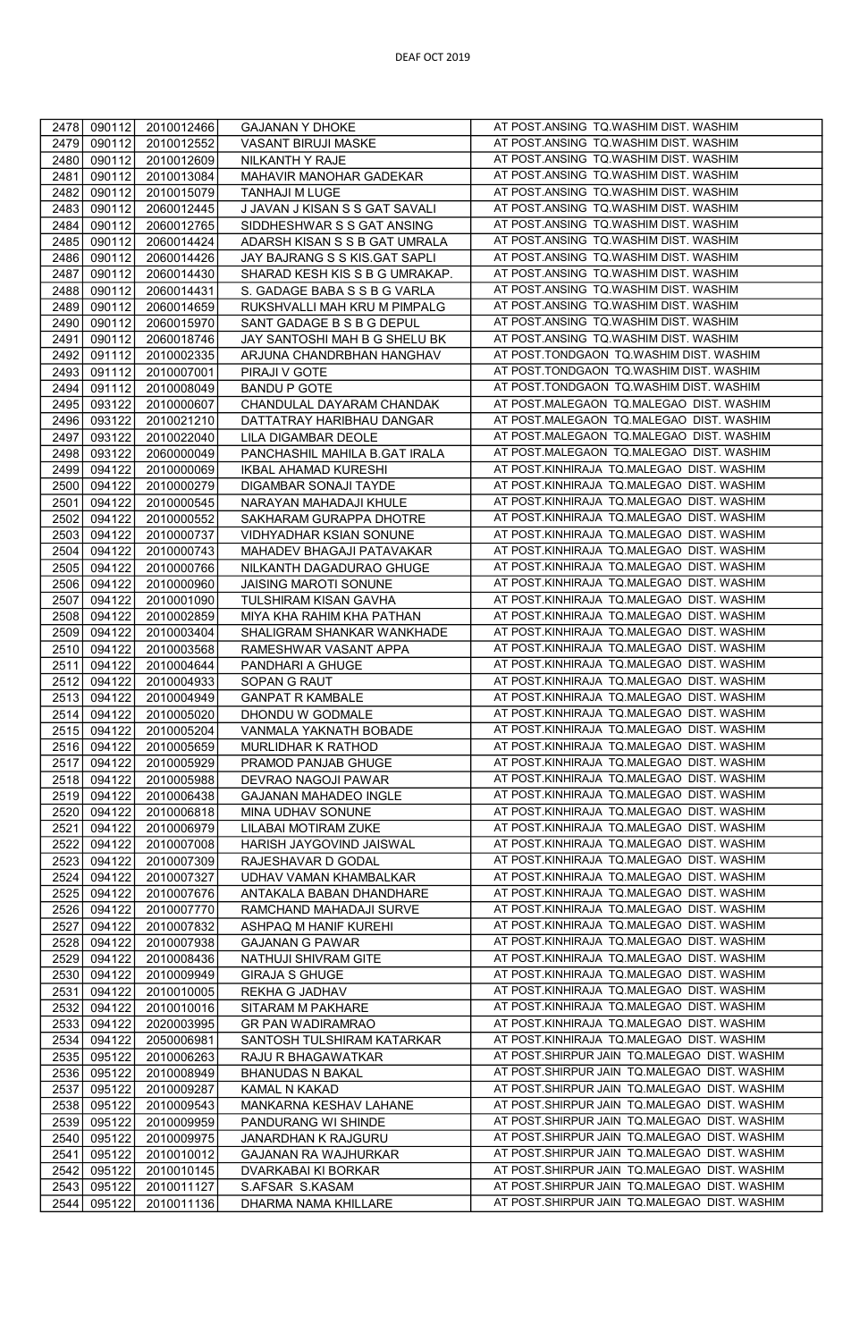| 2478 | 090112 | 2010012466 | GAJANAN Y DHOKE | AT POST.ANSING TQ.WASHIM DIST. WASHIM |
|---|---|---|---|---|
| 2479 | 090112 | 2010012552 | VASANT BIRUJI MASKE | AT POST.ANSING TQ.WASHIM DIST. WASHIM |
| 2480 | 090112 | 2010012609 | NILKANTH Y RAJE | AT POST.ANSING TQ.WASHIM DIST. WASHIM |
| 2481 | 090112 | 2010013084 | MAHAVIR MANOHAR GADEKAR | AT POST.ANSING TQ.WASHIM DIST. WASHIM |
| 2482 | 090112 | 2010015079 | TANHAJI M LUGE | AT POST.ANSING TQ.WASHIM DIST. WASHIM |
| 2483 | 090112 | 2060012445 | J JAVAN J KISAN S S GAT SAVALI | AT POST.ANSING TQ.WASHIM DIST. WASHIM |
| 2484 | 090112 | 2060012765 | SIDDHESHWAR S S GAT ANSING | AT POST.ANSING TQ.WASHIM DIST. WASHIM |
| 2485 | 090112 | 2060014424 | ADARSH KISAN S S B GAT UMRALA | AT POST.ANSING TQ.WASHIM DIST. WASHIM |
| 2486 | 090112 | 2060014426 | JAY BAJRANG S S KIS.GAT SAPLI | AT POST.ANSING TQ.WASHIM DIST. WASHIM |
| 2487 | 090112 | 2060014430 | SHARAD KESH KIS S B G UMRAKAP. | AT POST.ANSING TQ.WASHIM DIST. WASHIM |
| 2488 | 090112 | 2060014431 | S. GADAGE BABA S S B G VARLA | AT POST.ANSING TQ.WASHIM DIST. WASHIM |
| 2489 | 090112 | 2060014659 | RUKSHVALLI MAH KRU M PIMPALG | AT POST.ANSING TQ.WASHIM DIST. WASHIM |
| 2490 | 090112 | 2060015970 | SANT GADAGE B S B G DEPUL | AT POST.ANSING TQ.WASHIM DIST. WASHIM |
| 2491 | 090112 | 2060018746 | JAY SANTOSHI MAH B G SHELU BK | AT POST.ANSING TQ.WASHIM DIST. WASHIM |
| 2492 | 091112 | 2010002335 | ARJUNA CHANDRBHAN HANGHAV | AT POST.TONDGAON TQ.WASHIM DIST. WASHIM |
| 2493 | 091112 | 2010007001 | PIRAJI V GOTE | AT POST.TONDGAON TQ.WASHIM DIST. WASHIM |
| 2494 | 091112 | 2010008049 | BANDU P GOTE | AT POST.TONDGAON TQ.WASHIM DIST. WASHIM |
| 2495 | 093122 | 2010000607 | CHANDULAL DAYARAM CHANDAK | AT POST.MALEGAON TQ.MALEGAO DIST. WASHIM |
| 2496 | 093122 | 2010021210 | DATTATRAY HARIBHAU DANGAR | AT POST.MALEGAON TQ.MALEGAO DIST. WASHIM |
| 2497 | 093122 | 2010022040 | LILA DIGAMBAR DEOLE | AT POST.MALEGAON TQ.MALEGAO DIST. WASHIM |
| 2498 | 093122 | 2060000049 | PANCHASHIL MAHILA B.GAT IRALA | AT POST.MALEGAON TQ.MALEGAO DIST. WASHIM |
| 2499 | 094122 | 2010000069 | IKBAL AHAMAD KURESHI | AT POST.KINHIRAJA TQ.MALEGAO DIST. WASHIM |
| 2500 | 094122 | 2010000279 | DIGAMBAR SONAJI TAYDE | AT POST.KINHIRAJA TQ.MALEGAO DIST. WASHIM |
| 2501 | 094122 | 2010000545 | NARAYAN MAHADAJI KHULE | AT POST.KINHIRAJA TQ.MALEGAO DIST. WASHIM |
| 2502 | 094122 | 2010000552 | SAKHARAM GURAPPA DHOTRE | AT POST.KINHIRAJA TQ.MALEGAO DIST. WASHIM |
| 2503 | 094122 | 2010000737 | VIDHYADHAR KSIAN SONUNE | AT POST.KINHIRAJA TQ.MALEGAO DIST. WASHIM |
| 2504 | 094122 | 2010000743 | MAHADEV BHAGAJI PATAVAKAR | AT POST.KINHIRAJA TQ.MALEGAO DIST. WASHIM |
| 2505 | 094122 | 2010000766 | NILKANTH DAGADURAO GHUGE | AT POST.KINHIRAJA TQ.MALEGAO DIST. WASHIM |
| 2506 | 094122 | 2010000960 | JAISING MAROTI SONUNE | AT POST.KINHIRAJA TQ.MALEGAO DIST. WASHIM |
| 2507 | 094122 | 2010001090 | TULSHIRAM KISAN GAVHA | AT POST.KINHIRAJA TQ.MALEGAO DIST. WASHIM |
| 2508 | 094122 | 2010002859 | MIYA KHA RAHIM KHA PATHAN | AT POST.KINHIRAJA TQ.MALEGAO DIST. WASHIM |
| 2509 | 094122 | 2010003404 | SHALIGRAM SHANKAR WANKHADE | AT POST.KINHIRAJA TQ.MALEGAO DIST. WASHIM |
| 2510 | 094122 | 2010003568 | RAMESHWAR VASANT APPA | AT POST.KINHIRAJA TQ.MALEGAO DIST. WASHIM |
| 2511 | 094122 | 2010004644 | PANDHARI A GHUGE | AT POST.KINHIRAJA TQ.MALEGAO DIST. WASHIM |
| 2512 | 094122 | 2010004933 | SOPAN G RAUT | AT POST.KINHIRAJA TQ.MALEGAO DIST. WASHIM |
| 2513 | 094122 | 2010004949 | GANPAT R KAMBALE | AT POST.KINHIRAJA TQ.MALEGAO DIST. WASHIM |
| 2514 | 094122 | 2010005020 | DHONDU W GODMALE | AT POST.KINHIRAJA TQ.MALEGAO DIST. WASHIM |
| 2515 | 094122 | 2010005204 | VANMALA YAKNATH BOBADE | AT POST.KINHIRAJA TQ.MALEGAO DIST. WASHIM |
| 2516 | 094122 | 2010005659 | MURLIDHAR K RATHOD | AT POST.KINHIRAJA TQ.MALEGAO DIST. WASHIM |
| 2517 | 094122 | 2010005929 | PRAMOD PANJAB GHUGE | AT POST.KINHIRAJA TQ.MALEGAO DIST. WASHIM |
| 2518 | 094122 | 2010005988 | DEVRAO NAGOJI PAWAR | AT POST.KINHIRAJA TQ.MALEGAO DIST. WASHIM |
| 2519 | 094122 | 2010006438 | GAJANAN MAHADEO INGLE | AT POST.KINHIRAJA TQ.MALEGAO DIST. WASHIM |
| 2520 | 094122 | 2010006818 | MINA UDHAV SONUNE | AT POST.KINHIRAJA TQ.MALEGAO DIST. WASHIM |
| 2521 | 094122 | 2010006979 | LILABAI MOTIRAM ZUKE | AT POST.KINHIRAJA TQ.MALEGAO DIST. WASHIM |
| 2522 | 094122 | 2010007008 | HARISH JAYGOVIND JAISWAL | AT POST.KINHIRAJA TQ.MALEGAO DIST. WASHIM |
| 2523 | 094122 | 2010007309 | RAJESHAVAR D GODAL | AT POST.KINHIRAJA TQ.MALEGAO DIST. WASHIM |
| 2524 | 094122 | 2010007327 | UDHAV VAMAN KHAMBALKAR | AT POST.KINHIRAJA TQ.MALEGAO DIST. WASHIM |
| 2525 | 094122 | 2010007676 | ANTAKALA BABAN DHANDHARE | AT POST.KINHIRAJA TQ.MALEGAO DIST. WASHIM |
| 2526 | 094122 | 2010007770 | RAMCHAND MAHADAJI SURVE | AT POST.KINHIRAJA TQ.MALEGAO DIST. WASHIM |
| 2527 | 094122 | 2010007832 | ASHPAQ M HANIF KUREHI | AT POST.KINHIRAJA TQ.MALEGAO DIST. WASHIM |
| 2528 | 094122 | 2010007938 | GAJANAN G PAWAR | AT POST.KINHIRAJA TQ.MALEGAO DIST. WASHIM |
| 2529 | 094122 | 2010008436 | NATHUJI SHIVRAM GITE | AT POST.KINHIRAJA TQ.MALEGAO DIST. WASHIM |
| 2530 | 094122 | 2010009949 | GIRAJA S GHUGE | AT POST.KINHIRAJA TQ.MALEGAO DIST. WASHIM |
| 2531 | 094122 | 2010010005 | REKHA G JADHAV | AT POST.KINHIRAJA TQ.MALEGAO DIST. WASHIM |
| 2532 | 094122 | 2010010016 | SITARAM M PAKHARE | AT POST.KINHIRAJA TQ.MALEGAO DIST. WASHIM |
| 2533 | 094122 | 2020003995 | GR PAN WADIRAMRAO | AT POST.KINHIRAJA TQ.MALEGAO DIST. WASHIM |
| 2534 | 094122 | 2050006981 | SANTOSH TULSHIRAM KATARKAR | AT POST.KINHIRAJA TQ.MALEGAO DIST. WASHIM |
| 2535 | 095122 | 2010006263 | RAJU R BHAGAWATKAR | AT POST.SHIRPUR JAIN TQ.MALEGAO DIST. WASHIM |
| 2536 | 095122 | 2010008949 | BHANUDAS N BAKAL | AT POST.SHIRPUR JAIN TQ.MALEGAO DIST. WASHIM |
| 2537 | 095122 | 2010009287 | KAMAL N KAKAD | AT POST.SHIRPUR JAIN TQ.MALEGAO DIST. WASHIM |
| 2538 | 095122 | 2010009543 | MANKARNA KESHAV LAHANE | AT POST.SHIRPUR JAIN TQ.MALEGAO DIST. WASHIM |
| 2539 | 095122 | 2010009959 | PANDURANG WI SHINDE | AT POST.SHIRPUR JAIN TQ.MALEGAO DIST. WASHIM |
| 2540 | 095122 | 2010009975 | JANARDHAN K RAJGURU | AT POST.SHIRPUR JAIN TQ.MALEGAO DIST. WASHIM |
| 2541 | 095122 | 2010010012 | GAJANAN RA WAJHURKAR | AT POST.SHIRPUR JAIN TQ.MALEGAO DIST. WASHIM |
| 2542 | 095122 | 2010010145 | DVARKABAI KI BORKAR | AT POST.SHIRPUR JAIN TQ.MALEGAO DIST. WASHIM |
| 2543 | 095122 | 2010011127 | S.AFSAR S.KASAM | AT POST.SHIRPUR JAIN TQ.MALEGAO DIST. WASHIM |
| 2544 | 095122 | 2010011136 | DHARMA NAMA KHILLARE | AT POST.SHIRPUR JAIN TQ.MALEGAO DIST. WASHIM |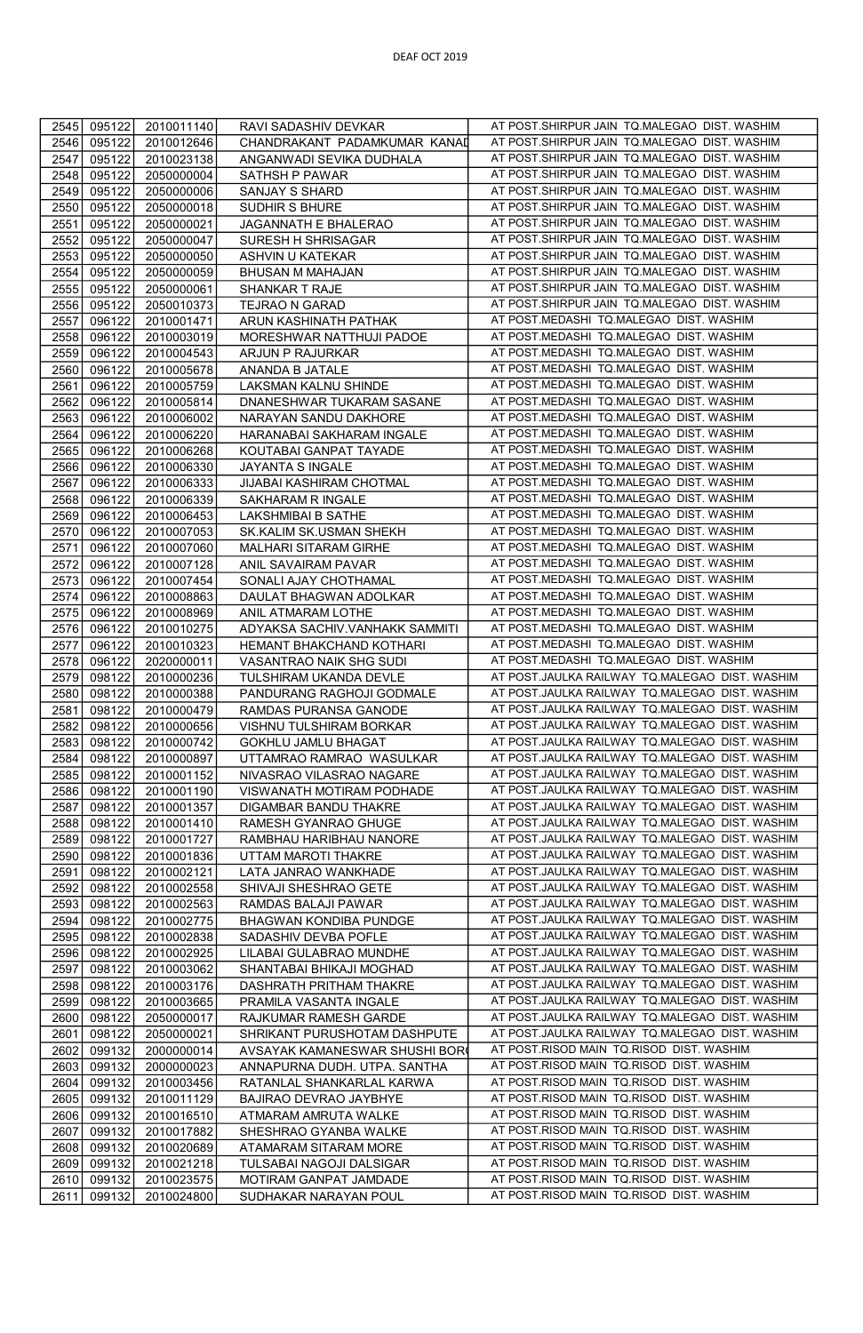DEAF OCT 2019

| | | | | |
|---|---|---|---|---|
| 2545 | 095122 | 2010011140 | RAVI SADASHIV DEVKAR | AT POST.SHIRPUR JAIN TQ.MALEGAO DIST. WASHIM |
| 2546 | 095122 | 2010012646 | CHANDRAKANT PADAMKUMAR KANAD | AT POST.SHIRPUR JAIN TQ.MALEGAO DIST. WASHIM |
| 2547 | 095122 | 2010023138 | ANGANWADI SEVIKA DUDHALA | AT POST.SHIRPUR JAIN TQ.MALEGAO DIST. WASHIM |
| 2548 | 095122 | 2050000004 | SATHSH P PAWAR | AT POST.SHIRPUR JAIN TQ.MALEGAO DIST. WASHIM |
| 2549 | 095122 | 2050000006 | SANJAY S SHARD | AT POST.SHIRPUR JAIN TQ.MALEGAO DIST. WASHIM |
| 2550 | 095122 | 2050000018 | SUDHIR S BHURE | AT POST.SHIRPUR JAIN TQ.MALEGAO DIST. WASHIM |
| 2551 | 095122 | 2050000021 | JAGANNATH E BHALERAO | AT POST.SHIRPUR JAIN TQ.MALEGAO DIST. WASHIM |
| 2552 | 095122 | 2050000047 | SURESH H SHRISAGAR | AT POST.SHIRPUR JAIN TQ.MALEGAO DIST. WASHIM |
| 2553 | 095122 | 2050000050 | ASHVIN U KATEKAR | AT POST.SHIRPUR JAIN TQ.MALEGAO DIST. WASHIM |
| 2554 | 095122 | 2050000059 | BHUSAN M MAHAJAN | AT POST.SHIRPUR JAIN TQ.MALEGAO DIST. WASHIM |
| 2555 | 095122 | 2050000061 | SHANKAR T RAJE | AT POST.SHIRPUR JAIN TQ.MALEGAO DIST. WASHIM |
| 2556 | 095122 | 2050010373 | TEJRAO N GARAD | AT POST.SHIRPUR JAIN TQ.MALEGAO DIST. WASHIM |
| 2557 | 096122 | 2010001471 | ARUN KASHINATH PATHAK | AT POST.MEDASHI TQ.MALEGAO DIST. WASHIM |
| 2558 | 096122 | 2010003019 | MORESHWAR NATTHUJI PADOE | AT POST.MEDASHI TQ.MALEGAO DIST. WASHIM |
| 2559 | 096122 | 2010004543 | ARJUN P RAJURKAR | AT POST.MEDASHI TQ.MALEGAO DIST. WASHIM |
| 2560 | 096122 | 2010005678 | ANANDA B JATALE | AT POST.MEDASHI TQ.MALEGAO DIST. WASHIM |
| 2561 | 096122 | 2010005759 | LAKSMAN KALNU SHINDE | AT POST.MEDASHI TQ.MALEGAO DIST. WASHIM |
| 2562 | 096122 | 2010005814 | DNANESHWAR TUKARAM SASANE | AT POST.MEDASHI TQ.MALEGAO DIST. WASHIM |
| 2563 | 096122 | 2010006002 | NARAYAN SANDU DAKHORE | AT POST.MEDASHI TQ.MALEGAO DIST. WASHIM |
| 2564 | 096122 | 2010006220 | HARANABAI SAKHARAM INGALE | AT POST.MEDASHI TQ.MALEGAO DIST. WASHIM |
| 2565 | 096122 | 2010006268 | KOUTABAI GANPAT TAYADE | AT POST.MEDASHI TQ.MALEGAO DIST. WASHIM |
| 2566 | 096122 | 2010006330 | JAYANTA S INGALE | AT POST.MEDASHI TQ.MALEGAO DIST. WASHIM |
| 2567 | 096122 | 2010006333 | JIJABAI KASHIRAM CHOTMAL | AT POST.MEDASHI TQ.MALEGAO DIST. WASHIM |
| 2568 | 096122 | 2010006339 | SAKHARAM R INGALE | AT POST.MEDASHI TQ.MALEGAO DIST. WASHIM |
| 2569 | 096122 | 2010006453 | LAKSHMIBAI B SATHE | AT POST.MEDASHI TQ.MALEGAO DIST. WASHIM |
| 2570 | 096122 | 2010007053 | SK.KALIM SK.USMAN SHEKH | AT POST.MEDASHI TQ.MALEGAO DIST. WASHIM |
| 2571 | 096122 | 2010007060 | MALHARI SITARAM GIRHE | AT POST.MEDASHI TQ.MALEGAO DIST. WASHIM |
| 2572 | 096122 | 2010007128 | ANIL SAVAIRAM PAVAR | AT POST.MEDASHI TQ.MALEGAO DIST. WASHIM |
| 2573 | 096122 | 2010007454 | SONALI AJAY CHOTHAMAL | AT POST.MEDASHI TQ.MALEGAO DIST. WASHIM |
| 2574 | 096122 | 2010008863 | DAULAT BHAGWAN ADOLKAR | AT POST.MEDASHI TQ.MALEGAO DIST. WASHIM |
| 2575 | 096122 | 2010008969 | ANIL ATMARAM LOTHE | AT POST.MEDASHI TQ.MALEGAO DIST. WASHIM |
| 2576 | 096122 | 2010010275 | ADYAKSA SACHIV.VANHAKK SAMMITI | AT POST.MEDASHI TQ.MALEGAO DIST. WASHIM |
| 2577 | 096122 | 2010010323 | HEMANT BHAKCHAND KOTHARI | AT POST.MEDASHI TQ.MALEGAO DIST. WASHIM |
| 2578 | 096122 | 2020000011 | VASANTRAO NAIK SHG SUDI | AT POST.MEDASHI TQ.MALEGAO DIST. WASHIM |
| 2579 | 098122 | 2010000236 | TULSHIRAM UKANDA DEVLE | AT POST.JAULKA RAILWAY TQ.MALEGAO DIST. WASHIM |
| 2580 | 098122 | 2010000388 | PANDURANG RAGHOJI GODMALE | AT POST.JAULKA RAILWAY TQ.MALEGAO DIST. WASHIM |
| 2581 | 098122 | 2010000479 | RAMDAS PURANSA GANODE | AT POST.JAULKA RAILWAY TQ.MALEGAO DIST. WASHIM |
| 2582 | 098122 | 2010000656 | VISHNU TULSHIRAM BORKAR | AT POST.JAULKA RAILWAY TQ.MALEGAO DIST. WASHIM |
| 2583 | 098122 | 2010000742 | GOKHLU JAMLU BHAGAT | AT POST.JAULKA RAILWAY TQ.MALEGAO DIST. WASHIM |
| 2584 | 098122 | 2010000897 | UTTAMRAO RAMRAO WASULKAR | AT POST.JAULKA RAILWAY TQ.MALEGAO DIST. WASHIM |
| 2585 | 098122 | 2010001152 | NIVASRAO VILASRAO NAGARE | AT POST.JAULKA RAILWAY TQ.MALEGAO DIST. WASHIM |
| 2586 | 098122 | 2010001190 | VISWANATH MOTIRAM PODHADE | AT POST.JAULKA RAILWAY TQ.MALEGAO DIST. WASHIM |
| 2587 | 098122 | 2010001357 | DIGAMBAR BANDU THAKRE | AT POST.JAULKA RAILWAY TQ.MALEGAO DIST. WASHIM |
| 2588 | 098122 | 2010001410 | RAMESH GYANRAO GHUGE | AT POST.JAULKA RAILWAY TQ.MALEGAO DIST. WASHIM |
| 2589 | 098122 | 2010001727 | RAMBHAU HARIBHAU NANORE | AT POST.JAULKA RAILWAY TQ.MALEGAO DIST. WASHIM |
| 2590 | 098122 | 2010001836 | UTTAM MAROTI THAKRE | AT POST.JAULKA RAILWAY TQ.MALEGAO DIST. WASHIM |
| 2591 | 098122 | 2010002121 | LATA JANRAO WANKHADE | AT POST.JAULKA RAILWAY TQ.MALEGAO DIST. WASHIM |
| 2592 | 098122 | 2010002558 | SHIVAJI SHESHRAO GETE | AT POST.JAULKA RAILWAY TQ.MALEGAO DIST. WASHIM |
| 2593 | 098122 | 2010002563 | RAMDAS BALAJI PAWAR | AT POST.JAULKA RAILWAY TQ.MALEGAO DIST. WASHIM |
| 2594 | 098122 | 2010002775 | BHAGWAN KONDIBA PUNDGE | AT POST.JAULKA RAILWAY TQ.MALEGAO DIST. WASHIM |
| 2595 | 098122 | 2010002838 | SADASHIV DEVBA POFLE | AT POST.JAULKA RAILWAY TQ.MALEGAO DIST. WASHIM |
| 2596 | 098122 | 2010002925 | LILABAI GULABRAO MUNDHE | AT POST.JAULKA RAILWAY TQ.MALEGAO DIST. WASHIM |
| 2597 | 098122 | 2010003062 | SHANTABAI BHIKAJI MOGHAD | AT POST.JAULKA RAILWAY TQ.MALEGAO DIST. WASHIM |
| 2598 | 098122 | 2010003176 | DASHRATH PRITHAM THAKRE | AT POST.JAULKA RAILWAY TQ.MALEGAO DIST. WASHIM |
| 2599 | 098122 | 2010003665 | PRAMILA VASANTA INGALE | AT POST.JAULKA RAILWAY TQ.MALEGAO DIST. WASHIM |
| 2600 | 098122 | 2050000017 | RAJKUMAR RAMESH GARDE | AT POST.JAULKA RAILWAY TQ.MALEGAO DIST. WASHIM |
| 2601 | 098122 | 2050000021 | SHRIKANT PURUSHOTAM DASHPUTE | AT POST.JAULKA RAILWAY TQ.MALEGAO DIST. WASHIM |
| 2602 | 099132 | 2000000014 | AVSAYAK KAMANESWAR SHUSHI BOR | AT POST.RISOD MAIN TQ.RISOD DIST. WASHIM |
| 2603 | 099132 | 2000000023 | ANNAPURNA DUDH. UTPA. SANTHA | AT POST.RISOD MAIN TQ.RISOD DIST. WASHIM |
| 2604 | 099132 | 2010003456 | RATANLAL SHANKARLAL KARWA | AT POST.RISOD MAIN TQ.RISOD DIST. WASHIM |
| 2605 | 099132 | 2010011129 | BAJIRAO DEVRAO JAYBHYE | AT POST.RISOD MAIN TQ.RISOD DIST. WASHIM |
| 2606 | 099132 | 2010016510 | ATMARAM AMRUTA WALKE | AT POST.RISOD MAIN TQ.RISOD DIST. WASHIM |
| 2607 | 099132 | 2010017882 | SHESHRAO GYANBA WALKE | AT POST.RISOD MAIN TQ.RISOD DIST. WASHIM |
| 2608 | 099132 | 2010020689 | ATAMARAM SITARAM MORE | AT POST.RISOD MAIN TQ.RISOD DIST. WASHIM |
| 2609 | 099132 | 2010021218 | TULSABAI NAGOJI DALSIGAR | AT POST.RISOD MAIN TQ.RISOD DIST. WASHIM |
| 2610 | 099132 | 2010023575 | MOTIRAM GANPAT JAMDADE | AT POST.RISOD MAIN TQ.RISOD DIST. WASHIM |
| 2611 | 099132 | 2010024800 | SUDHAKAR NARAYAN POUL | AT POST.RISOD MAIN TQ.RISOD DIST. WASHIM |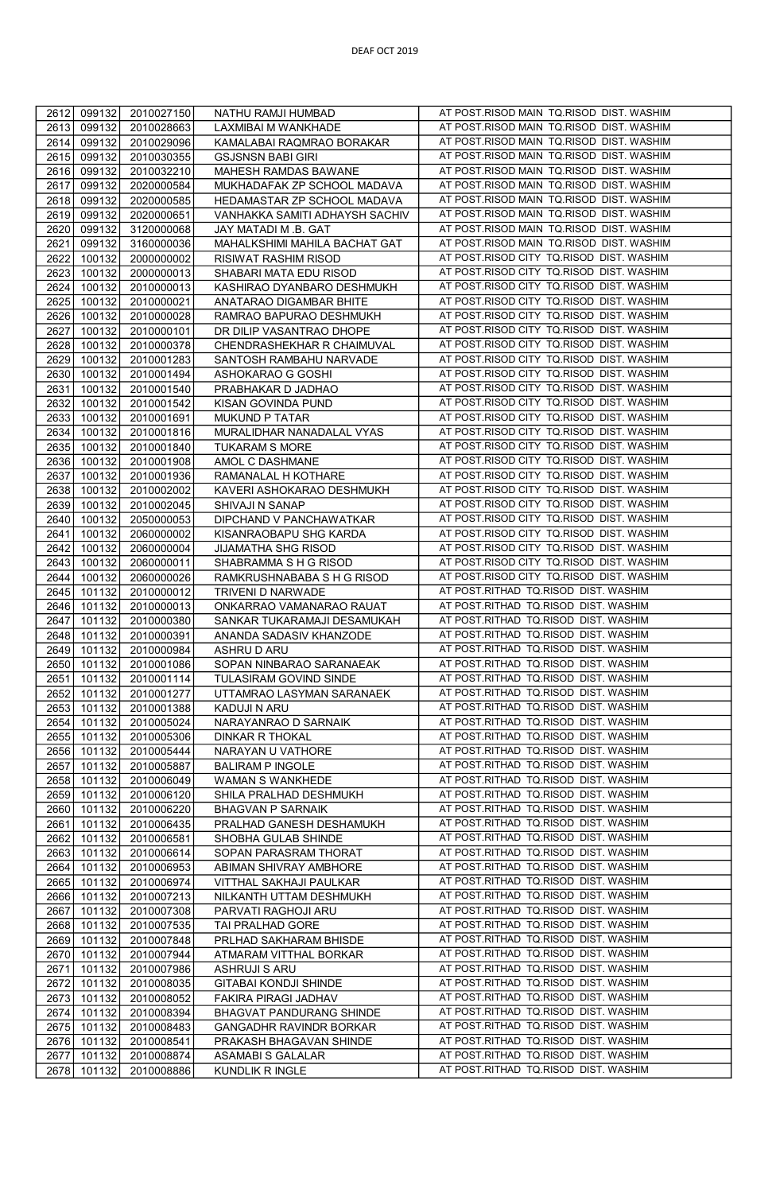DEAF OCT 2019

| | | | | |
|---|---|---|---|---|
| 2612 | 099132 | 2010027150 | NATHU RAMJI HUMBAD | AT POST.RISOD MAIN TQ.RISOD DIST. WASHIM |
| 2613 | 099132 | 2010028663 | LAXMIBAI M WANKHADE | AT POST.RISOD MAIN TQ.RISOD DIST. WASHIM |
| 2614 | 099132 | 2010029096 | KAMALABAI RAQMRAO BORAKAR | AT POST.RISOD MAIN TQ.RISOD DIST. WASHIM |
| 2615 | 099132 | 2010030355 | GSJSNSN BABI GIRI | AT POST.RISOD MAIN TQ.RISOD DIST. WASHIM |
| 2616 | 099132 | 2010032210 | MAHESH RAMDAS BAWANE | AT POST.RISOD MAIN TQ.RISOD DIST. WASHIM |
| 2617 | 099132 | 2020000584 | MUKHADAFAK ZP SCHOOL MADAVA | AT POST.RISOD MAIN TQ.RISOD DIST. WASHIM |
| 2618 | 099132 | 2020000585 | HEDAMASTAR ZP SCHOOL MADAVA | AT POST.RISOD MAIN TQ.RISOD DIST. WASHIM |
| 2619 | 099132 | 2020000651 | VANHAKKA SAMITI ADHAYSH SACHIV | AT POST.RISOD MAIN TQ.RISOD DIST. WASHIM |
| 2620 | 099132 | 3120000068 | JAY MATADI M .B. GAT | AT POST.RISOD MAIN TQ.RISOD DIST. WASHIM |
| 2621 | 099132 | 3160000036 | MAHALKSHIMI MAHILA BACHAT GAT | AT POST.RISOD MAIN TQ.RISOD DIST. WASHIM |
| 2622 | 100132 | 2000000002 | RISIWAT RASHIM RISOD | AT POST.RISOD CITY TQ.RISOD DIST. WASHIM |
| 2623 | 100132 | 2000000013 | SHABARI MATA EDU RISOD | AT POST.RISOD CITY TQ.RISOD DIST. WASHIM |
| 2624 | 100132 | 2010000013 | KASHIRAO DYANBARO DESHMUKH | AT POST.RISOD CITY TQ.RISOD DIST. WASHIM |
| 2625 | 100132 | 2010000021 | ANATARAO DIGAMBAR BHITE | AT POST.RISOD CITY TQ.RISOD DIST. WASHIM |
| 2626 | 100132 | 2010000028 | RAMRAO BAPURAO DESHMUKH | AT POST.RISOD CITY TQ.RISOD DIST. WASHIM |
| 2627 | 100132 | 2010000101 | DR DILIP VASANTRAO DHOPE | AT POST.RISOD CITY TQ.RISOD DIST. WASHIM |
| 2628 | 100132 | 2010000378 | CHENDRASHEKHAR R CHAIMUVAL | AT POST.RISOD CITY TQ.RISOD DIST. WASHIM |
| 2629 | 100132 | 2010001283 | SANTOSH RAMBAHU NARVADE | AT POST.RISOD CITY TQ.RISOD DIST. WASHIM |
| 2630 | 100132 | 2010001494 | ASHOKARAO G GOSHI | AT POST.RISOD CITY TQ.RISOD DIST. WASHIM |
| 2631 | 100132 | 2010001540 | PRABHAKAR D JADHAO | AT POST.RISOD CITY TQ.RISOD DIST. WASHIM |
| 2632 | 100132 | 2010001542 | KISAN GOVINDA PUND | AT POST.RISOD CITY TQ.RISOD DIST. WASHIM |
| 2633 | 100132 | 2010001691 | MUKUND P TATAR | AT POST.RISOD CITY TQ.RISOD DIST. WASHIM |
| 2634 | 100132 | 2010001816 | MURALIDHAR NANADALAL VYAS | AT POST.RISOD CITY TQ.RISOD DIST. WASHIM |
| 2635 | 100132 | 2010001840 | TUKARAM S MORE | AT POST.RISOD CITY TQ.RISOD DIST. WASHIM |
| 2636 | 100132 | 2010001908 | AMOL C DASHMANE | AT POST.RISOD CITY TQ.RISOD DIST. WASHIM |
| 2637 | 100132 | 2010001936 | RAMANALAL H KOTHARE | AT POST.RISOD CITY TQ.RISOD DIST. WASHIM |
| 2638 | 100132 | 2010002002 | KAVERI ASHOKARAO DESHMUKH | AT POST.RISOD CITY TQ.RISOD DIST. WASHIM |
| 2639 | 100132 | 2010002045 | SHIVAJI N SANAP | AT POST.RISOD CITY TQ.RISOD DIST. WASHIM |
| 2640 | 100132 | 2050000053 | DIPCHAND V PANCHAWATKAR | AT POST.RISOD CITY TQ.RISOD DIST. WASHIM |
| 2641 | 100132 | 2060000002 | KISANRAOBAPU SHG KARDA | AT POST.RISOD CITY TQ.RISOD DIST. WASHIM |
| 2642 | 100132 | 2060000004 | JIJAMATHA SHG RISOD | AT POST.RISOD CITY TQ.RISOD DIST. WASHIM |
| 2643 | 100132 | 2060000011 | SHABRAMMA S H G RISOD | AT POST.RISOD CITY TQ.RISOD DIST. WASHIM |
| 2644 | 100132 | 2060000026 | RAMKRUSHNABABA S H G RISOD | AT POST.RISOD CITY TQ.RISOD DIST. WASHIM |
| 2645 | 101132 | 2010000012 | TRIVENI D NARWADE | AT POST.RITHAD TQ.RISOD DIST. WASHIM |
| 2646 | 101132 | 2010000013 | ONKARRAO VAMANARAO RAUAT | AT POST.RITHAD TQ.RISOD DIST. WASHIM |
| 2647 | 101132 | 2010000380 | SANKAR TUKARAMAJI DESAMUKAH | AT POST.RITHAD TQ.RISOD DIST. WASHIM |
| 2648 | 101132 | 2010000391 | ANANDA SADASIV KHANZODE | AT POST.RITHAD TQ.RISOD DIST. WASHIM |
| 2649 | 101132 | 2010000984 | ASHRU D ARU | AT POST.RITHAD TQ.RISOD DIST. WASHIM |
| 2650 | 101132 | 2010001086 | SOPAN NINBARAO SARANAEAK | AT POST.RITHAD TQ.RISOD DIST. WASHIM |
| 2651 | 101132 | 2010001114 | TULASIRAM GOVIND SINDE | AT POST.RITHAD TQ.RISOD DIST. WASHIM |
| 2652 | 101132 | 2010001277 | UTTAMRAO LASYMAN SARANAEK | AT POST.RITHAD TQ.RISOD DIST. WASHIM |
| 2653 | 101132 | 2010001388 | KADUJI N ARU | AT POST.RITHAD TQ.RISOD DIST. WASHIM |
| 2654 | 101132 | 2010005024 | NARAYANRAO D SARNAIK | AT POST.RITHAD TQ.RISOD DIST. WASHIM |
| 2655 | 101132 | 2010005306 | DINKAR R THOKAL | AT POST.RITHAD TQ.RISOD DIST. WASHIM |
| 2656 | 101132 | 2010005444 | NARAYAN U VATHORE | AT POST.RITHAD TQ.RISOD DIST. WASHIM |
| 2657 | 101132 | 2010005887 | BALIRAM P INGOLE | AT POST.RITHAD TQ.RISOD DIST. WASHIM |
| 2658 | 101132 | 2010006049 | WAMAN S WANKHEDE | AT POST.RITHAD TQ.RISOD DIST. WASHIM |
| 2659 | 101132 | 2010006120 | SHILA PRALHAD DESHMUKH | AT POST.RITHAD TQ.RISOD DIST. WASHIM |
| 2660 | 101132 | 2010006220 | BHAGVAN P SARNAIK | AT POST.RITHAD TQ.RISOD DIST. WASHIM |
| 2661 | 101132 | 2010006435 | PRALHAD GANESH DESHAMUKH | AT POST.RITHAD TQ.RISOD DIST. WASHIM |
| 2662 | 101132 | 2010006581 | SHOBHA GULAB SHINDE | AT POST.RITHAD TQ.RISOD DIST. WASHIM |
| 2663 | 101132 | 2010006614 | SOPAN PARASRAM THORAT | AT POST.RITHAD TQ.RISOD DIST. WASHIM |
| 2664 | 101132 | 2010006953 | ABIMAN SHIVRAY AMBHORE | AT POST.RITHAD TQ.RISOD DIST. WASHIM |
| 2665 | 101132 | 2010006974 | VITTHAL SAKHAJI PAULKAR | AT POST.RITHAD TQ.RISOD DIST. WASHIM |
| 2666 | 101132 | 2010007213 | NILKANTH UTTAM DESHMUKH | AT POST.RITHAD TQ.RISOD DIST. WASHIM |
| 2667 | 101132 | 2010007308 | PARVATI RAGHOJI ARU | AT POST.RITHAD TQ.RISOD DIST. WASHIM |
| 2668 | 101132 | 2010007535 | TAI PRALHAD GORE | AT POST.RITHAD TQ.RISOD DIST. WASHIM |
| 2669 | 101132 | 2010007848 | PRLHAD SAKHARAM BHISDE | AT POST.RITHAD TQ.RISOD DIST. WASHIM |
| 2670 | 101132 | 2010007944 | ATMARAM VITTHAL BORKAR | AT POST.RITHAD TQ.RISOD DIST. WASHIM |
| 2671 | 101132 | 2010007986 | ASHRUJI S ARU | AT POST.RITHAD TQ.RISOD DIST. WASHIM |
| 2672 | 101132 | 2010008035 | GITABAI KONDJI SHINDE | AT POST.RITHAD TQ.RISOD DIST. WASHIM |
| 2673 | 101132 | 2010008052 | FAKIRA PIRAGI JADHAV | AT POST.RITHAD TQ.RISOD DIST. WASHIM |
| 2674 | 101132 | 2010008394 | BHAGVAT PANDURANG SHINDE | AT POST.RITHAD TQ.RISOD DIST. WASHIM |
| 2675 | 101132 | 2010008483 | GANGADHR RAVINDR BORKAR | AT POST.RITHAD TQ.RISOD DIST. WASHIM |
| 2676 | 101132 | 2010008541 | PRAKASH BHAGAVAN SHINDE | AT POST.RITHAD TQ.RISOD DIST. WASHIM |
| 2677 | 101132 | 2010008874 | ASAMABI S GALALAR | AT POST.RITHAD TQ.RISOD DIST. WASHIM |
| 2678 | 101132 | 2010008886 | KUNDLIK R INGLE | AT POST.RITHAD TQ.RISOD DIST. WASHIM |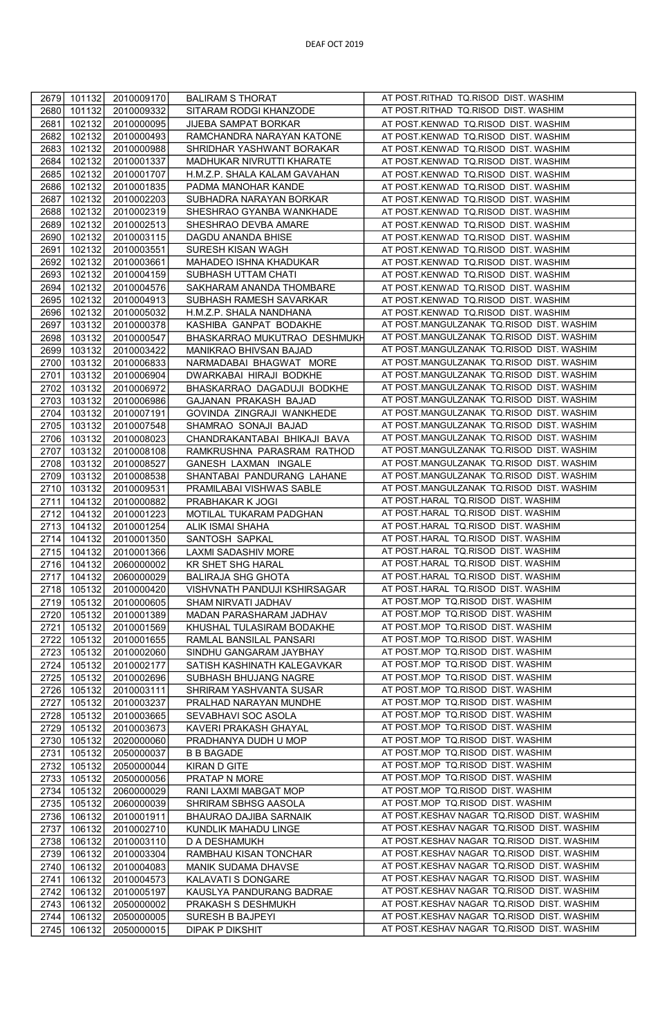| | | | | |
|---|---|---|---|---|
| 2679 | 101132 | 2010009170 | BALIRAM S THORAT | AT POST.RITHAD TQ.RISOD DIST. WASHIM |
| 2680 | 101132 | 2010009332 | SITARAM RODGI KHANZODE | AT POST.RITHAD TQ.RISOD DIST. WASHIM |
| 2681 | 102132 | 2010000095 | JIJEBA SAMPAT BORKAR | AT POST.KENWAD TQ.RISOD DIST. WASHIM |
| 2682 | 102132 | 2010000493 | RAMCHANDRA NARAYAN KATONE | AT POST.KENWAD TQ.RISOD DIST. WASHIM |
| 2683 | 102132 | 2010000988 | SHRIDHAR YASHWANT BORAKAR | AT POST.KENWAD TQ.RISOD DIST. WASHIM |
| 2684 | 102132 | 2010001337 | MADHUKAR NIVRUTTI KHARATE | AT POST.KENWAD TQ.RISOD DIST. WASHIM |
| 2685 | 102132 | 2010001707 | H.M.Z.P. SHALA KALAM GAVAHAN | AT POST.KENWAD TQ.RISOD DIST. WASHIM |
| 2686 | 102132 | 2010001835 | PADMA MANOHAR KANDE | AT POST.KENWAD TQ.RISOD DIST. WASHIM |
| 2687 | 102132 | 2010002203 | SUBHADRA NARAYAN BORKAR | AT POST.KENWAD TQ.RISOD DIST. WASHIM |
| 2688 | 102132 | 2010002319 | SHESHRAO GYANBA WANKHADE | AT POST.KENWAD TQ.RISOD DIST. WASHIM |
| 2689 | 102132 | 2010002513 | SHESHRAO DEVBA AMARE | AT POST.KENWAD TQ.RISOD DIST. WASHIM |
| 2690 | 102132 | 2010003115 | DAGDU ANANDA BHISE | AT POST.KENWAD TQ.RISOD DIST. WASHIM |
| 2691 | 102132 | 2010003551 | SURESH KISAN WAGH | AT POST.KENWAD TQ.RISOD DIST. WASHIM |
| 2692 | 102132 | 2010003661 | MAHADEO ISHNA KHADUKAR | AT POST.KENWAD TQ.RISOD DIST. WASHIM |
| 2693 | 102132 | 2010004159 | SUBHASH UTTAM CHATI | AT POST.KENWAD TQ.RISOD DIST. WASHIM |
| 2694 | 102132 | 2010004576 | SAKHARAM ANANDA THOMBARE | AT POST.KENWAD TQ.RISOD DIST. WASHIM |
| 2695 | 102132 | 2010004913 | SUBHASH RAMESH SAVARKAR | AT POST.KENWAD TQ.RISOD DIST. WASHIM |
| 2696 | 102132 | 2010005032 | H.M.Z.P. SHALA NANDHANA | AT POST.KENWAD TQ.RISOD DIST. WASHIM |
| 2697 | 103132 | 2010000378 | KASHIBA GANPAT BODAKHE | AT POST.MANGULZANAK TQ.RISOD DIST. WASHIM |
| 2698 | 103132 | 2010000547 | BHASKARRAO MUKUTRAO DESHMUKH | AT POST.MANGULZANAK TQ.RISOD DIST. WASHIM |
| 2699 | 103132 | 2010003422 | MANIKRAO BHIVSAN BAJAD | AT POST.MANGULZANAK TQ.RISOD DIST. WASHIM |
| 2700 | 103132 | 2010006833 | NARMADABAI BHAGWAT MORE | AT POST.MANGULZANAK TQ.RISOD DIST. WASHIM |
| 2701 | 103132 | 2010006904 | DWARKABAI HIRAJI BODKHE | AT POST.MANGULZANAK TQ.RISOD DIST. WASHIM |
| 2702 | 103132 | 2010006972 | BHASKARRAO DAGADUJI BODKHE | AT POST.MANGULZANAK TQ.RISOD DIST. WASHIM |
| 2703 | 103132 | 2010006986 | GAJANAN PRAKASH BAJAD | AT POST.MANGULZANAK TQ.RISOD DIST. WASHIM |
| 2704 | 103132 | 2010007191 | GOVINDA ZINGRAJI WANKHEDE | AT POST.MANGULZANAK TQ.RISOD DIST. WASHIM |
| 2705 | 103132 | 2010007548 | SHAMRAO SONAJI BAJAD | AT POST.MANGULZANAK TQ.RISOD DIST. WASHIM |
| 2706 | 103132 | 2010008023 | CHANDRAKANTABAI BHIKAJI BAVA | AT POST.MANGULZANAK TQ.RISOD DIST. WASHIM |
| 2707 | 103132 | 2010008108 | RAMKRUSHNA PARASRAM RATHOD | AT POST.MANGULZANAK TQ.RISOD DIST. WASHIM |
| 2708 | 103132 | 2010008527 | GANESH LAXMAN INGALE | AT POST.MANGULZANAK TQ.RISOD DIST. WASHIM |
| 2709 | 103132 | 2010008538 | SHANTABAI PANDURANG LAHANE | AT POST.MANGULZANAK TQ.RISOD DIST. WASHIM |
| 2710 | 103132 | 2010009531 | PRAMILABAI VISHWAS SABLE | AT POST.MANGULZANAK TQ.RISOD DIST. WASHIM |
| 2711 | 104132 | 2010000882 | PRABHAKAR K JOGI | AT POST.HARAL TQ.RISOD DIST. WASHIM |
| 2712 | 104132 | 2010001223 | MOTILAL TUKARAM PADGHAN | AT POST.HARAL TQ.RISOD DIST. WASHIM |
| 2713 | 104132 | 2010001254 | ALIK ISMAI SHAHA | AT POST.HARAL TQ.RISOD DIST. WASHIM |
| 2714 | 104132 | 2010001350 | SANTOSH SAPKAL | AT POST.HARAL TQ.RISOD DIST. WASHIM |
| 2715 | 104132 | 2010001366 | LAXMI SADASHIV MORE | AT POST.HARAL TQ.RISOD DIST. WASHIM |
| 2716 | 104132 | 2060000002 | KR SHET SHG HARAL | AT POST.HARAL TQ.RISOD DIST. WASHIM |
| 2717 | 104132 | 2060000029 | BALIRAJA SHG GHOTA | AT POST.HARAL TQ.RISOD DIST. WASHIM |
| 2718 | 105132 | 2010000420 | VISHVNATH PANDUJI KSHIRSAGAR | AT POST.HARAL TQ.RISOD DIST. WASHIM |
| 2719 | 105132 | 2010000605 | SHAM NIRVATI JADHAV | AT POST.MOP TQ.RISOD DIST. WASHIM |
| 2720 | 105132 | 2010001389 | MADAN PARASHARAM JADHAV | AT POST.MOP TQ.RISOD DIST. WASHIM |
| 2721 | 105132 | 2010001569 | KHUSHAL TULASIRAM BODAKHE | AT POST.MOP TQ.RISOD DIST. WASHIM |
| 2722 | 105132 | 2010001655 | RAMLAL BANSILAL PANSARI | AT POST.MOP TQ.RISOD DIST. WASHIM |
| 2723 | 105132 | 2010002060 | SINDHU GANGARAM JAYBHAY | AT POST.MOP TQ.RISOD DIST. WASHIM |
| 2724 | 105132 | 2010002177 | SATISH KASHINATH KALEGAVKAR | AT POST.MOP TQ.RISOD DIST. WASHIM |
| 2725 | 105132 | 2010002696 | SUBHASH BHUJANG NAGRE | AT POST.MOP TQ.RISOD DIST. WASHIM |
| 2726 | 105132 | 2010003111 | SHRIRAM YASHVANTA SUSAR | AT POST.MOP TQ.RISOD DIST. WASHIM |
| 2727 | 105132 | 2010003237 | PRALHAD NARAYAN MUNDHE | AT POST.MOP TQ.RISOD DIST. WASHIM |
| 2728 | 105132 | 2010003665 | SEVABHAVI SOC ASOLA | AT POST.MOP TQ.RISOD DIST. WASHIM |
| 2729 | 105132 | 2010003673 | KAVERI PRAKASH GHAYAL | AT POST.MOP TQ.RISOD DIST. WASHIM |
| 2730 | 105132 | 2020000060 | PRADHANYA DUDH U MOP | AT POST.MOP TQ.RISOD DIST. WASHIM |
| 2731 | 105132 | 2050000037 | B B BAGADE | AT POST.MOP TQ.RISOD DIST. WASHIM |
| 2732 | 105132 | 2050000044 | KIRAN D GITE | AT POST.MOP TQ.RISOD DIST. WASHIM |
| 2733 | 105132 | 2050000056 | PRATAP N MORE | AT POST.MOP TQ.RISOD DIST. WASHIM |
| 2734 | 105132 | 2060000029 | RANI LAXMI MABGAT MOP | AT POST.MOP TQ.RISOD DIST. WASHIM |
| 2735 | 105132 | 2060000039 | SHRIRAM SBHSG AASOLA | AT POST.MOP TQ.RISOD DIST. WASHIM |
| 2736 | 106132 | 2010001911 | BHAURAO DAJIBA SARNAIK | AT POST.KESHAV NAGAR TQ.RISOD DIST. WASHIM |
| 2737 | 106132 | 2010002710 | KUNDLIK MAHADU LINGE | AT POST.KESHAV NAGAR TQ.RISOD DIST. WASHIM |
| 2738 | 106132 | 2010003110 | D A DESHAMUKH | AT POST.KESHAV NAGAR TQ.RISOD DIST. WASHIM |
| 2739 | 106132 | 2010003304 | RAMBHAU KISAN TONCHAR | AT POST.KESHAV NAGAR TQ.RISOD DIST. WASHIM |
| 2740 | 106132 | 2010004083 | MANIK SUDAMA DHAVSE | AT POST.KESHAV NAGAR TQ.RISOD DIST. WASHIM |
| 2741 | 106132 | 2010004573 | KALAVATI S DONGARE | AT POST.KESHAV NAGAR TQ.RISOD DIST. WASHIM |
| 2742 | 106132 | 2010005197 | KAUSLYA PANDURANG BADRAE | AT POST.KESHAV NAGAR TQ.RISOD DIST. WASHIM |
| 2743 | 106132 | 2050000002 | PRAKASH S DESHMUKH | AT POST.KESHAV NAGAR TQ.RISOD DIST. WASHIM |
| 2744 | 106132 | 2050000005 | SURESH B BAJPEYI | AT POST.KESHAV NAGAR TQ.RISOD DIST. WASHIM |
| 2745 | 106132 | 2050000015 | DIPAK P DIKSHIT | AT POST.KESHAV NAGAR TQ.RISOD DIST. WASHIM |